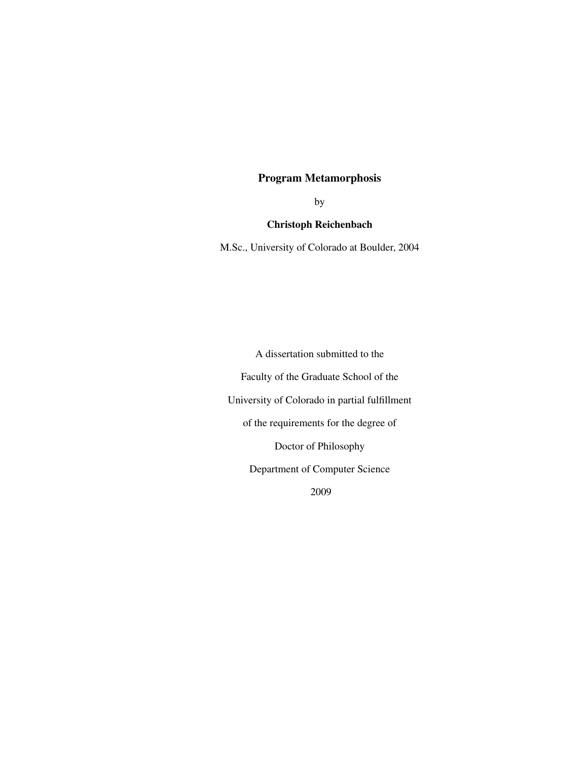# Program Metamorphosis

by

**Christoph Reichenbach**

M.Sc., University of Colorado at Boulder, 2004

A dissertation submitted to the

Faculty of the Graduate School of the

University of Colorado in partial fulfillment

of the requirements for the degree of

Doctor of Philosophy

Department of Computer Science

2009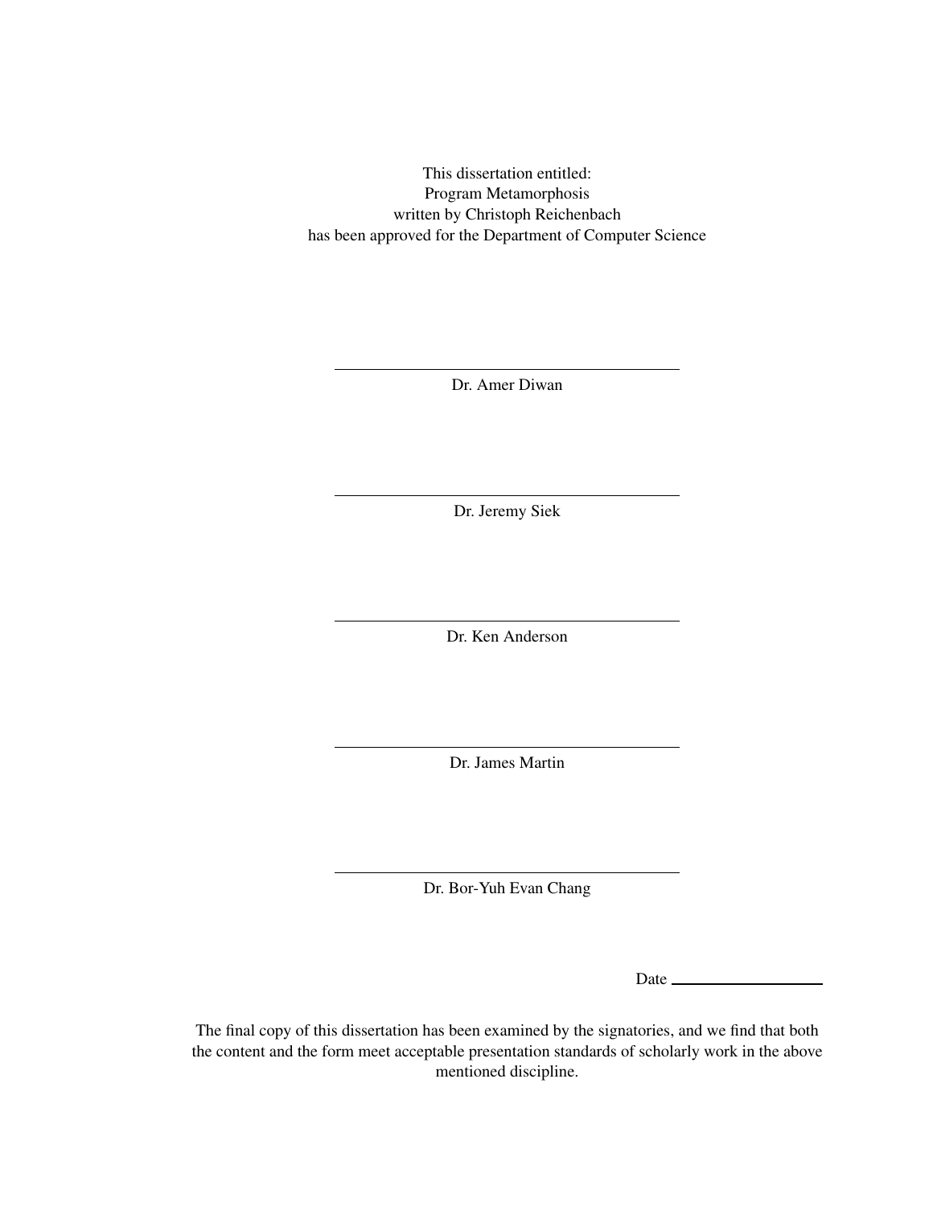This dissertation entitled:
Program Metamorphosis
written by Christoph Reichenbach
has been approved for the Department of Computer Science

---

Dr. Amer Diwan

---

Dr. Jeremy Siek

---

Dr. Ken Anderson

---

Dr. James Martin

---

Dr. Bor-Yuh Evan Chang

Date ____________________

The final copy of this dissertation has been examined by the signatories, and we find that both the content and the form meet acceptable presentation standards of scholarly work in the above mentioned discipline.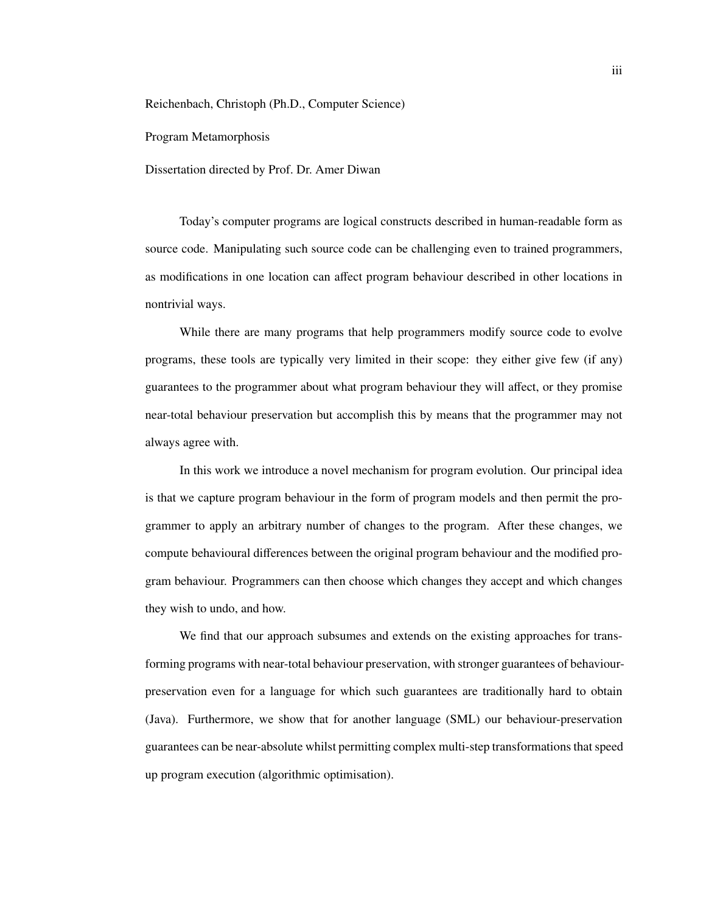Reichenbach, Christoph (Ph.D., Computer Science)

Program Metamorphosis

Dissertation directed by Prof. Dr. Amer Diwan

Today's computer programs are logical constructs described in human-readable form as source code. Manipulating such source code can be challenging even to trained programmers, as modifications in one location can affect program behaviour described in other locations in nontrivial ways.

While there are many programs that help programmers modify source code to evolve programs, these tools are typically very limited in their scope: they either give few (if any) guarantees to the programmer about what program behaviour they will affect, or they promise near-total behaviour preservation but accomplish this by means that the programmer may not always agree with.

In this work we introduce a novel mechanism for program evolution. Our principal idea is that we capture program behaviour in the form of program models and then permit the programmer to apply an arbitrary number of changes to the program. After these changes, we compute behavioural differences between the original program behaviour and the modified program behaviour. Programmers can then choose which changes they accept and which changes they wish to undo, and how.

We find that our approach subsumes and extends on the existing approaches for transforming programs with near-total behaviour preservation, with stronger guarantees of behaviour-preservation even for a language for which such guarantees are traditionally hard to obtain (Java). Furthermore, we show that for another language (SML) our behaviour-preservation guarantees can be near-absolute whilst permitting complex multi-step transformations that speed up program execution (algorithmic optimisation).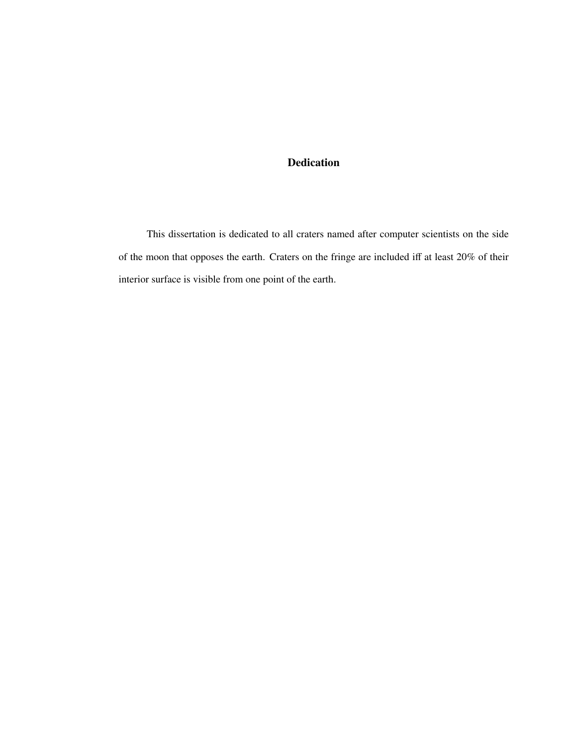# Dedication

This dissertation is dedicated to all craters named after computer scientists on the side of the moon that opposes the earth. Craters on the fringe are included iff at least 20% of their interior surface is visible from one point of the earth.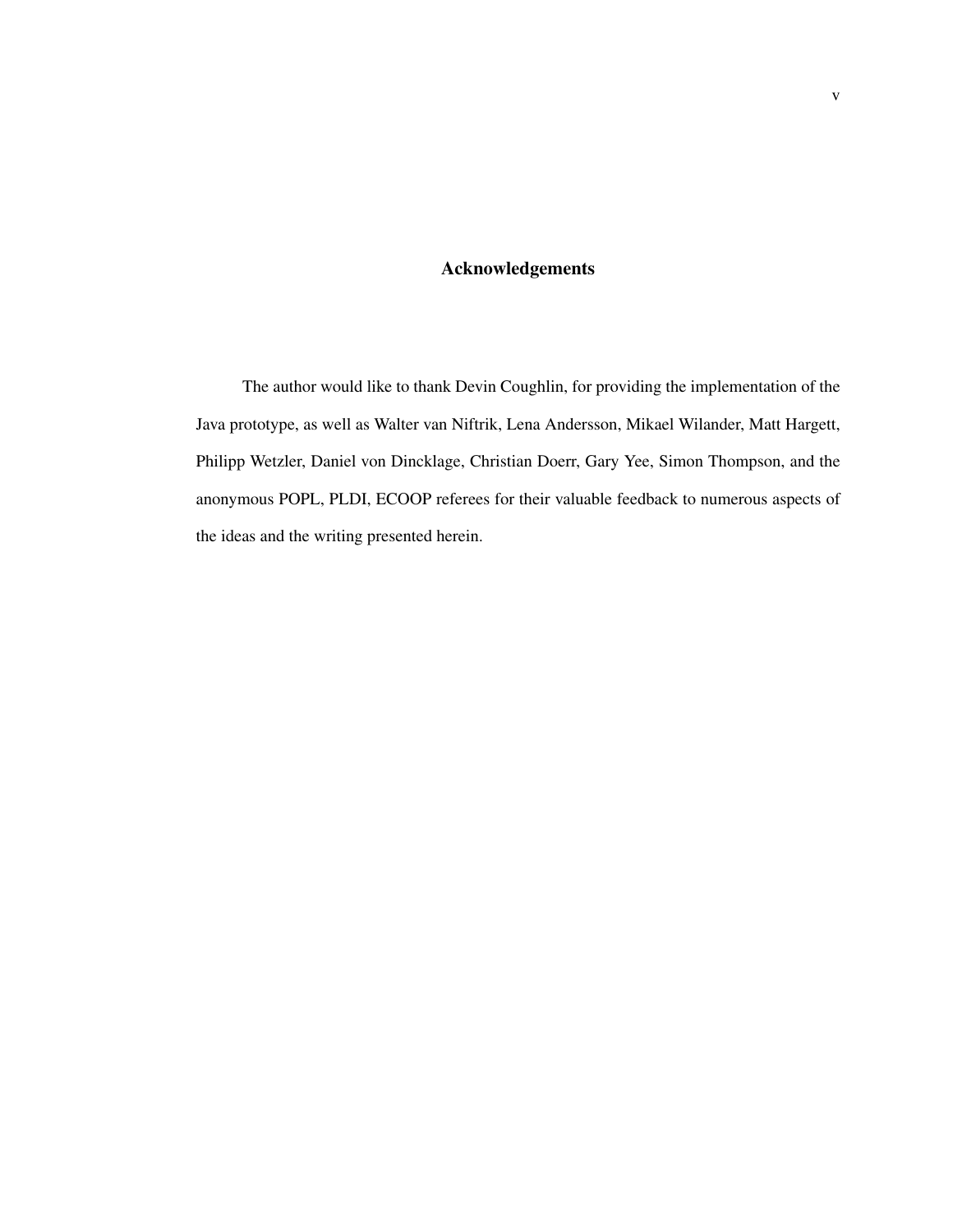# Acknowledgements

The author would like to thank Devin Coughlin, for providing the implementation of the Java prototype, as well as Walter van Niftrik, Lena Andersson, Mikael Wilander, Matt Hargett, Philipp Wetzler, Daniel von Dincklage, Christian Doerr, Gary Yee, Simon Thompson, and the anonymous POPL, PLDI, ECOOP referees for their valuable feedback to numerous aspects of the ideas and the writing presented herein.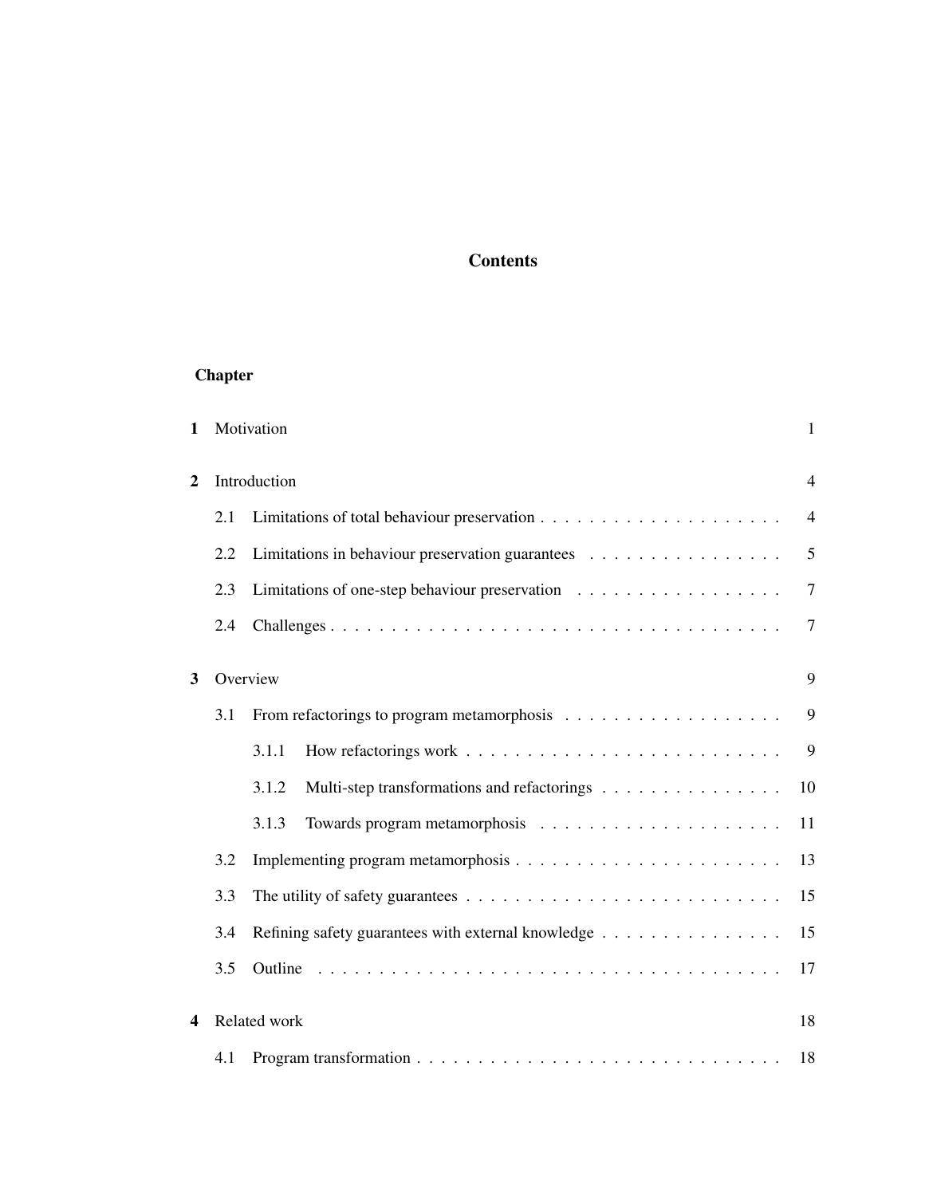# Contents

**Chapter**

| | | |
|---|---|---|
| **1** | Motivation | 1 |
| **2** | Introduction | 4 |
| | 2.1 Limitations of total behaviour preservation | 4 |
| | 2.2 Limitations in behaviour preservation guarantees | 5 |
| | 2.3 Limitations of one-step behaviour preservation | 7 |
| | 2.4 Challenges | 7 |
| **3** | Overview | 9 |
| | 3.1 From refactorings to program metamorphosis | 9 |
| | 3.1.1 How refactorings work | 9 |
| | 3.1.2 Multi-step transformations and refactorings | 10 |
| | 3.1.3 Towards program metamorphosis | 11 |
| | 3.2 Implementing program metamorphosis | 13 |
| | 3.3 The utility of safety guarantees | 15 |
| | 3.4 Refining safety guarantees with external knowledge | 15 |
| | 3.5 Outline | 17 |
| **4** | Related work | 18 |
| | 4.1 Program transformation | 18 |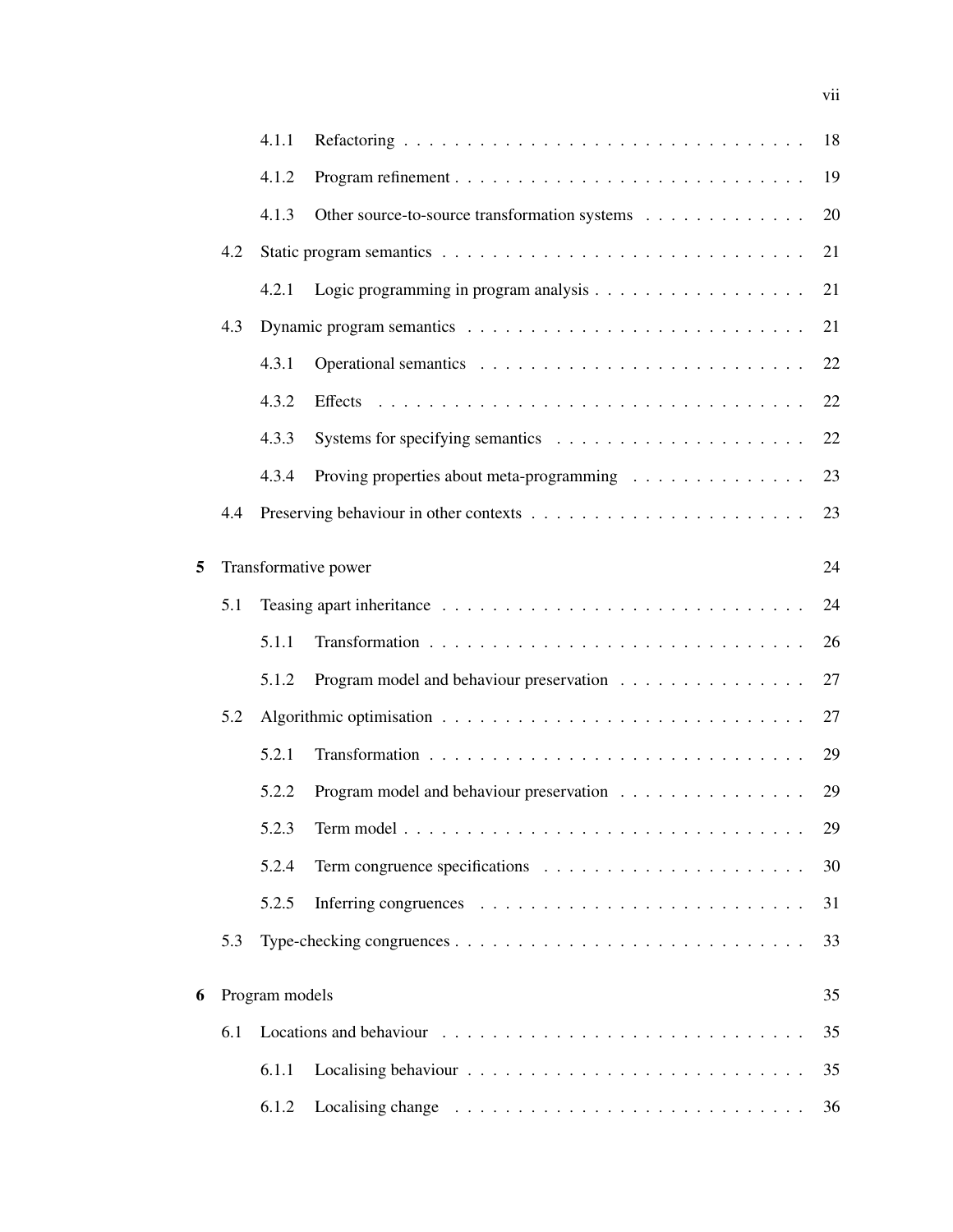- 4.1.1 Refactoring . . . . . . . . . . . . . . . . . . . . . . . . . . . . . . . . 18
- 4.1.2 Program refinement . . . . . . . . . . . . . . . . . . . . . . . . . . . 19
- 4.1.3 Other source-to-source transformation systems . . . . . . . . . . . . . 20
- 4.2 Static program semantics . . . . . . . . . . . . . . . . . . . . . . . . . . . . 21
  - 4.2.1 Logic programming in program analysis . . . . . . . . . . . . . . . . . 21
- 4.3 Dynamic program semantics . . . . . . . . . . . . . . . . . . . . . . . . . . 21
  - 4.3.1 Operational semantics . . . . . . . . . . . . . . . . . . . . . . . . . . 22
  - 4.3.2 Effects . . . . . . . . . . . . . . . . . . . . . . . . . . . . . . . . . . 22
  - 4.3.3 Systems for specifying semantics . . . . . . . . . . . . . . . . . . . . 22
  - 4.3.4 Proving properties about meta-programming . . . . . . . . . . . . . . 23
- 4.4 Preserving behaviour in other contexts . . . . . . . . . . . . . . . . . . . . . 23

**5 Transformative power** 24

- 5.1 Teasing apart inheritance . . . . . . . . . . . . . . . . . . . . . . . . . . . . 24
  - 5.1.1 Transformation . . . . . . . . . . . . . . . . . . . . . . . . . . . . . . 26
  - 5.1.2 Program model and behaviour preservation . . . . . . . . . . . . . . . 27
- 5.2 Algorithmic optimisation . . . . . . . . . . . . . . . . . . . . . . . . . . . . 27
  - 5.2.1 Transformation . . . . . . . . . . . . . . . . . . . . . . . . . . . . . . 29
  - 5.2.2 Program model and behaviour preservation . . . . . . . . . . . . . . . 29
  - 5.2.3 Term model . . . . . . . . . . . . . . . . . . . . . . . . . . . . . . . . 29
  - 5.2.4 Term congruence specifications . . . . . . . . . . . . . . . . . . . . . 30
  - 5.2.5 Inferring congruences . . . . . . . . . . . . . . . . . . . . . . . . . . 31
- 5.3 Type-checking congruences . . . . . . . . . . . . . . . . . . . . . . . . . . . 33

**6 Program models** 35

- 6.1 Locations and behaviour . . . . . . . . . . . . . . . . . . . . . . . . . . . . 35
  - 6.1.1 Localising behaviour . . . . . . . . . . . . . . . . . . . . . . . . . . . 35
  - 6.1.2 Localising change . . . . . . . . . . . . . . . . . . . . . . . . . . . . 36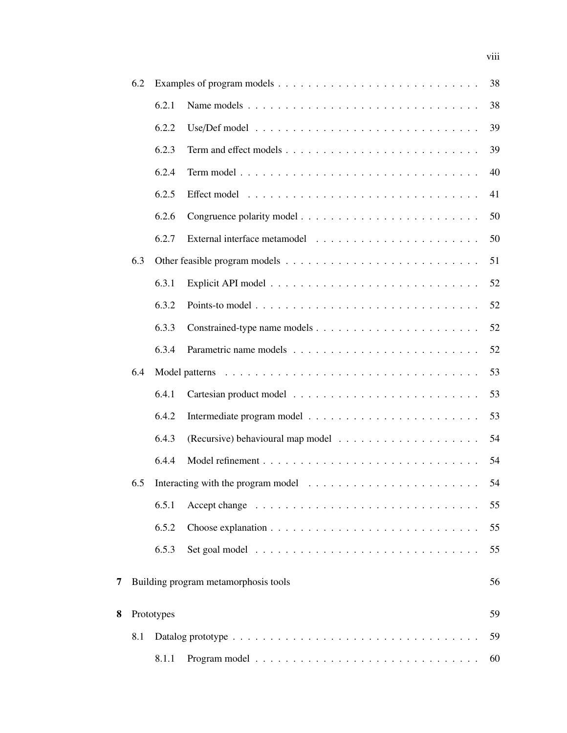- 6.2 Examples of program models . . . . . . . . . . . . . . . . . . . . . . . . . 38
  - 6.2.1 Name models . . . . . . . . . . . . . . . . . . . . . . . . . . . . . 38
  - 6.2.2 Use/Def model . . . . . . . . . . . . . . . . . . . . . . . . . . . . . 39
  - 6.2.3 Term and effect models . . . . . . . . . . . . . . . . . . . . . . . . 39
  - 6.2.4 Term model . . . . . . . . . . . . . . . . . . . . . . . . . . . . . . 40
  - 6.2.5 Effect model . . . . . . . . . . . . . . . . . . . . . . . . . . . . . 41
  - 6.2.6 Congruence polarity model . . . . . . . . . . . . . . . . . . . . . . 50
  - 6.2.7 External interface metamodel . . . . . . . . . . . . . . . . . . . . 50
- 6.3 Other feasible program models . . . . . . . . . . . . . . . . . . . . . . . . 51
  - 6.3.1 Explicit API model . . . . . . . . . . . . . . . . . . . . . . . . . . 52
  - 6.3.2 Points-to model . . . . . . . . . . . . . . . . . . . . . . . . . . . . 52
  - 6.3.3 Constrained-type name models . . . . . . . . . . . . . . . . . . . . 52
  - 6.3.4 Parametric name models . . . . . . . . . . . . . . . . . . . . . . . 52
- 6.4 Model patterns . . . . . . . . . . . . . . . . . . . . . . . . . . . . . . . . 53
  - 6.4.1 Cartesian product model . . . . . . . . . . . . . . . . . . . . . . . 53
  - 6.4.2 Intermediate program model . . . . . . . . . . . . . . . . . . . . . 53
  - 6.4.3 (Recursive) behavioural map model . . . . . . . . . . . . . . . . . 54
  - 6.4.4 Model refinement . . . . . . . . . . . . . . . . . . . . . . . . . . . 54
- 6.5 Interacting with the program model . . . . . . . . . . . . . . . . . . . . . 54
  - 6.5.1 Accept change . . . . . . . . . . . . . . . . . . . . . . . . . . . . . 55
  - 6.5.2 Choose explanation . . . . . . . . . . . . . . . . . . . . . . . . . . 55
  - 6.5.3 Set goal model . . . . . . . . . . . . . . . . . . . . . . . . . . . . . 55

**7 Building program metamorphosis tools** 56

**8 Prototypes** 59

- 8.1 Datalog prototype . . . . . . . . . . . . . . . . . . . . . . . . . . . . . . . 59
  - 8.1.1 Program model . . . . . . . . . . . . . . . . . . . . . . . . . . . . . 60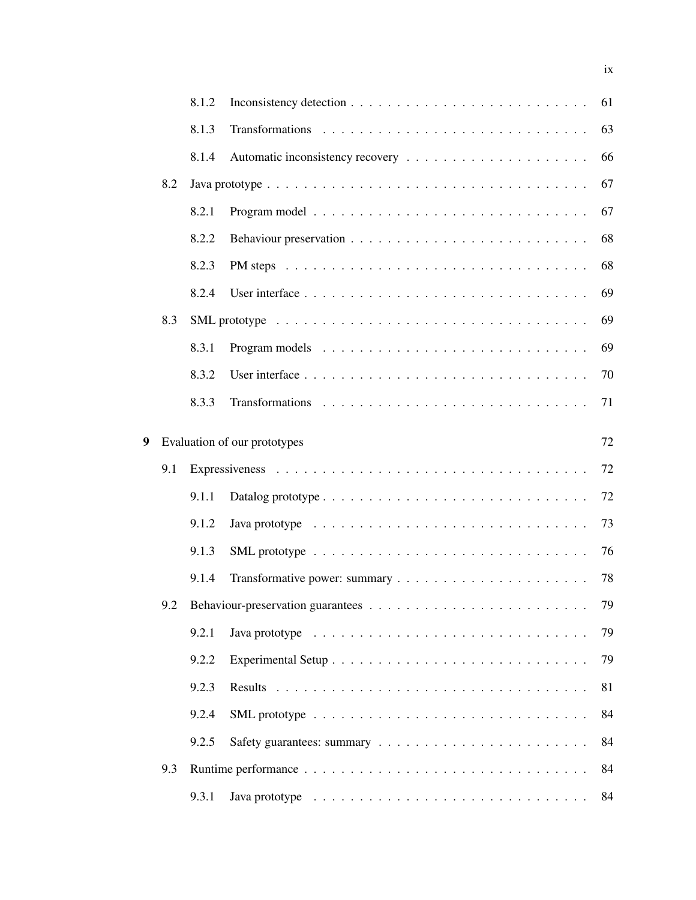- 8.1.2 Inconsistency detection . . . . . . . . . . . . . . . . . . . . . . . . . 61
- 8.1.3 Transformations . . . . . . . . . . . . . . . . . . . . . . . . . . . . 63
- 8.1.4 Automatic inconsistency recovery . . . . . . . . . . . . . . . . . . . . 66
- 8.2 Java prototype . . . . . . . . . . . . . . . . . . . . . . . . . . . . . . . . . 67
  - 8.2.1 Program model . . . . . . . . . . . . . . . . . . . . . . . . . . . . 67
  - 8.2.2 Behaviour preservation . . . . . . . . . . . . . . . . . . . . . . . . 68
  - 8.2.3 PM steps . . . . . . . . . . . . . . . . . . . . . . . . . . . . . . . 68
  - 8.2.4 User interface . . . . . . . . . . . . . . . . . . . . . . . . . . . . 69
- 8.3 SML prototype . . . . . . . . . . . . . . . . . . . . . . . . . . . . . . . . 69
  - 8.3.1 Program models . . . . . . . . . . . . . . . . . . . . . . . . . . . . 69
  - 8.3.2 User interface . . . . . . . . . . . . . . . . . . . . . . . . . . . . 70
  - 8.3.3 Transformations . . . . . . . . . . . . . . . . . . . . . . . . . . . . 71

**9 Evaluation of our prototypes** . . . . . . . . . . . . . . . . . . . . . . . . . 72

- 9.1 Expressiveness . . . . . . . . . . . . . . . . . . . . . . . . . . . . . . . . 72
  - 9.1.1 Datalog prototype . . . . . . . . . . . . . . . . . . . . . . . . . . . 72
  - 9.1.2 Java prototype . . . . . . . . . . . . . . . . . . . . . . . . . . . . 73
  - 9.1.3 SML prototype . . . . . . . . . . . . . . . . . . . . . . . . . . . . . 76
  - 9.1.4 Transformative power: summary . . . . . . . . . . . . . . . . . . . . 78
- 9.2 Behaviour-preservation guarantees . . . . . . . . . . . . . . . . . . . . . . 79
  - 9.2.1 Java prototype . . . . . . . . . . . . . . . . . . . . . . . . . . . . 79
  - 9.2.2 Experimental Setup . . . . . . . . . . . . . . . . . . . . . . . . . . 79
  - 9.2.3 Results . . . . . . . . . . . . . . . . . . . . . . . . . . . . . . . . 81
  - 9.2.4 SML prototype . . . . . . . . . . . . . . . . . . . . . . . . . . . . . 84
  - 9.2.5 Safety guarantees: summary . . . . . . . . . . . . . . . . . . . . . . 84
- 9.3 Runtime performance . . . . . . . . . . . . . . . . . . . . . . . . . . . . . 84
  - 9.3.1 Java prototype . . . . . . . . . . . . . . . . . . . . . . . . . . . . 84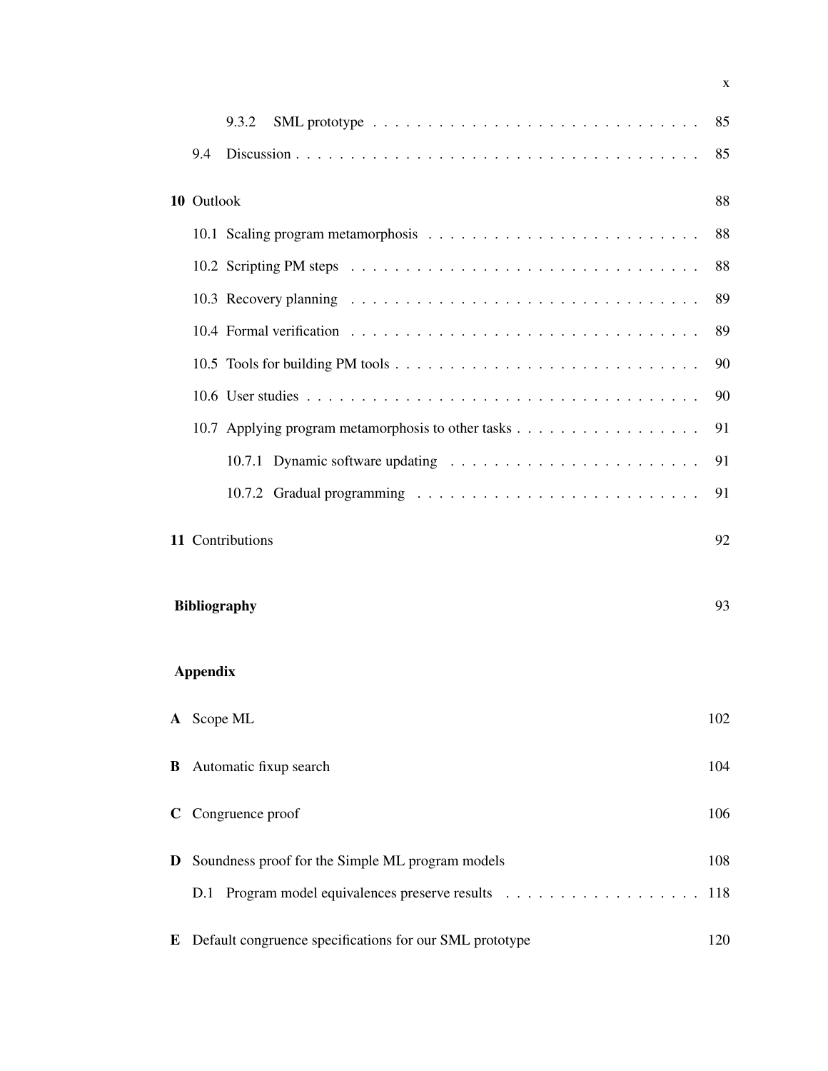9.3.2 SML prototype . . . . . . . . . . . . . . . . . . . . . . . . . . . . . 85

9.4 Discussion . . . . . . . . . . . . . . . . . . . . . . . . . . . . . . . . . . 85

**10** Outlook 88

10.1 Scaling program metamorphosis . . . . . . . . . . . . . . . . . . . . . . . 88

10.2 Scripting PM steps . . . . . . . . . . . . . . . . . . . . . . . . . . . . . . 88

10.3 Recovery planning . . . . . . . . . . . . . . . . . . . . . . . . . . . . . . 89

10.4 Formal verification . . . . . . . . . . . . . . . . . . . . . . . . . . . . . . 89

10.5 Tools for building PM tools . . . . . . . . . . . . . . . . . . . . . . . . . . 90

10.6 User studies . . . . . . . . . . . . . . . . . . . . . . . . . . . . . . . . . . 90

10.7 Applying program metamorphosis to other tasks . . . . . . . . . . . . . . . . 91

10.7.1 Dynamic software updating . . . . . . . . . . . . . . . . . . . . . . 91

10.7.2 Gradual programming . . . . . . . . . . . . . . . . . . . . . . . . . 91

**11** Contributions 92

**Bibliography** 93

**Appendix**

**A** Scope ML 102

**B** Automatic fixup search 104

**C** Congruence proof 106

**D** Soundness proof for the Simple ML program models 108

D.1 Program model equivalences preserve results . . . . . . . . . . . . . . . . . . 118

**E** Default congruence specifications for our SML prototype 120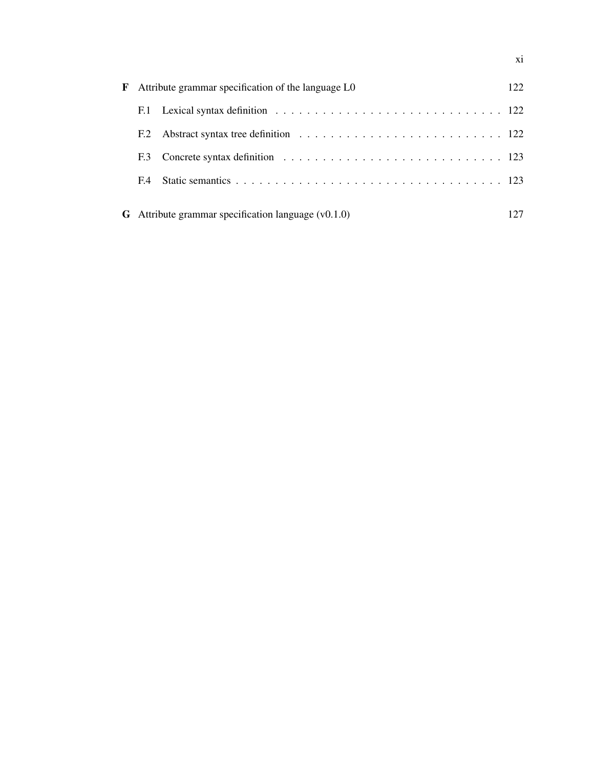**F** Attribute grammar specification of the language L0 122

- F.1 Lexical syntax definition . . . . . . . . . . . . . . . . . . . . . . . . . . . . 122
- F.2 Abstract syntax tree definition . . . . . . . . . . . . . . . . . . . . . . . . . 122
- F.3 Concrete syntax definition . . . . . . . . . . . . . . . . . . . . . . . . . . . 123
- F.4 Static semantics . . . . . . . . . . . . . . . . . . . . . . . . . . . . . . . . . 123

**G** Attribute grammar specification language (v0.1.0) 127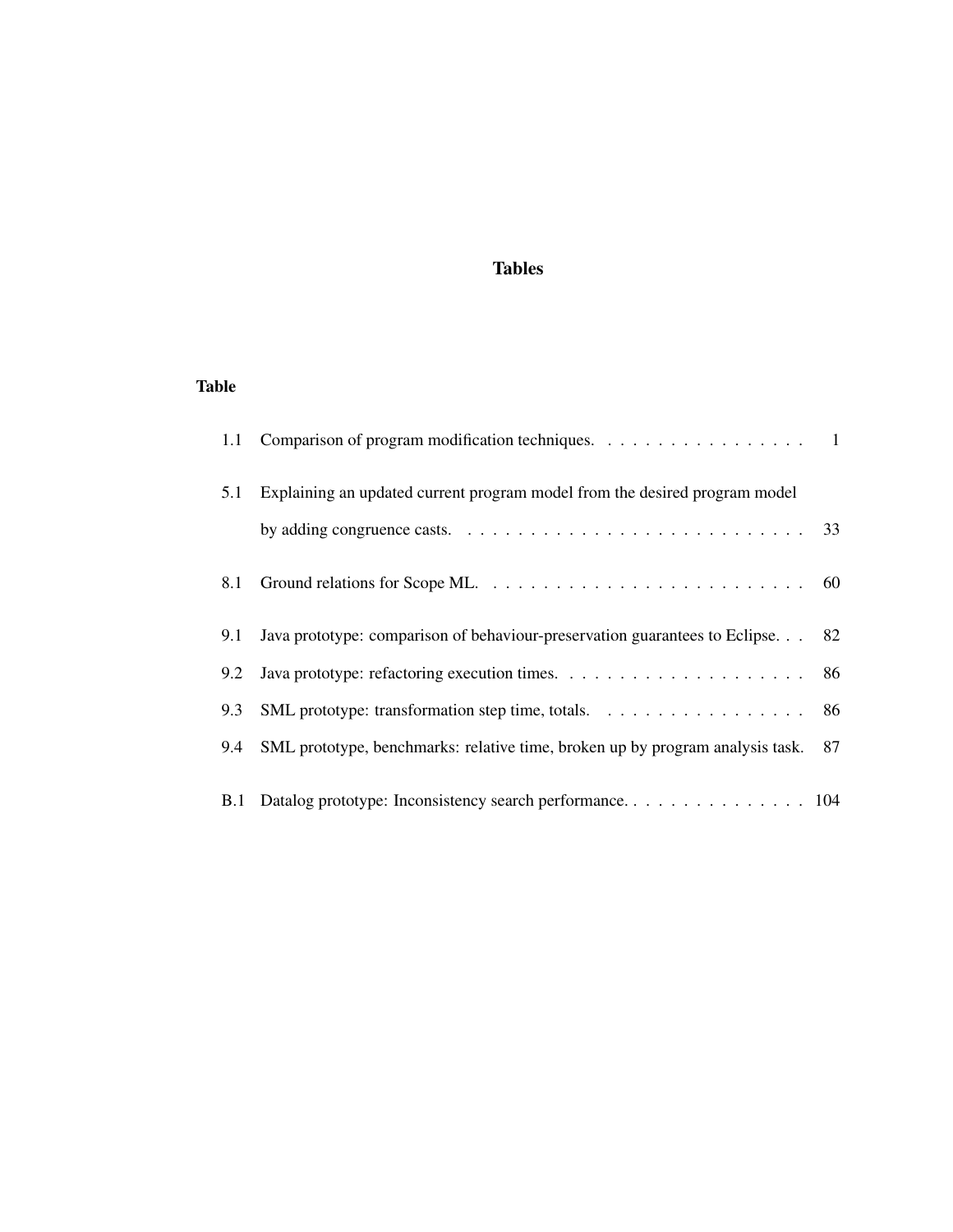# Tables

**Table**

| | | |
|---|---|---|
| 1.1 | Comparison of program modification techniques. | 1 |
| 5.1 | Explaining an updated current program model from the desired program model by adding congruence casts. | 33 |
| 8.1 | Ground relations for Scope ML. | 60 |
| 9.1 | Java prototype: comparison of behaviour-preservation guarantees to Eclipse. | 82 |
| 9.2 | Java prototype: refactoring execution times. | 86 |
| 9.3 | SML prototype: transformation step time, totals. | 86 |
| 9.4 | SML prototype, benchmarks: relative time, broken up by program analysis task. | 87 |
| B.1 | Datalog prototype: Inconsistency search performance. | 104 |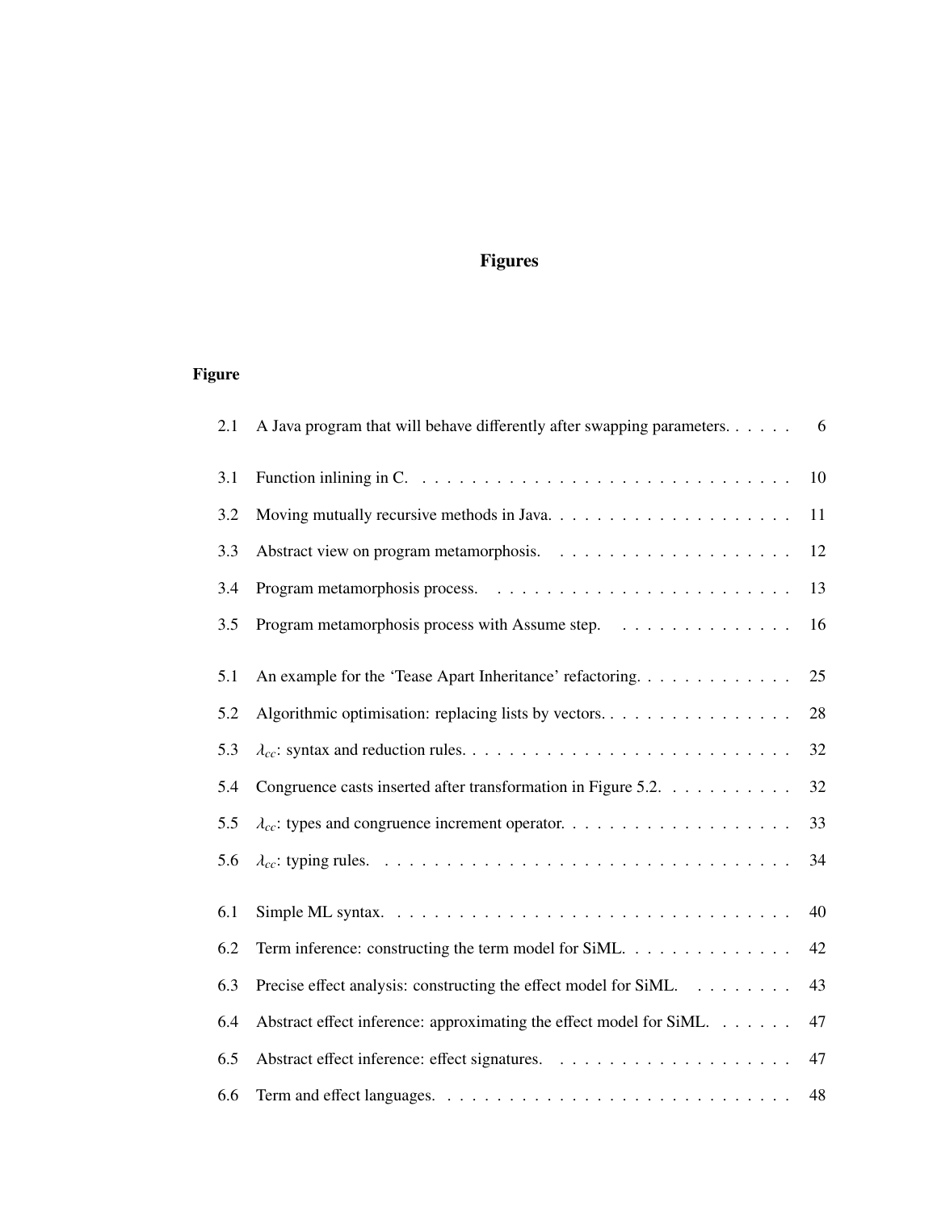# Figures

**Figure**

| | | |
|---|---|---|
| 2.1 | A Java program that will behave differently after swapping parameters. | 6 |
| 3.1 | Function inlining in C. | 10 |
| 3.2 | Moving mutually recursive methods in Java. | 11 |
| 3.3 | Abstract view on program metamorphosis. | 12 |
| 3.4 | Program metamorphosis process. | 13 |
| 3.5 | Program metamorphosis process with Assume step. | 16 |
| 5.1 | An example for the 'Tease Apart Inheritance' refactoring. | 25 |
| 5.2 | Algorithmic optimisation: replacing lists by vectors. | 28 |
| 5.3 | $\lambda_{cc}$: syntax and reduction rules. | 32 |
| 5.4 | Congruence casts inserted after transformation in Figure 5.2. | 32 |
| 5.5 | $\lambda_{cc}$: types and congruence increment operator. | 33 |
| 5.6 | $\lambda_{cc}$: typing rules. | 34 |
| 6.1 | Simple ML syntax. | 40 |
| 6.2 | Term inference: constructing the term model for SiML. | 42 |
| 6.3 | Precise effect analysis: constructing the effect model for SiML. | 43 |
| 6.4 | Abstract effect inference: approximating the effect model for SiML. | 47 |
| 6.5 | Abstract effect inference: effect signatures. | 47 |
| 6.6 | Term and effect languages. | 48 |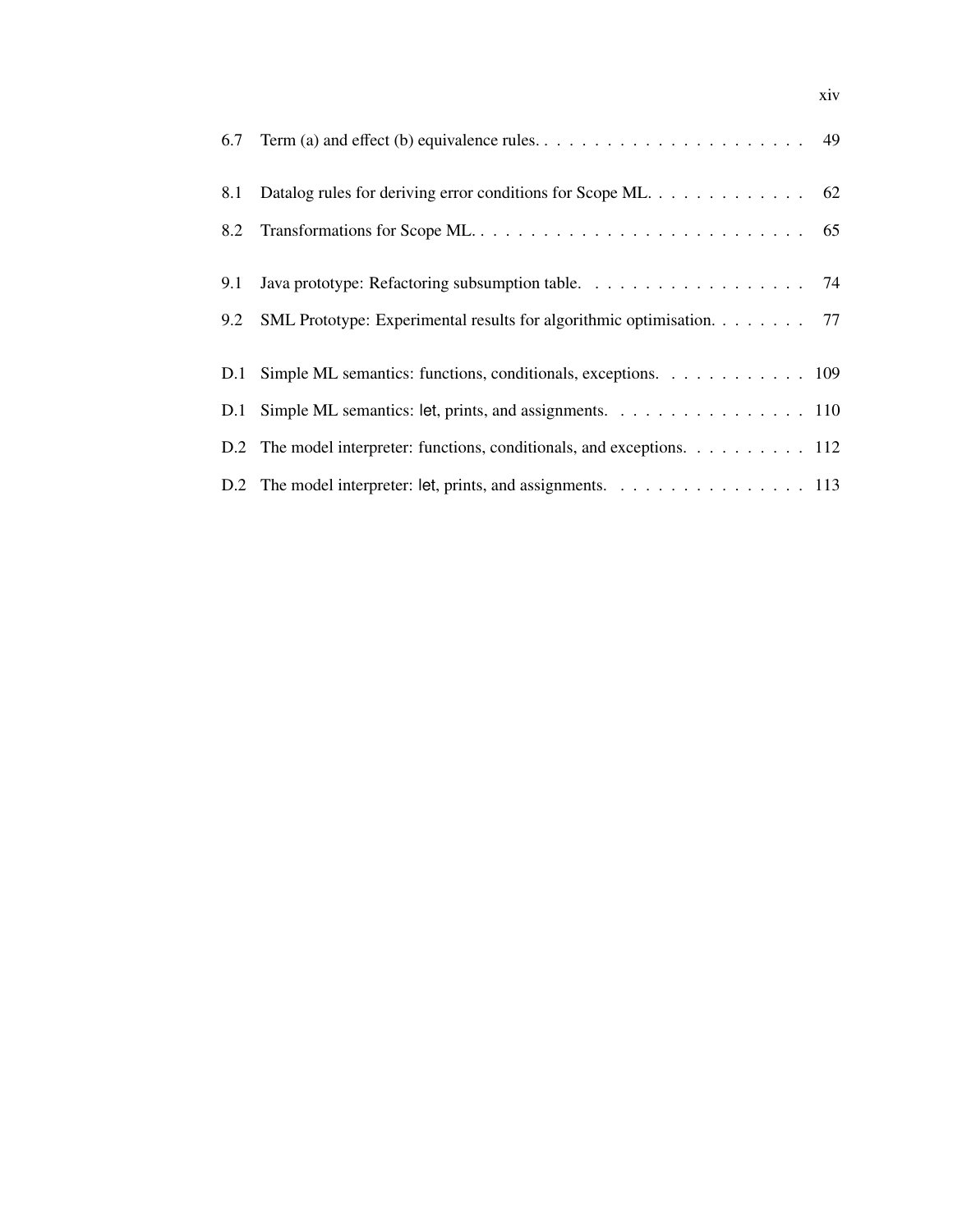| | | |
|---|---|---|
| 6.7 | Term (a) and effect (b) equivalence rules. | 49 |
| 8.1 | Datalog rules for deriving error conditions for Scope ML. | 62 |
| 8.2 | Transformations for Scope ML. | 65 |
| 9.1 | Java prototype: Refactoring subsumption table. | 74 |
| 9.2 | SML Prototype: Experimental results for algorithmic optimisation. | 77 |
| D.1 | Simple ML semantics: functions, conditionals, exceptions. | 109 |
| D.1 | Simple ML semantics: let, prints, and assignments. | 110 |
| D.2 | The model interpreter: functions, conditionals, and exceptions. | 112 |
| D.2 | The model interpreter: let, prints, and assignments. | 113 |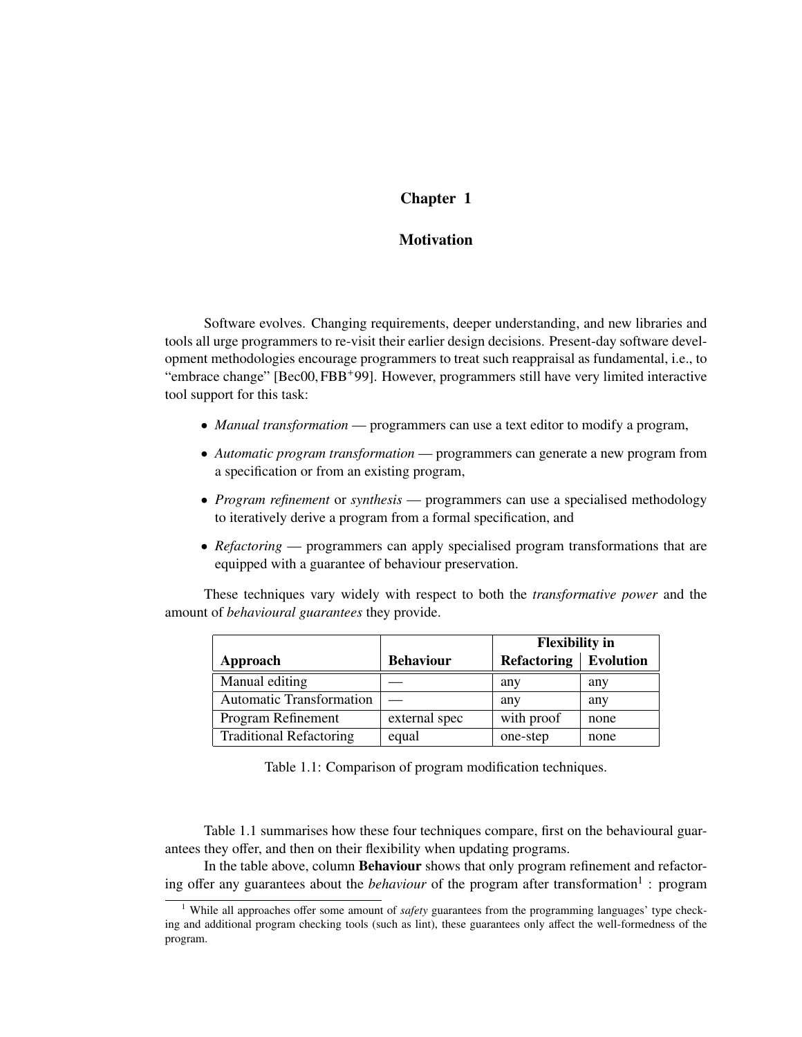# Chapter 1

## Motivation

Software evolves. Changing requirements, deeper understanding, and new libraries and tools all urge programmers to re-visit their earlier design decisions. Present-day software development methodologies encourage programmers to treat such reappraisal as fundamental, i.e., to "embrace change" [Bec00, FBB+99]. However, programmers still have very limited interactive tool support for this task:

- *Manual transformation* — programmers can use a text editor to modify a program,
- *Automatic program transformation* — programmers can generate a new program from a specification or from an existing program,
- *Program refinement* or *synthesis* — programmers can use a specialised methodology to iteratively derive a program from a formal specification, and
- *Refactoring* — programmers can apply specialised program transformations that are equipped with a guarantee of behaviour preservation.

These techniques vary widely with respect to both the *transformative power* and the amount of *behavioural guarantees* they provide.

| | | Flexibility in | |
|---|---|---|---|
| **Approach** | **Behaviour** | **Refactoring** | **Evolution** |
| Manual editing | — | any | any |
| Automatic Transformation | — | any | any |
| Program Refinement | external spec | with proof | none |
| Traditional Refactoring | equal | one-step | none |

Table 1.1: Comparison of program modification techniques.

Table 1.1 summarises how these four techniques compare, first on the behavioural guarantees they offer, and then on their flexibility when updating programs.

In the table above, column **Behaviour** shows that only program refinement and refactoring offer any guarantees about the *behaviour* of the program after transformation[1] : program

[1] While all approaches offer some amount of *safety* guarantees from the programming languages' type checking and additional program checking tools (such as lint), these guarantees only affect the well-formedness of the program.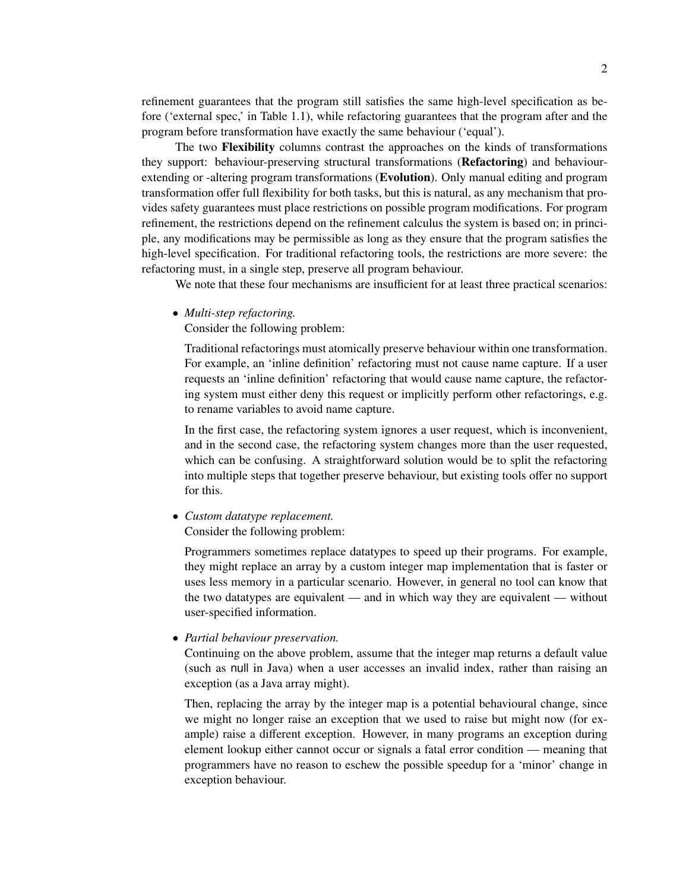refinement guarantees that the program still satisfies the same high-level specification as before ('external spec,' in Table 1.1), while refactoring guarantees that the program after and the program before transformation have exactly the same behaviour ('equal').

The two **Flexibility** columns contrast the approaches on the kinds of transformations they support: behaviour-preserving structural transformations (**Refactoring**) and behaviour-extending or -altering program transformations (**Evolution**). Only manual editing and program transformation offer full flexibility for both tasks, but this is natural, as any mechanism that provides safety guarantees must place restrictions on possible program modifications. For program refinement, the restrictions depend on the refinement calculus the system is based on; in principle, any modifications may be permissible as long as they ensure that the program satisfies the high-level specification. For traditional refactoring tools, the restrictions are more severe: the refactoring must, in a single step, preserve all program behaviour.

We note that these four mechanisms are insufficient for at least three practical scenarios:

- *Multi-step refactoring.*
  Consider the following problem:

  Traditional refactorings must atomically preserve behaviour within one transformation. For example, an 'inline definition' refactoring must not cause name capture. If a user requests an 'inline definition' refactoring that would cause name capture, the refactoring system must either deny this request or implicitly perform other refactorings, e.g. to rename variables to avoid name capture.

  In the first case, the refactoring system ignores a user request, which is inconvenient, and in the second case, the refactoring system changes more than the user requested, which can be confusing. A straightforward solution would be to split the refactoring into multiple steps that together preserve behaviour, but existing tools offer no support for this.

- *Custom datatype replacement.*
  Consider the following problem:

  Programmers sometimes replace datatypes to speed up their programs. For example, they might replace an array by a custom integer map implementation that is faster or uses less memory in a particular scenario. However, in general no tool can know that the two datatypes are equivalent — and in which way they are equivalent — without user-specified information.

- *Partial behaviour preservation.*
  Continuing on the above problem, assume that the integer map returns a default value (such as null in Java) when a user accesses an invalid index, rather than raising an exception (as a Java array might).

  Then, replacing the array by the integer map is a potential behavioural change, since we might no longer raise an exception that we used to raise but might now (for example) raise a different exception. However, in many programs an exception during element lookup either cannot occur or signals a fatal error condition — meaning that programmers have no reason to eschew the possible speedup for a 'minor' change in exception behaviour.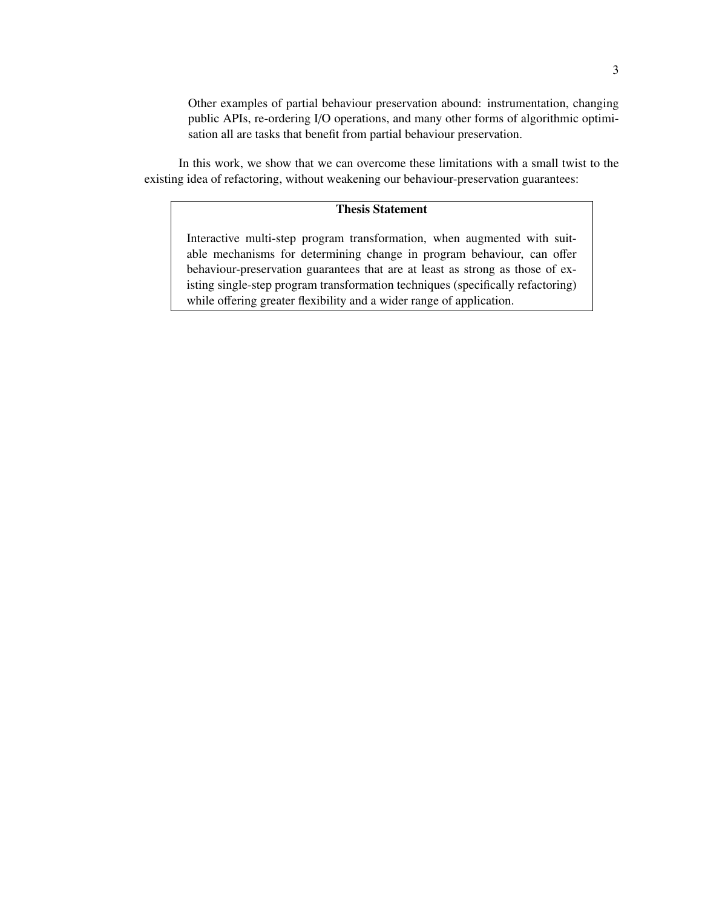Other examples of partial behaviour preservation abound: instrumentation, changing public APIs, re-ordering I/O operations, and many other forms of algorithmic optimisation all are tasks that benefit from partial behaviour preservation.

In this work, we show that we can overcome these limitations with a small twist to the existing idea of refactoring, without weakening our behaviour-preservation guarantees:

> **Thesis Statement**
>
> Interactive multi-step program transformation, when augmented with suitable mechanisms for determining change in program behaviour, can offer behaviour-preservation guarantees that are at least as strong as those of existing single-step program transformation techniques (specifically refactoring) while offering greater flexibility and a wider range of application.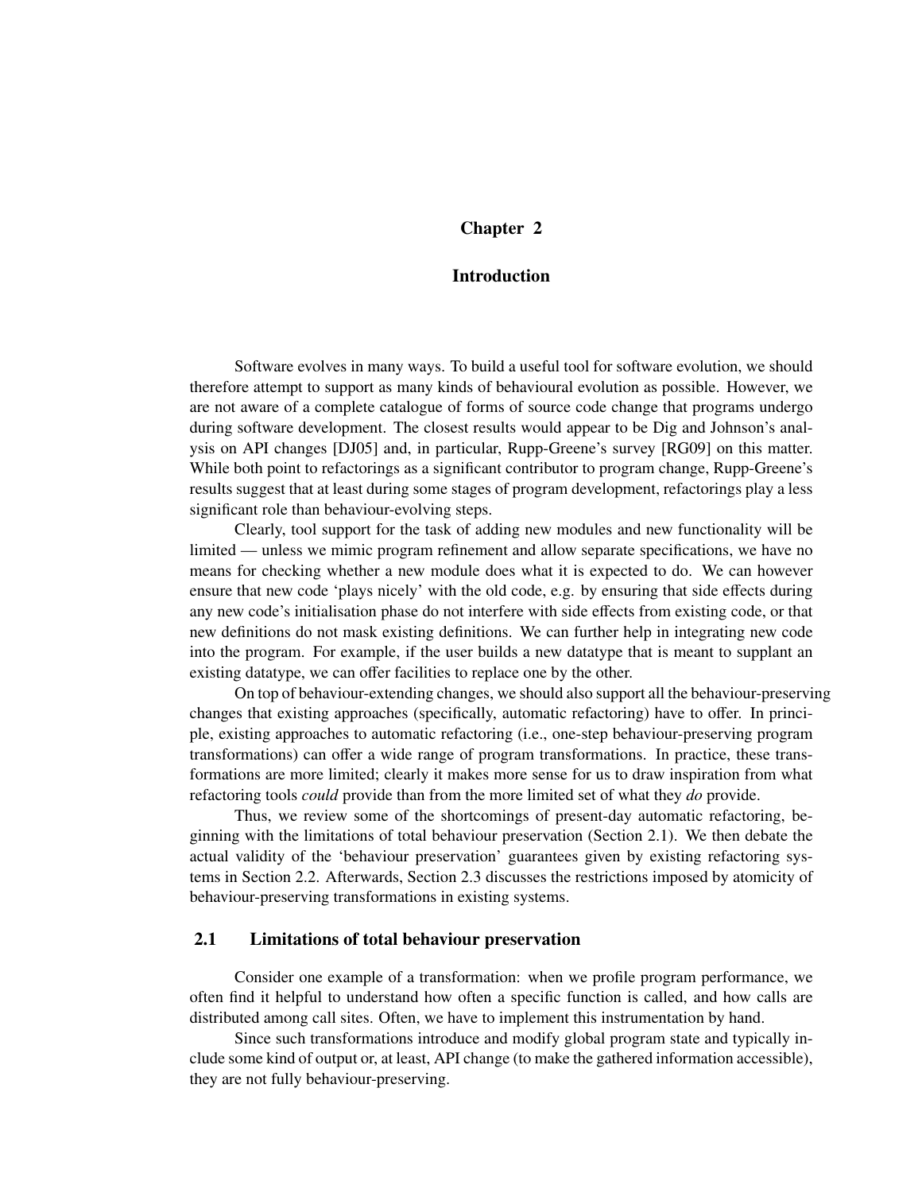# Chapter 2

# Introduction

Software evolves in many ways. To build a useful tool for software evolution, we should therefore attempt to support as many kinds of behavioural evolution as possible. However, we are not aware of a complete catalogue of forms of source code change that programs undergo during software development. The closest results would appear to be Dig and Johnson's analysis on API changes [DJ05] and, in particular, Rupp-Greene's survey [RG09] on this matter. While both point to refactorings as a significant contributor to program change, Rupp-Greene's results suggest that at least during some stages of program development, refactorings play a less significant role than behaviour-evolving steps.

Clearly, tool support for the task of adding new modules and new functionality will be limited — unless we mimic program refinement and allow separate specifications, we have no means for checking whether a new module does what it is expected to do. We can however ensure that new code 'plays nicely' with the old code, e.g. by ensuring that side effects during any new code's initialisation phase do not interfere with side effects from existing code, or that new definitions do not mask existing definitions. We can further help in integrating new code into the program. For example, if the user builds a new datatype that is meant to supplant an existing datatype, we can offer facilities to replace one by the other.

On top of behaviour-extending changes, we should also support all the behaviour-preserving changes that existing approaches (specifically, automatic refactoring) have to offer. In principle, existing approaches to automatic refactoring (i.e., one-step behaviour-preserving program transformations) can offer a wide range of program transformations. In practice, these transformations are more limited; clearly it makes more sense for us to draw inspiration from what refactoring tools *could* provide than from the more limited set of what they *do* provide.

Thus, we review some of the shortcomings of present-day automatic refactoring, beginning with the limitations of total behaviour preservation (Section 2.1). We then debate the actual validity of the 'behaviour preservation' guarantees given by existing refactoring systems in Section 2.2. Afterwards, Section 2.3 discusses the restrictions imposed by atomicity of behaviour-preserving transformations in existing systems.

## 2.1 Limitations of total behaviour preservation

Consider one example of a transformation: when we profile program performance, we often find it helpful to understand how often a specific function is called, and how calls are distributed among call sites. Often, we have to implement this instrumentation by hand.

Since such transformations introduce and modify global program state and typically include some kind of output or, at least, API change (to make the gathered information accessible), they are not fully behaviour-preserving.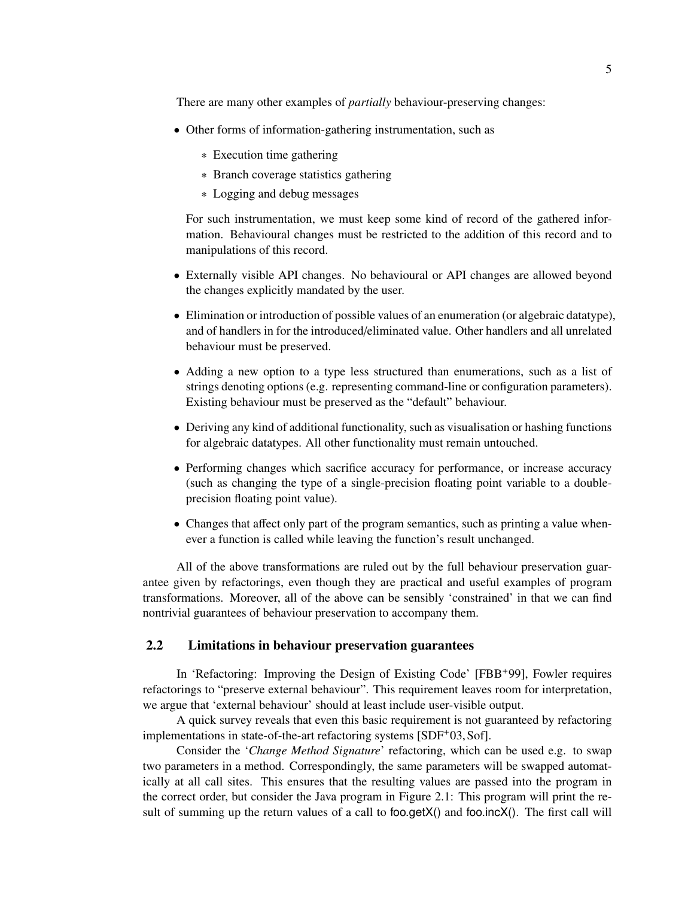There are many other examples of *partially* behaviour-preserving changes:

- Other forms of information-gathering instrumentation, such as
  - Execution time gathering
  - Branch coverage statistics gathering
  - Logging and debug messages

  For such instrumentation, we must keep some kind of record of the gathered information. Behavioural changes must be restricted to the addition of this record and to manipulations of this record.

- Externally visible API changes. No behavioural or API changes are allowed beyond the changes explicitly mandated by the user.

- Elimination or introduction of possible values of an enumeration (or algebraic datatype), and of handlers in for the introduced/eliminated value. Other handlers and all unrelated behaviour must be preserved.

- Adding a new option to a type less structured than enumerations, such as a list of strings denoting options (e.g. representing command-line or configuration parameters). Existing behaviour must be preserved as the "default" behaviour.

- Deriving any kind of additional functionality, such as visualisation or hashing functions for algebraic datatypes. All other functionality must remain untouched.

- Performing changes which sacrifice accuracy for performance, or increase accuracy (such as changing the type of a single-precision floating point variable to a double-precision floating point value).

- Changes that affect only part of the program semantics, such as printing a value whenever a function is called while leaving the function's result unchanged.

All of the above transformations are ruled out by the full behaviour preservation guarantee given by refactorings, even though they are practical and useful examples of program transformations. Moreover, all of the above can be sensibly 'constrained' in that we can find nontrivial guarantees of behaviour preservation to accompany them.

## 2.2 Limitations in behaviour preservation guarantees

In 'Refactoring: Improving the Design of Existing Code' [FBB+99], Fowler requires refactorings to "preserve external behaviour". This requirement leaves room for interpretation, we argue that 'external behaviour' should at least include user-visible output.

A quick survey reveals that even this basic requirement is not guaranteed by refactoring implementations in state-of-the-art refactoring systems [SDF+03, Sof].

Consider the '*Change Method Signature*' refactoring, which can be used e.g. to swap two parameters in a method. Correspondingly, the same parameters will be swapped automatically at all call sites. This ensures that the resulting values are passed into the program in the correct order, but consider the Java program in Figure 2.1: This program will print the result of summing up the return values of a call to foo.getX() and foo.incX(). The first call will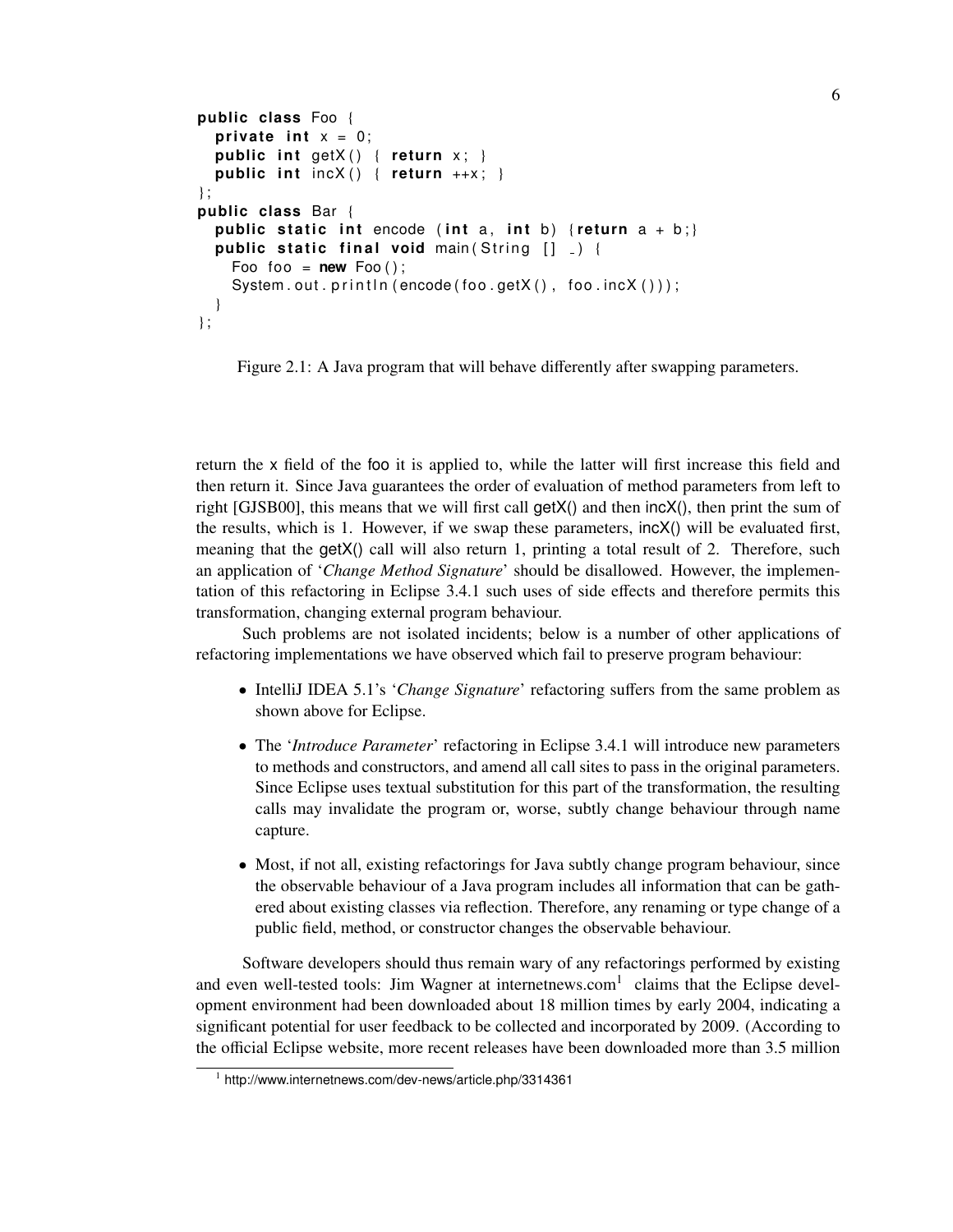```java
public class Foo {
  private int x = 0;
  public int getX() { return x; }
  public int incX() { return ++x; }
};
public class Bar {
  public static int encode (int a, int b) {return a + b;}
  public static final void main(String [] _) {
    Foo foo = new Foo();
    System.out.println(encode(foo.getX(), foo.incX()));
  }
};
```

Figure 2.1: A Java program that will behave differently after swapping parameters.

return the x field of the foo it is applied to, while the latter will first increase this field and then return it. Since Java guarantees the order of evaluation of method parameters from left to right [GJSB00], this means that we will first call getX() and then incX(), then print the sum of the results, which is 1. However, if we swap these parameters, incX() will be evaluated first, meaning that the getX() call will also return 1, printing a total result of 2. Therefore, such an application of '*Change Method Signature*' should be disallowed. However, the implementation of this refactoring in Eclipse 3.4.1 such uses of side effects and therefore permits this transformation, changing external program behaviour.

Such problems are not isolated incidents; below is a number of other applications of refactoring implementations we have observed which fail to preserve program behaviour:

- IntelliJ IDEA 5.1's '*Change Signature*' refactoring suffers from the same problem as shown above for Eclipse.
- The '*Introduce Parameter*' refactoring in Eclipse 3.4.1 will introduce new parameters to methods and constructors, and amend all call sites to pass in the original parameters. Since Eclipse uses textual substitution for this part of the transformation, the resulting calls may invalidate the program or, worse, subtly change behaviour through name capture.
- Most, if not all, existing refactorings for Java subtly change program behaviour, since the observable behaviour of a Java program includes all information that can be gathered about existing classes via reflection. Therefore, any renaming or type change of a public field, method, or constructor changes the observable behaviour.

Software developers should thus remain wary of any refactorings performed by existing and even well-tested tools: Jim Wagner at internetnews.com[1] claims that the Eclipse development environment had been downloaded about 18 million times by early 2004, indicating a significant potential for user feedback to be collected and incorporated by 2009. (According to the official Eclipse website, more recent releases have been downloaded more than 3.5 million

[1] http://www.internetnews.com/dev-news/article.php/3314361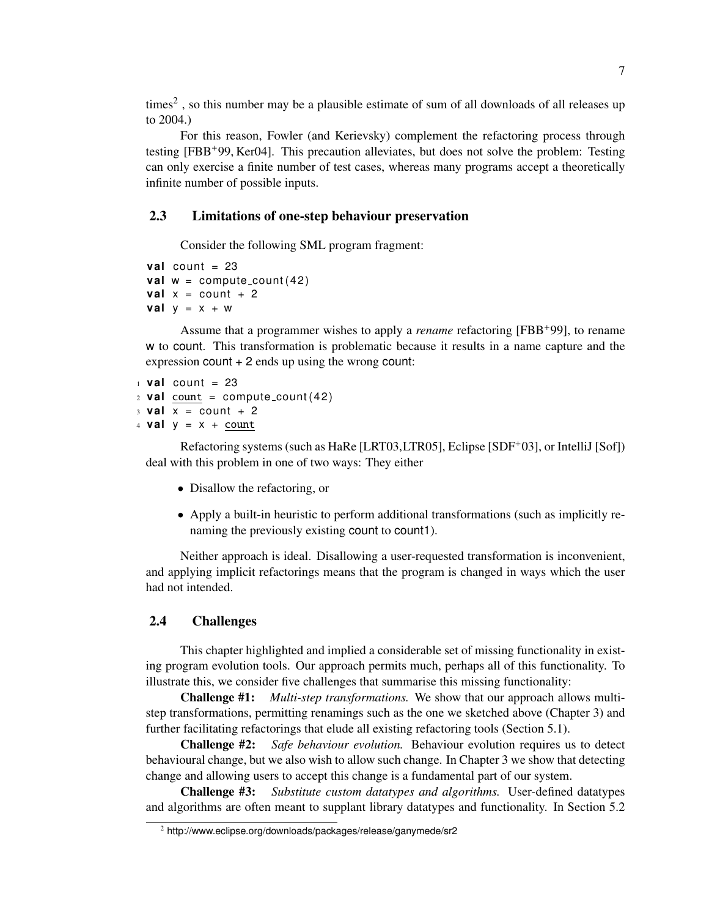times[2], so this number may be a plausible estimate of sum of all downloads of all releases up to 2004.)

For this reason, Fowler (and Kerievsky) complement the refactoring process through testing [FBB+99, Ker04]. This precaution alleviates, but does not solve the problem: Testing can only exercise a finite number of test cases, whereas many programs accept a theoretically infinite number of possible inputs.

## 2.3 Limitations of one-step behaviour preservation

Consider the following SML program fragment:

```
val count = 23
val w = compute_count(42)
val x = count + 2
val y = x + w
```

Assume that a programmer wishes to apply a *rename* refactoring [FBB+99], to rename w to count. This transformation is problematic because it results in a name capture and the expression count + 2 ends up using the wrong count:

```
1 val count = 23
2 val count = compute_count(42)
3 val x = count + 2
4 val y = x + count
```

Refactoring systems (such as HaRe [LRT03,LTR05], Eclipse [SDF+03], or IntelliJ [Sof]) deal with this problem in one of two ways: They either

- Disallow the refactoring, or
- Apply a built-in heuristic to perform additional transformations (such as implicitly renaming the previously existing count to count1).

Neither approach is ideal. Disallowing a user-requested transformation is inconvenient, and applying implicit refactorings means that the program is changed in ways which the user had not intended.

## 2.4 Challenges

This chapter highlighted and implied a considerable set of missing functionality in existing program evolution tools. Our approach permits much, perhaps all of this functionality. To illustrate this, we consider five challenges that summarise this missing functionality:

**Challenge #1:** *Multi-step transformations.* We show that our approach allows multi-step transformations, permitting renamings such as the one we sketched above (Chapter 3) and further facilitating refactorings that elude all existing refactoring tools (Section 5.1).

**Challenge #2:** *Safe behaviour evolution.* Behaviour evolution requires us to detect behavioural change, but we also wish to allow such change. In Chapter 3 we show that detecting change and allowing users to accept this change is a fundamental part of our system.

**Challenge #3:** *Substitute custom datatypes and algorithms.* User-defined datatypes and algorithms are often meant to supplant library datatypes and functionality. In Section 5.2

[2] http://www.eclipse.org/downloads/packages/release/ganymede/sr2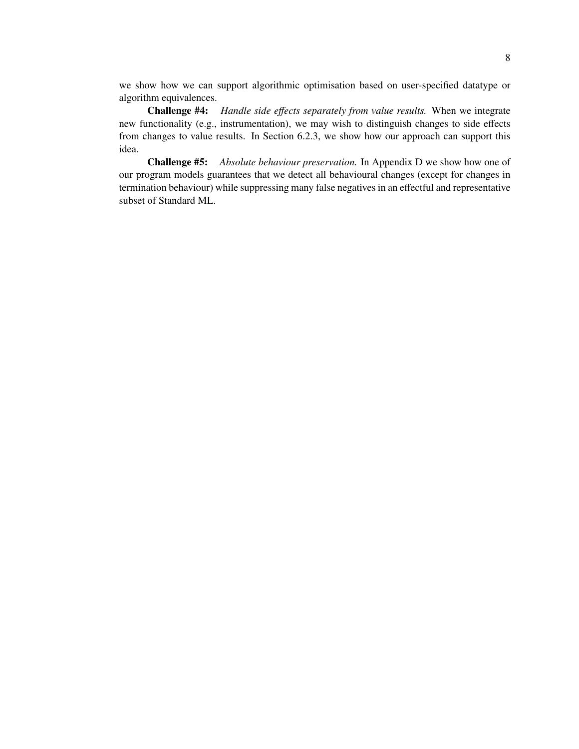we show how we can support algorithmic optimisation based on user-specified datatype or algorithm equivalences.

**Challenge #4:** *Handle side effects separately from value results.* When we integrate new functionality (e.g., instrumentation), we may wish to distinguish changes to side effects from changes to value results. In Section 6.2.3, we show how our approach can support this idea.

**Challenge #5:** *Absolute behaviour preservation.* In Appendix D we show how one of our program models guarantees that we detect all behavioural changes (except for changes in termination behaviour) while suppressing many false negatives in an effectful and representative subset of Standard ML.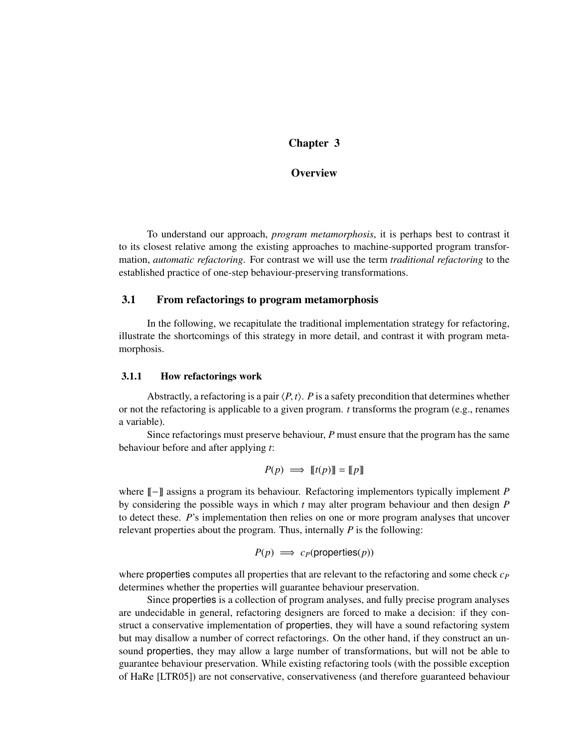# Chapter 3

# Overview

To understand our approach, *program metamorphosis*, it is perhaps best to contrast it to its closest relative among the existing approaches to machine-supported program transformation, *automatic refactoring*. For contrast we will use the term *traditional refactoring* to the established practice of one-step behaviour-preserving transformations.

## 3.1 From refactorings to program metamorphosis

In the following, we recapitulate the traditional implementation strategy for refactoring, illustrate the shortcomings of this strategy in more detail, and contrast it with program metamorphosis.

### 3.1.1 How refactorings work

Abstractly, a refactoring is a pair $\langle P, t \rangle$. $P$ is a safety precondition that determines whether or not the refactoring is applicable to a given program. $t$ transforms the program (e.g., renames a variable).

Since refactorings must preserve behaviour, $P$ must ensure that the program has the same behaviour before and after applying $t$:

$$P(p) \implies [\![t(p)]\!] = [\![p]\!]$$

where $[\![-]\!]$ assigns a program its behaviour. Refactoring implementors typically implement $P$ by considering the possible ways in which $t$ may alter program behaviour and then design $P$ to detect these. $P$'s implementation then relies on one or more program analyses that uncover relevant properties about the program. Thus, internally $P$ is the following:

$$P(p) \implies c_P(\mathsf{properties}(p))$$

where $\mathsf{properties}$ computes all properties that are relevant to the refactoring and some check $c_P$ determines whether the properties will guarantee behaviour preservation.

Since $\mathsf{properties}$ is a collection of program analyses, and fully precise program analyses are undecidable in general, refactoring designers are forced to make a decision: if they construct a conservative implementation of $\mathsf{properties}$, they will have a sound refactoring system but may disallow a number of correct refactorings. On the other hand, if they construct an unsound $\mathsf{properties}$, they may allow a large number of transformations, but will not be able to guarantee behaviour preservation. While existing refactoring tools (with the possible exception of HaRe [LTR05]) are not conservative, conservativeness (and therefore guaranteed behaviour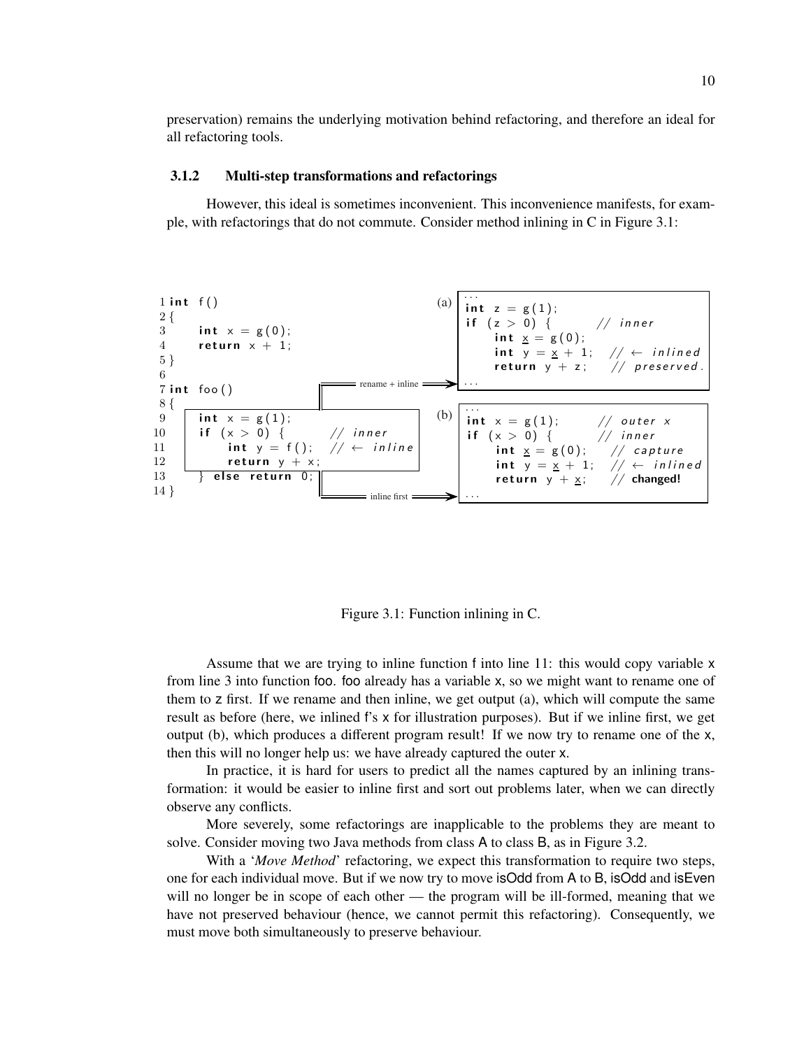preservation) remains the underlying motivation behind refactoring, and therefore an ideal for all refactoring tools.

### 3.1.2 Multi-step transformations and refactorings

However, this ideal is sometimes inconvenient. This inconvenience manifests, for example, with refactorings that do not commute. Consider method inlining in C in Figure 3.1:

```
1 int f()
2 {
3     int x = g(0);
4     return x + 1;
5 }
6
7 int foo()
8 {
9     int x = g(1);
10    if (x > 0) {          // inner
11        int y = f();  // ← inline
12        return y + x;
13    } else return 0;
14 }
```

rename + inline ⟹

```
(a)
...
int z = g(1);
if (z > 0) {          // inner
    int x = g(0);
    int y = x + 1;    // ← inlined
    return y + z;     // preserved.
...
```

inline first ⟹

```
(b)
...
int x = g(1);         // outer x
if (x > 0) {          // inner
    int x = g(0);     // capture
    int y = x + 1;    // ← inlined
    return y + x;     // changed!
...
```

Figure 3.1: Function inlining in C.

Assume that we are trying to inline function f into line 11: this would copy variable x from line 3 into function foo. foo already has a variable x, so we might want to rename one of them to z first. If we rename and then inline, we get output (a), which will compute the same result as before (here, we inlined f's x for illustration purposes). But if we inline first, we get output (b), which produces a different program result! If we now try to rename one of the x, then this will no longer help us: we have already captured the outer x.

In practice, it is hard for users to predict all the names captured by an inlining transformation: it would be easier to inline first and sort out problems later, when we can directly observe any conflicts.

More severely, some refactorings are inapplicable to the problems they are meant to solve. Consider moving two Java methods from class A to class B, as in Figure 3.2.

With a '*Move Method*' refactoring, we expect this transformation to require two steps, one for each individual move. But if we now try to move isOdd from A to B, isOdd and isEven will no longer be in scope of each other — the program will be ill-formed, meaning that we have not preserved behaviour (hence, we cannot permit this refactoring). Consequently, we must move both simultaneously to preserve behaviour.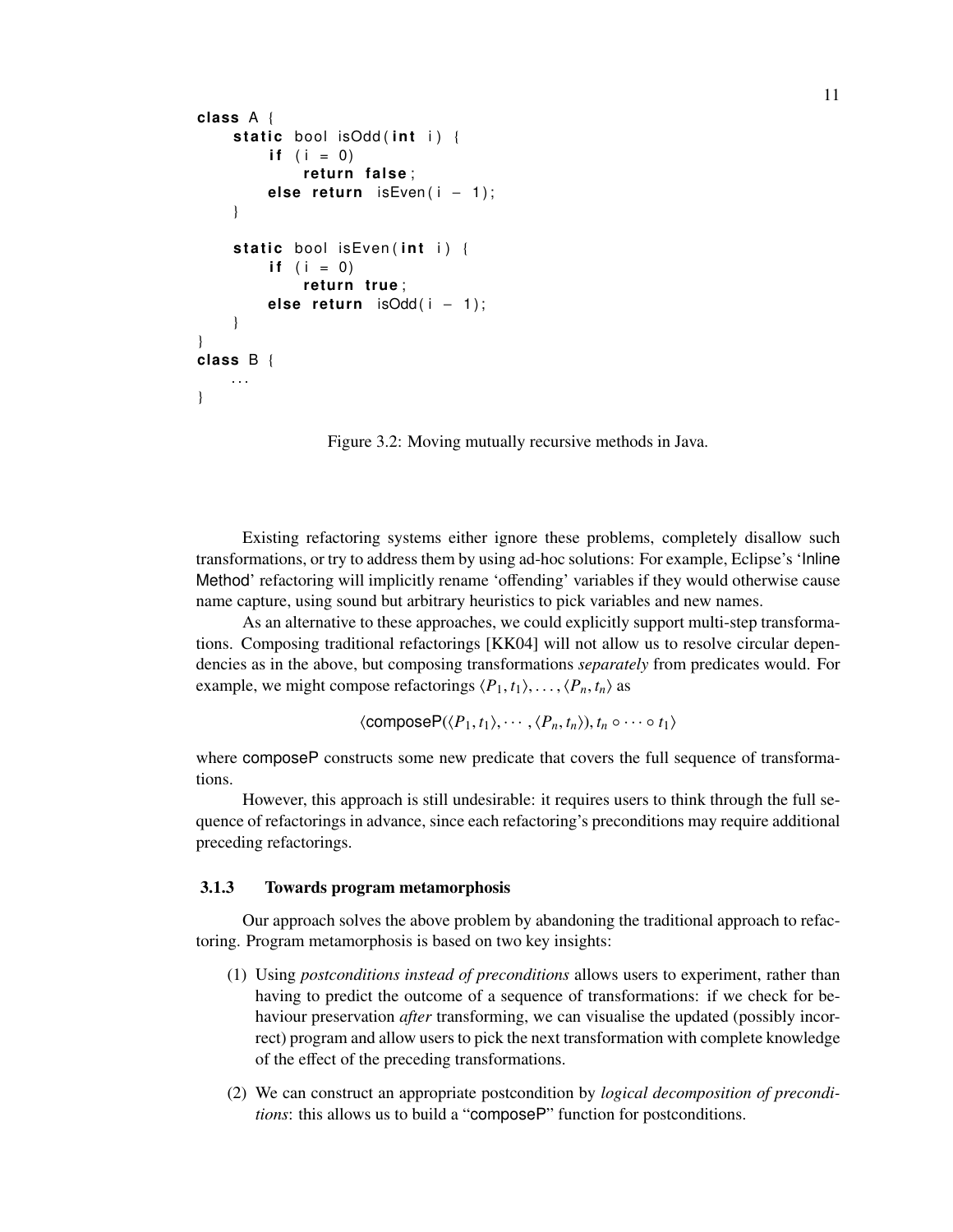```
class A {
    static bool isOdd(int i) {
        if (i = 0)
            return false;
        else return isEven(i - 1);
    }

    static bool isEven(int i) {
        if (i = 0)
            return true;
        else return isOdd(i - 1);
    }
}
class B {
    ...
}
```

Figure 3.2: Moving mutually recursive methods in Java.

Existing refactoring systems either ignore these problems, completely disallow such transformations, or try to address them by using ad-hoc solutions: For example, Eclipse's 'Inline Method' refactoring will implicitly rename 'offending' variables if they would otherwise cause name capture, using sound but arbitrary heuristics to pick variables and new names.

As an alternative to these approaches, we could explicitly support multi-step transformations. Composing traditional refactorings [KK04] will not allow us to resolve circular dependencies as in the above, but composing transformations *separately* from predicates would. For example, we might compose refactorings $\langle P_1, t_1 \rangle, \ldots, \langle P_n, t_n \rangle$ as

$$\langle \mathsf{composeP}(\langle P_1, t_1 \rangle, \cdots, \langle P_n, t_n \rangle), t_n \circ \cdots \circ t_1 \rangle$$

where composeP constructs some new predicate that covers the full sequence of transformations.

However, this approach is still undesirable: it requires users to think through the full sequence of refactorings in advance, since each refactoring's preconditions may require additional preceding refactorings.

### 3.1.3 Towards program metamorphosis

Our approach solves the above problem by abandoning the traditional approach to refactoring. Program metamorphosis is based on two key insights:

(1) Using *postconditions instead of preconditions* allows users to experiment, rather than having to predict the outcome of a sequence of transformations: if we check for behaviour preservation *after* transforming, we can visualise the updated (possibly incorrect) program and allow users to pick the next transformation with complete knowledge of the effect of the preceding transformations.

(2) We can construct an appropriate postcondition by *logical decomposition of preconditions*: this allows us to build a "composeP" function for postconditions.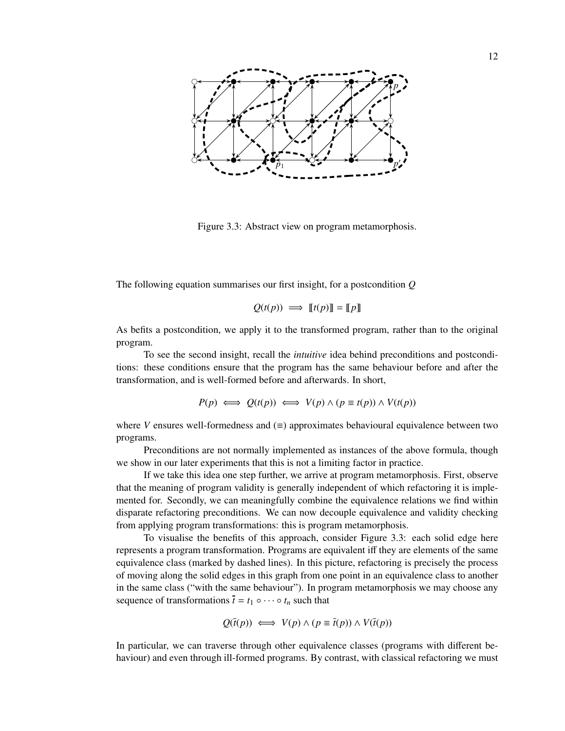Figure 3.3: Abstract view on program metamorphosis.

The following equation summarises our first insight, for a postcondition $Q$

$$Q(t(p)) \implies [\![t(p)]\!] = [\![p]\!]$$

As befits a postcondition, we apply it to the transformed program, rather than to the original program.

To see the second insight, recall the *intuitive* idea behind preconditions and postconditions: these conditions ensure that the program has the same behaviour before and after the transformation, and is well-formed before and afterwards. In short,

$$P(p) \iff Q(t(p)) \iff V(p) \wedge (p \equiv t(p)) \wedge V(t(p))$$

where $V$ ensures well-formedness and $(\equiv)$ approximates behavioural equivalence between two programs.

Preconditions are not normally implemented as instances of the above formula, though we show in our later experiments that this is not a limiting factor in practice.

If we take this idea one step further, we arrive at program metamorphosis. First, observe that the meaning of program validity is generally independent of which refactoring it is implemented for. Secondly, we can meaningfully combine the equivalence relations we find within disparate refactoring preconditions. We can now decouple equivalence and validity checking from applying program transformations: this is program metamorphosis.

To visualise the benefits of this approach, consider Figure 3.3: each solid edge here represents a program transformation. Programs are equivalent iff they are elements of the same equivalence class (marked by dashed lines). In this picture, refactoring is precisely the process of moving along the solid edges in this graph from one point in an equivalence class to another in the same class ("with the same behaviour"). In program metamorphosis we may choose any sequence of transformations $\bar{t} = t_1 \circ \cdots \circ t_n$ such that

$$Q(\bar{t}(p)) \iff V(p) \wedge (p \equiv \bar{t}(p)) \wedge V(\bar{t}(p))$$

In particular, we can traverse through other equivalence classes (programs with different behaviour) and even through ill-formed programs. By contrast, with classical refactoring we must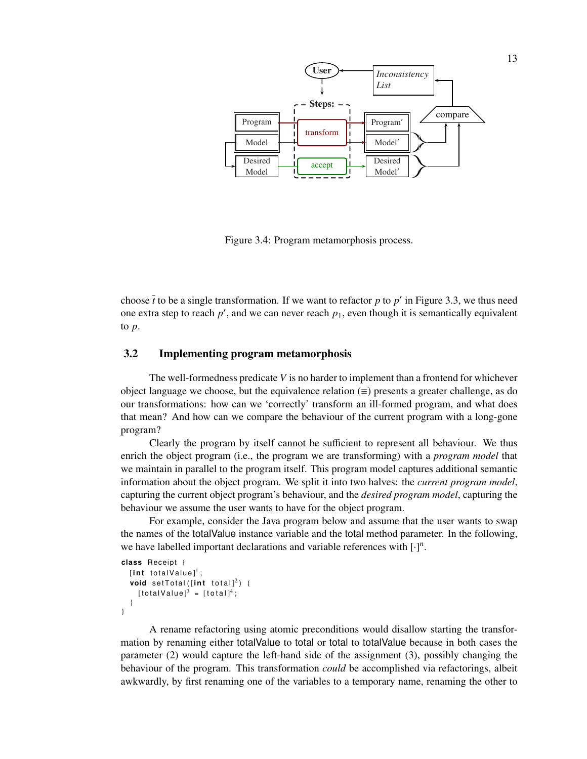Figure 3.4: Program metamorphosis process.

choose $\bar{t}$ to be a single transformation. If we want to refactor $p$ to $p'$ in Figure 3.3, we thus need one extra step to reach $p'$, and we can never reach $p_1$, even though it is semantically equivalent to $p$.

## 3.2 Implementing program metamorphosis

The well-formedness predicate $V$ is no harder to implement than a frontend for whichever object language we choose, but the equivalence relation ($\equiv$) presents a greater challenge, as do our transformations: how can we 'correctly' transform an ill-formed program, and what does that mean? And how can we compare the behaviour of the current program with a long-gone program?

Clearly the program by itself cannot be sufficient to represent all behaviour. We thus enrich the object program (i.e., the program we are transforming) with a *program model* that we maintain in parallel to the program itself. This program model captures additional semantic information about the object program. We split it into two halves: the *current program model*, capturing the current object program's behaviour, and the *desired program model*, capturing the behaviour we assume the user wants to have for the object program.

For example, consider the Java program below and assume that the user wants to swap the names of the totalValue instance variable and the total method parameter. In the following, we have labelled important declarations and variable references with $[\cdot]^n$.

```
class Receipt {
  [int totalValue]^1;
  void setTotal([int total]^2) {
    [totalValue]^3 = [total]^4;
  }
}
```

A rename refactoring using atomic preconditions would disallow starting the transformation by renaming either totalValue to total or total to totalValue because in both cases the parameter (2) would capture the left-hand side of the assignment (3), possibly changing the behaviour of the program. This transformation *could* be accomplished via refactorings, albeit awkwardly, by first renaming one of the variables to a temporary name, renaming the other to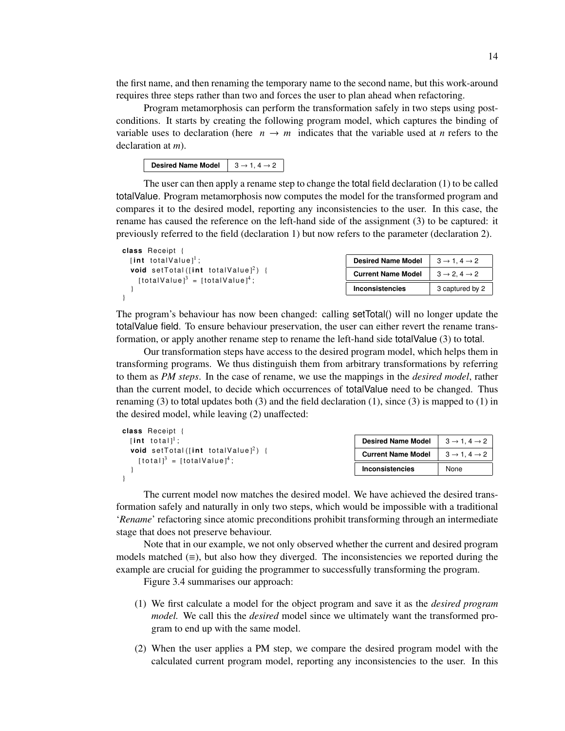the first name, and then renaming the temporary name to the second name, but this work-around requires three steps rather than two and forces the user to plan ahead when refactoring.

Program metamorphosis can perform the transformation safely in two steps using post-conditions. It starts by creating the following program model, which captures the binding of variable uses to declaration (here $n \rightarrow m$ indicates that the variable used at *n* refers to the declaration at *m*).

| **Desired Name Model** | $3 \rightarrow 1$, $4 \rightarrow 2$ |
|---|---|

The user can then apply a rename step to change the total field declaration (1) to be called totalValue. Program metamorphosis now computes the model for the transformed program and compares it to the desired model, reporting any inconsistencies to the user. In this case, the rename has caused the reference on the left-hand side of the assignment (3) to be captured: it previously referred to the field (declaration 1) but now refers to the parameter (declaration 2).

```
class Receipt {
  [int totalValue]1;
  void setTotal([int totalValue]2) {
    [totalValue]3 = [totalValue]4;
  }
}
```

| **Desired Name Model** | $3 \rightarrow 1$, $4 \rightarrow 2$ |
|---|---|
| **Current Name Model** | $3 \rightarrow 2$, $4 \rightarrow 2$ |
| **Inconsistencies** | 3 captured by 2 |

The program's behaviour has now been changed: calling setTotal() will no longer update the totalValue field. To ensure behaviour preservation, the user can either revert the rename transformation, or apply another rename step to rename the left-hand side totalValue (3) to total.

Our transformation steps have access to the desired program model, which helps them in transforming programs. We thus distinguish them from arbitrary transformations by referring to them as *PM steps*. In the case of rename, we use the mappings in the *desired model*, rather than the current model, to decide which occurrences of totalValue need to be changed. Thus renaming (3) to total updates both (3) and the field declaration (1), since (3) is mapped to (1) in the desired model, while leaving (2) unaffected:

```
class Receipt {
  [int total]1;
  void setTotal([int totalValue]2) {
    [total]3 = [totalValue]4;
  }
}
```

| **Desired Name Model** | $3 \rightarrow 1$, $4 \rightarrow 2$ |
|---|---|
| **Current Name Model** | $3 \rightarrow 1$, $4 \rightarrow 2$ |
| **Inconsistencies** | None |

The current model now matches the desired model. We have achieved the desired transformation safely and naturally in only two steps, which would be impossible with a traditional '*Rename*' refactoring since atomic preconditions prohibit transforming through an intermediate stage that does not preserve behaviour.

Note that in our example, we not only observed whether the current and desired program models matched ($\equiv$), but also how they diverged. The inconsistencies we reported during the example are crucial for guiding the programmer to successfully transforming the program.

Figure 3.4 summarises our approach:

(1) We first calculate a model for the object program and save it as the *desired program model.* We call this the *desired* model since we ultimately want the transformed program to end up with the same model.

(2) When the user applies a PM step, we compare the desired program model with the calculated current program model, reporting any inconsistencies to the user. In this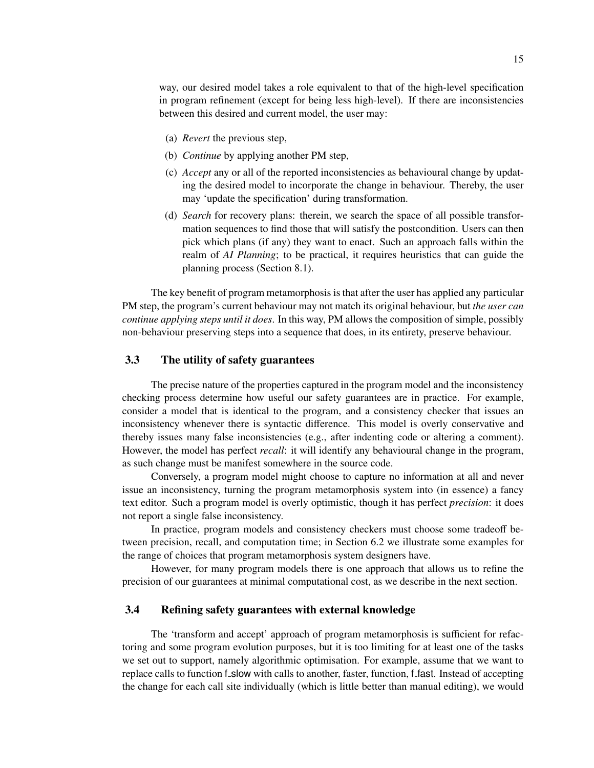way, our desired model takes a role equivalent to that of the high-level specification in program refinement (except for being less high-level). If there are inconsistencies between this desired and current model, the user may:

(a) *Revert* the previous step,

(b) *Continue* by applying another PM step,

(c) *Accept* any or all of the reported inconsistencies as behavioural change by updating the desired model to incorporate the change in behaviour. Thereby, the user may 'update the specification' during transformation.

(d) *Search* for recovery plans: therein, we search the space of all possible transformation sequences to find those that will satisfy the postcondition. Users can then pick which plans (if any) they want to enact. Such an approach falls within the realm of *AI Planning*; to be practical, it requires heuristics that can guide the planning process (Section 8.1).

The key benefit of program metamorphosis is that after the user has applied any particular PM step, the program's current behaviour may not match its original behaviour, but *the user can continue applying steps until it does*. In this way, PM allows the composition of simple, possibly non-behaviour preserving steps into a sequence that does, in its entirety, preserve behaviour.

## 3.3 The utility of safety guarantees

The precise nature of the properties captured in the program model and the inconsistency checking process determine how useful our safety guarantees are in practice. For example, consider a model that is identical to the program, and a consistency checker that issues an inconsistency whenever there is syntactic difference. This model is overly conservative and thereby issues many false inconsistencies (e.g., after indenting code or altering a comment). However, the model has perfect *recall*: it will identify any behavioural change in the program, as such change must be manifest somewhere in the source code.

Conversely, a program model might choose to capture no information at all and never issue an inconsistency, turning the program metamorphosis system into (in essence) a fancy text editor. Such a program model is overly optimistic, though it has perfect *precision*: it does not report a single false inconsistency.

In practice, program models and consistency checkers must choose some tradeoff between precision, recall, and computation time; in Section 6.2 we illustrate some examples for the range of choices that program metamorphosis system designers have.

However, for many program models there is one approach that allows us to refine the precision of our guarantees at minimal computational cost, as we describe in the next section.

## 3.4 Refining safety guarantees with external knowledge

The 'transform and accept' approach of program metamorphosis is sufficient for refactoring and some program evolution purposes, but it is too limiting for at least one of the tasks we set out to support, namely algorithmic optimisation. For example, assume that we want to replace calls to function f_slow with calls to another, faster, function, f_fast. Instead of accepting the change for each call site individually (which is little better than manual editing), we would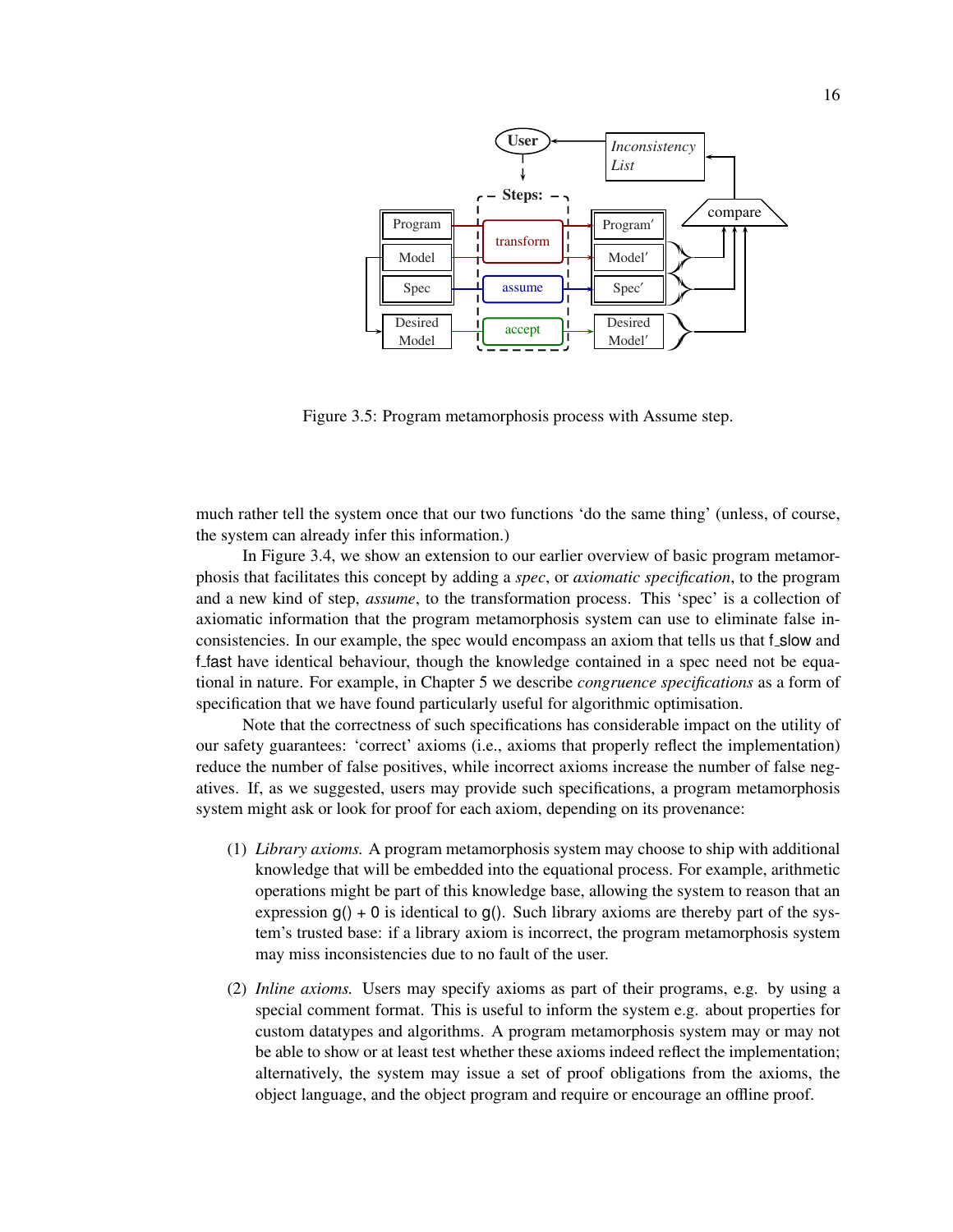Figure 3.5: Program metamorphosis process with Assume step.

much rather tell the system once that our two functions 'do the same thing' (unless, of course, the system can already infer this information.)

In Figure 3.4, we show an extension to our earlier overview of basic program metamorphosis that facilitates this concept by adding a *spec*, or *axiomatic specification*, to the program and a new kind of step, *assume*, to the transformation process. This 'spec' is a collection of axiomatic information that the program metamorphosis system can use to eliminate false inconsistencies. In our example, the spec would encompass an axiom that tells us that f_slow and f_fast have identical behaviour, though the knowledge contained in a spec need not be equational in nature. For example, in Chapter 5 we describe *congruence specifications* as a form of specification that we have found particularly useful for algorithmic optimisation.

Note that the correctness of such specifications has considerable impact on the utility of our safety guarantees: 'correct' axioms (i.e., axioms that properly reflect the implementation) reduce the number of false positives, while incorrect axioms increase the number of false negatives. If, as we suggested, users may provide such specifications, a program metamorphosis system might ask or look for proof for each axiom, depending on its provenance:

(1) *Library axioms.* A program metamorphosis system may choose to ship with additional knowledge that will be embedded into the equational process. For example, arithmetic operations might be part of this knowledge base, allowing the system to reason that an expression g() + 0 is identical to g(). Such library axioms are thereby part of the system's trusted base: if a library axiom is incorrect, the program metamorphosis system may miss inconsistencies due to no fault of the user.

(2) *Inline axioms.* Users may specify axioms as part of their programs, e.g. by using a special comment format. This is useful to inform the system e.g. about properties for custom datatypes and algorithms. A program metamorphosis system may or may not be able to show or at least test whether these axioms indeed reflect the implementation; alternatively, the system may issue a set of proof obligations from the axioms, the object language, and the object program and require or encourage an offline proof.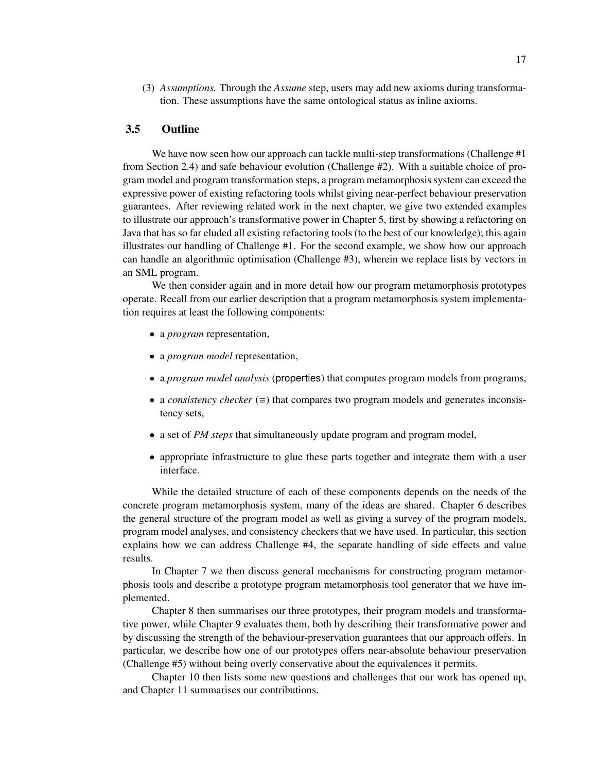(3) *Assumptions.* Through the *Assume* step, users may add new axioms during transformation. These assumptions have the same ontological status as inline axioms.

### 3.5 Outline

We have now seen how our approach can tackle multi-step transformations (Challenge #1 from Section 2.4) and safe behaviour evolution (Challenge #2). With a suitable choice of program model and program transformation steps, a program metamorphosis system can exceed the expressive power of existing refactoring tools whilst giving near-perfect behaviour preservation guarantees. After reviewing related work in the next chapter, we give two extended examples to illustrate our approach's transformative power in Chapter 5, first by showing a refactoring on Java that has so far eluded all existing refactoring tools (to the best of our knowledge); this again illustrates our handling of Challenge #1. For the second example, we show how our approach can handle an algorithmic optimisation (Challenge #3), wherein we replace lists by vectors in an SML program.

We then consider again and in more detail how our program metamorphosis prototypes operate. Recall from our earlier description that a program metamorphosis system implementation requires at least the following components:

- a *program* representation,
- a *program model* representation,
- a *program model analysis* (properties) that computes program models from programs,
- a *consistency checker* (≡) that compares two program models and generates inconsistency sets,
- a set of *PM steps* that simultaneously update program and program model,
- appropriate infrastructure to glue these parts together and integrate them with a user interface.

While the detailed structure of each of these components depends on the needs of the concrete program metamorphosis system, many of the ideas are shared. Chapter 6 describes the general structure of the program model as well as giving a survey of the program models, program model analyses, and consistency checkers that we have used. In particular, this section explains how we can address Challenge #4, the separate handling of side effects and value results.

In Chapter 7 we then discuss general mechanisms for constructing program metamorphosis tools and describe a prototype program metamorphosis tool generator that we have implemented.

Chapter 8 then summarises our three prototypes, their program models and transformative power, while Chapter 9 evaluates them, both by describing their transformative power and by discussing the strength of the behaviour-preservation guarantees that our approach offers. In particular, we describe how one of our prototypes offers near-absolute behaviour preservation (Challenge #5) without being overly conservative about the equivalences it permits.

Chapter 10 then lists some new questions and challenges that our work has opened up, and Chapter 11 summarises our contributions.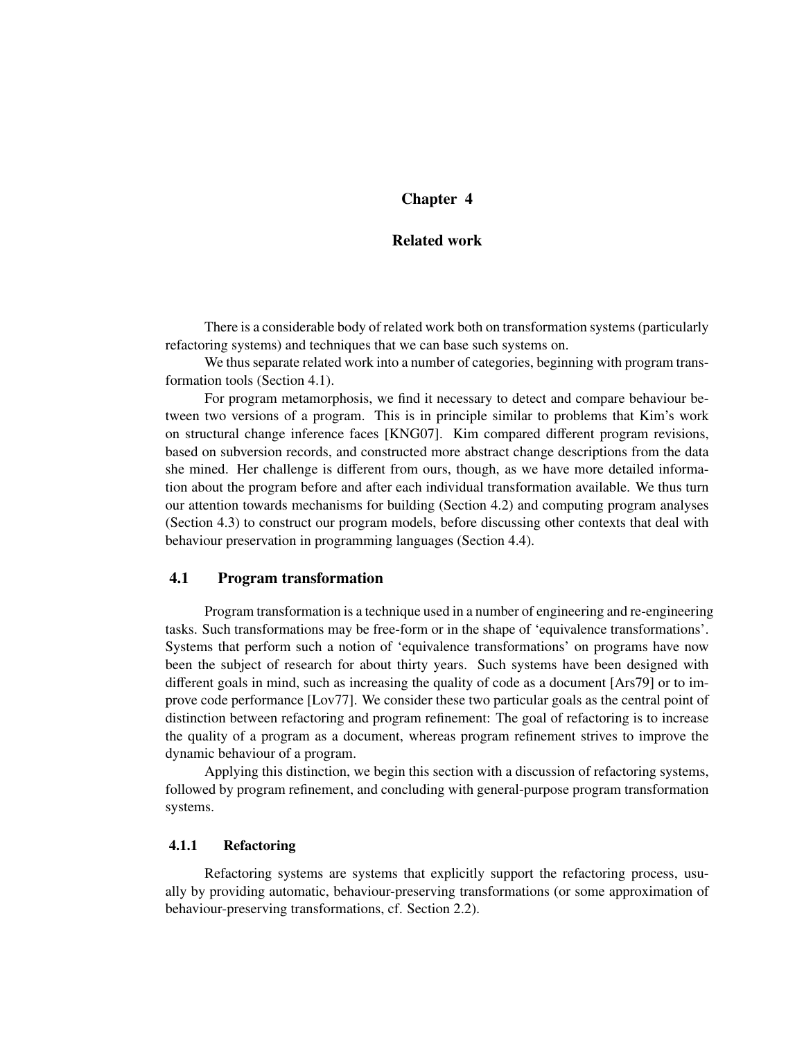# Chapter 4

# Related work

There is a considerable body of related work both on transformation systems (particularly refactoring systems) and techniques that we can base such systems on.

We thus separate related work into a number of categories, beginning with program transformation tools (Section 4.1).

For program metamorphosis, we find it necessary to detect and compare behaviour between two versions of a program. This is in principle similar to problems that Kim's work on structural change inference faces [KNG07]. Kim compared different program revisions, based on subversion records, and constructed more abstract change descriptions from the data she mined. Her challenge is different from ours, though, as we have more detailed information about the program before and after each individual transformation available. We thus turn our attention towards mechanisms for building (Section 4.2) and computing program analyses (Section 4.3) to construct our program models, before discussing other contexts that deal with behaviour preservation in programming languages (Section 4.4).

## 4.1 Program transformation

Program transformation is a technique used in a number of engineering and re-engineering tasks. Such transformations may be free-form or in the shape of 'equivalence transformations'. Systems that perform such a notion of 'equivalence transformations' on programs have now been the subject of research for about thirty years. Such systems have been designed with different goals in mind, such as increasing the quality of code as a document [Ars79] or to improve code performance [Lov77]. We consider these two particular goals as the central point of distinction between refactoring and program refinement: The goal of refactoring is to increase the quality of a program as a document, whereas program refinement strives to improve the dynamic behaviour of a program.

Applying this distinction, we begin this section with a discussion of refactoring systems, followed by program refinement, and concluding with general-purpose program transformation systems.

### 4.1.1 Refactoring

Refactoring systems are systems that explicitly support the refactoring process, usually by providing automatic, behaviour-preserving transformations (or some approximation of behaviour-preserving transformations, cf. Section 2.2).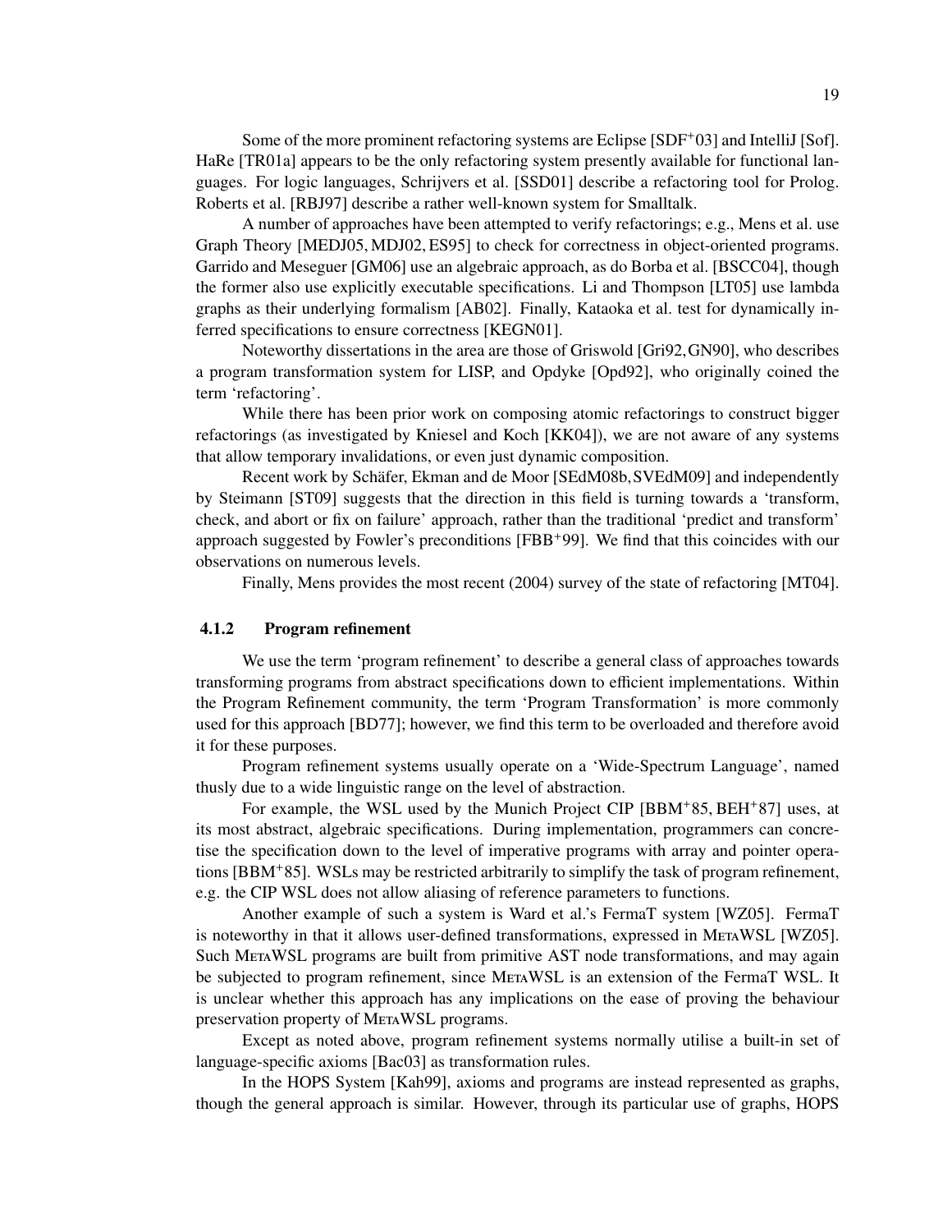Some of the more prominent refactoring systems are Eclipse [SDF+03] and IntelliJ [Sof]. HaRe [TR01a] appears to be the only refactoring system presently available for functional languages. For logic languages, Schrijvers et al. [SSD01] describe a refactoring tool for Prolog. Roberts et al. [RBJ97] describe a rather well-known system for Smalltalk.

A number of approaches have been attempted to verify refactorings; e.g., Mens et al. use Graph Theory [MEDJ05, MDJ02, ES95] to check for correctness in object-oriented programs. Garrido and Meseguer [GM06] use an algebraic approach, as do Borba et al. [BSCC04], though the former also use explicitly executable specifications. Li and Thompson [LT05] use lambda graphs as their underlying formalism [AB02]. Finally, Kataoka et al. test for dynamically inferred specifications to ensure correctness [KEGN01].

Noteworthy dissertations in the area are those of Griswold [Gri92, GN90], who describes a program transformation system for LISP, and Opdyke [Opd92], who originally coined the term 'refactoring'.

While there has been prior work on composing atomic refactorings to construct bigger refactorings (as investigated by Kniesel and Koch [KK04]), we are not aware of any systems that allow temporary invalidations, or even just dynamic composition.

Recent work by Schäfer, Ekman and de Moor [SEdM08b, SVEdM09] and independently by Steimann [ST09] suggests that the direction in this field is turning towards a 'transform, check, and abort or fix on failure' approach, rather than the traditional 'predict and transform' approach suggested by Fowler's preconditions [FBB+99]. We find that this coincides with our observations on numerous levels.

Finally, Mens provides the most recent (2004) survey of the state of refactoring [MT04].

### 4.1.2 Program refinement

We use the term 'program refinement' to describe a general class of approaches towards transforming programs from abstract specifications down to efficient implementations. Within the Program Refinement community, the term 'Program Transformation' is more commonly used for this approach [BD77]; however, we find this term to be overloaded and therefore avoid it for these purposes.

Program refinement systems usually operate on a 'Wide-Spectrum Language', named thusly due to a wide linguistic range on the level of abstraction.

For example, the WSL used by the Munich Project CIP [BBM+85, BEH+87] uses, at its most abstract, algebraic specifications. During implementation, programmers can concretise the specification down to the level of imperative programs with array and pointer operations [BBM+85]. WSLs may be restricted arbitrarily to simplify the task of program refinement, e.g. the CIP WSL does not allow aliasing of reference parameters to functions.

Another example of such a system is Ward et al.'s FermaT system [WZ05]. FermaT is noteworthy in that it allows user-defined transformations, expressed in MetaWSL [WZ05]. Such MetaWSL programs are built from primitive AST node transformations, and may again be subjected to program refinement, since MetaWSL is an extension of the FermaT WSL. It is unclear whether this approach has any implications on the ease of proving the behaviour preservation property of MetaWSL programs.

Except as noted above, program refinement systems normally utilise a built-in set of language-specific axioms [Bac03] as transformation rules.

In the HOPS System [Kah99], axioms and programs are instead represented as graphs, though the general approach is similar. However, through its particular use of graphs, HOPS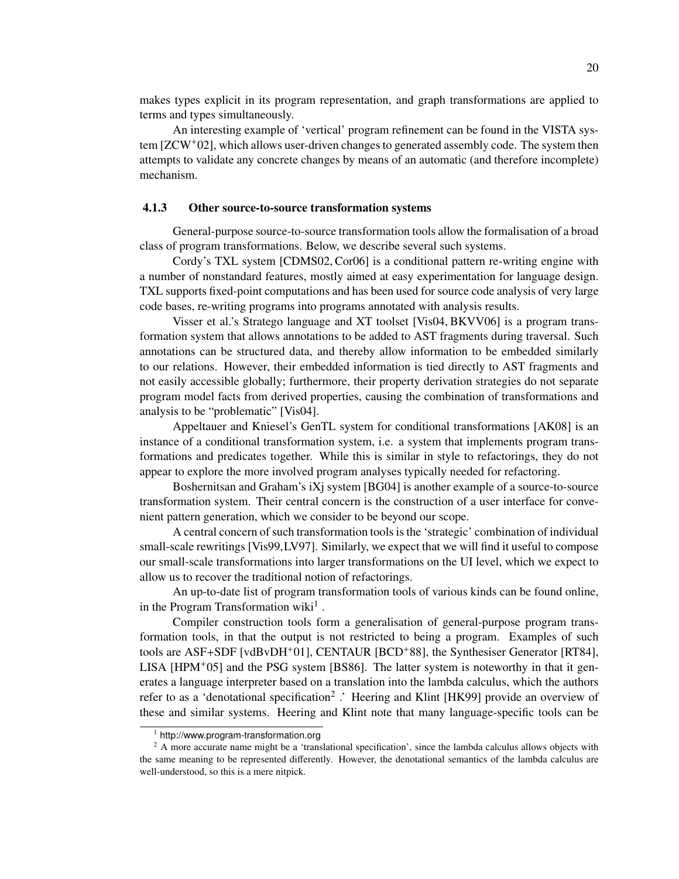makes types explicit in its program representation, and graph transformations are applied to terms and types simultaneously.

An interesting example of 'vertical' program refinement can be found in the VISTA system [ZCW+02], which allows user-driven changes to generated assembly code. The system then attempts to validate any concrete changes by means of an automatic (and therefore incomplete) mechanism.

### 4.1.3 Other source-to-source transformation systems

General-purpose source-to-source transformation tools allow the formalisation of a broad class of program transformations. Below, we describe several such systems.

Cordy's TXL system [CDMS02, Cor06] is a conditional pattern re-writing engine with a number of nonstandard features, mostly aimed at easy experimentation for language design. TXL supports fixed-point computations and has been used for source code analysis of very large code bases, re-writing programs into programs annotated with analysis results.

Visser et al.'s Stratego language and XT toolset [Vis04, BKVV06] is a program transformation system that allows annotations to be added to AST fragments during traversal. Such annotations can be structured data, and thereby allow information to be embedded similarly to our relations. However, their embedded information is tied directly to AST fragments and not easily accessible globally; furthermore, their property derivation strategies do not separate program model facts from derived properties, causing the combination of transformations and analysis to be "problematic" [Vis04].

Appeltauer and Kniesel's GenTL system for conditional transformations [AK08] is an instance of a conditional transformation system, i.e. a system that implements program transformations and predicates together. While this is similar in style to refactorings, they do not appear to explore the more involved program analyses typically needed for refactoring.

Boshernitsan and Graham's iXj system [BG04] is another example of a source-to-source transformation system. Their central concern is the construction of a user interface for convenient pattern generation, which we consider to be beyond our scope.

A central concern of such transformation tools is the 'strategic' combination of individual small-scale rewritings [Vis99,LV97]. Similarly, we expect that we will find it useful to compose our small-scale transformations into larger transformations on the UI level, which we expect to allow us to recover the traditional notion of refactorings.

An up-to-date list of program transformation tools of various kinds can be found online, in the Program Transformation wiki[1] .

Compiler construction tools form a generalisation of general-purpose program transformation tools, in that the output is not restricted to being a program. Examples of such tools are ASF+SDF [vdBvDH+01], CENTAUR [BCD+88], the Synthesiser Generator [RT84], LISA [HPM+05] and the PSG system [BS86]. The latter system is noteworthy in that it generates a language interpreter based on a translation into the lambda calculus, which the authors refer to as a 'denotational specification[2] .' Heering and Klint [HK99] provide an overview of these and similar systems. Heering and Klint note that many language-specific tools can be

[1] http://www.program-transformation.org

[2] A more accurate name might be a 'translational specification', since the lambda calculus allows objects with the same meaning to be represented differently. However, the denotational semantics of the lambda calculus are well-understood, so this is a mere nitpick.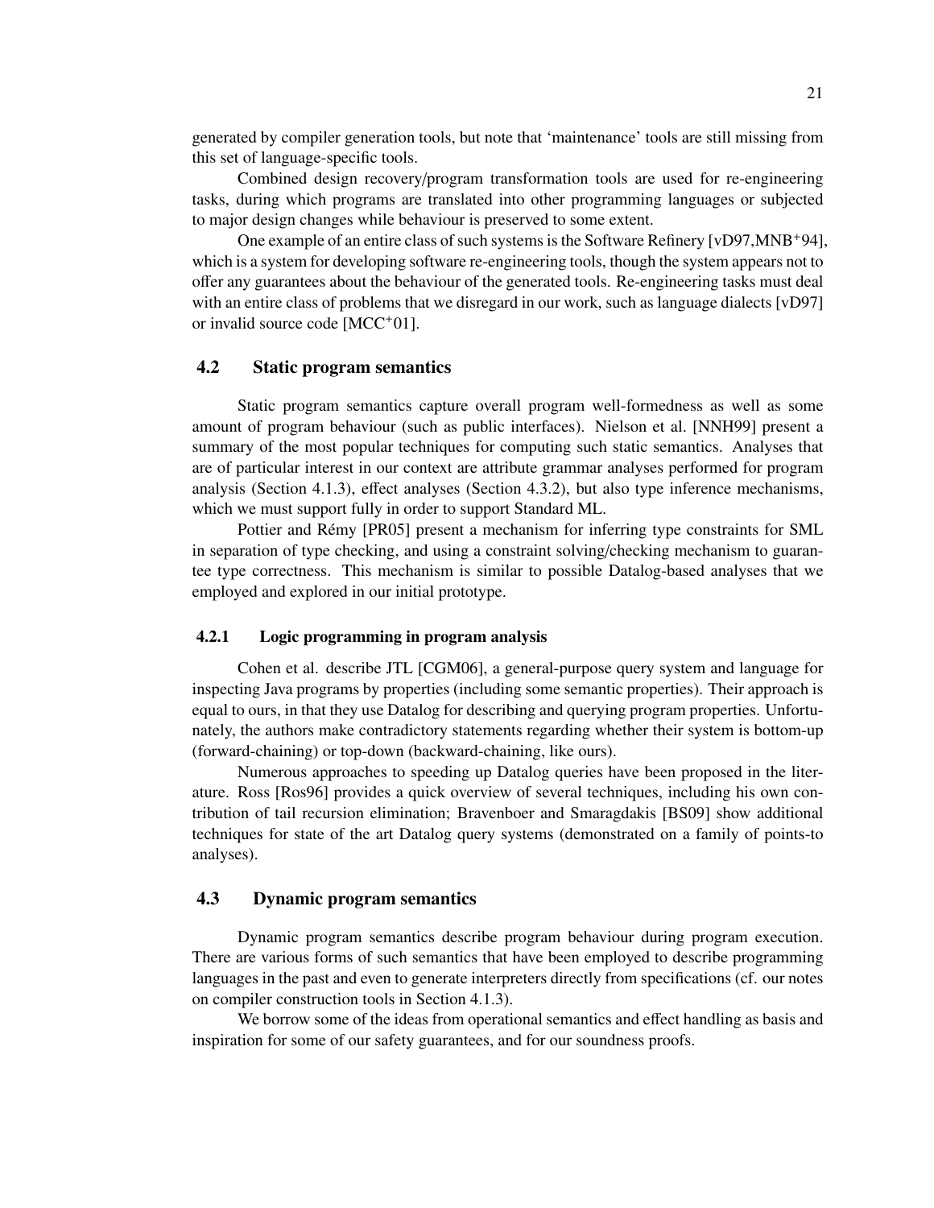generated by compiler generation tools, but note that 'maintenance' tools are still missing from this set of language-specific tools.

Combined design recovery/program transformation tools are used for re-engineering tasks, during which programs are translated into other programming languages or subjected to major design changes while behaviour is preserved to some extent.

One example of an entire class of such systems is the Software Refinery [vD97,MNB+94], which is a system for developing software re-engineering tools, though the system appears not to offer any guarantees about the behaviour of the generated tools. Re-engineering tasks must deal with an entire class of problems that we disregard in our work, such as language dialects [vD97] or invalid source code [MCC+01].

## 4.2 Static program semantics

Static program semantics capture overall program well-formedness as well as some amount of program behaviour (such as public interfaces). Nielson et al. [NNH99] present a summary of the most popular techniques for computing such static semantics. Analyses that are of particular interest in our context are attribute grammar analyses performed for program analysis (Section 4.1.3), effect analyses (Section 4.3.2), but also type inference mechanisms, which we must support fully in order to support Standard ML.

Pottier and Rémy [PR05] present a mechanism for inferring type constraints for SML in separation of type checking, and using a constraint solving/checking mechanism to guarantee type correctness. This mechanism is similar to possible Datalog-based analyses that we employed and explored in our initial prototype.

### 4.2.1 Logic programming in program analysis

Cohen et al. describe JTL [CGM06], a general-purpose query system and language for inspecting Java programs by properties (including some semantic properties). Their approach is equal to ours, in that they use Datalog for describing and querying program properties. Unfortunately, the authors make contradictory statements regarding whether their system is bottom-up (forward-chaining) or top-down (backward-chaining, like ours).

Numerous approaches to speeding up Datalog queries have been proposed in the literature. Ross [Ros96] provides a quick overview of several techniques, including his own contribution of tail recursion elimination; Bravenboer and Smaragdakis [BS09] show additional techniques for state of the art Datalog query systems (demonstrated on a family of points-to analyses).

## 4.3 Dynamic program semantics

Dynamic program semantics describe program behaviour during program execution. There are various forms of such semantics that have been employed to describe programming languages in the past and even to generate interpreters directly from specifications (cf. our notes on compiler construction tools in Section 4.1.3).

We borrow some of the ideas from operational semantics and effect handling as basis and inspiration for some of our safety guarantees, and for our soundness proofs.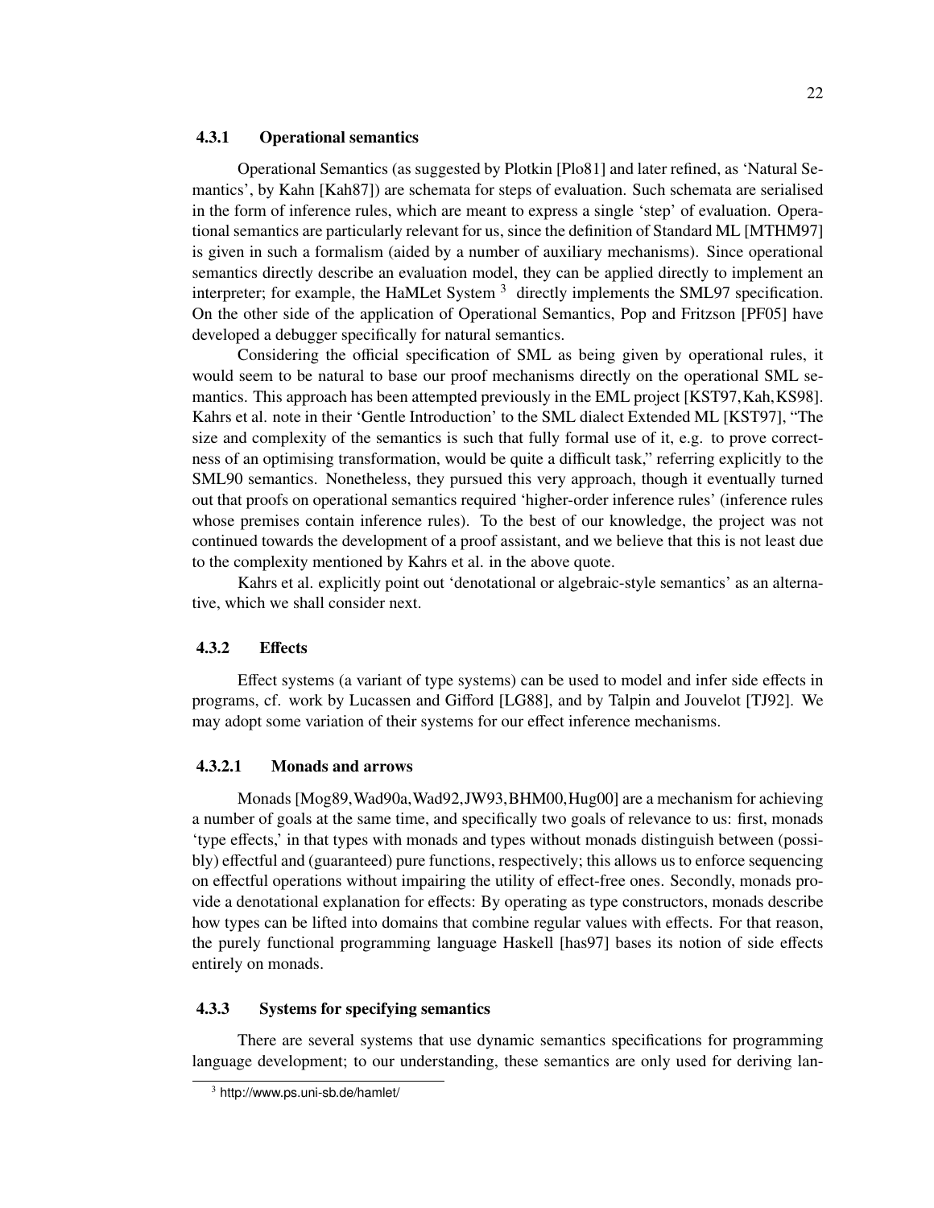### 4.3.1 Operational semantics

Operational Semantics (as suggested by Plotkin [Plo81] and later refined, as 'Natural Semantics', by Kahn [Kah87]) are schemata for steps of evaluation. Such schemata are serialised in the form of inference rules, which are meant to express a single 'step' of evaluation. Operational semantics are particularly relevant for us, since the definition of Standard ML [MTHM97] is given in such a formalism (aided by a number of auxiliary mechanisms). Since operational semantics directly describe an evaluation model, they can be applied directly to implement an interpreter; for example, the HaMLet System [3] directly implements the SML97 specification. On the other side of the application of Operational Semantics, Pop and Fritzson [PF05] have developed a debugger specifically for natural semantics.

Considering the official specification of SML as being given by operational rules, it would seem to be natural to base our proof mechanisms directly on the operational SML semantics. This approach has been attempted previously in the EML project [KST97,Kah,KS98]. Kahrs et al. note in their 'Gentle Introduction' to the SML dialect Extended ML [KST97], "The size and complexity of the semantics is such that fully formal use of it, e.g. to prove correctness of an optimising transformation, would be quite a difficult task," referring explicitly to the SML90 semantics. Nonetheless, they pursued this very approach, though it eventually turned out that proofs on operational semantics required 'higher-order inference rules' (inference rules whose premises contain inference rules). To the best of our knowledge, the project was not continued towards the development of a proof assistant, and we believe that this is not least due to the complexity mentioned by Kahrs et al. in the above quote.

Kahrs et al. explicitly point out 'denotational or algebraic-style semantics' as an alternative, which we shall consider next.

### 4.3.2 Effects

Effect systems (a variant of type systems) can be used to model and infer side effects in programs, cf. work by Lucassen and Gifford [LG88], and by Talpin and Jouvelot [TJ92]. We may adopt some variation of their systems for our effect inference mechanisms.

#### 4.3.2.1 Monads and arrows

Monads [Mog89,Wad90a,Wad92,JW93,BHM00,Hug00] are a mechanism for achieving a number of goals at the same time, and specifically two goals of relevance to us: first, monads 'type effects,' in that types with monads and types without monads distinguish between (possibly) effectful and (guaranteed) pure functions, respectively; this allows us to enforce sequencing on effectful operations without impairing the utility of effect-free ones. Secondly, monads provide a denotational explanation for effects: By operating as type constructors, monads describe how types can be lifted into domains that combine regular values with effects. For that reason, the purely functional programming language Haskell [has97] bases its notion of side effects entirely on monads.

### 4.3.3 Systems for specifying semantics

There are several systems that use dynamic semantics specifications for programming language development; to our understanding, these semantics are only used for deriving lan-

[3] http://www.ps.uni-sb.de/hamlet/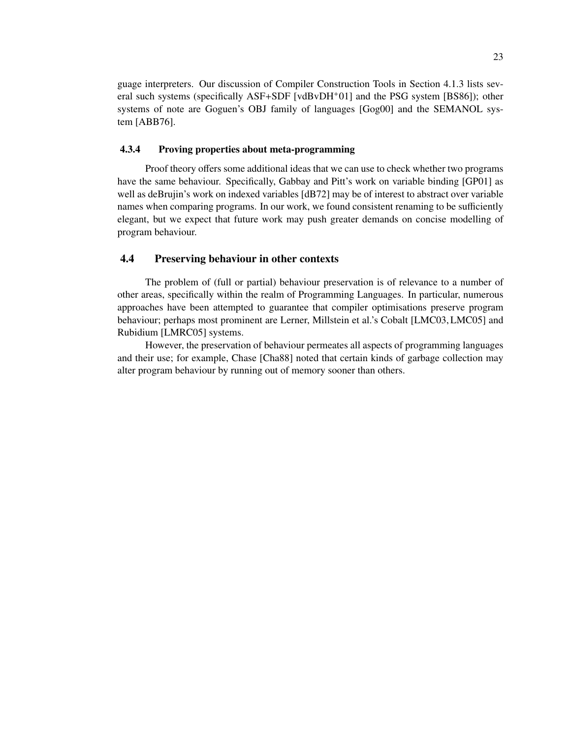guage interpreters. Our discussion of Compiler Construction Tools in Section 4.1.3 lists several such systems (specifically ASF+SDF [vdBvDH+01] and the PSG system [BS86]); other systems of note are Goguen's OBJ family of languages [Gog00] and the SEMANOL system [ABB76].

### 4.3.4 Proving properties about meta-programming

Proof theory offers some additional ideas that we can use to check whether two programs have the same behaviour. Specifically, Gabbay and Pitt's work on variable binding [GP01] as well as deBrujin's work on indexed variables [dB72] may be of interest to abstract over variable names when comparing programs. In our work, we found consistent renaming to be sufficiently elegant, but we expect that future work may push greater demands on concise modelling of program behaviour.

## 4.4 Preserving behaviour in other contexts

The problem of (full or partial) behaviour preservation is of relevance to a number of other areas, specifically within the realm of Programming Languages. In particular, numerous approaches have been attempted to guarantee that compiler optimisations preserve program behaviour; perhaps most prominent are Lerner, Millstein et al.'s Cobalt [LMC03, LMC05] and Rubidium [LMRC05] systems.

However, the preservation of behaviour permeates all aspects of programming languages and their use; for example, Chase [Cha88] noted that certain kinds of garbage collection may alter program behaviour by running out of memory sooner than others.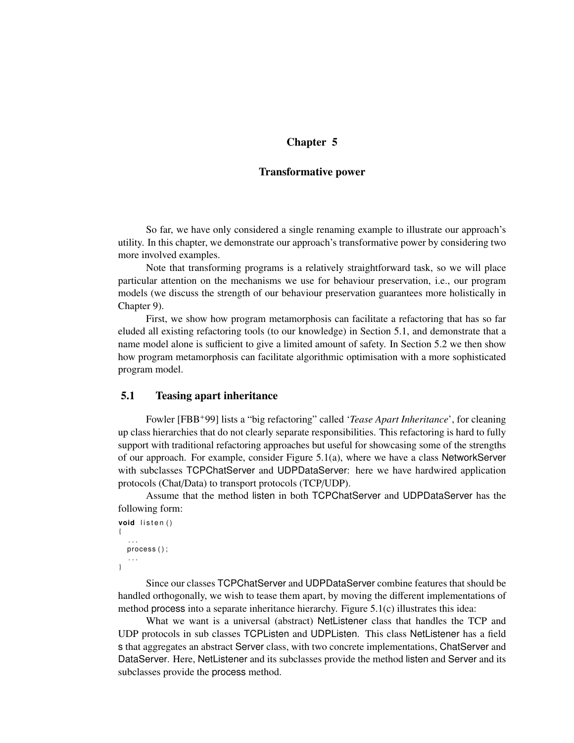# Chapter 5

## Transformative power

So far, we have only considered a single renaming example to illustrate our approach's utility. In this chapter, we demonstrate our approach's transformative power by considering two more involved examples.

Note that transforming programs is a relatively straightforward task, so we will place particular attention on the mechanisms we use for behaviour preservation, i.e., our program models (we discuss the strength of our behaviour preservation guarantees more holistically in Chapter 9).

First, we show how program metamorphosis can facilitate a refactoring that has so far eluded all existing refactoring tools (to our knowledge) in Section 5.1, and demonstrate that a name model alone is sufficient to give a limited amount of safety. In Section 5.2 we then show how program metamorphosis can facilitate algorithmic optimisation with a more sophisticated program model.

### 5.1 Teasing apart inheritance

Fowler [FBB+99] lists a "big refactoring" called '*Tease Apart Inheritance*', for cleaning up class hierarchies that do not clearly separate responsibilities. This refactoring is hard to fully support with traditional refactoring approaches but useful for showcasing some of the strengths of our approach. For example, consider Figure 5.1(a), where we have a class NetworkServer with subclasses TCPChatServer and UDPDataServer: here we have hardwired application protocols (Chat/Data) to transport protocols (TCP/UDP).

Assume that the method listen in both TCPChatServer and UDPDataServer has the following form:

```
void listen()
{
  ...
  process();
  ...
}
```

Since our classes TCPChatServer and UDPDataServer combine features that should be handled orthogonally, we wish to tease them apart, by moving the different implementations of method process into a separate inheritance hierarchy. Figure 5.1(c) illustrates this idea:

What we want is a universal (abstract) NetListener class that handles the TCP and UDP protocols in sub classes TCPListen and UDPListen. This class NetListener has a field s that aggregates an abstract Server class, with two concrete implementations, ChatServer and DataServer. Here, NetListener and its subclasses provide the method listen and Server and its subclasses provide the process method.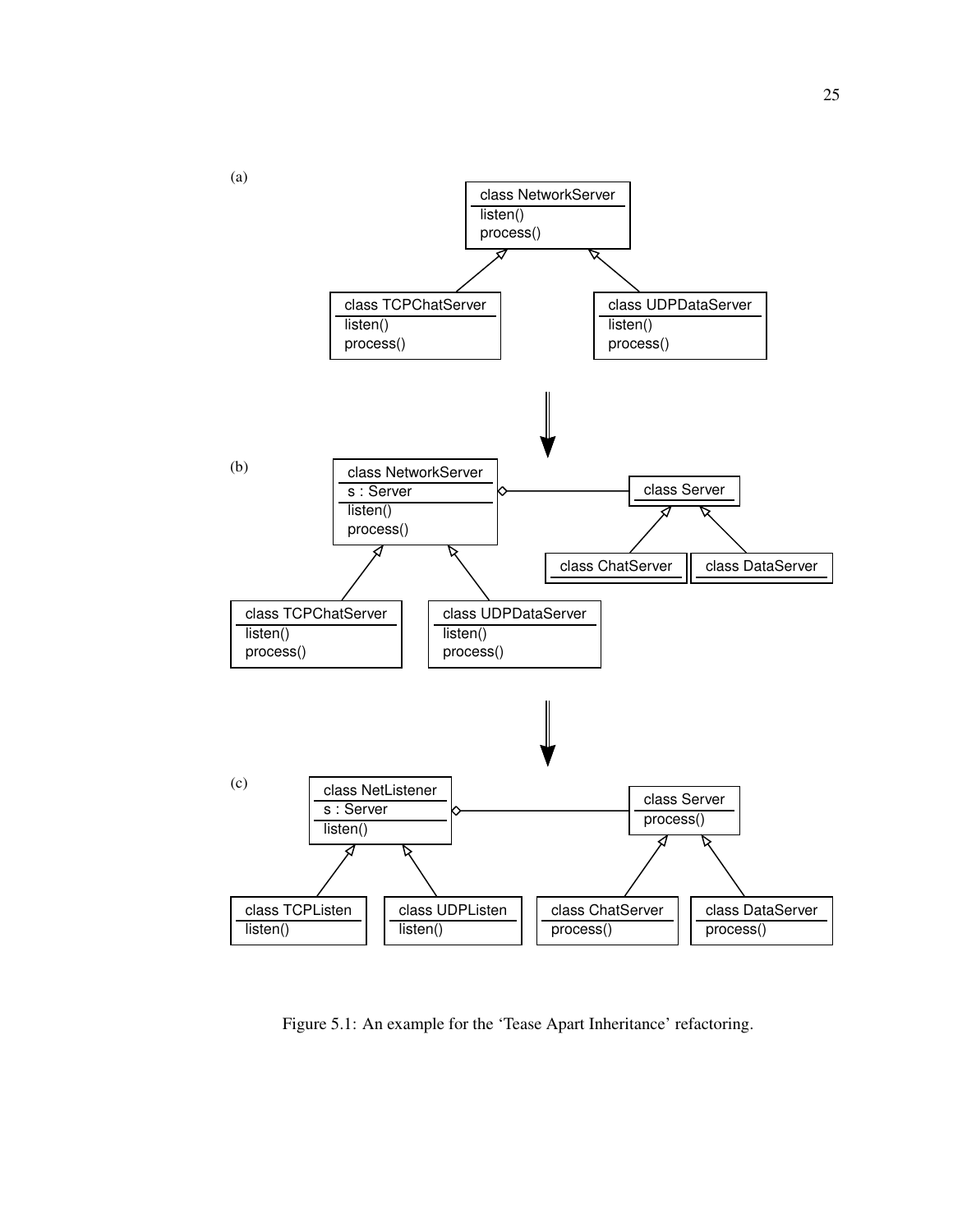(a)

class NetworkServer
listen()
process()

class TCPChatServer
listen()
process()

class UDPDataServer
listen()
process()

(b)

class NetworkServer
s : Server
listen()
process()

class Server

class ChatServer

class DataServer

class TCPChatServer
listen()
process()

class UDPDataServer
listen()
process()

(c)

class NetListener
s : Server
listen()

class Server
process()

class TCPListen
listen()

class UDPListen
listen()

class ChatServer
process()

class DataServer
process()

Figure 5.1: An example for the ‘Tease Apart Inheritance’ refactoring.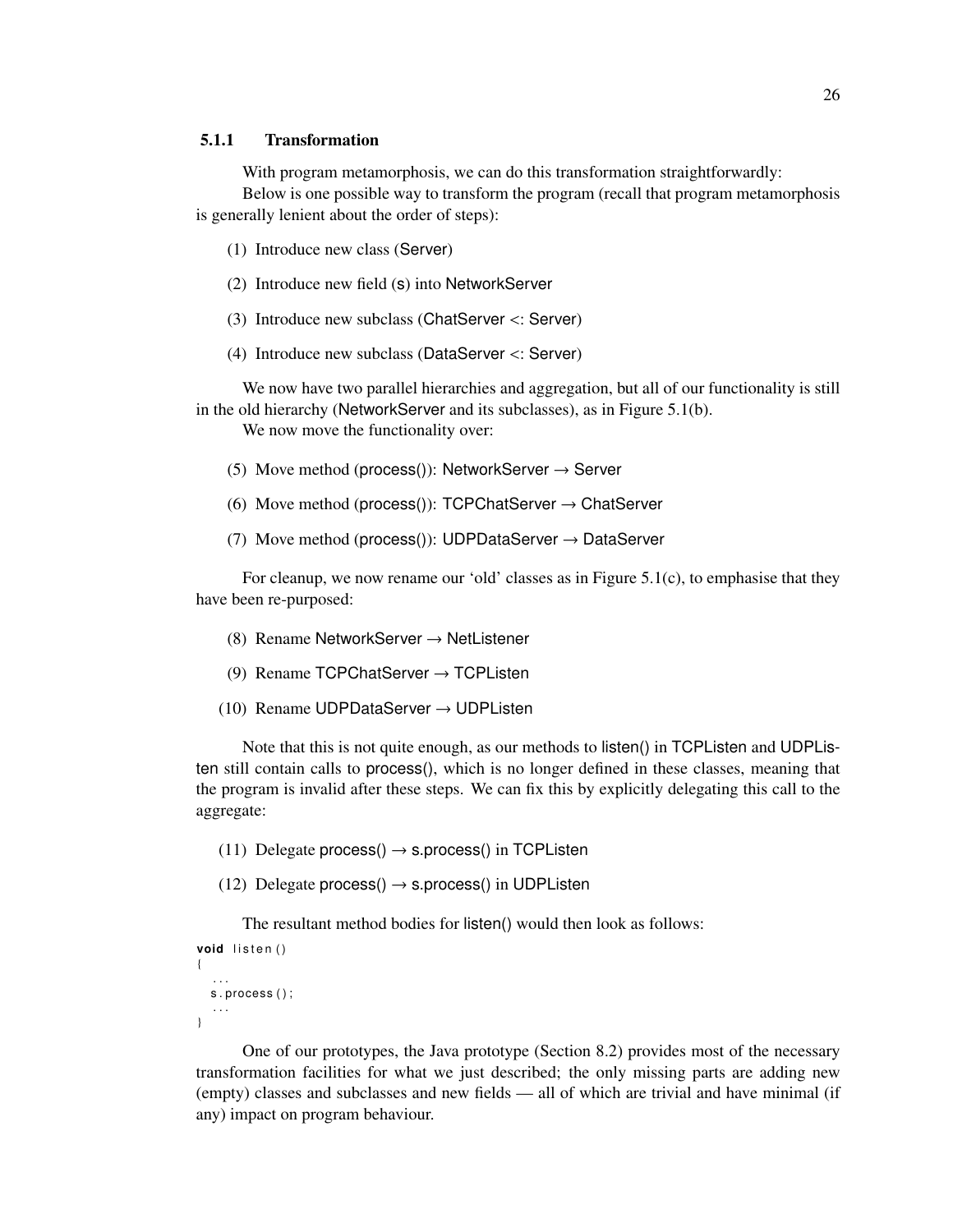### 5.1.1 Transformation

With program metamorphosis, we can do this transformation straightforwardly:

Below is one possible way to transform the program (recall that program metamorphosis is generally lenient about the order of steps):

(1) Introduce new class (Server)

(2) Introduce new field (s) into NetworkServer

(3) Introduce new subclass (ChatServer <: Server)

(4) Introduce new subclass (DataServer <: Server)

We now have two parallel hierarchies and aggregation, but all of our functionality is still in the old hierarchy (NetworkServer and its subclasses), as in Figure 5.1(b).

We now move the functionality over:

(5) Move method (process()): NetworkServer → Server

(6) Move method (process()): TCPChatServer → ChatServer

(7) Move method (process()): UDPDataServer → DataServer

For cleanup, we now rename our 'old' classes as in Figure 5.1(c), to emphasise that they have been re-purposed:

(8) Rename NetworkServer → NetListener

(9) Rename TCPChatServer → TCPListen

(10) Rename UDPDataServer → UDPListen

Note that this is not quite enough, as our methods to listen() in TCPListen and UDPListen still contain calls to process(), which is no longer defined in these classes, meaning that the program is invalid after these steps. We can fix this by explicitly delegating this call to the aggregate:

(11) Delegate process() → s.process() in TCPListen

(12) Delegate process() → s.process() in UDPListen

The resultant method bodies for listen() would then look as follows:

```
void listen()
{
  ...
  s.process();
  ...
}
```

One of our prototypes, the Java prototype (Section 8.2) provides most of the necessary transformation facilities for what we just described; the only missing parts are adding new (empty) classes and subclasses and new fields — all of which are trivial and have minimal (if any) impact on program behaviour.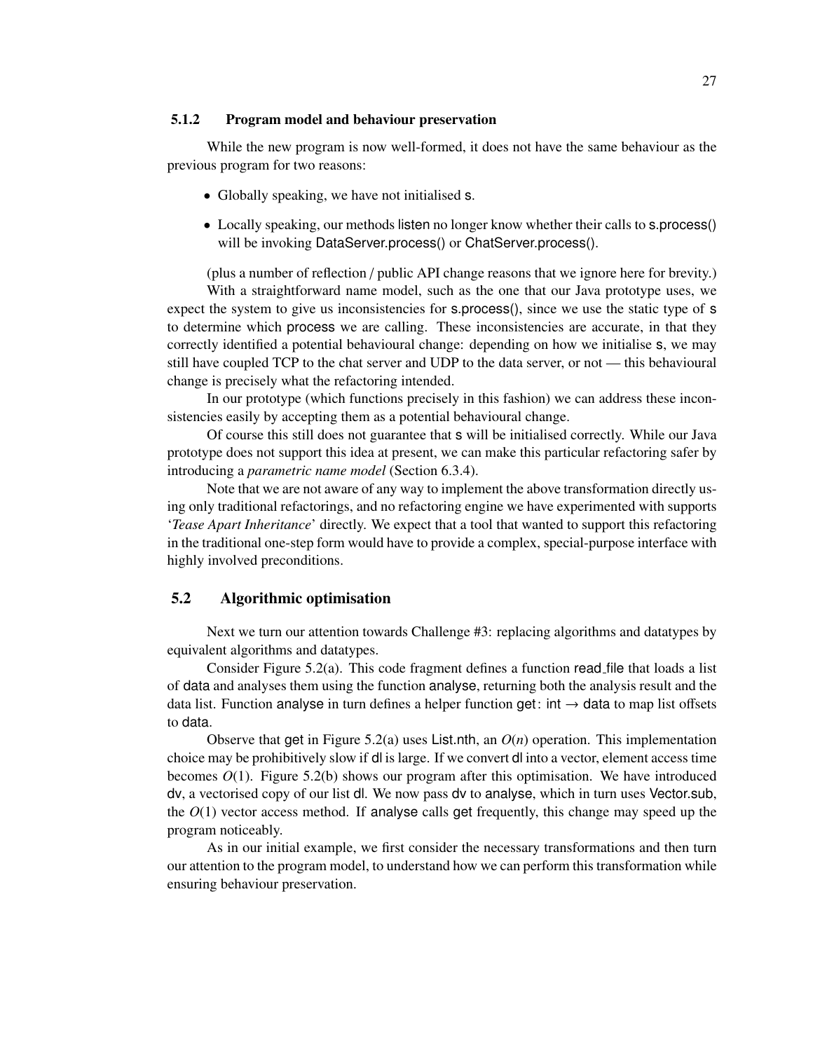### 5.1.2 Program model and behaviour preservation

While the new program is now well-formed, it does not have the same behaviour as the previous program for two reasons:

- Globally speaking, we have not initialised s.
- Locally speaking, our methods listen no longer know whether their calls to s.process() will be invoking DataServer.process() or ChatServer.process().

(plus a number of reflection / public API change reasons that we ignore here for brevity.)

With a straightforward name model, such as the one that our Java prototype uses, we expect the system to give us inconsistencies for s.process(), since we use the static type of s to determine which process we are calling. These inconsistencies are accurate, in that they correctly identified a potential behavioural change: depending on how we initialise s, we may still have coupled TCP to the chat server and UDP to the data server, or not — this behavioural change is precisely what the refactoring intended.

In our prototype (which functions precisely in this fashion) we can address these inconsistencies easily by accepting them as a potential behavioural change.

Of course this still does not guarantee that s will be initialised correctly. While our Java prototype does not support this idea at present, we can make this particular refactoring safer by introducing a *parametric name model* (Section 6.3.4).

Note that we are not aware of any way to implement the above transformation directly using only traditional refactorings, and no refactoring engine we have experimented with supports '*Tease Apart Inheritance*' directly. We expect that a tool that wanted to support this refactoring in the traditional one-step form would have to provide a complex, special-purpose interface with highly involved preconditions.

## 5.2 Algorithmic optimisation

Next we turn our attention towards Challenge #3: replacing algorithms and datatypes by equivalent algorithms and datatypes.

Consider Figure 5.2(a). This code fragment defines a function read_file that loads a list of data and analyses them using the function analyse, returning both the analysis result and the data list. Function analyse in turn defines a helper function get: int $\rightarrow$ data to map list offsets to data.

Observe that get in Figure 5.2(a) uses List.nth, an $O(n)$ operation. This implementation choice may be prohibitively slow if dl is large. If we convert dl into a vector, element access time becomes $O(1)$. Figure 5.2(b) shows our program after this optimisation. We have introduced dv, a vectorised copy of our list dl. We now pass dv to analyse, which in turn uses Vector.sub, the $O(1)$ vector access method. If analyse calls get frequently, this change may speed up the program noticeably.

As in our initial example, we first consider the necessary transformations and then turn our attention to the program model, to understand how we can perform this transformation while ensuring behaviour preservation.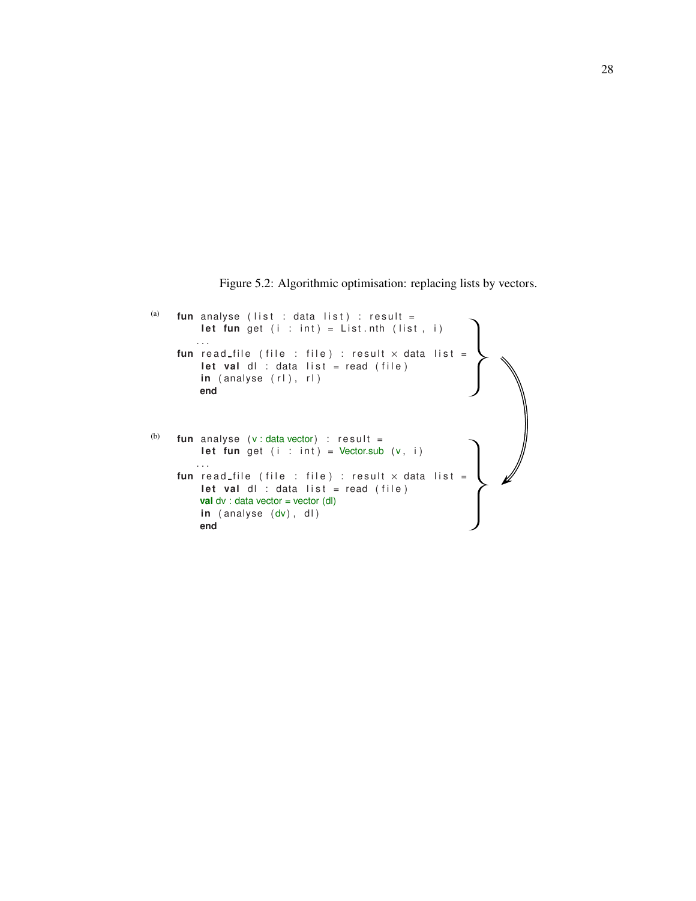Figure 5.2: Algorithmic optimisation: replacing lists by vectors.

(a)

```
fun analyse (list : data list) : result =
    let fun get (i : int) = List.nth (list, i)
   ...
fun read_file (file : file) : result × data list =
    let val dl : data list = read (file)
    in (analyse (rl), rl)
    end
```

(b)

```
fun analyse (v : data vector) : result =
    let fun get (i : int) = Vector.sub (v, i)
   ...
fun read_file (file : file) : result × data list =
    let val dl : data list = read (file)
    val dv : data vector = vector (dl)
    in (analyse (dv), dl)
    end
```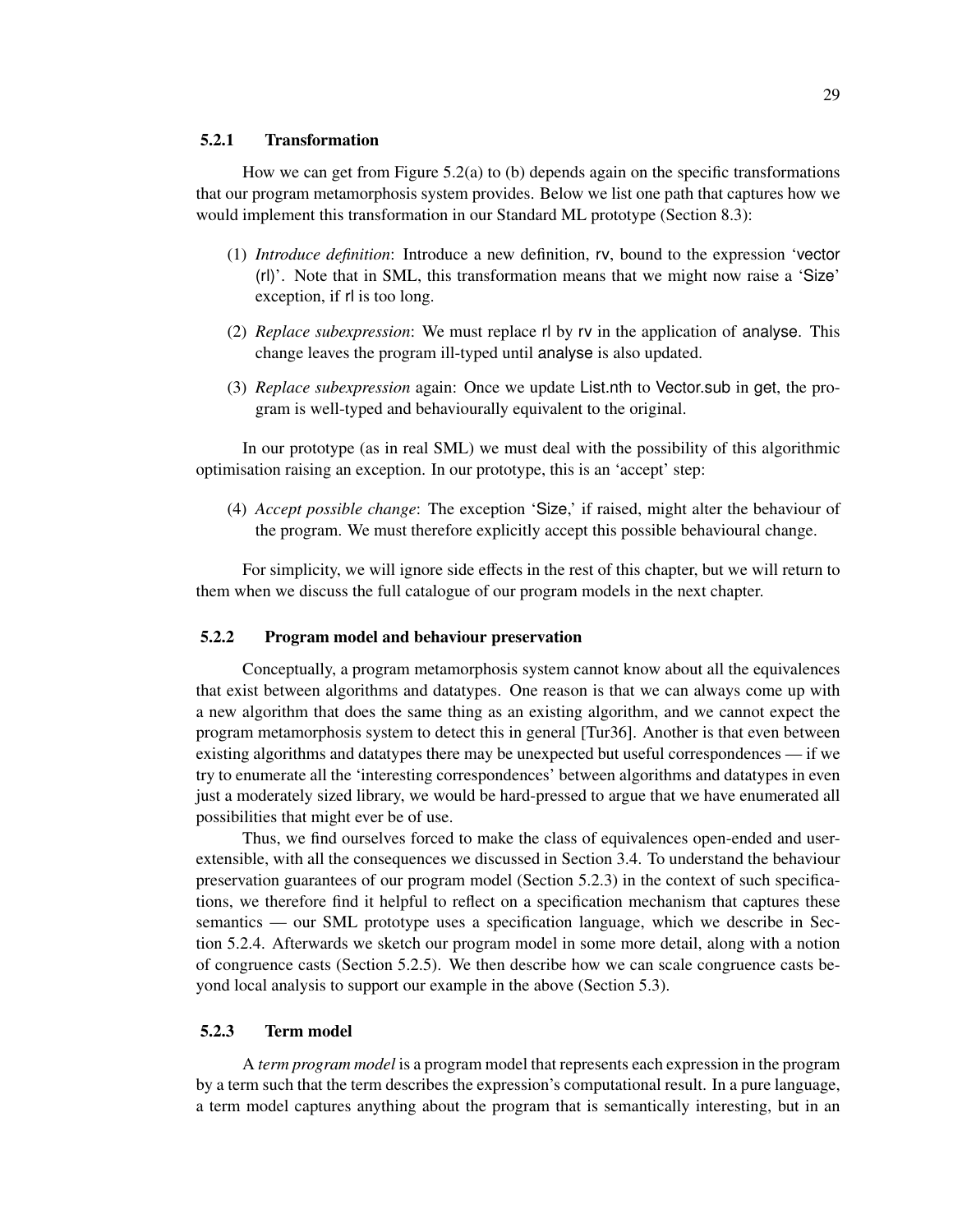### 5.2.1 Transformation

How we can get from Figure 5.2(a) to (b) depends again on the specific transformations that our program metamorphosis system provides. Below we list one path that captures how we would implement this transformation in our Standard ML prototype (Section 8.3):

(1) *Introduce definition*: Introduce a new definition, rv, bound to the expression 'vector (rl)'. Note that in SML, this transformation means that we might now raise a 'Size' exception, if rl is too long.

(2) *Replace subexpression*: We must replace rl by rv in the application of analyse. This change leaves the program ill-typed until analyse is also updated.

(3) *Replace subexpression* again: Once we update List.nth to Vector.sub in get, the program is well-typed and behaviourally equivalent to the original.

In our prototype (as in real SML) we must deal with the possibility of this algorithmic optimisation raising an exception. In our prototype, this is an 'accept' step:

(4) *Accept possible change*: The exception 'Size,' if raised, might alter the behaviour of the program. We must therefore explicitly accept this possible behavioural change.

For simplicity, we will ignore side effects in the rest of this chapter, but we will return to them when we discuss the full catalogue of our program models in the next chapter.

### 5.2.2 Program model and behaviour preservation

Conceptually, a program metamorphosis system cannot know about all the equivalences that exist between algorithms and datatypes. One reason is that we can always come up with a new algorithm that does the same thing as an existing algorithm, and we cannot expect the program metamorphosis system to detect this in general [Tur36]. Another is that even between existing algorithms and datatypes there may be unexpected but useful correspondences — if we try to enumerate all the 'interesting correspondences' between algorithms and datatypes in even just a moderately sized library, we would be hard-pressed to argue that we have enumerated all possibilities that might ever be of use.

Thus, we find ourselves forced to make the class of equivalences open-ended and user-extensible, with all the consequences we discussed in Section 3.4. To understand the behaviour preservation guarantees of our program model (Section 5.2.3) in the context of such specifications, we therefore find it helpful to reflect on a specification mechanism that captures these semantics — our SML prototype uses a specification language, which we describe in Section 5.2.4. Afterwards we sketch our program model in some more detail, along with a notion of congruence casts (Section 5.2.5). We then describe how we can scale congruence casts beyond local analysis to support our example in the above (Section 5.3).

### 5.2.3 Term model

A *term program model* is a program model that represents each expression in the program by a term such that the term describes the expression's computational result. In a pure language, a term model captures anything about the program that is semantically interesting, but in an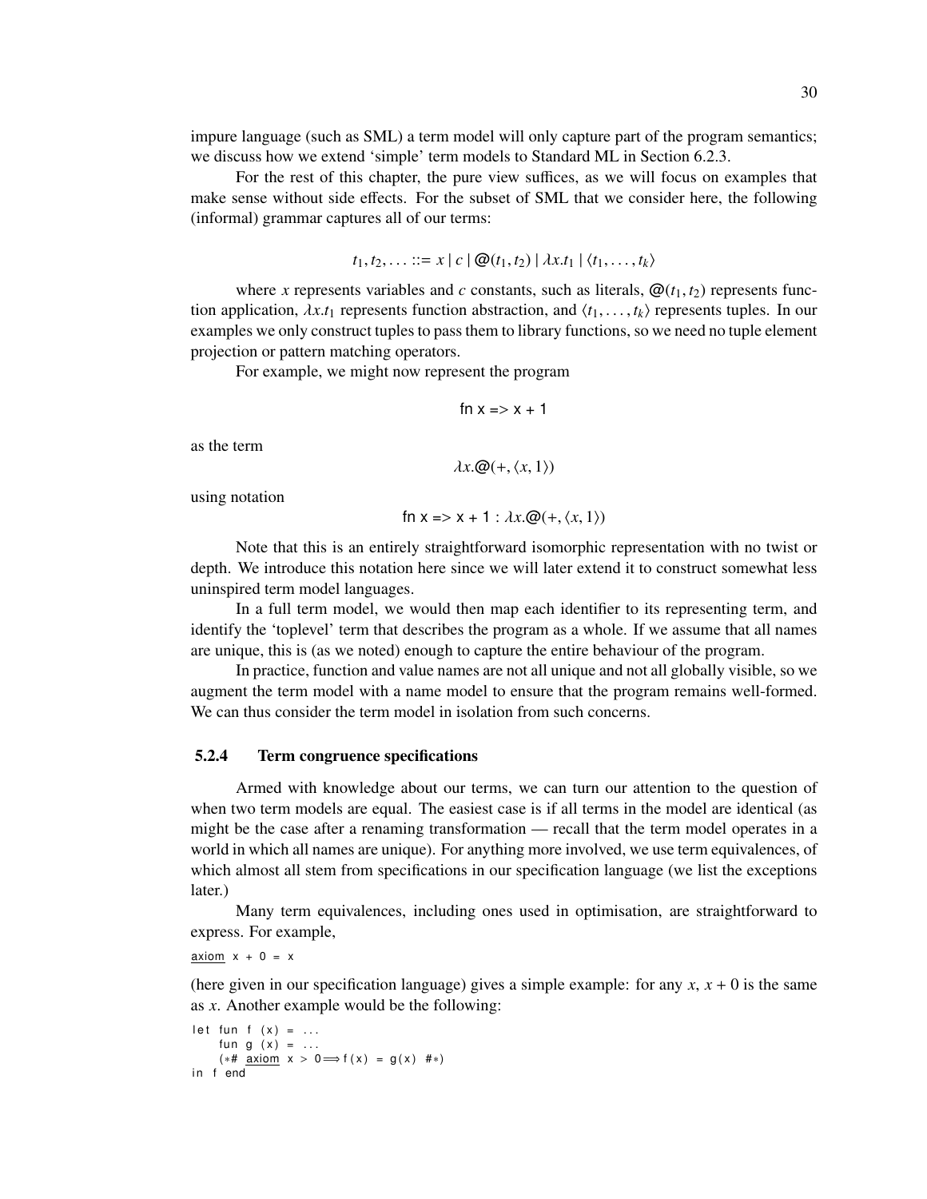impure language (such as SML) a term model will only capture part of the program semantics; we discuss how we extend 'simple' term models to Standard ML in Section 6.2.3.

For the rest of this chapter, the pure view suffices, as we will focus on examples that make sense without side effects. For the subset of SML that we consider here, the following (informal) grammar captures all of our terms:

$$t_1, t_2, \ldots ::= x \mid c \mid @(t_1, t_2) \mid \lambda x.t_1 \mid \langle t_1, \ldots, t_k \rangle$$

where $x$ represents variables and $c$ constants, such as literals, $@(t_1, t_2)$ represents function application, $\lambda x.t_1$ represents function abstraction, and $\langle t_1, \ldots, t_k \rangle$ represents tuples. In our examples we only construct tuples to pass them to library functions, so we need no tuple element projection or pattern matching operators.

For example, we might now represent the program

```
fn x => x + 1
```

as the term

$$\lambda x.@(+, \langle x, 1 \rangle)$$

using notation

$$\texttt{fn x => x + 1} : \lambda x.@(+, \langle x, 1 \rangle)$$

Note that this is an entirely straightforward isomorphic representation with no twist or depth. We introduce this notation here since we will later extend it to construct somewhat less uninspired term model languages.

In a full term model, we would then map each identifier to its representing term, and identify the 'toplevel' term that describes the program as a whole. If we assume that all names are unique, this is (as we noted) enough to capture the entire behaviour of the program.

In practice, function and value names are not all unique and not all globally visible, so we augment the term model with a name model to ensure that the program remains well-formed. We can thus consider the term model in isolation from such concerns.

### 5.2.4 Term congruence specifications

Armed with knowledge about our terms, we can turn our attention to the question of when two term models are equal. The easiest case is if all terms in the model are identical (as might be the case after a renaming transformation — recall that the term model operates in a world in which all names are unique). For anything more involved, we use term equivalences, of which almost all stem from specifications in our specification language (we list the exceptions later.)

Many term equivalences, including ones used in optimisation, are straightforward to express. For example,

```
axiom x + 0 = x
```

(here given in our specification language) gives a simple example: for any $x$, $x + 0$ is the same as $x$. Another example would be the following:

```
let fun f (x) = ...
    fun g (x) = ...
    (*# axiom x > 0 ⟹ f(x) = g(x) #*)
in f end
```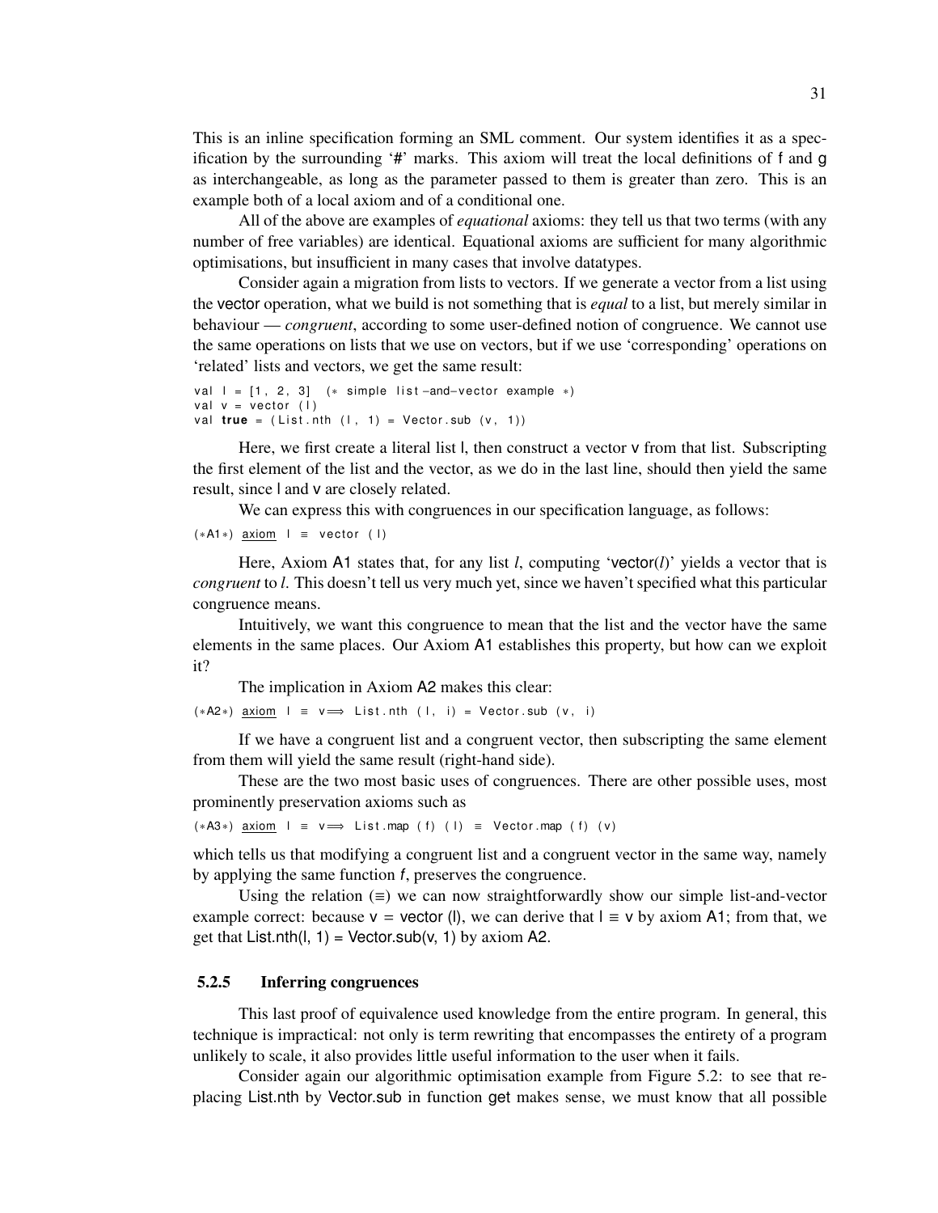This is an inline specification forming an SML comment. Our system identifies it as a specification by the surrounding '#' marks. This axiom will treat the local definitions of f and g as interchangeable, as long as the parameter passed to them is greater than zero. This is an example both of a local axiom and of a conditional one.

All of the above are examples of *equational* axioms: they tell us that two terms (with any number of free variables) are identical. Equational axioms are sufficient for many algorithmic optimisations, but insufficient in many cases that involve datatypes.

Consider again a migration from lists to vectors. If we generate a vector from a list using the vector operation, what we build is not something that is *equal* to a list, but merely similar in behaviour — *congruent*, according to some user-defined notion of congruence. We cannot use the same operations on lists that we use on vectors, but if we use 'corresponding' operations on 'related' lists and vectors, we get the same result:

```
val l = [1, 2, 3]  (* simple list-and-vector example *)
val v = vector (l)
val true = (List.nth (l, 1) = Vector.sub (v, 1))
```

Here, we first create a literal list l, then construct a vector v from that list. Subscripting the first element of the list and the vector, as we do in the last line, should then yield the same result, since l and v are closely related.

We can express this with congruences in our specification language, as follows:

```
(*A1*) axiom l ≡ vector (l)
```

Here, Axiom A1 states that, for any list *l*, computing 'vector(*l*)' yields a vector that is *congruent* to *l*. This doesn't tell us very much yet, since we haven't specified what this particular congruence means.

Intuitively, we want this congruence to mean that the list and the vector have the same elements in the same places. Our Axiom A1 establishes this property, but how can we exploit it?

The implication in Axiom A2 makes this clear:

```
(*A2*) axiom l ≡ v ⟹ List.nth (l, i) = Vector.sub (v, i)
```

If we have a congruent list and a congruent vector, then subscripting the same element from them will yield the same result (right-hand side).

These are the two most basic uses of congruences. There are other possible uses, most prominently preservation axioms such as

```
(*A3*) axiom l ≡ v ⟹ List.map (f) (l) ≡ Vector.map (f) (v)
```

which tells us that modifying a congruent list and a congruent vector in the same way, namely by applying the same function *f*, preserves the congruence.

Using the relation (≡) we can now straightforwardly show our simple list-and-vector example correct: because v = vector (l), we can derive that l ≡ v by axiom A1; from that, we get that List.nth(l, 1) = Vector.sub(v, 1) by axiom A2.

### 5.2.5 Inferring congruences

This last proof of equivalence used knowledge from the entire program. In general, this technique is impractical: not only is term rewriting that encompasses the entirety of a program unlikely to scale, it also provides little useful information to the user when it fails.

Consider again our algorithmic optimisation example from Figure 5.2: to see that replacing List.nth by Vector.sub in function get makes sense, we must know that all possible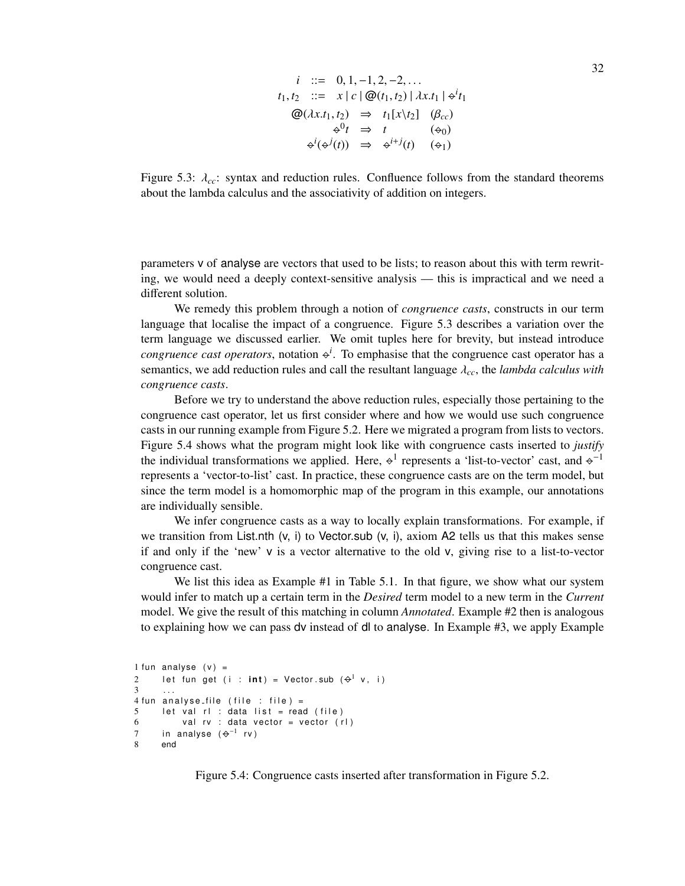$$
\begin{array}{rcll}
i & ::= & 0, 1, -1, 2, -2, \ldots & \\
t_1, t_2 & ::= & x \mid c \mid @(t_1, t_2) \mid \lambda x.t_1 \mid \diamond^i t_1 & \\
@(\lambda x.t_1, t_2) & \Rightarrow & t_1[x \backslash t_2] & (\beta_{cc}) \\
\diamond^0 t & \Rightarrow & t & (\diamond_0) \\
\diamond^i(\diamond^j(t)) & \Rightarrow & \diamond^{i+j}(t) & (\diamond_1)
\end{array}
$$

Figure 5.3: $\lambda_{cc}$: syntax and reduction rules. Confluence follows from the standard theorems about the lambda calculus and the associativity of addition on integers.

parameters v of analyse are vectors that used to be lists; to reason about this with term rewriting, we would need a deeply context-sensitive analysis — this is impractical and we need a different solution.

We remedy this problem through a notion of *congruence casts*, constructs in our term language that localise the impact of a congruence. Figure 5.3 describes a variation over the term language we discussed earlier. We omit tuples here for brevity, but instead introduce *congruence cast operators*, notation $\diamond^i$. To emphasise that the congruence cast operator has a semantics, we add reduction rules and call the resultant language $\lambda_{cc}$, the *lambda calculus with congruence casts*.

Before we try to understand the above reduction rules, especially those pertaining to the congruence cast operator, let us first consider where and how we would use such congruence casts in our running example from Figure 5.2. Here we migrated a program from lists to vectors. Figure 5.4 shows what the program might look like with congruence casts inserted to *justify* the individual transformations we applied. Here, $\diamond^1$ represents a 'list-to-vector' cast, and $\diamond^{-1}$ represents a 'vector-to-list' cast. In practice, these congruence casts are on the term model, but since the term model is a homomorphic map of the program in this example, our annotations are individually sensible.

We infer congruence casts as a way to locally explain transformations. For example, if we transition from List.nth (v, i) to Vector.sub (v, i), axiom A2 tells us that this makes sense if and only if the 'new' v is a vector alternative to the old v, giving rise to a list-to-vector congruence cast.

We list this idea as Example #1 in Table 5.1. In that figure, we show what our system would infer to match up a certain term in the *Desired* term model to a new term in the *Current* model. We give the result of this matching in column *Annotated*. Example #2 then is analogous to explaining how we can pass dv instead of dl to analyse. In Example #3, we apply Example

```
1 fun analyse (v) =
2     let fun get (i : int) = Vector.sub (◇¹ v, i)
3     ...
4 fun analyse_file (file : file) =
5     let val rl : data list = read (file)
6         val rv : data vector = vector (rl)
7     in analyse (◇⁻¹ rv)
8     end
```

Figure 5.4: Congruence casts inserted after transformation in Figure 5.2.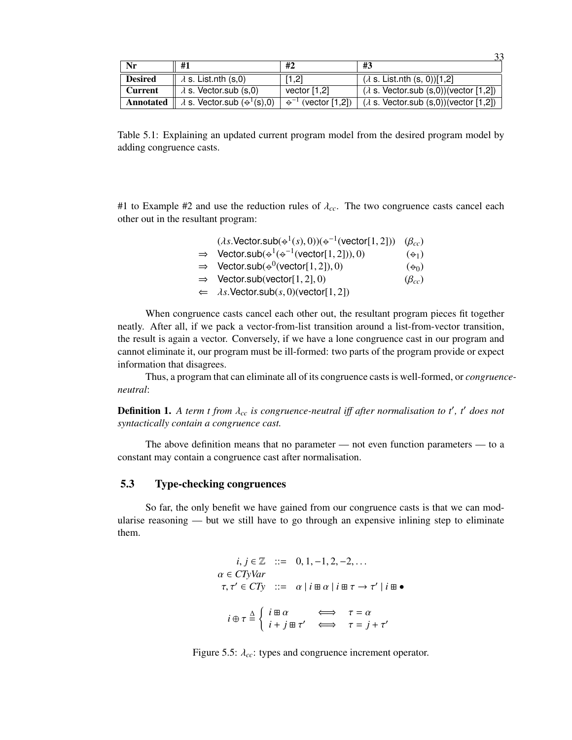| Nr | #1 | #2 | #3 |
|---|---|---|---|
| **Desired** | $\lambda$ s. List.nth (s,0) | [1,2] | ($\lambda$ s. List.nth (s, 0))[1,2] |
| **Current** | $\lambda$ s. Vector.sub (s,0) | vector [1,2] | ($\lambda$ s. Vector.sub (s,0))(vector [1,2]) |
| **Annotated** | $\lambda$ s. Vector.sub ($\diamond^1$(s),0) | $\diamond^{-1}$ (vector [1,2]) | ($\lambda$ s. Vector.sub (s,0))(vector [1,2]) |

Table 5.1: Explaining an updated current program model from the desired program model by adding congruence casts.

#1 to Example #2 and use the reduction rules of $\lambda_{cc}$. The two congruence casts cancel each other out in the resultant program:

$$
\begin{array}{lll}
 & (\lambda s.\mathsf{Vector.sub}(\diamond^1(s), 0))(\diamond^{-1}(\mathsf{vector}[1,2])) & (\beta_{cc}) \\
\Rightarrow & \mathsf{Vector.sub}(\diamond^1(\diamond^{-1}(\mathsf{vector}[1,2])), 0) & (\diamond_1) \\
\Rightarrow & \mathsf{Vector.sub}(\diamond^0(\mathsf{vector}[1,2]), 0) & (\diamond_0) \\
\Rightarrow & \mathsf{Vector.sub}(\mathsf{vector}[1,2], 0) & (\beta_{cc}) \\
\Leftarrow & \lambda s.\mathsf{Vector.sub}(s, 0)(\mathsf{vector}[1,2]) &
\end{array}
$$

When congruence casts cancel each other out, the resultant program pieces fit together neatly. After all, if we pack a vector-from-list transition around a list-from-vector transition, the result is again a vector. Conversely, if we have a lone congruence cast in our program and cannot eliminate it, our program must be ill-formed: two parts of the program provide or expect information that disagrees.

Thus, a program that can eliminate all of its congruence casts is well-formed, or *congruence-neutral*:

**Definition 1.** *A term $t$ from $\lambda_{cc}$ is congruence-neutral iff after normalisation to $t'$, $t'$ does not syntactically contain a congruence cast.*

The above definition means that no parameter — not even function parameters — to a constant may contain a congruence cast after normalisation.

### 5.3 Type-checking congruences

So far, the only benefit we have gained from our congruence casts is that we can modularise reasoning — but we still have to go through an expensive inlining step to eliminate them.

$$
\begin{array}{rcl}
i, j \in \mathbb{Z} & ::= & 0, 1, -1, 2, -2, \ldots \\
\alpha \in \mathit{CTyVar} & & \\
\tau, \tau' \in \mathit{CTy} & ::= & \alpha \mid i \boxplus \alpha \mid i \boxplus \tau \to \tau' \mid i \boxplus \bullet
\end{array}
$$

$$
i \oplus \tau \triangleq \begin{cases} i \boxplus \alpha & \iff \quad \tau = \alpha \\ i + j \boxplus \tau' & \iff \quad \tau = j + \tau' \end{cases}
$$

Figure 5.5: $\lambda_{cc}$: types and congruence increment operator.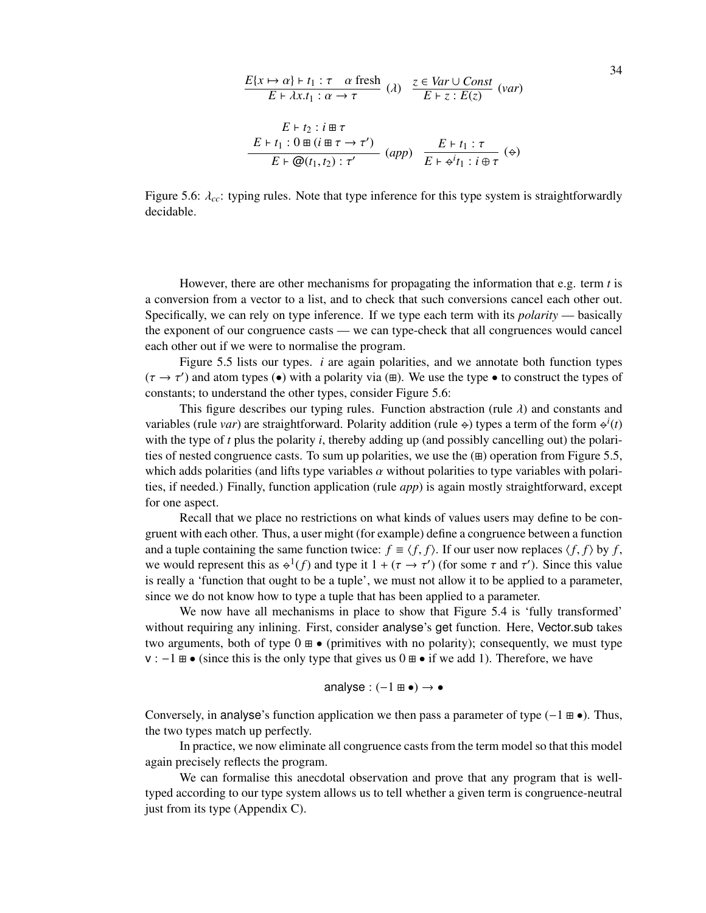$$\frac{E\{x \mapsto \alpha\} \vdash t_1 : \tau \quad \alpha \text{ fresh}}{E \vdash \lambda x.t_1 : \alpha \to \tau}\ (\lambda) \qquad \frac{z \in \mathit{Var} \cup \mathit{Const}}{E \vdash z : E(z)}\ (\mathit{var})$$

$$\frac{\begin{array}{c} E \vdash t_2 : i \boxplus \tau \\ E \vdash t_1 : 0 \boxplus (i \boxplus \tau \to \tau') \end{array}}{E \vdash @(t_1, t_2) : \tau'}\ (\mathit{app}) \qquad \frac{E \vdash t_1 : \tau}{E \vdash \diamond^i t_1 : i \oplus \tau}\ (\diamond)$$

Figure 5.6: $\lambda_{cc}$: typing rules. Note that type inference for this type system is straightforwardly decidable.

However, there are other mechanisms for propagating the information that e.g. term $t$ is a conversion from a vector to a list, and to check that such conversions cancel each other out. Specifically, we can rely on type inference. If we type each term with its *polarity* — basically the exponent of our congruence casts — we can type-check that all congruences would cancel each other out if we were to normalise the program.

Figure 5.5 lists our types. $i$ are again polarities, and we annotate both function types ($\tau \to \tau'$) and atom types ($\bullet$) with a polarity via ($\boxplus$). We use the type $\bullet$ to construct the types of constants; to understand the other types, consider Figure 5.6:

This figure describes our typing rules. Function abstraction (rule $\lambda$) and constants and variables (rule *var*) are straightforward. Polarity addition (rule $\diamond$) types a term of the form $\diamond^i(t)$ with the type of $t$ plus the polarity $i$, thereby adding up (and possibly cancelling out) the polarities of nested congruence casts. To sum up polarities, we use the ($\boxplus$) operation from Figure 5.5, which adds polarities (and lifts type variables $\alpha$ without polarities to type variables with polarities, if needed.) Finally, function application (rule *app*) is again mostly straightforward, except for one aspect.

Recall that we place no restrictions on what kinds of values users may define to be congruent with each other. Thus, a user might (for example) define a congruence between a function and a tuple containing the same function twice: $f \equiv \langle f, f\rangle$. If our user now replaces $\langle f, f\rangle$ by $f$, we would represent this as $\diamond^1(f)$ and type it $1 + (\tau \to \tau')$ (for some $\tau$ and $\tau'$). Since this value is really a 'function that ought to be a tuple', we must not allow it to be applied to a parameter, since we do not know how to type a tuple that has been applied to a parameter.

We now have all mechanisms in place to show that Figure 5.4 is 'fully transformed' without requiring any inlining. First, consider analyse's get function. Here, Vector.sub takes two arguments, both of type $0 \boxplus \bullet$ (primitives with no polarity); consequently, we must type $\mathsf{v} : -1 \boxplus \bullet$ (since this is the only type that gives us $0 \boxplus \bullet$ if we add 1). Therefore, we have

$$\mathsf{analyse} : (-1 \boxplus \bullet) \to \bullet$$

Conversely, in analyse's function application we then pass a parameter of type $(-1 \boxplus \bullet)$. Thus, the two types match up perfectly.

In practice, we now eliminate all congruence casts from the term model so that this model again precisely reflects the program.

We can formalise this anecdotal observation and prove that any program that is well-typed according to our type system allows us to tell whether a given term is congruence-neutral just from its type (Appendix C).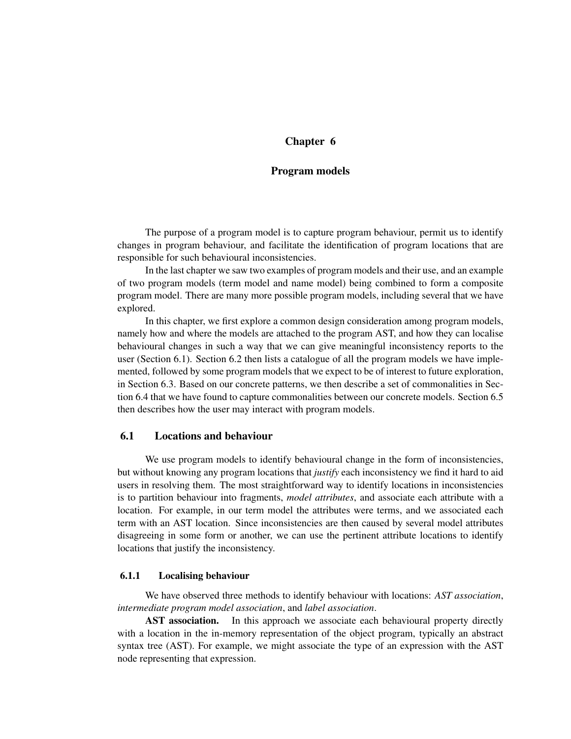# Chapter 6

# Program models

The purpose of a program model is to capture program behaviour, permit us to identify changes in program behaviour, and facilitate the identification of program locations that are responsible for such behavioural inconsistencies.

In the last chapter we saw two examples of program models and their use, and an example of two program models (term model and name model) being combined to form a composite program model. There are many more possible program models, including several that we have explored.

In this chapter, we first explore a common design consideration among program models, namely how and where the models are attached to the program AST, and how they can localise behavioural changes in such a way that we can give meaningful inconsistency reports to the user (Section 6.1). Section 6.2 then lists a catalogue of all the program models we have implemented, followed by some program models that we expect to be of interest to future exploration, in Section 6.3. Based on our concrete patterns, we then describe a set of commonalities in Section 6.4 that we have found to capture commonalities between our concrete models. Section 6.5 then describes how the user may interact with program models.

## 6.1 Locations and behaviour

We use program models to identify behavioural change in the form of inconsistencies, but without knowing any program locations that *justify* each inconsistency we find it hard to aid users in resolving them. The most straightforward way to identify locations in inconsistencies is to partition behaviour into fragments, *model attributes*, and associate each attribute with a location. For example, in our term model the attributes were terms, and we associated each term with an AST location. Since inconsistencies are then caused by several model attributes disagreeing in some form or another, we can use the pertinent attribute locations to identify locations that justify the inconsistency.

### 6.1.1 Localising behaviour

We have observed three methods to identify behaviour with locations: *AST association*, *intermediate program model association*, and *label association*.

**AST association.** In this approach we associate each behavioural property directly with a location in the in-memory representation of the object program, typically an abstract syntax tree (AST). For example, we might associate the type of an expression with the AST node representing that expression.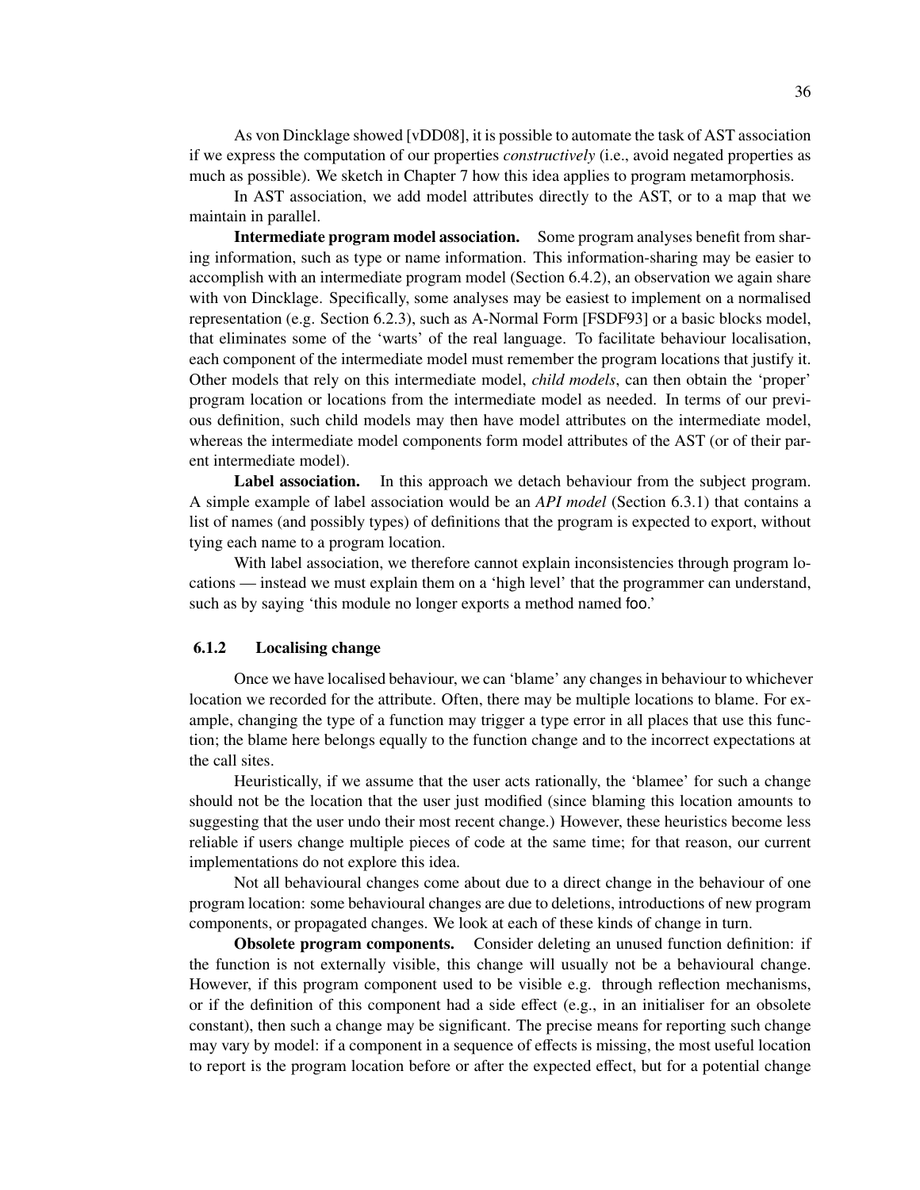As von Dincklage showed [vDD08], it is possible to automate the task of AST association if we express the computation of our properties *constructively* (i.e., avoid negated properties as much as possible). We sketch in Chapter 7 how this idea applies to program metamorphosis.

In AST association, we add model attributes directly to the AST, or to a map that we maintain in parallel.

**Intermediate program model association.** Some program analyses benefit from sharing information, such as type or name information. This information-sharing may be easier to accomplish with an intermediate program model (Section 6.4.2), an observation we again share with von Dincklage. Specifically, some analyses may be easiest to implement on a normalised representation (e.g. Section 6.2.3), such as A-Normal Form [FSDF93] or a basic blocks model, that eliminates some of the 'warts' of the real language. To facilitate behaviour localisation, each component of the intermediate model must remember the program locations that justify it. Other models that rely on this intermediate model, *child models*, can then obtain the 'proper' program location or locations from the intermediate model as needed. In terms of our previous definition, such child models may then have model attributes on the intermediate model, whereas the intermediate model components form model attributes of the AST (or of their parent intermediate model).

**Label association.** In this approach we detach behaviour from the subject program. A simple example of label association would be an *API model* (Section 6.3.1) that contains a list of names (and possibly types) of definitions that the program is expected to export, without tying each name to a program location.

With label association, we therefore cannot explain inconsistencies through program locations — instead we must explain them on a 'high level' that the programmer can understand, such as by saying 'this module no longer exports a method named foo.'

### 6.1.2 Localising change

Once we have localised behaviour, we can 'blame' any changes in behaviour to whichever location we recorded for the attribute. Often, there may be multiple locations to blame. For example, changing the type of a function may trigger a type error in all places that use this function; the blame here belongs equally to the function change and to the incorrect expectations at the call sites.

Heuristically, if we assume that the user acts rationally, the 'blamee' for such a change should not be the location that the user just modified (since blaming this location amounts to suggesting that the user undo their most recent change.) However, these heuristics become less reliable if users change multiple pieces of code at the same time; for that reason, our current implementations do not explore this idea.

Not all behavioural changes come about due to a direct change in the behaviour of one program location: some behavioural changes are due to deletions, introductions of new program components, or propagated changes. We look at each of these kinds of change in turn.

**Obsolete program components.** Consider deleting an unused function definition: if the function is not externally visible, this change will usually not be a behavioural change. However, if this program component used to be visible e.g. through reflection mechanisms, or if the definition of this component had a side effect (e.g., in an initialiser for an obsolete constant), then such a change may be significant. The precise means for reporting such change may vary by model: if a component in a sequence of effects is missing, the most useful location to report is the program location before or after the expected effect, but for a potential change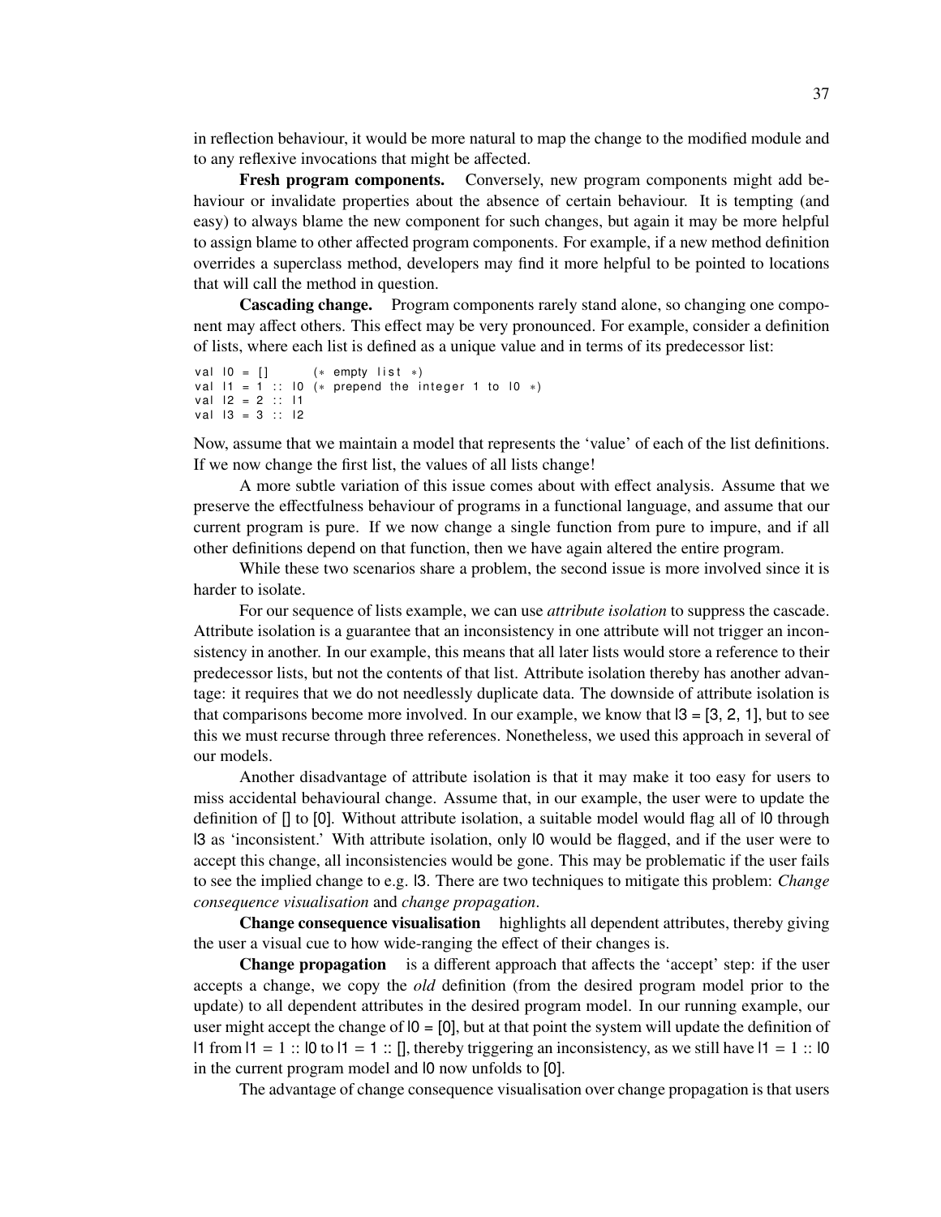in reflection behaviour, it would be more natural to map the change to the modified module and to any reflexive invocations that might be affected.

**Fresh program components.** Conversely, new program components might add behaviour or invalidate properties about the absence of certain behaviour. It is tempting (and easy) to always blame the new component for such changes, but again it may be more helpful to assign blame to other affected program components. For example, if a new method definition overrides a superclass method, developers may find it more helpful to be pointed to locations that will call the method in question.

**Cascading change.** Program components rarely stand alone, so changing one component may affect others. This effect may be very pronounced. For example, consider a definition of lists, where each list is defined as a unique value and in terms of its predecessor list:

```
val l0 = []      (* empty list *)
val l1 = 1 :: l0 (* prepend the integer 1 to l0 *)
val l2 = 2 :: l1
val l3 = 3 :: l2
```

Now, assume that we maintain a model that represents the 'value' of each of the list definitions. If we now change the first list, the values of all lists change!

A more subtle variation of this issue comes about with effect analysis. Assume that we preserve the effectfulness behaviour of programs in a functional language, and assume that our current program is pure. If we now change a single function from pure to impure, and if all other definitions depend on that function, then we have again altered the entire program.

While these two scenarios share a problem, the second issue is more involved since it is harder to isolate.

For our sequence of lists example, we can use *attribute isolation* to suppress the cascade. Attribute isolation is a guarantee that an inconsistency in one attribute will not trigger an inconsistency in another. In our example, this means that all later lists would store a reference to their predecessor lists, but not the contents of that list. Attribute isolation thereby has another advantage: it requires that we do not needlessly duplicate data. The downside of attribute isolation is that comparisons become more involved. In our example, we know that l3 = [3, 2, 1], but to see this we must recurse through three references. Nonetheless, we used this approach in several of our models.

Another disadvantage of attribute isolation is that it may make it too easy for users to miss accidental behavioural change. Assume that, in our example, the user were to update the definition of [] to [0]. Without attribute isolation, a suitable model would flag all of l0 through l3 as 'inconsistent.' With attribute isolation, only l0 would be flagged, and if the user were to accept this change, all inconsistencies would be gone. This may be problematic if the user fails to see the implied change to e.g. l3. There are two techniques to mitigate this problem: *Change consequence visualisation* and *change propagation*.

**Change consequence visualisation** highlights all dependent attributes, thereby giving the user a visual cue to how wide-ranging the effect of their changes is.

**Change propagation** is a different approach that affects the 'accept' step: if the user accepts a change, we copy the *old* definition (from the desired program model prior to the update) to all dependent attributes in the desired program model. In our running example, our user might accept the change of l0 = [0], but at that point the system will update the definition of l1 from l1 = 1 :: l0 to l1 = 1 :: [], thereby triggering an inconsistency, as we still have l1 = 1 :: l0 in the current program model and l0 now unfolds to [0].

The advantage of change consequence visualisation over change propagation is that users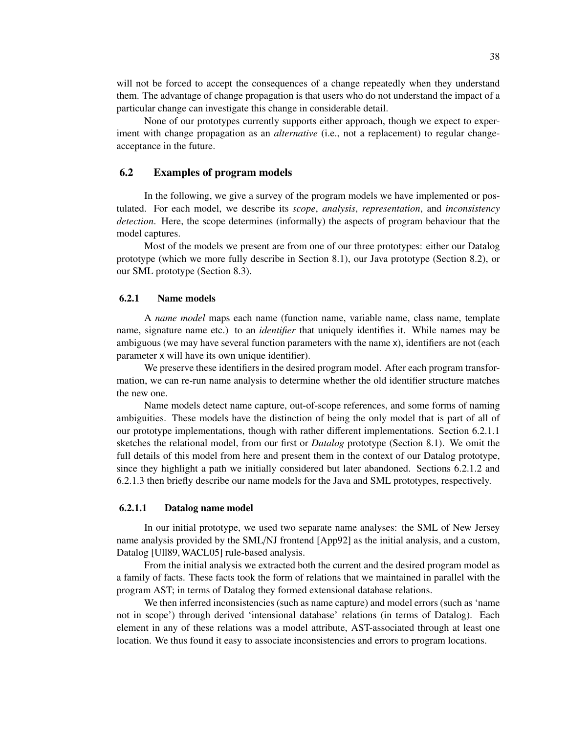will not be forced to accept the consequences of a change repeatedly when they understand them. The advantage of change propagation is that users who do not understand the impact of a particular change can investigate this change in considerable detail.

None of our prototypes currently supports either approach, though we expect to experiment with change propagation as an *alternative* (i.e., not a replacement) to regular change-acceptance in the future.

## 6.2 Examples of program models

In the following, we give a survey of the program models we have implemented or postulated. For each model, we describe its *scope*, *analysis*, *representation*, and *inconsistency detection*. Here, the scope determines (informally) the aspects of program behaviour that the model captures.

Most of the models we present are from one of our three prototypes: either our Datalog prototype (which we more fully describe in Section 8.1), our Java prototype (Section 8.2), or our SML prototype (Section 8.3).

### 6.2.1 Name models

A *name model* maps each name (function name, variable name, class name, template name, signature name etc.) to an *identifier* that uniquely identifies it. While names may be ambiguous (we may have several function parameters with the name `x`), identifiers are not (each parameter `x` will have its own unique identifier).

We preserve these identifiers in the desired program model. After each program transformation, we can re-run name analysis to determine whether the old identifier structure matches the new one.

Name models detect name capture, out-of-scope references, and some forms of naming ambiguities. These models have the distinction of being the only model that is part of all of our prototype implementations, though with rather different implementations. Section 6.2.1.1 sketches the relational model, from our first or *Datalog* prototype (Section 8.1). We omit the full details of this model from here and present them in the context of our Datalog prototype, since they highlight a path we initially considered but later abandoned. Sections 6.2.1.2 and 6.2.1.3 then briefly describe our name models for the Java and SML prototypes, respectively.

#### 6.2.1.1 Datalog name model

In our initial prototype, we used two separate name analyses: the SML of New Jersey name analysis provided by the SML/NJ frontend [App92] as the initial analysis, and a custom, Datalog [Ull89, WACL05] rule-based analysis.

From the initial analysis we extracted both the current and the desired program model as a family of facts. These facts took the form of relations that we maintained in parallel with the program AST; in terms of Datalog they formed extensional database relations.

We then inferred inconsistencies (such as name capture) and model errors (such as 'name not in scope') through derived 'intensional database' relations (in terms of Datalog). Each element in any of these relations was a model attribute, AST-associated through at least one location. We thus found it easy to associate inconsistencies and errors to program locations.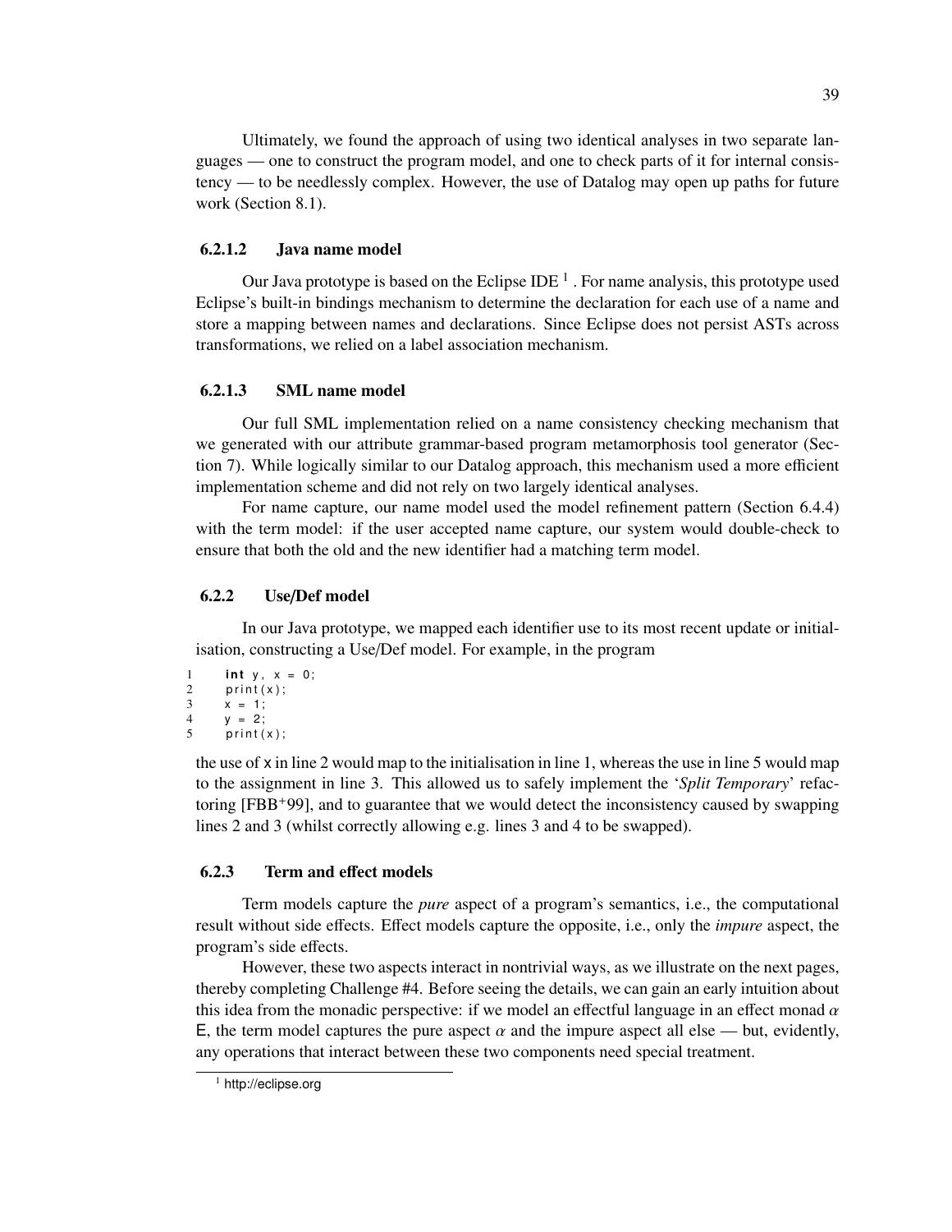Ultimately, we found the approach of using two identical analyses in two separate languages — one to construct the program model, and one to check parts of it for internal consistency — to be needlessly complex. However, the use of Datalog may open up paths for future work (Section 8.1).

#### 6.2.1.2 Java name model

Our Java prototype is based on the Eclipse IDE [1]. For name analysis, this prototype used Eclipse's built-in bindings mechanism to determine the declaration for each use of a name and store a mapping between names and declarations. Since Eclipse does not persist ASTs across transformations, we relied on a label association mechanism.

#### 6.2.1.3 SML name model

Our full SML implementation relied on a name consistency checking mechanism that we generated with our attribute grammar-based program metamorphosis tool generator (Section 7). While logically similar to our Datalog approach, this mechanism used a more efficient implementation scheme and did not rely on two largely identical analyses.

For name capture, our name model used the model refinement pattern (Section 6.4.4) with the term model: if the user accepted name capture, our system would double-check to ensure that both the old and the new identifier had a matching term model.

### 6.2.2 Use/Def model

In our Java prototype, we mapped each identifier use to its most recent update or initialisation, constructing a Use/Def model. For example, in the program

```
1    int y, x = 0;
2    print(x);
3    x = 1;
4    y = 2;
5    print(x);
```

the use of x in line 2 would map to the initialisation in line 1, whereas the use in line 5 would map to the assignment in line 3. This allowed us to safely implement the '*Split Temporary*' refactoring [FBB+99], and to guarantee that we would detect the inconsistency caused by swapping lines 2 and 3 (whilst correctly allowing e.g. lines 3 and 4 to be swapped).

### 6.2.3 Term and effect models

Term models capture the *pure* aspect of a program's semantics, i.e., the computational result without side effects. Effect models capture the opposite, i.e., only the *impure* aspect, the program's side effects.

However, these two aspects interact in nontrivial ways, as we illustrate on the next pages, thereby completing Challenge #4. Before seeing the details, we can gain an early intuition about this idea from the monadic perspective: if we model an effectful language in an effect monad $\alpha$ E, the term model captures the pure aspect $\alpha$ and the impure aspect all else — but, evidently, any operations that interact between these two components need special treatment.

[1] http://eclipse.org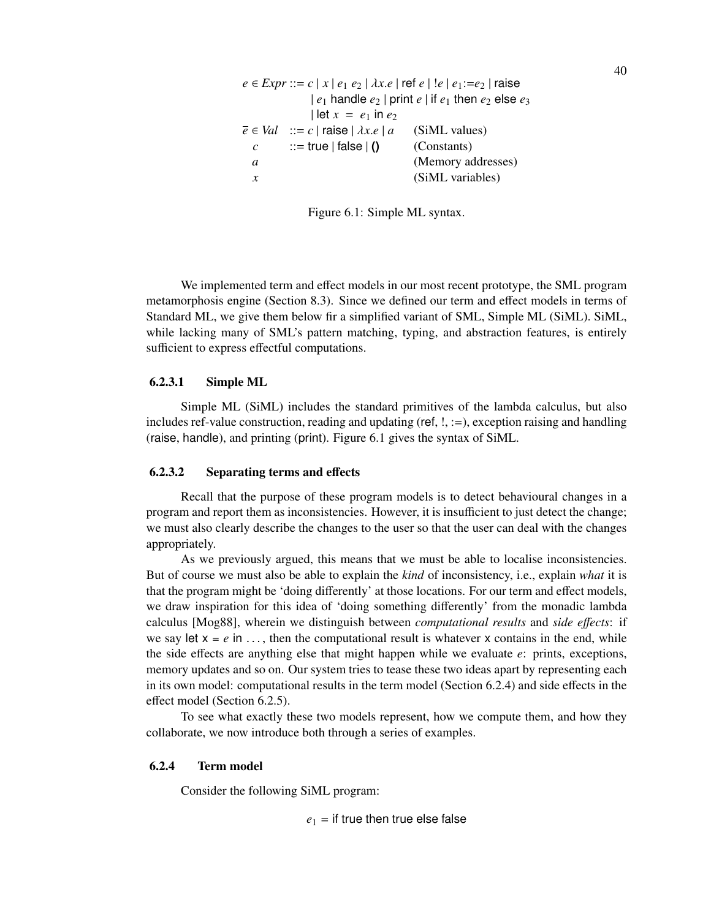$$
\begin{array}{llll}
e \in \mathit{Expr} & ::= & c \mid x \mid e_1\ e_2 \mid \lambda x.e \mid \textsf{ref}\ e \mid !e \mid e_1{:=}e_2 \mid \textsf{raise} & \\
& & \mid e_1\ \textsf{handle}\ e_2 \mid \textsf{print}\ e \mid \textsf{if}\ e_1\ \textsf{then}\ e_2\ \textsf{else}\ e_3 & \\
& & \mid \textsf{let}\ x\ =\ e_1\ \textsf{in}\ e_2 & \\
\overline{e} \in \mathit{Val} & ::= & c \mid \textsf{raise} \mid \lambda x.e \mid a & \text{(SiML values)} \\
c & ::= & \textsf{true} \mid \textsf{false} \mid \textsf{()} & \text{(Constants)} \\
a & & & \text{(Memory addresses)} \\
x & & & \text{(SiML variables)}
\end{array}
$$

Figure 6.1: Simple ML syntax.

We implemented term and effect models in our most recent prototype, the SML program metamorphosis engine (Section 8.3). Since we defined our term and effect models in terms of Standard ML, we give them below fir a simplified variant of SML, Simple ML (SiML). SiML, while lacking many of SML's pattern matching, typing, and abstraction features, is entirely sufficient to express effectful computations.

#### 6.2.3.1 Simple ML

Simple ML (SiML) includes the standard primitives of the lambda calculus, but also includes ref-value construction, reading and updating (ref, !, :=), exception raising and handling (raise, handle), and printing (print). Figure 6.1 gives the syntax of SiML.

#### 6.2.3.2 Separating terms and effects

Recall that the purpose of these program models is to detect behavioural changes in a program and report them as inconsistencies. However, it is insufficient to just detect the change; we must also clearly describe the changes to the user so that the user can deal with the changes appropriately.

As we previously argued, this means that we must be able to localise inconsistencies. But of course we must also be able to explain the *kind* of inconsistency, i.e., explain *what* it is that the program might be 'doing differently' at those locations. For our term and effect models, we draw inspiration for this idea of 'doing something differently' from the monadic lambda calculus [Mog88], wherein we distinguish between *computational results* and *side effects*: if we say let x = $e$ in ..., then the computational result is whatever x contains in the end, while the side effects are anything else that might happen while we evaluate $e$: prints, exceptions, memory updates and so on. Our system tries to tease these two ideas apart by representing each in its own model: computational results in the term model (Section 6.2.4) and side effects in the effect model (Section 6.2.5).

To see what exactly these two models represent, how we compute them, and how they collaborate, we now introduce both through a series of examples.

### 6.2.4 Term model

Consider the following SiML program:

$$e_1 = \textsf{if true then true else false}$$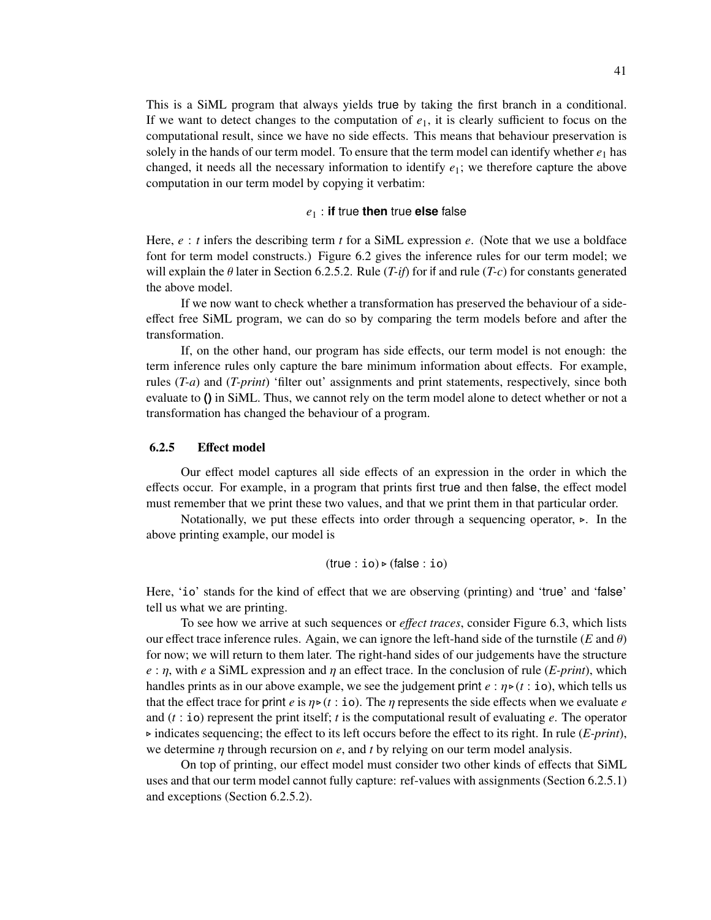This is a SiML program that always yields true by taking the first branch in a conditional. If we want to detect changes to the computation of $e_1$, it is clearly sufficient to focus on the computational result, since we have no side effects. This means that behaviour preservation is solely in the hands of our term model. To ensure that the term model can identify whether $e_1$ has changed, it needs all the necessary information to identify $e_1$; we therefore capture the above computation in our term model by copying it verbatim:

$$e_1 : \textbf{if}\ \mathsf{true}\ \textbf{then}\ \mathsf{true}\ \textbf{else}\ \mathsf{false}$$

Here, $e : t$ infers the describing term $t$ for a SiML expression $e$. (Note that we use a boldface font for term model constructs.) Figure 6.2 gives the inference rules for our term model; we will explain the $\theta$ later in Section 6.2.5.2. Rule (*T-if*) for if and rule (*T-c*) for constants generated the above model.

If we now want to check whether a transformation has preserved the behaviour of a side-effect free SiML program, we can do so by comparing the term models before and after the transformation.

If, on the other hand, our program has side effects, our term model is not enough: the term inference rules only capture the bare minimum information about effects. For example, rules (*T-a*) and (*T-print*) 'filter out' assignments and print statements, respectively, since both evaluate to **()** in SiML. Thus, we cannot rely on the term model alone to detect whether or not a transformation has changed the behaviour of a program.

### 6.2.5 Effect model

Our effect model captures all side effects of an expression in the order in which the effects occur. For example, in a program that prints first true and then false, the effect model must remember that we print these two values, and that we print them in that particular order.

Notationally, we put these effects into order through a sequencing operator, $\triangleright$. In the above printing example, our model is

$$(\mathsf{true} : \mathtt{io}) \triangleright (\mathsf{false} : \mathtt{io})$$

Here, 'io' stands for the kind of effect that we are observing (printing) and 'true' and 'false' tell us what we are printing.

To see how we arrive at such sequences or *effect traces*, consider Figure 6.3, which lists our effect trace inference rules. Again, we can ignore the left-hand side of the turnstile ($E$ and $\theta$) for now; we will return to them later. The right-hand sides of our judgements have the structure $e : \eta$, with $e$ a SiML expression and $\eta$ an effect trace. In the conclusion of rule (*E-print*), which handles prints as in our above example, we see the judgement print $e : \eta \triangleright (t : \mathtt{io})$, which tells us that the effect trace for print $e$ is $\eta \triangleright (t : \mathtt{io})$. The $\eta$ represents the side effects when we evaluate $e$ and $(t : \mathtt{io})$ represent the print itself; $t$ is the computational result of evaluating $e$. The operator $\triangleright$ indicates sequencing; the effect to its left occurs before the effect to its right. In rule (*E-print*), we determine $\eta$ through recursion on $e$, and $t$ by relying on our term model analysis.

On top of printing, our effect model must consider two other kinds of effects that SiML uses and that our term model cannot fully capture: ref-values with assignments (Section 6.2.5.1) and exceptions (Section 6.2.5.2).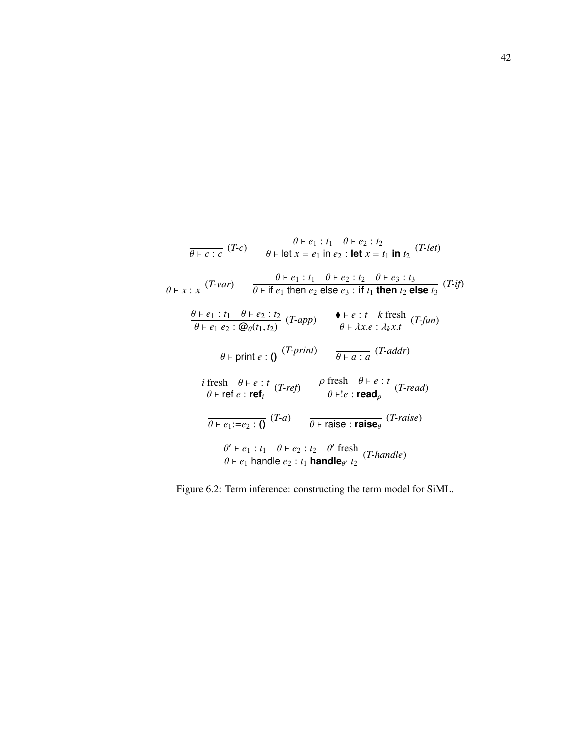$$\frac{}{\theta \vdash c : c}\ (\textit{T-c}) \qquad \frac{\theta \vdash e_1 : t_1 \quad \theta \vdash e_2 : t_2}{\theta \vdash \mathsf{let}\ x = e_1\ \mathsf{in}\ e_2 : \textbf{let}\ x = t_1\ \textbf{in}\ t_2}\ (\textit{T-let})$$

$$\frac{}{\theta \vdash x : x}\ (\textit{T-var}) \qquad \frac{\theta \vdash e_1 : t_1 \quad \theta \vdash e_2 : t_2 \quad \theta \vdash e_3 : t_3}{\theta \vdash \mathsf{if}\ e_1\ \mathsf{then}\ e_2\ \mathsf{else}\ e_3 : \textbf{if}\ t_1\ \textbf{then}\ t_2\ \textbf{else}\ t_3}\ (\textit{T-if})$$

$$\frac{\theta \vdash e_1 : t_1 \quad \theta \vdash e_2 : t_2}{\theta \vdash e_1\ e_2 : @_\theta(t_1, t_2)}\ (\textit{T-app}) \qquad \frac{\blacklozenge \vdash e : t \quad k\ \text{fresh}}{\theta \vdash \lambda x.e : \lambda_k x.t}\ (\textit{T-fun})$$

$$\frac{}{\theta \vdash \mathsf{print}\ e : \textbf{()}}\ (\textit{T-print}) \qquad \frac{}{\theta \vdash a : a}\ (\textit{T-addr})$$

$$\frac{i\ \text{fresh} \quad \theta \vdash e : t}{\theta \vdash \mathsf{ref}\ e : \textbf{ref}_i}\ (\textit{T-ref}) \qquad \frac{\rho\ \text{fresh} \quad \theta \vdash e : t}{\theta \vdash !e : \textbf{read}_\rho}\ (\textit{T-read})$$

$$\frac{}{\theta \vdash e_1 := e_2 : \textbf{()}}\ (\textit{T-a}) \qquad \frac{}{\theta \vdash \mathsf{raise} : \textbf{raise}_\theta}\ (\textit{T-raise})$$

$$\frac{\theta' \vdash e_1 : t_1 \quad \theta \vdash e_2 : t_2 \quad \theta'\ \text{fresh}}{\theta \vdash e_1\ \mathsf{handle}\ e_2 : t_1\ \textbf{handle}_{\theta'}\ t_2}\ (\textit{T-handle})$$

Figure 6.2: Term inference: constructing the term model for SiML.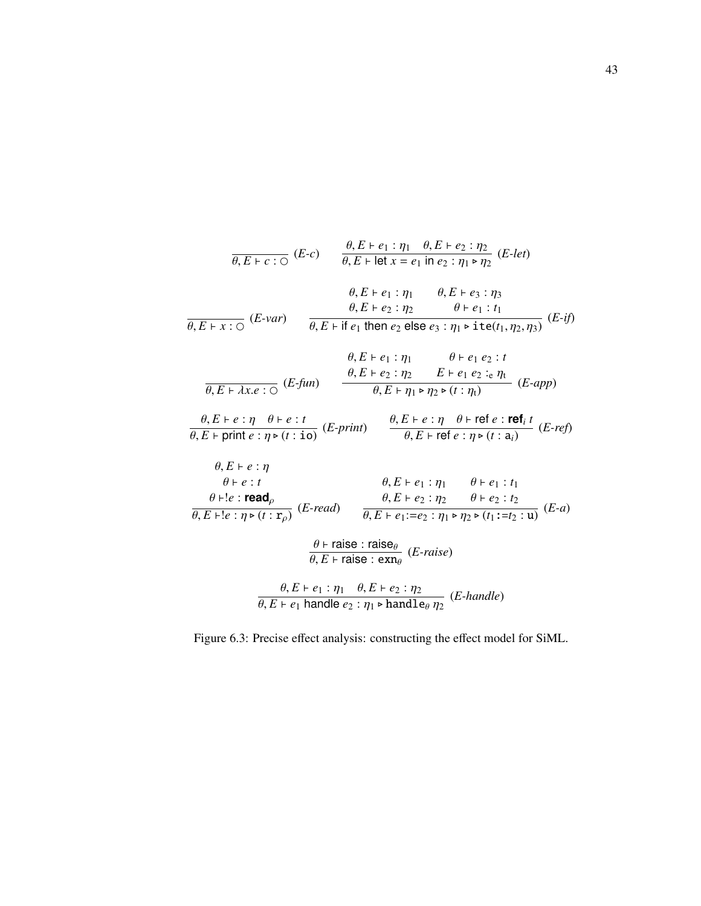$$\frac{}{\theta, E \vdash c : \bigcirc} \; (\textit{E-c}) \qquad \frac{\theta, E \vdash e_1 : \eta_1 \quad \theta, E \vdash e_2 : \eta_2}{\theta, E \vdash \mathsf{let}\ x = e_1\ \mathsf{in}\ e_2 : \eta_1 \triangleright \eta_2} \; (\textit{E-let})$$

$$\frac{}{\theta, E \vdash x : \bigcirc} \; (\textit{E-var}) \qquad \frac{\begin{array}{cc} \theta, E \vdash e_1 : \eta_1 & \theta, E \vdash e_3 : \eta_3 \\ \theta, E \vdash e_2 : \eta_2 & \theta \vdash e_1 : t_1 \end{array}}{\theta, E \vdash \mathsf{if}\ e_1\ \mathsf{then}\ e_2\ \mathsf{else}\ e_3 : \eta_1 \triangleright \mathtt{ite}(t_1, \eta_2, \eta_3)} \; (\textit{E-if})$$

$$\frac{}{\theta, E \vdash \lambda x.e : \bigcirc} \; (\textit{E-fun}) \qquad \frac{\begin{array}{cc} \theta, E \vdash e_1 : \eta_1 & \theta \vdash e_1\ e_2 : t \\ \theta, E \vdash e_2 : \eta_2 & E \vdash e_1\ e_2 :_{\mathrm{e}} \eta_{\mathrm{t}} \end{array}}{\theta, E \vdash \eta_1 \triangleright \eta_2 \triangleright (t : \eta_{\mathrm{t}})} \; (\textit{E-app})$$

$$\frac{\theta, E \vdash e : \eta \quad \theta \vdash e : t}{\theta, E \vdash \mathsf{print}\ e : \eta \triangleright (t : \mathtt{io})} \; (\textit{E-print}) \qquad \frac{\theta, E \vdash e : \eta \quad \theta \vdash \mathsf{ref}\ e : \mathbf{ref}_i\ t}{\theta, E \vdash \mathsf{ref}\ e : \eta \triangleright (t : \mathsf{a}_i)} \; (\textit{E-ref})$$

$$\frac{\begin{array}{c} \theta, E \vdash e : \eta \\ \theta \vdash e : t \\ \theta \vdash !e : \mathbf{read}_\rho \end{array}}{\theta, E \vdash !e : \eta \triangleright (t : \mathtt{r}_\rho)} \; (\textit{E-read}) \qquad \frac{\begin{array}{cc} \theta, E \vdash e_1 : \eta_1 & \theta \vdash e_1 : t_1 \\ \theta, E \vdash e_2 : \eta_2 & \theta \vdash e_2 : t_2 \end{array}}{\theta, E \vdash e_1{:=}e_2 : \eta_1 \triangleright \eta_2 \triangleright (t_1 \mathtt{:=} t_2 : \mathtt{u})} \; (\textit{E-a})$$

$$\frac{\theta \vdash \mathsf{raise} : \mathsf{raise}_\theta}{\theta, E \vdash \mathsf{raise} : \mathtt{exn}_\theta} \; (\textit{E-raise})$$

$$\frac{\theta, E \vdash e_1 : \eta_1 \quad \theta, E \vdash e_2 : \eta_2}{\theta, E \vdash e_1\ \mathsf{handle}\ e_2 : \eta_1 \triangleright \mathtt{handle}_\theta\ \eta_2} \; (\textit{E-handle})$$

Figure 6.3: Precise effect analysis: constructing the effect model for SiML.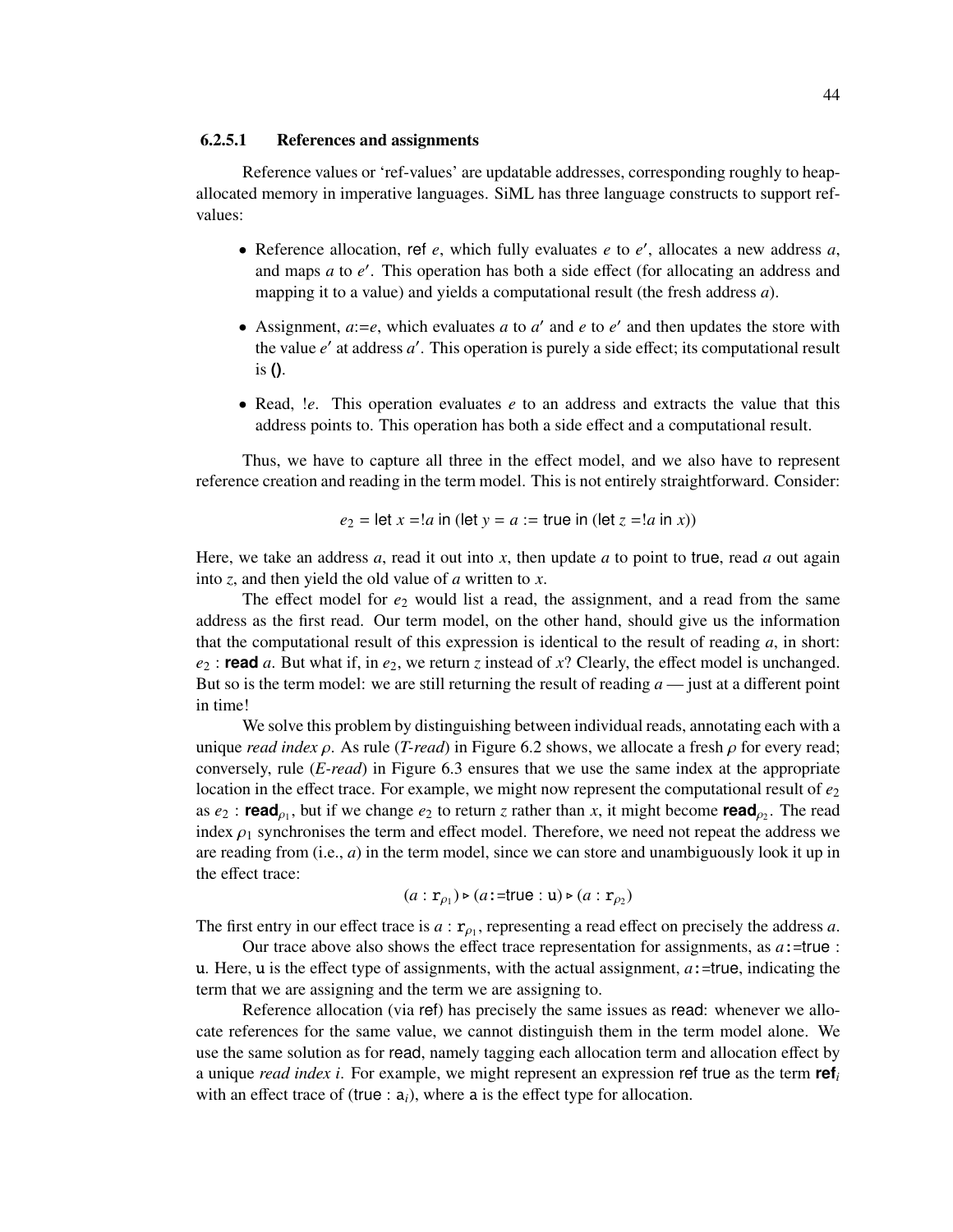#### 6.2.5.1 References and assignments

Reference values or 'ref-values' are updatable addresses, corresponding roughly to heap-allocated memory in imperative languages. SiML has three language constructs to support ref-values:

- Reference allocation, ref $e$, which fully evaluates $e$ to $e'$, allocates a new address $a$, and maps $a$ to $e'$. This operation has both a side effect (for allocating an address and mapping it to a value) and yields a computational result (the fresh address $a$).
- Assignment, $a$:=$e$, which evaluates $a$ to $a'$ and $e$ to $e'$ and then updates the store with the value $e'$ at address $a'$. This operation is purely a side effect; its computational result is **()**.
- Read, !$e$. This operation evaluates $e$ to an address and extracts the value that this address points to. This operation has both a side effect and a computational result.

Thus, we have to capture all three in the effect model, and we also have to represent reference creation and reading in the term model. This is not entirely straightforward. Consider:

$$e_2 = \mathsf{let}\ x = !a\ \mathsf{in}\ (\mathsf{let}\ y = a := \mathsf{true}\ \mathsf{in}\ (\mathsf{let}\ z = !a\ \mathsf{in}\ x))$$

Here, we take an address $a$, read it out into $x$, then update $a$ to point to true, read $a$ out again into $z$, and then yield the old value of $a$ written to $x$.

The effect model for $e_2$ would list a read, the assignment, and a read from the same address as the first read. Our term model, on the other hand, should give us the information that the computational result of this expression is identical to the result of reading $a$, in short: $e_2$ : **read** $a$. But what if, in $e_2$, we return $z$ instead of $x$? Clearly, the effect model is unchanged. But so is the term model: we are still returning the result of reading $a$ — just at a different point in time!

We solve this problem by distinguishing between individual reads, annotating each with a unique *read index* $\rho$. As rule (*T-read*) in Figure 6.2 shows, we allocate a fresh $\rho$ for every read; conversely, rule (*E-read*) in Figure 6.3 ensures that we use the same index at the appropriate location in the effect trace. For example, we might now represent the computational result of $e_2$ as $e_2$ : $\textbf{read}_{\rho_1}$, but if we change $e_2$ to return $z$ rather than $x$, it might become $\textbf{read}_{\rho_2}$. The read index $\rho_1$ synchronises the term and effect model. Therefore, we need not repeat the address we are reading from (i.e., $a$) in the term model, since we can store and unambiguously look it up in the effect trace:

$$(a : \mathtt{r}_{\rho_1}) \triangleright (a\mathtt{:=}\mathsf{true} : \mathsf{u}) \triangleright (a : \mathtt{r}_{\rho_2})$$

The first entry in our effect trace is $a : \mathtt{r}_{\rho_1}$, representing a read effect on precisely the address $a$.

Our trace above also shows the effect trace representation for assignments, as $a$`:=`true : u. Here, u is the effect type of assignments, with the actual assignment, $a$`:=`true, indicating the term that we are assigning and the term we are assigning to.

Reference allocation (via ref) has precisely the same issues as read: whenever we allocate references for the same value, we cannot distinguish them in the term model alone. We use the same solution as for read, namely tagging each allocation term and allocation effect by a unique *read index* $i$. For example, we might represent an expression ref true as the term $\textbf{ref}_i$ with an effect trace of (true : $\mathsf{a}_i$), where a is the effect type for allocation.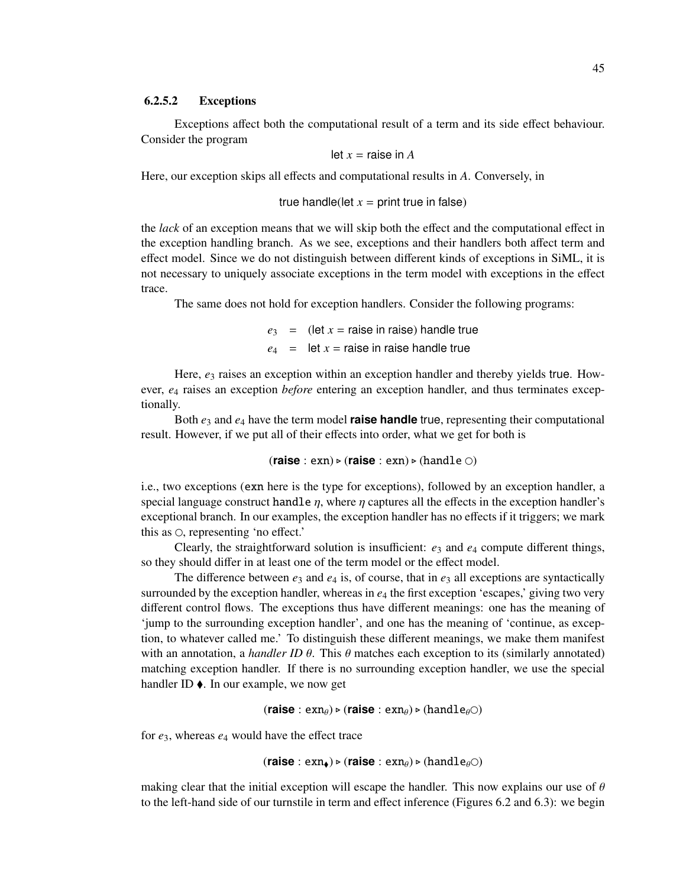#### 6.2.5.2 Exceptions

Exceptions affect both the computational result of a term and its side effect behaviour. Consider the program

$$\mathsf{let}\ x = \mathsf{raise}\ \mathsf{in}\ A$$

Here, our exception skips all effects and computational results in $A$. Conversely, in

$$\mathsf{true}\ \mathsf{handle}(\mathsf{let}\ x = \mathsf{print}\ \mathsf{true}\ \mathsf{in}\ \mathsf{false})$$

the *lack* of an exception means that we will skip both the effect and the computational effect in the exception handling branch. As we see, exceptions and their handlers both affect term and effect model. Since we do not distinguish between different kinds of exceptions in SiML, it is not necessary to uniquely associate exceptions in the term model with exceptions in the effect trace.

The same does not hold for exception handlers. Consider the following programs:

$$\begin{aligned} e_3 &= (\mathsf{let}\ x = \mathsf{raise}\ \mathsf{in}\ \mathsf{raise})\ \mathsf{handle}\ \mathsf{true} \\ e_4 &= \mathsf{let}\ x = \mathsf{raise}\ \mathsf{in}\ \mathsf{raise}\ \mathsf{handle}\ \mathsf{true} \end{aligned}$$

Here, $e_3$ raises an exception within an exception handler and thereby yields $\mathsf{true}$. However, $e_4$ raises an exception *before* entering an exception handler, and thus terminates exceptionally.

Both $e_3$ and $e_4$ have the term model $\textbf{raise handle}\ \mathsf{true}$, representing their computational result. However, if we put all of their effects into order, what we get for both is

$$(\textbf{raise} : \texttt{exn}) \triangleright (\textbf{raise} : \texttt{exn}) \triangleright (\texttt{handle}\ \bigcirc)$$

i.e., two exceptions ($\texttt{exn}$ here is the type for exceptions), followed by an exception handler, a special language construct $\texttt{handle}\ \eta$, where $\eta$ captures all the effects in the exception handler's exceptional branch. In our examples, the exception handler has no effects if it triggers; we mark this as $\bigcirc$, representing 'no effect.'

Clearly, the straightforward solution is insufficient: $e_3$ and $e_4$ compute different things, so they should differ in at least one of the term model or the effect model.

The difference between $e_3$ and $e_4$ is, of course, that in $e_3$ all exceptions are syntactically surrounded by the exception handler, whereas in $e_4$ the first exception 'escapes,' giving two very different control flows. The exceptions thus have different meanings: one has the meaning of 'jump to the surrounding exception handler', and one has the meaning of 'continue, as exception, to whatever called me.' To distinguish these different meanings, we make them manifest with an annotation, a *handler ID* $\theta$. This $\theta$ matches each exception to its (similarly annotated) matching exception handler. If there is no surrounding exception handler, we use the special handler ID $\blacklozenge$. In our example, we now get

$$(\textbf{raise} : \texttt{exn}_\theta) \triangleright (\textbf{raise} : \texttt{exn}_\theta) \triangleright (\texttt{handle}_\theta \bigcirc)$$

for $e_3$, whereas $e_4$ would have the effect trace

$$(\textbf{raise} : \texttt{exn}_\blacklozenge) \triangleright (\textbf{raise} : \texttt{exn}_\theta) \triangleright (\texttt{handle}_\theta \bigcirc)$$

making clear that the initial exception will escape the handler. This now explains our use of $\theta$ to the left-hand side of our turnstile in term and effect inference (Figures 6.2 and 6.3): we begin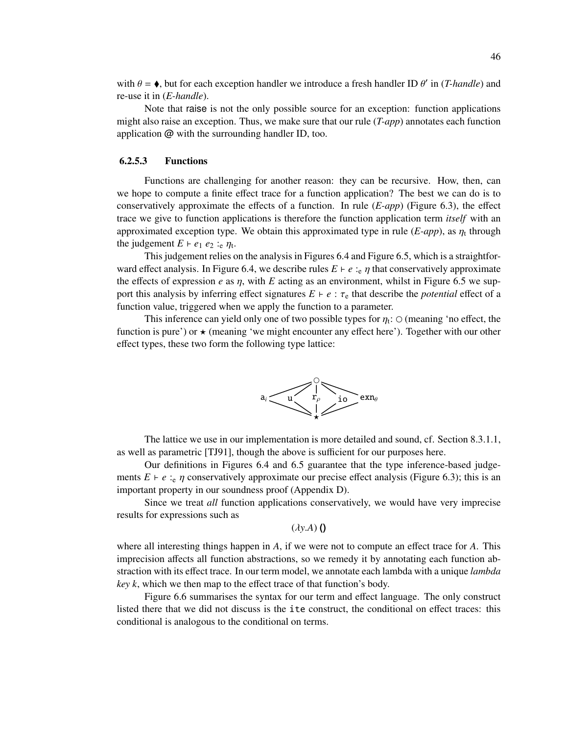with $\theta = \blacklozenge$, but for each exception handler we introduce a fresh handler ID $\theta'$ in (*T-handle*) and re-use it in (*E-handle*).

Note that raise is not the only possible source for an exception: function applications might also raise an exception. Thus, we make sure that our rule (*T-app*) annotates each function application @ with the surrounding handler ID, too.

### 6.2.5.3 Functions

Functions are challenging for another reason: they can be recursive. How, then, can we hope to compute a finite effect trace for a function application? The best we can do is to conservatively approximate the effects of a function. In rule (*E-app*) (Figure 6.3), the effect trace we give to function applications is therefore the function application term *itself* with an approximated exception type. We obtain this approximated type in rule (*E-app*), as $\eta_t$ through the judgement $E \vdash e_1\ e_2 :_e \eta_t$.

This judgement relies on the analysis in Figures 6.4 and Figure 6.5, which is a straightforward effect analysis. In Figure 6.4, we describe rules $E \vdash e :_e \eta$ that conservatively approximate the effects of expression $e$ as $\eta$, with $E$ acting as an environment, whilst in Figure 6.5 we support this analysis by inferring effect signatures $E \vdash e : \tau_e$ that describe the *potential* effect of a function value, triggered when we apply the function to a parameter.

This inference can yield only one of two possible types for $\eta_t$: $\circ$ (meaning 'no effect, the function is pure') or $\star$ (meaning 'we might encounter any effect here'). Together with our other effect types, these two form the following type lattice:

```
                 ○
      /     /    |    \      \
   a_i     u    r_ρ    io    exn_θ
      \     \    |    /      /
                 ★
```

The lattice we use in our implementation is more detailed and sound, cf. Section 8.3.1.1, as well as parametric [TJ91], though the above is sufficient for our purposes here.

Our definitions in Figures 6.4 and 6.5 guarantee that the type inference-based judgements $E \vdash e :_e \eta$ conservatively approximate our precise effect analysis (Figure 6.3); this is an important property in our soundness proof (Appendix D).

Since we treat *all* function applications conservatively, we would have very imprecise results for expressions such as

$$(\lambda y.A)\ ()$$

where all interesting things happen in $A$, if we were not to compute an effect trace for $A$. This imprecision affects all function abstractions, so we remedy it by annotating each function abstraction with its effect trace. In our term model, we annotate each lambda with a unique *lambda key* $k$, which we then map to the effect trace of that function's body.

Figure 6.6 summarises the syntax for our term and effect language. The only construct listed there that we did not discuss is the ite construct, the conditional on effect traces: this conditional is analogous to the conditional on terms.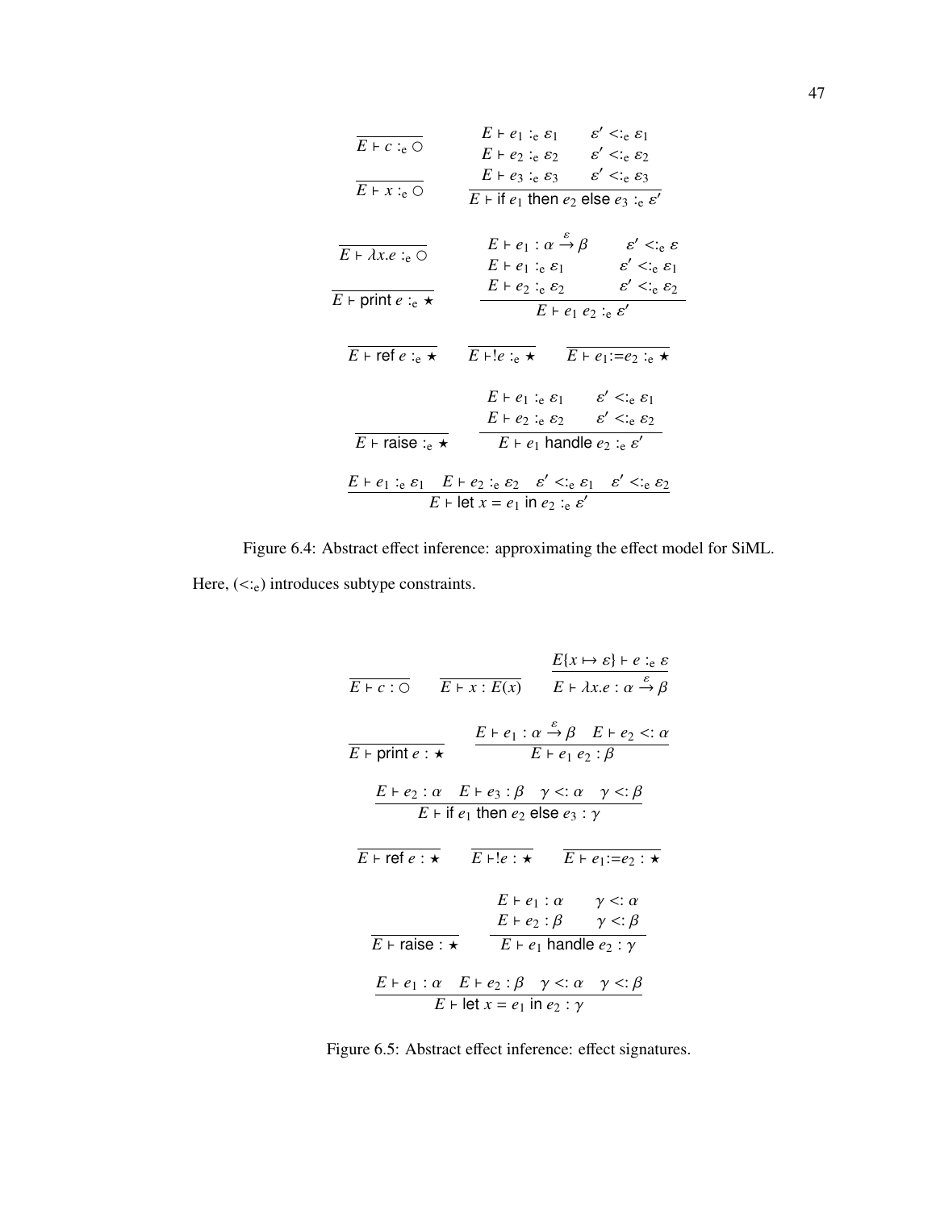$$\frac{}{E \vdash c :_e \bigcirc} \qquad \frac{}{E \vdash x :_e \bigcirc} \qquad \frac{\begin{array}{ll} E \vdash e_1 :_e \varepsilon_1 & \varepsilon' <:_e \varepsilon_1 \\ E \vdash e_2 :_e \varepsilon_2 & \varepsilon' <:_e \varepsilon_2 \\ E \vdash e_3 :_e \varepsilon_3 & \varepsilon' <:_e \varepsilon_3 \end{array}}{E \vdash \text{if } e_1 \text{ then } e_2 \text{ else } e_3 :_e \varepsilon'}$$

$$\frac{}{E \vdash \lambda x.e :_e \bigcirc} \qquad \frac{}{E \vdash \text{print } e :_e \star} \qquad \frac{\begin{array}{ll} E \vdash e_1 : \alpha \xrightarrow{\varepsilon} \beta & \varepsilon' <:_e \varepsilon \\ E \vdash e_1 :_e \varepsilon_1 & \varepsilon' <:_e \varepsilon_1 \\ E \vdash e_2 :_e \varepsilon_2 & \varepsilon' <:_e \varepsilon_2 \end{array}}{E \vdash e_1 \; e_2 :_e \varepsilon'}$$

$$\frac{}{E \vdash \text{ref } e :_e \star} \qquad \frac{}{E \vdash !e :_e \star} \qquad \frac{}{E \vdash e_1 := e_2 :_e \star}$$

$$\frac{}{E \vdash \text{raise} :_e \star} \qquad \frac{\begin{array}{ll} E \vdash e_1 :_e \varepsilon_1 & \varepsilon' <:_e \varepsilon_1 \\ E \vdash e_2 :_e \varepsilon_2 & \varepsilon' <:_e \varepsilon_2 \end{array}}{E \vdash e_1 \text{ handle } e_2 :_e \varepsilon'}$$

$$\frac{E \vdash e_1 :_e \varepsilon_1 \quad E \vdash e_2 :_e \varepsilon_2 \quad \varepsilon' <:_e \varepsilon_1 \quad \varepsilon' <:_e \varepsilon_2}{E \vdash \text{let } x = e_1 \text{ in } e_2 :_e \varepsilon'}$$

Figure 6.4: Abstract effect inference: approximating the effect model for SiML.

Here, $(<:_e)$ introduces subtype constraints.

$$\frac{}{E \vdash c : \bigcirc} \qquad \frac{}{E \vdash x : E(x)} \qquad \frac{E\{x \mapsto \varepsilon\} \vdash e :_e \varepsilon}{E \vdash \lambda x.e : \alpha \xrightarrow{\varepsilon} \beta}$$

$$\frac{}{E \vdash \text{print } e : \star} \qquad \frac{E \vdash e_1 : \alpha \xrightarrow{\varepsilon} \beta \quad E \vdash e_2 <: \alpha}{E \vdash e_1 \; e_2 : \beta}$$

$$\frac{E \vdash e_2 : \alpha \quad E \vdash e_3 : \beta \quad \gamma <: \alpha \quad \gamma <: \beta}{E \vdash \text{if } e_1 \text{ then } e_2 \text{ else } e_3 : \gamma}$$

$$\frac{}{E \vdash \text{ref } e : \star} \qquad \frac{}{E \vdash !e : \star} \qquad \frac{}{E \vdash e_1 := e_2 : \star}$$

$$\frac{}{E \vdash \text{raise} : \star} \qquad \frac{\begin{array}{ll} E \vdash e_1 : \alpha & \gamma <: \alpha \\ E \vdash e_2 : \beta & \gamma <: \beta \end{array}}{E \vdash e_1 \text{ handle } e_2 : \gamma}$$

$$\frac{E \vdash e_1 : \alpha \quad E \vdash e_2 : \beta \quad \gamma <: \alpha \quad \gamma <: \beta}{E \vdash \text{let } x = e_1 \text{ in } e_2 : \gamma}$$

Figure 6.5: Abstract effect inference: effect signatures.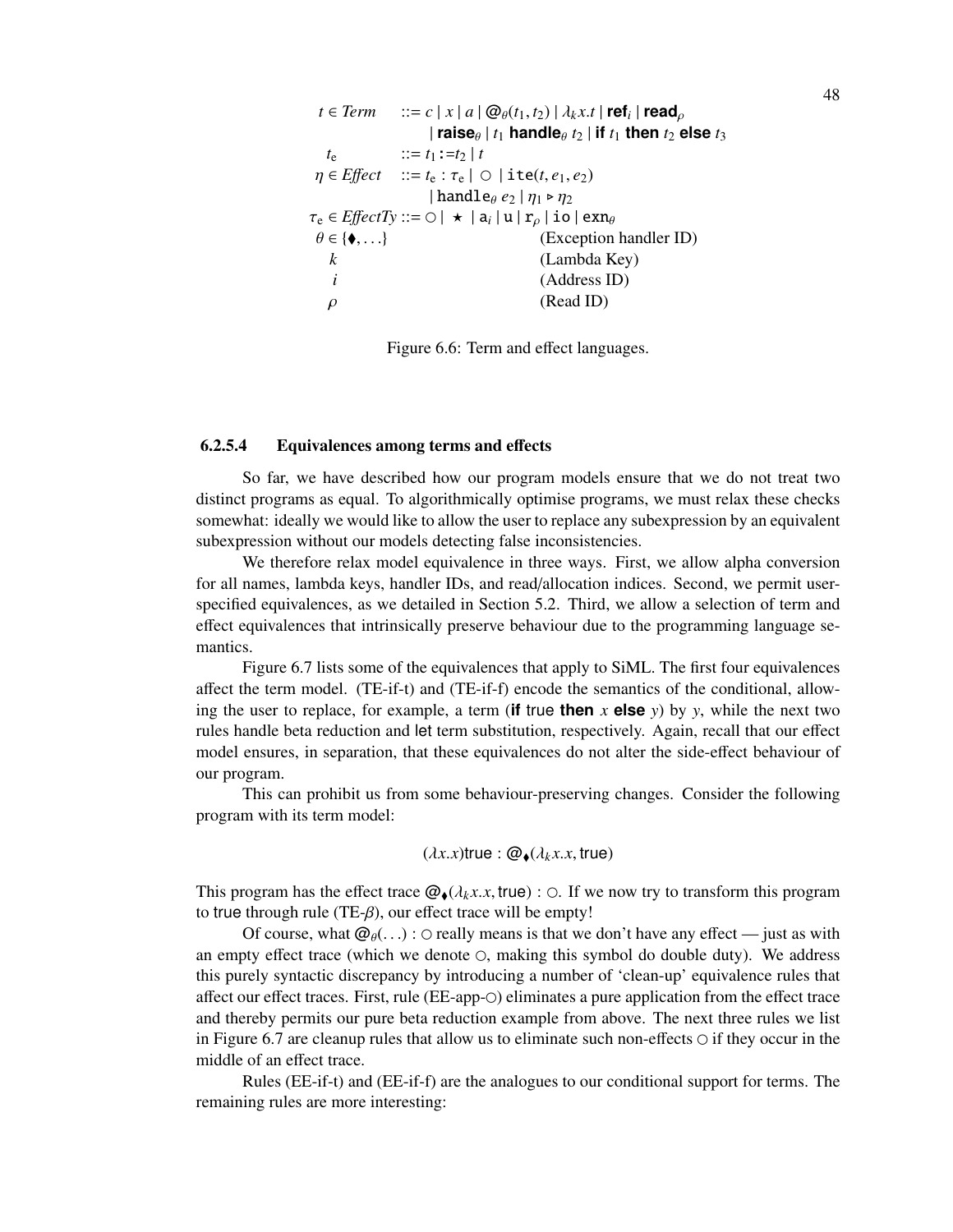$$
\begin{array}{llll}
t \in \mathit{Term} & ::= & c \mid x \mid a \mid @_\theta(t_1, t_2) \mid \lambda_k x.t \mid \textbf{ref}_i \mid \textbf{read}_\rho & \\
& & \mid \textbf{raise}_\theta \mid t_1 \textbf{ handle}_\theta\ t_2 \mid \textbf{if } t_1 \textbf{ then } t_2 \textbf{ else } t_3 & \\
t_e & ::= & t_1 \texttt{:=} t_2 \mid t & \\
\eta \in \mathit{Effect} & ::= & t_e : \tau_e \mid \circ \mid \texttt{ite}(t, e_1, e_2) & \\
& & \mid \texttt{handle}_\theta\ e_2 \mid \eta_1 \triangleright \eta_2 & \\
\tau_e \in \mathit{EffectTy} & ::= & \circ \mid \star \mid \texttt{a}_i \mid \texttt{u} \mid \texttt{r}_\rho \mid \texttt{io} \mid \texttt{exn}_\theta & \\
\theta \in \{\blacklozenge, \ldots\} & & & \text{(Exception handler ID)} \\
k & & & \text{(Lambda Key)} \\
i & & & \text{(Address ID)} \\
\rho & & & \text{(Read ID)}
\end{array}
$$

Figure 6.6: Term and effect languages.

#### 6.2.5.4 Equivalences among terms and effects

So far, we have described how our program models ensure that we do not treat two distinct programs as equal. To algorithmically optimise programs, we must relax these checks somewhat: ideally we would like to allow the user to replace any subexpression by an equivalent subexpression without our models detecting false inconsistencies.

We therefore relax model equivalence in three ways. First, we allow alpha conversion for all names, lambda keys, handler IDs, and read/allocation indices. Second, we permit user-specified equivalences, as we detailed in Section 5.2. Third, we allow a selection of term and effect equivalences that intrinsically preserve behaviour due to the programming language semantics.

Figure 6.7 lists some of the equivalences that apply to SiML. The first four equivalences affect the term model. (TE-if-t) and (TE-if-f) encode the semantics of the conditional, allowing the user to replace, for example, a term (**if** true **then** $x$ **else** $y$) by $y$, while the next two rules handle beta reduction and let term substitution, respectively. Again, recall that our effect model ensures, in separation, that these equivalences do not alter the side-effect behaviour of our program.

This can prohibit us from some behaviour-preserving changes. Consider the following program with its term model:

$$(\lambda x.x)\mathsf{true} : @_\blacklozenge(\lambda_k x.x, \mathsf{true})$$

This program has the effect trace $@_\blacklozenge(\lambda_k x.x, \mathsf{true}) : \circ$. If we now try to transform this program to true through rule (TE-$\beta$), our effect trace will be empty!

Of course, what $@_\theta(\ldots) : \circ$ really means is that we don't have any effect — just as with an empty effect trace (which we denote $\circ$, making this symbol do double duty). We address this purely syntactic discrepancy by introducing a number of 'clean-up' equivalence rules that affect our effect traces. First, rule (EE-app-$\circ$) eliminates a pure application from the effect trace and thereby permits our pure beta reduction example from above. The next three rules we list in Figure 6.7 are cleanup rules that allow us to eliminate such non-effects $\circ$ if they occur in the middle of an effect trace.

Rules (EE-if-t) and (EE-if-f) are the analogues to our conditional support for terms. The remaining rules are more interesting: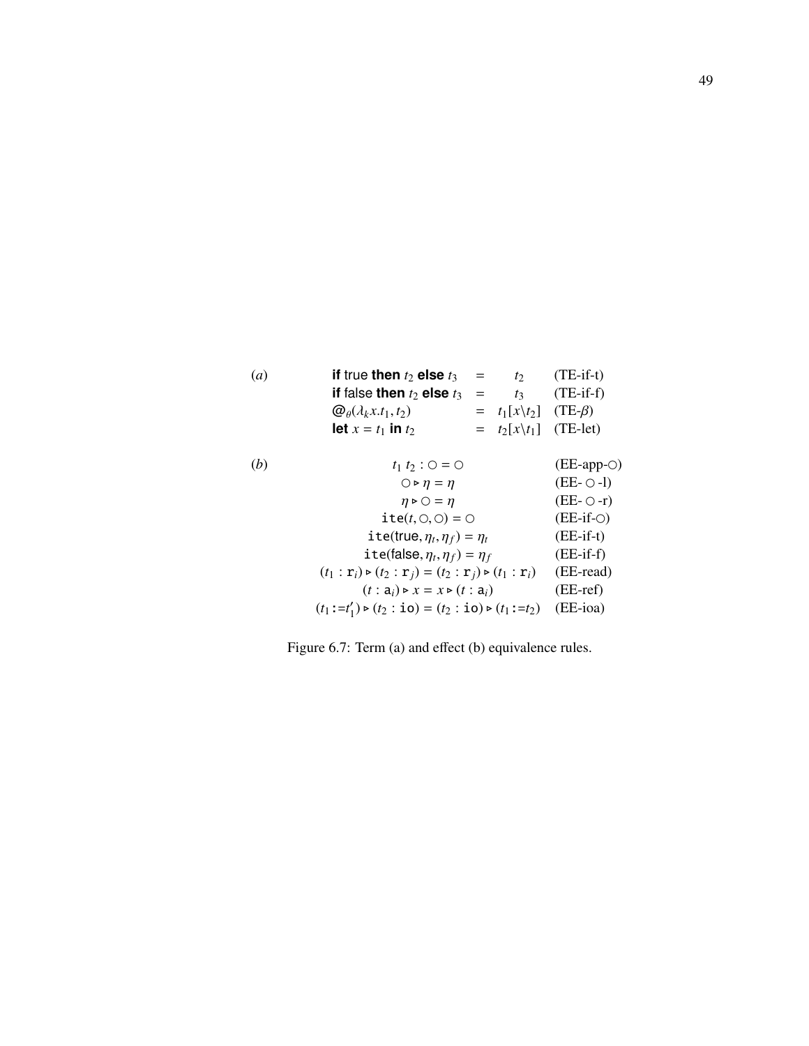(a)

$$\textbf{if } \text{true} \textbf{ then } t_2 \textbf{ else } t_3 \;=\; t_2 \qquad \text{(TE-if-t)}$$

$$\textbf{if } \text{false} \textbf{ then } t_2 \textbf{ else } t_3 \;=\; t_3 \qquad \text{(TE-if-f)}$$

$$@_\theta(\lambda_k x.t_1, t_2) \;=\; t_1[x \backslash t_2] \qquad \text{(TE-}\beta\text{)}$$

$$\textbf{let } x = t_1 \textbf{ in } t_2 \;=\; t_2[x \backslash t_1] \qquad \text{(TE-let)}$$

(b)

$$t_1\ t_2 : \bigcirc = \bigcirc \qquad \text{(EE-app-}\bigcirc\text{)}$$

$$\bigcirc \triangleright \eta = \eta \qquad \text{(EE-}\bigcirc\text{-l)}$$

$$\eta \triangleright \bigcirc = \eta \qquad \text{(EE-}\bigcirc\text{-r)}$$

$$\texttt{ite}(t, \bigcirc, \bigcirc) = \bigcirc \qquad \text{(EE-if-}\bigcirc\text{)}$$

$$\texttt{ite}(\text{true}, \eta_t, \eta_f) = \eta_t \qquad \text{(EE-if-t)}$$

$$\texttt{ite}(\text{false}, \eta_t, \eta_f) = \eta_f \qquad \text{(EE-if-f)}$$

$$(t_1 : \texttt{r}_i) \triangleright (t_2 : \texttt{r}_j) = (t_2 : \texttt{r}_j) \triangleright (t_1 : \texttt{r}_i) \qquad \text{(EE-read)}$$

$$(t : \texttt{a}_i) \triangleright x = x \triangleright (t : \texttt{a}_i) \qquad \text{(EE-ref)}$$

$$(t_1 \texttt{:=} t_1') \triangleright (t_2 : \texttt{io}) = (t_2 : \texttt{io}) \triangleright (t_1 \texttt{:=} t_2) \qquad \text{(EE-ioa)}$$

Figure 6.7: Term (a) and effect (b) equivalence rules.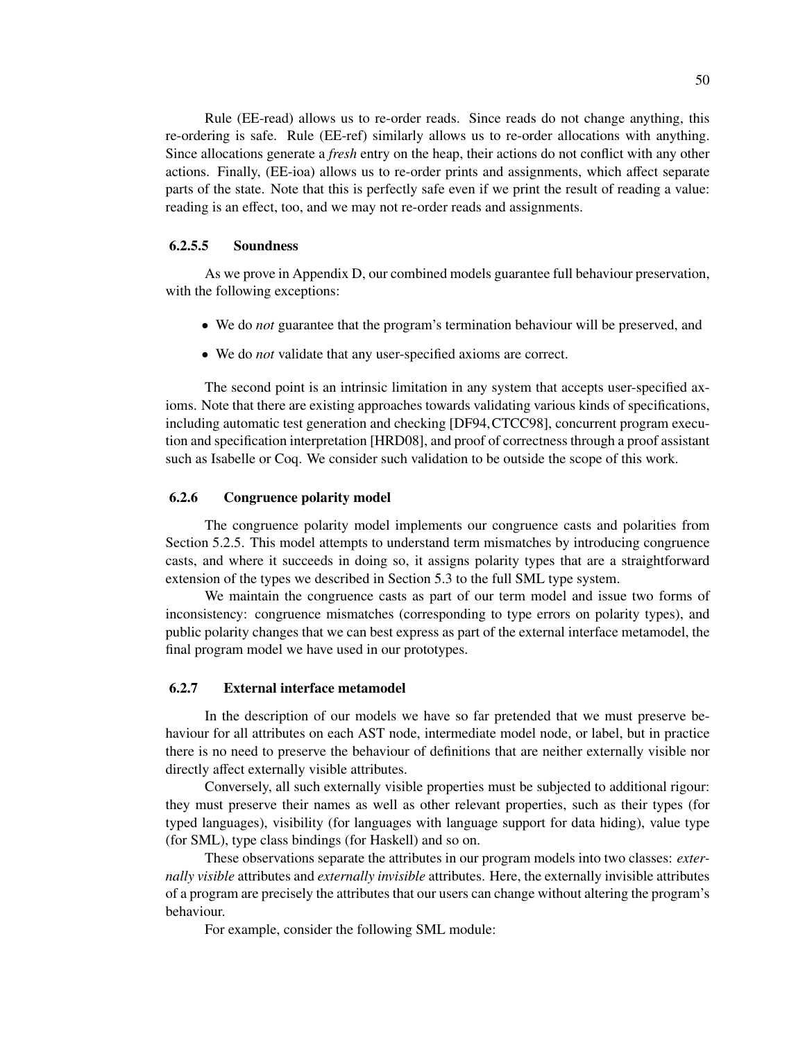Rule (EE-read) allows us to re-order reads. Since reads do not change anything, this re-ordering is safe. Rule (EE-ref) similarly allows us to re-order allocations with anything. Since allocations generate a *fresh* entry on the heap, their actions do not conflict with any other actions. Finally, (EE-ioa) allows us to re-order prints and assignments, which affect separate parts of the state. Note that this is perfectly safe even if we print the result of reading a value: reading is an effect, too, and we may not re-order reads and assignments.

#### 6.2.5.5 Soundness

As we prove in Appendix D, our combined models guarantee full behaviour preservation, with the following exceptions:

- We do *not* guarantee that the program's termination behaviour will be preserved, and
- We do *not* validate that any user-specified axioms are correct.

The second point is an intrinsic limitation in any system that accepts user-specified axioms. Note that there are existing approaches towards validating various kinds of specifications, including automatic test generation and checking [DF94,CTCC98], concurrent program execution and specification interpretation [HRD08], and proof of correctness through a proof assistant such as Isabelle or Coq. We consider such validation to be outside the scope of this work.

### 6.2.6 Congruence polarity model

The congruence polarity model implements our congruence casts and polarities from Section 5.2.5. This model attempts to understand term mismatches by introducing congruence casts, and where it succeeds in doing so, it assigns polarity types that are a straightforward extension of the types we described in Section 5.3 to the full SML type system.

We maintain the congruence casts as part of our term model and issue two forms of inconsistency: congruence mismatches (corresponding to type errors on polarity types), and public polarity changes that we can best express as part of the external interface metamodel, the final program model we have used in our prototypes.

### 6.2.7 External interface metamodel

In the description of our models we have so far pretended that we must preserve behaviour for all attributes on each AST node, intermediate model node, or label, but in practice there is no need to preserve the behaviour of definitions that are neither externally visible nor directly affect externally visible attributes.

Conversely, all such externally visible properties must be subjected to additional rigour: they must preserve their names as well as other relevant properties, such as their types (for typed languages), visibility (for languages with language support for data hiding), value type (for SML), type class bindings (for Haskell) and so on.

These observations separate the attributes in our program models into two classes: *externally visible* attributes and *externally invisible* attributes. Here, the externally invisible attributes of a program are precisely the attributes that our users can change without altering the program's behaviour.

For example, consider the following SML module: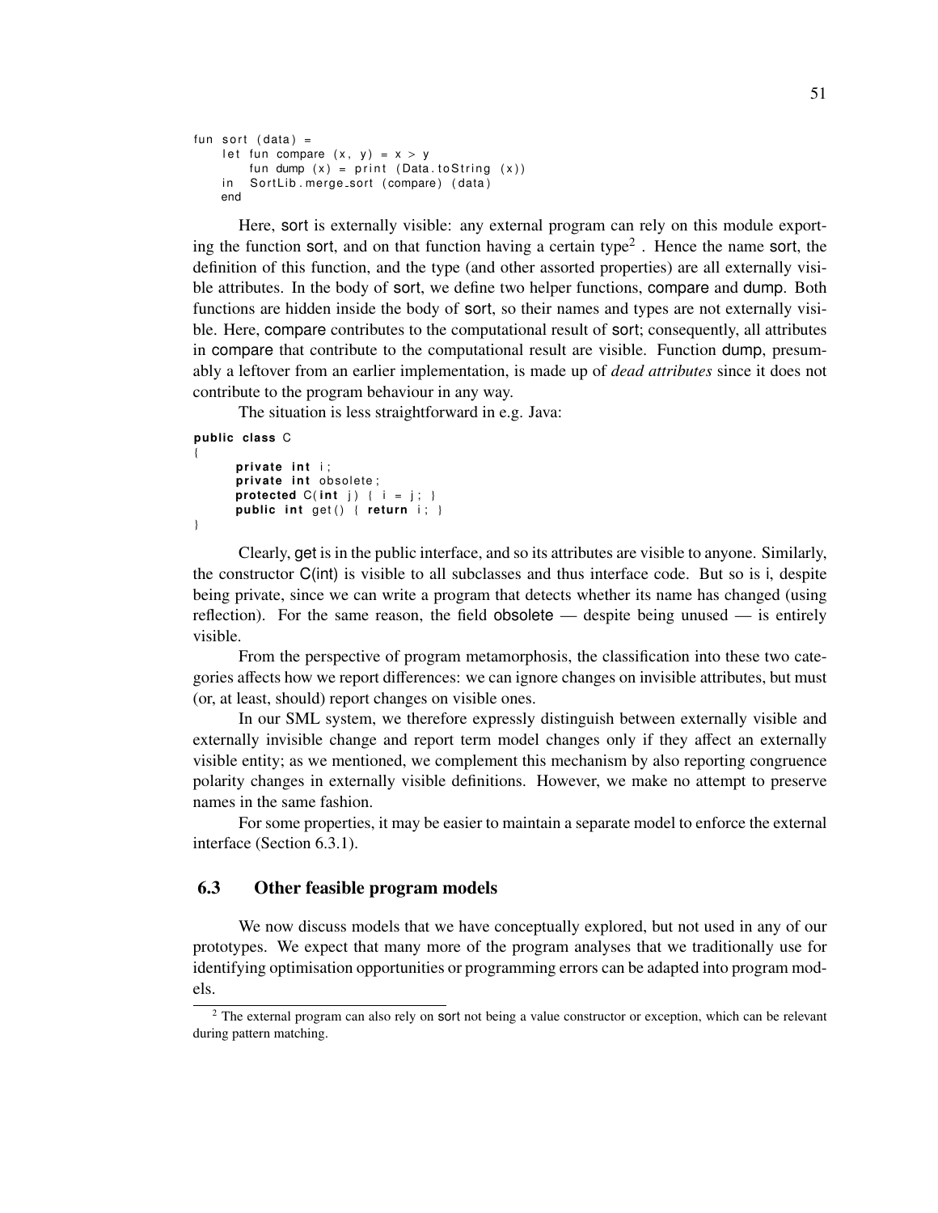```
fun sort (data) =
    let fun compare (x, y) = x > y
        fun dump (x) = print (Data.toString (x))
    in  SortLib.merge_sort (compare) (data)
    end
```

Here, sort is externally visible: any external program can rely on this module exporting the function sort, and on that function having a certain type[2]. Hence the name sort, the definition of this function, and the type (and other assorted properties) are all externally visible attributes. In the body of sort, we define two helper functions, compare and dump. Both functions are hidden inside the body of sort, so their names and types are not externally visible. Here, compare contributes to the computational result of sort; consequently, all attributes in compare that contribute to the computational result are visible. Function dump, presumably a leftover from an earlier implementation, is made up of *dead attributes* since it does not contribute to the program behaviour in any way.

The situation is less straightforward in e.g. Java:

```
public class C
{
      private int i;
      private int obsolete;
      protected C(int j) { i = j; }
      public int get() { return i; }
}
```

Clearly, get is in the public interface, and so its attributes are visible to anyone. Similarly, the constructor C(int) is visible to all subclasses and thus interface code. But so is i, despite being private, since we can write a program that detects whether its name has changed (using reflection). For the same reason, the field obsolete — despite being unused — is entirely visible.

From the perspective of program metamorphosis, the classification into these two categories affects how we report differences: we can ignore changes on invisible attributes, but must (or, at least, should) report changes on visible ones.

In our SML system, we therefore expressly distinguish between externally visible and externally invisible change and report term model changes only if they affect an externally visible entity; as we mentioned, we complement this mechanism by also reporting congruence polarity changes in externally visible definitions. However, we make no attempt to preserve names in the same fashion.

For some properties, it may be easier to maintain a separate model to enforce the external interface (Section 6.3.1).

## 6.3 Other feasible program models

We now discuss models that we have conceptually explored, but not used in any of our prototypes. We expect that many more of the program analyses that we traditionally use for identifying optimisation opportunities or programming errors can be adapted into program models.

[2] The external program can also rely on sort not being a value constructor or exception, which can be relevant during pattern matching.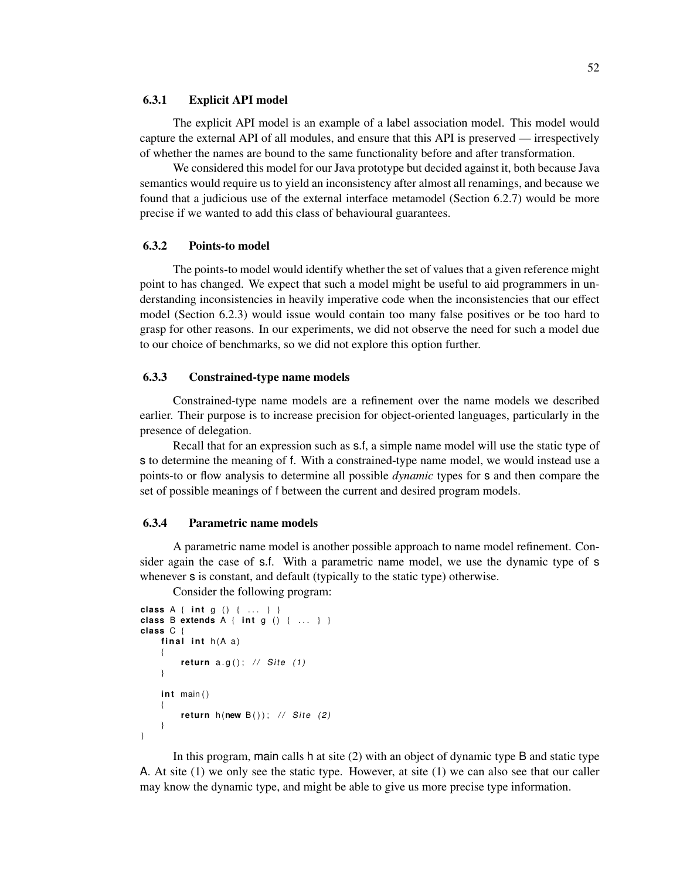### 6.3.1 Explicit API model

The explicit API model is an example of a label association model. This model would capture the external API of all modules, and ensure that this API is preserved — irrespectively of whether the names are bound to the same functionality before and after transformation.

We considered this model for our Java prototype but decided against it, both because Java semantics would require us to yield an inconsistency after almost all renamings, and because we found that a judicious use of the external interface metamodel (Section 6.2.7) would be more precise if we wanted to add this class of behavioural guarantees.

### 6.3.2 Points-to model

The points-to model would identify whether the set of values that a given reference might point to has changed. We expect that such a model might be useful to aid programmers in understanding inconsistencies in heavily imperative code when the inconsistencies that our effect model (Section 6.2.3) would issue would contain too many false positives or be too hard to grasp for other reasons. In our experiments, we did not observe the need for such a model due to our choice of benchmarks, so we did not explore this option further.

### 6.3.3 Constrained-type name models

Constrained-type name models are a refinement over the name models we described earlier. Their purpose is to increase precision for object-oriented languages, particularly in the presence of delegation.

Recall that for an expression such as s.f, a simple name model will use the static type of s to determine the meaning of f. With a constrained-type name model, we would instead use a points-to or flow analysis to determine all possible *dynamic* types for s and then compare the set of possible meanings of f between the current and desired program models.

### 6.3.4 Parametric name models

A parametric name model is another possible approach to name model refinement. Consider again the case of s.f. With a parametric name model, we use the dynamic type of s whenever s is constant, and default (typically to the static type) otherwise.

Consider the following program:

```
class A { int g () { ... } }
class B extends A { int g () { ... } }
class C {
    final int h(A a)
    {
        return a.g(); // Site (1)
    }

    int main()
    {
        return h(new B()); // Site (2)
    }
}
```

In this program, main calls h at site (2) with an object of dynamic type B and static type A. At site (1) we only see the static type. However, at site (1) we can also see that our caller may know the dynamic type, and might be able to give us more precise type information.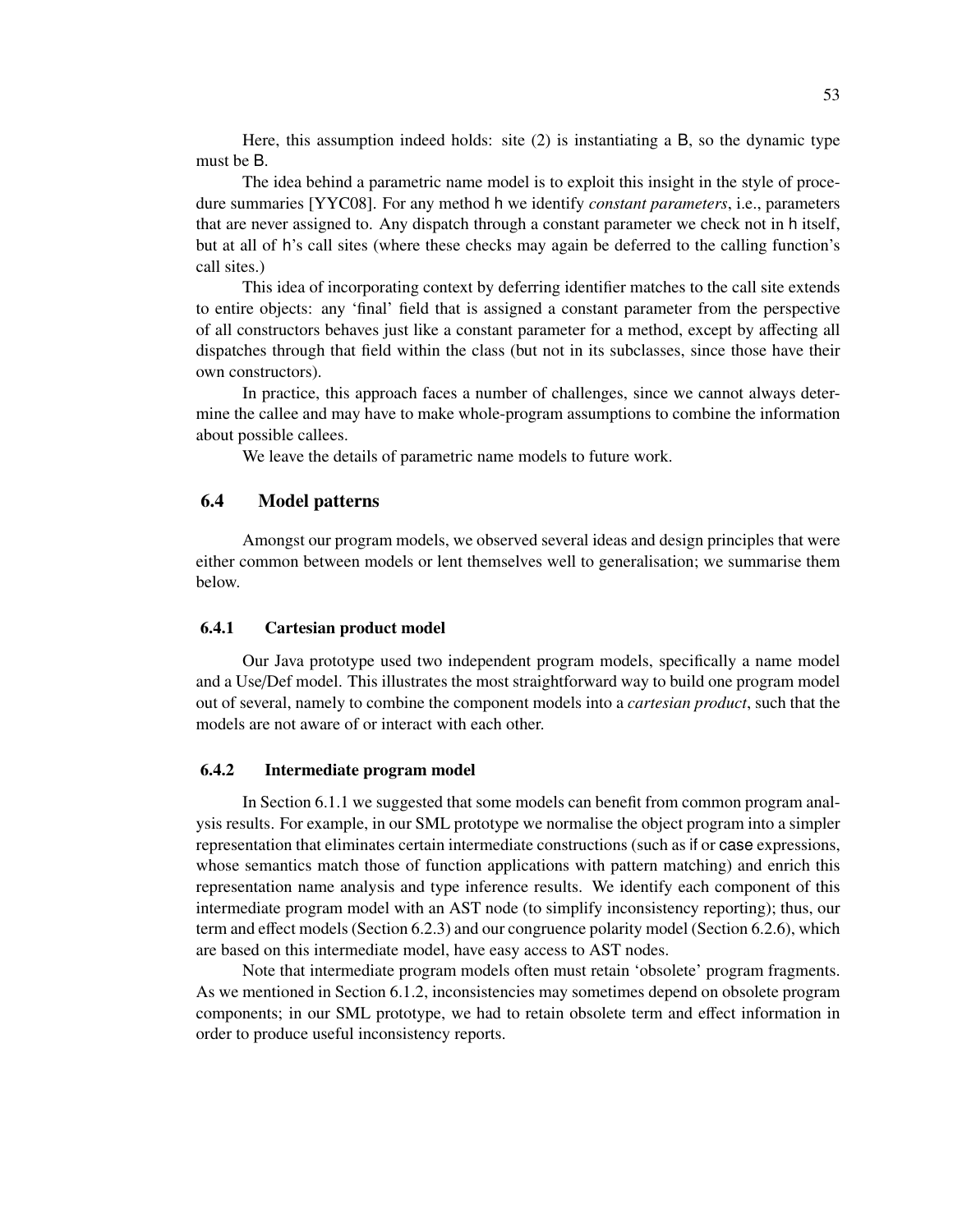Here, this assumption indeed holds: site (2) is instantiating a B, so the dynamic type must be B.

The idea behind a parametric name model is to exploit this insight in the style of procedure summaries [YYC08]. For any method h we identify *constant parameters*, i.e., parameters that are never assigned to. Any dispatch through a constant parameter we check not in h itself, but at all of h's call sites (where these checks may again be deferred to the calling function's call sites.)

This idea of incorporating context by deferring identifier matches to the call site extends to entire objects: any 'final' field that is assigned a constant parameter from the perspective of all constructors behaves just like a constant parameter for a method, except by affecting all dispatches through that field within the class (but not in its subclasses, since those have their own constructors).

In practice, this approach faces a number of challenges, since we cannot always determine the callee and may have to make whole-program assumptions to combine the information about possible callees.

We leave the details of parametric name models to future work.

## 6.4 Model patterns

Amongst our program models, we observed several ideas and design principles that were either common between models or lent themselves well to generalisation; we summarise them below.

### 6.4.1 Cartesian product model

Our Java prototype used two independent program models, specifically a name model and a Use/Def model. This illustrates the most straightforward way to build one program model out of several, namely to combine the component models into a *cartesian product*, such that the models are not aware of or interact with each other.

### 6.4.2 Intermediate program model

In Section 6.1.1 we suggested that some models can benefit from common program analysis results. For example, in our SML prototype we normalise the object program into a simpler representation that eliminates certain intermediate constructions (such as if or case expressions, whose semantics match those of function applications with pattern matching) and enrich this representation name analysis and type inference results. We identify each component of this intermediate program model with an AST node (to simplify inconsistency reporting); thus, our term and effect models (Section 6.2.3) and our congruence polarity model (Section 6.2.6), which are based on this intermediate model, have easy access to AST nodes.

Note that intermediate program models often must retain 'obsolete' program fragments. As we mentioned in Section 6.1.2, inconsistencies may sometimes depend on obsolete program components; in our SML prototype, we had to retain obsolete term and effect information in order to produce useful inconsistency reports.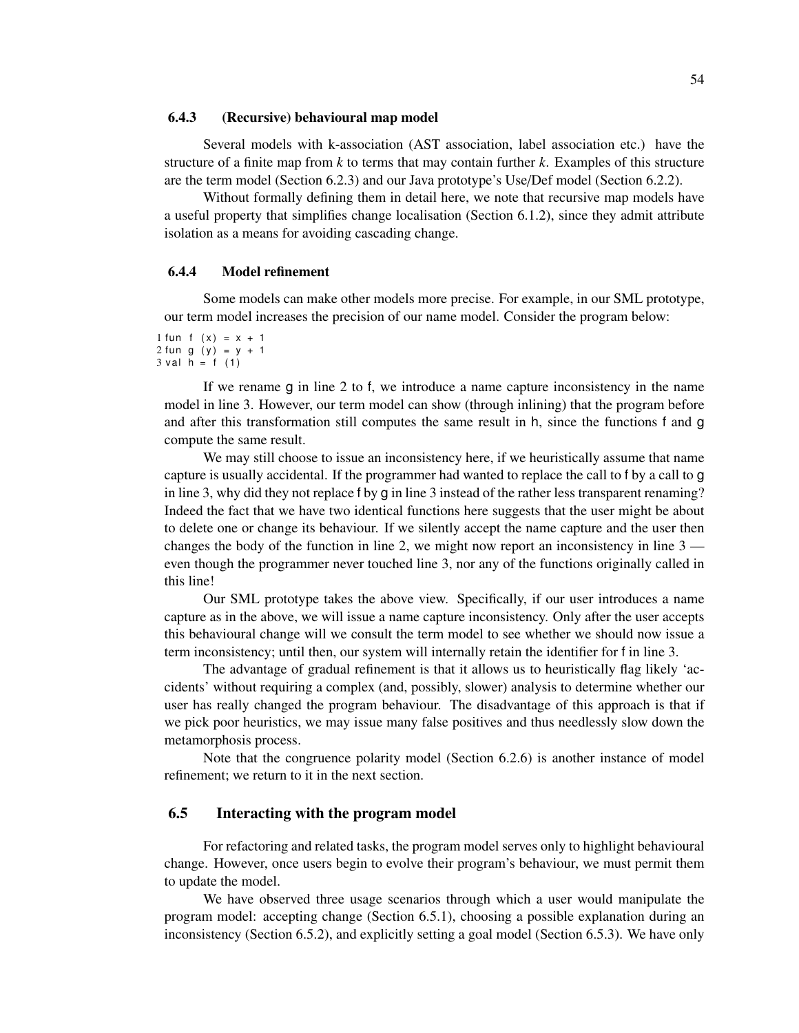### 6.4.3 (Recursive) behavioural map model

Several models with k-association (AST association, label association etc.) have the structure of a finite map from *k* to terms that may contain further *k*. Examples of this structure are the term model (Section 6.2.3) and our Java prototype's Use/Def model (Section 6.2.2).

Without formally defining them in detail here, we note that recursive map models have a useful property that simplifies change localisation (Section 6.1.2), since they admit attribute isolation as a means for avoiding cascading change.

### 6.4.4 Model refinement

Some models can make other models more precise. For example, in our SML prototype, our term model increases the precision of our name model. Consider the program below:

```
1 fun f (x) = x + 1
2 fun g (y) = y + 1
3 val h = f (1)
```

If we rename g in line 2 to f, we introduce a name capture inconsistency in the name model in line 3. However, our term model can show (through inlining) that the program before and after this transformation still computes the same result in h, since the functions f and g compute the same result.

We may still choose to issue an inconsistency here, if we heuristically assume that name capture is usually accidental. If the programmer had wanted to replace the call to f by a call to g in line 3, why did they not replace f by g in line 3 instead of the rather less transparent renaming? Indeed the fact that we have two identical functions here suggests that the user might be about to delete one or change its behaviour. If we silently accept the name capture and the user then changes the body of the function in line 2, we might now report an inconsistency in line 3 — even though the programmer never touched line 3, nor any of the functions originally called in this line!

Our SML prototype takes the above view. Specifically, if our user introduces a name capture as in the above, we will issue a name capture inconsistency. Only after the user accepts this behavioural change will we consult the term model to see whether we should now issue a term inconsistency; until then, our system will internally retain the identifier for f in line 3.

The advantage of gradual refinement is that it allows us to heuristically flag likely 'accidents' without requiring a complex (and, possibly, slower) analysis to determine whether our user has really changed the program behaviour. The disadvantage of this approach is that if we pick poor heuristics, we may issue many false positives and thus needlessly slow down the metamorphosis process.

Note that the congruence polarity model (Section 6.2.6) is another instance of model refinement; we return to it in the next section.

## 6.5 Interacting with the program model

For refactoring and related tasks, the program model serves only to highlight behavioural change. However, once users begin to evolve their program's behaviour, we must permit them to update the model.

We have observed three usage scenarios through which a user would manipulate the program model: accepting change (Section 6.5.1), choosing a possible explanation during an inconsistency (Section 6.5.2), and explicitly setting a goal model (Section 6.5.3). We have only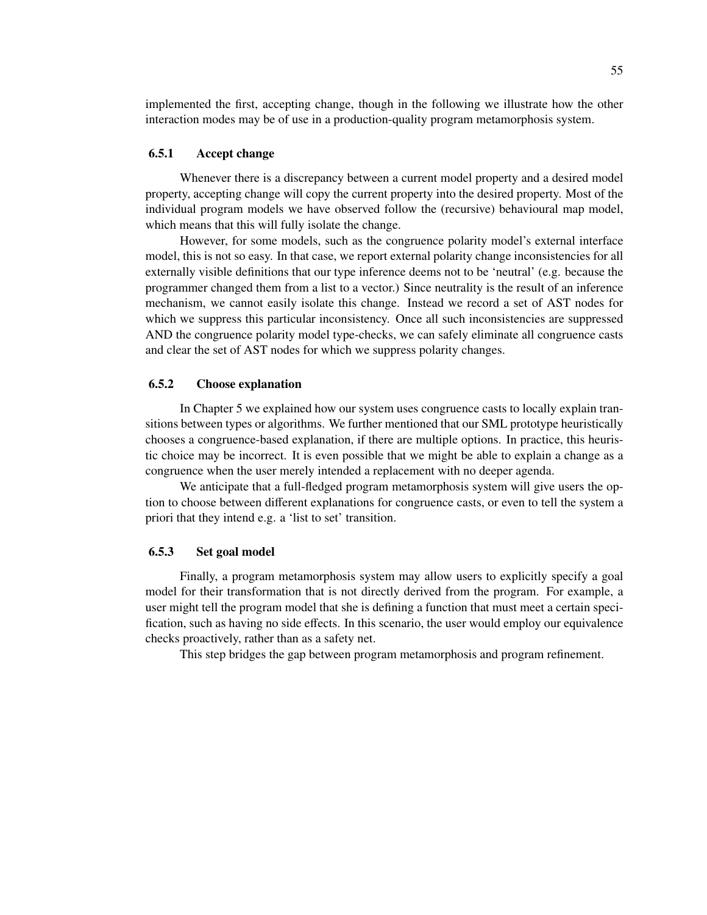implemented the first, accepting change, though in the following we illustrate how the other interaction modes may be of use in a production-quality program metamorphosis system.

### 6.5.1 Accept change

Whenever there is a discrepancy between a current model property and a desired model property, accepting change will copy the current property into the desired property. Most of the individual program models we have observed follow the (recursive) behavioural map model, which means that this will fully isolate the change.

However, for some models, such as the congruence polarity model's external interface model, this is not so easy. In that case, we report external polarity change inconsistencies for all externally visible definitions that our type inference deems not to be 'neutral' (e.g. because the programmer changed them from a list to a vector.) Since neutrality is the result of an inference mechanism, we cannot easily isolate this change. Instead we record a set of AST nodes for which we suppress this particular inconsistency. Once all such inconsistencies are suppressed AND the congruence polarity model type-checks, we can safely eliminate all congruence casts and clear the set of AST nodes for which we suppress polarity changes.

### 6.5.2 Choose explanation

In Chapter 5 we explained how our system uses congruence casts to locally explain transitions between types or algorithms. We further mentioned that our SML prototype heuristically chooses a congruence-based explanation, if there are multiple options. In practice, this heuristic choice may be incorrect. It is even possible that we might be able to explain a change as a congruence when the user merely intended a replacement with no deeper agenda.

We anticipate that a full-fledged program metamorphosis system will give users the option to choose between different explanations for congruence casts, or even to tell the system a priori that they intend e.g. a 'list to set' transition.

### 6.5.3 Set goal model

Finally, a program metamorphosis system may allow users to explicitly specify a goal model for their transformation that is not directly derived from the program. For example, a user might tell the program model that she is defining a function that must meet a certain specification, such as having no side effects. In this scenario, the user would employ our equivalence checks proactively, rather than as a safety net.

This step bridges the gap between program metamorphosis and program refinement.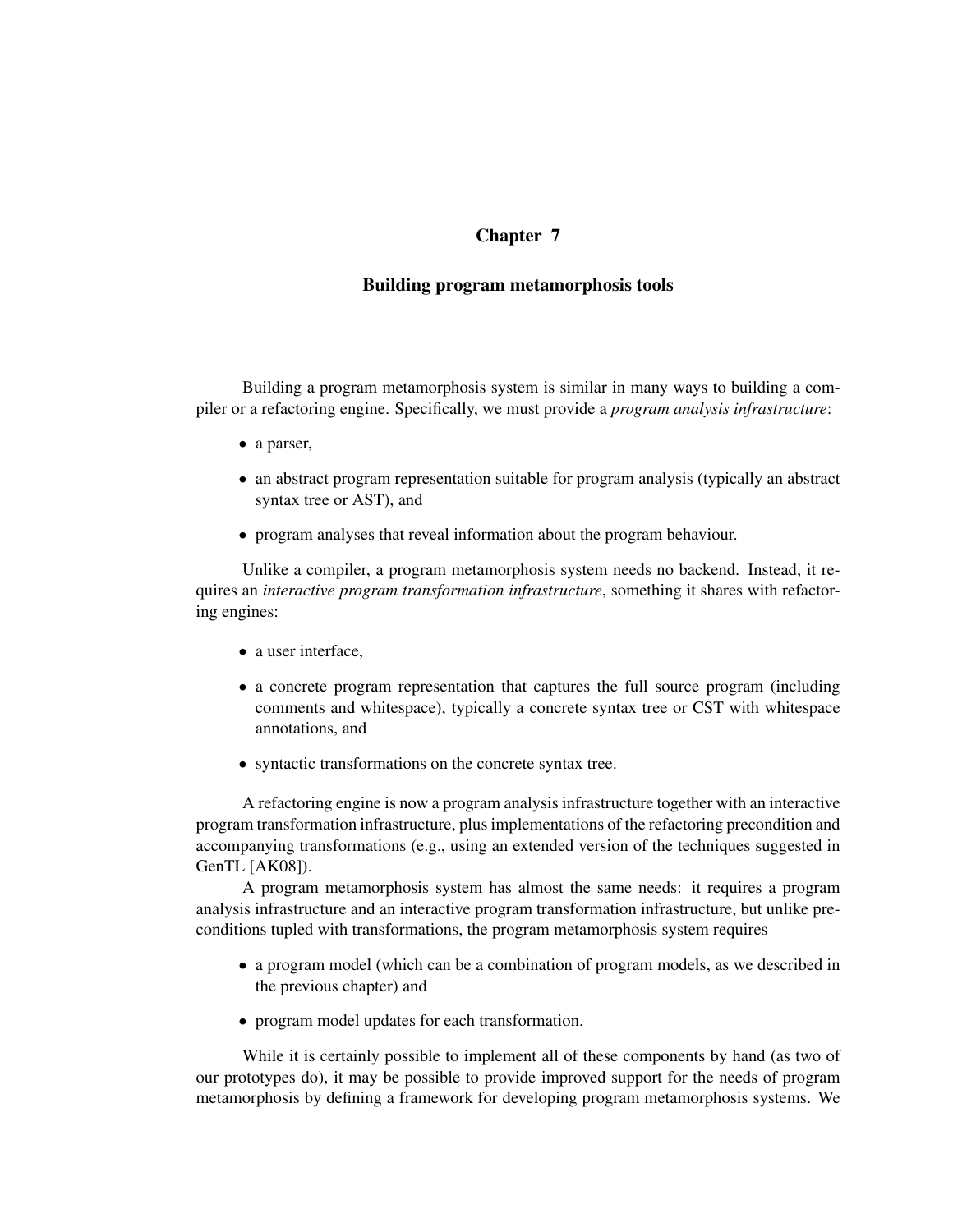# Chapter 7

## Building program metamorphosis tools

Building a program metamorphosis system is similar in many ways to building a compiler or a refactoring engine. Specifically, we must provide a *program analysis infrastructure*:

- a parser,
- an abstract program representation suitable for program analysis (typically an abstract syntax tree or AST), and
- program analyses that reveal information about the program behaviour.

Unlike a compiler, a program metamorphosis system needs no backend. Instead, it requires an *interactive program transformation infrastructure*, something it shares with refactoring engines:

- a user interface,
- a concrete program representation that captures the full source program (including comments and whitespace), typically a concrete syntax tree or CST with whitespace annotations, and
- syntactic transformations on the concrete syntax tree.

A refactoring engine is now a program analysis infrastructure together with an interactive program transformation infrastructure, plus implementations of the refactoring precondition and accompanying transformations (e.g., using an extended version of the techniques suggested in GenTL [AK08]).

A program metamorphosis system has almost the same needs: it requires a program analysis infrastructure and an interactive program transformation infrastructure, but unlike preconditions tupled with transformations, the program metamorphosis system requires

- a program model (which can be a combination of program models, as we described in the previous chapter) and
- program model updates for each transformation.

While it is certainly possible to implement all of these components by hand (as two of our prototypes do), it may be possible to provide improved support for the needs of program metamorphosis by defining a framework for developing program metamorphosis systems. We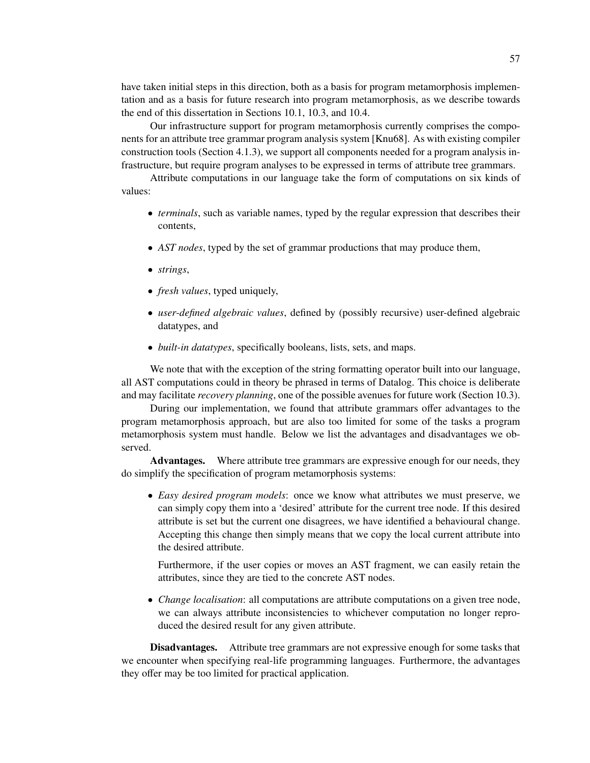have taken initial steps in this direction, both as a basis for program metamorphosis implementation and as a basis for future research into program metamorphosis, as we describe towards the end of this dissertation in Sections 10.1, 10.3, and 10.4.

Our infrastructure support for program metamorphosis currently comprises the components for an attribute tree grammar program analysis system [Knu68]. As with existing compiler construction tools (Section 4.1.3), we support all components needed for a program analysis infrastructure, but require program analyses to be expressed in terms of attribute tree grammars.

Attribute computations in our language take the form of computations on six kinds of values:

- *terminals*, such as variable names, typed by the regular expression that describes their contents,
- *AST nodes*, typed by the set of grammar productions that may produce them,
- *strings*,
- *fresh values*, typed uniquely,
- *user-defined algebraic values*, defined by (possibly recursive) user-defined algebraic datatypes, and
- *built-in datatypes*, specifically booleans, lists, sets, and maps.

We note that with the exception of the string formatting operator built into our language, all AST computations could in theory be phrased in terms of Datalog. This choice is deliberate and may facilitate *recovery planning*, one of the possible avenues for future work (Section 10.3).

During our implementation, we found that attribute grammars offer advantages to the program metamorphosis approach, but are also too limited for some of the tasks a program metamorphosis system must handle. Below we list the advantages and disadvantages we observed.

**Advantages.** Where attribute tree grammars are expressive enough for our needs, they do simplify the specification of program metamorphosis systems:

- *Easy desired program models*: once we know what attributes we must preserve, we can simply copy them into a 'desired' attribute for the current tree node. If this desired attribute is set but the current one disagrees, we have identified a behavioural change. Accepting this change then simply means that we copy the local current attribute into the desired attribute.

  Furthermore, if the user copies or moves an AST fragment, we can easily retain the attributes, since they are tied to the concrete AST nodes.

- *Change localisation*: all computations are attribute computations on a given tree node, we can always attribute inconsistencies to whichever computation no longer reproduced the desired result for any given attribute.

**Disadvantages.** Attribute tree grammars are not expressive enough for some tasks that we encounter when specifying real-life programming languages. Furthermore, the advantages they offer may be too limited for practical application.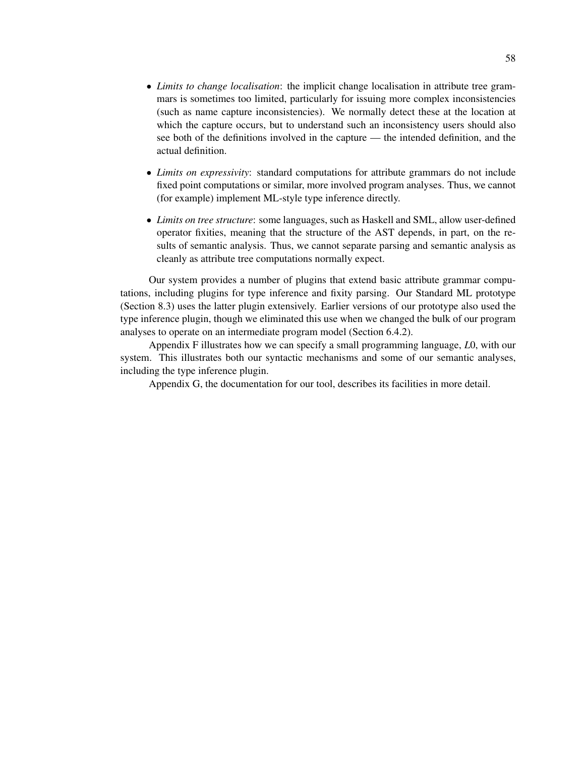- *Limits to change localisation*: the implicit change localisation in attribute tree grammars is sometimes too limited, particularly for issuing more complex inconsistencies (such as name capture inconsistencies). We normally detect these at the location at which the capture occurs, but to understand such an inconsistency users should also see both of the definitions involved in the capture — the intended definition, and the actual definition.

- *Limits on expressivity*: standard computations for attribute grammars do not include fixed point computations or similar, more involved program analyses. Thus, we cannot (for example) implement ML-style type inference directly.

- *Limits on tree structure*: some languages, such as Haskell and SML, allow user-defined operator fixities, meaning that the structure of the AST depends, in part, on the results of semantic analysis. Thus, we cannot separate parsing and semantic analysis as cleanly as attribute tree computations normally expect.

Our system provides a number of plugins that extend basic attribute grammar computations, including plugins for type inference and fixity parsing. Our Standard ML prototype (Section 8.3) uses the latter plugin extensively. Earlier versions of our prototype also used the type inference plugin, though we eliminated this use when we changed the bulk of our program analyses to operate on an intermediate program model (Section 6.4.2).

Appendix F illustrates how we can specify a small programming language, *L*0, with our system. This illustrates both our syntactic mechanisms and some of our semantic analyses, including the type inference plugin.

Appendix G, the documentation for our tool, describes its facilities in more detail.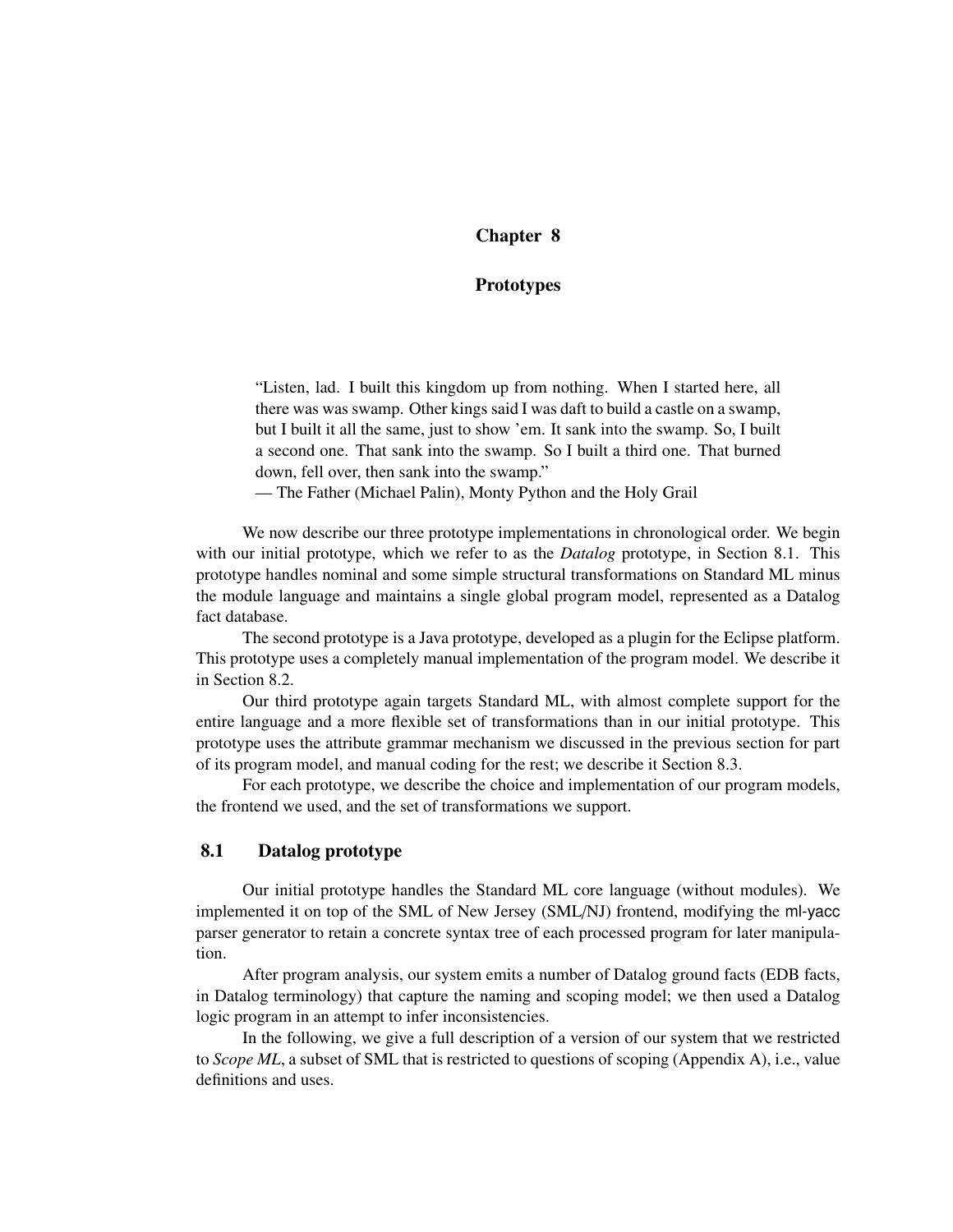# Chapter 8

# Prototypes

> "Listen, lad. I built this kingdom up from nothing. When I started here, all there was was swamp. Other kings said I was daft to build a castle on a swamp, but I built it all the same, just to show 'em. It sank into the swamp. So, I built a second one. That sank into the swamp. So I built a third one. That burned down, fell over, then sank into the swamp."
> — The Father (Michael Palin), Monty Python and the Holy Grail

We now describe our three prototype implementations in chronological order. We begin with our initial prototype, which we refer to as the *Datalog* prototype, in Section 8.1. This prototype handles nominal and some simple structural transformations on Standard ML minus the module language and maintains a single global program model, represented as a Datalog fact database.

The second prototype is a Java prototype, developed as a plugin for the Eclipse platform. This prototype uses a completely manual implementation of the program model. We describe it in Section 8.2.

Our third prototype again targets Standard ML, with almost complete support for the entire language and a more flexible set of transformations than in our initial prototype. This prototype uses the attribute grammar mechanism we discussed in the previous section for part of its program model, and manual coding for the rest; we describe it Section 8.3.

For each prototype, we describe the choice and implementation of our program models, the frontend we used, and the set of transformations we support.

## 8.1 Datalog prototype

Our initial prototype handles the Standard ML core language (without modules). We implemented it on top of the SML of New Jersey (SML/NJ) frontend, modifying the ml-yacc parser generator to retain a concrete syntax tree of each processed program for later manipulation.

After program analysis, our system emits a number of Datalog ground facts (EDB facts, in Datalog terminology) that capture the naming and scoping model; we then used a Datalog logic program in an attempt to infer inconsistencies.

In the following, we give a full description of a version of our system that we restricted to *Scope ML*, a subset of SML that is restricted to questions of scoping (Appendix A), i.e., value definitions and uses.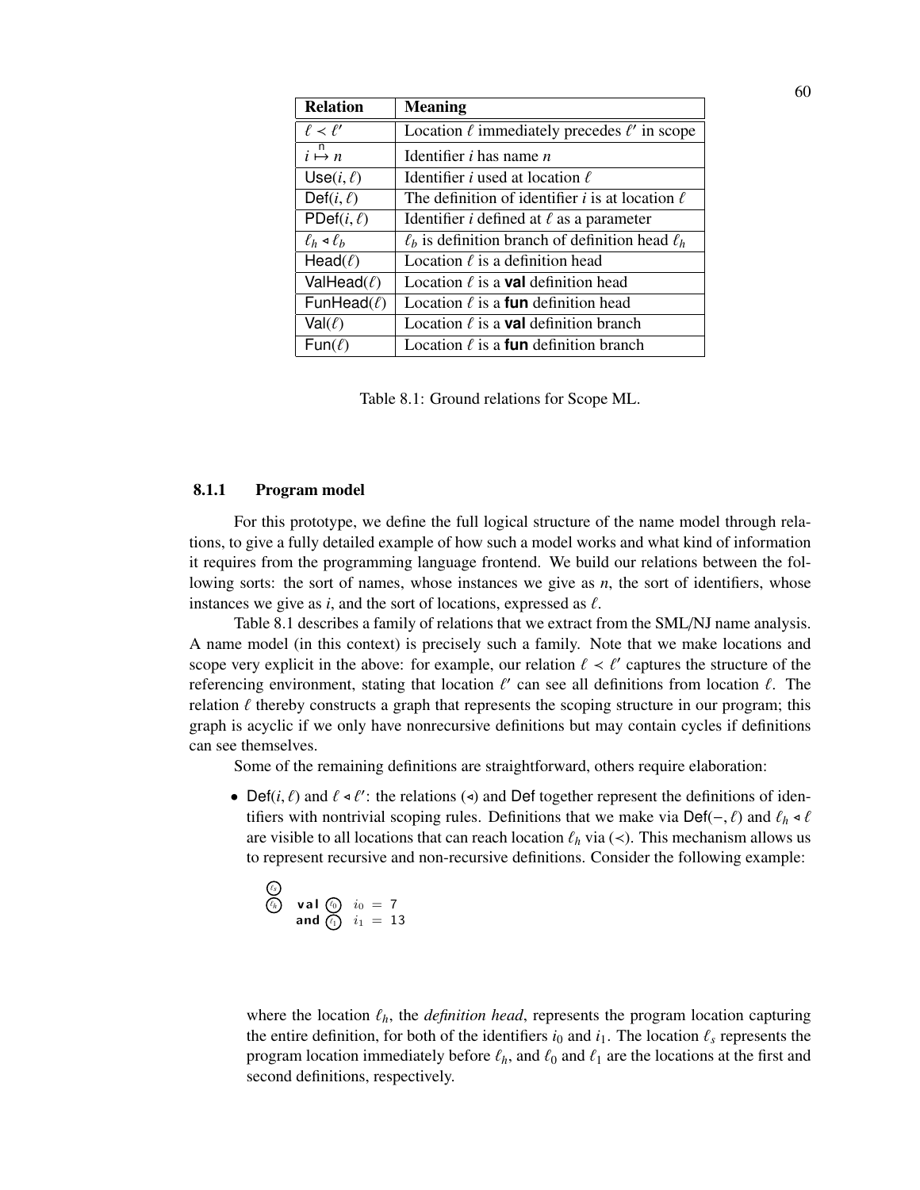| Relation | Meaning |
|---|---|
| $\ell \prec \ell'$ | Location $\ell$ immediately precedes $\ell'$ in scope |
| $i \overset{\mathsf{n}}{\mapsto} n$ | Identifier $i$ has name $n$ |
| $\mathsf{Use}(i, \ell)$ | Identifier $i$ used at location $\ell$ |
| $\mathsf{Def}(i, \ell)$ | The definition of identifier $i$ is at location $\ell$ |
| $\mathsf{PDef}(i, \ell)$ | Identifier $i$ defined at $\ell$ as a parameter |
| $\ell_h \triangleleft \ell_b$ | $\ell_b$ is definition branch of definition head $\ell_h$ |
| $\mathsf{Head}(\ell)$ | Location $\ell$ is a definition head |
| $\mathsf{ValHead}(\ell)$ | Location $\ell$ is a **val** definition head |
| $\mathsf{FunHead}(\ell)$ | Location $\ell$ is a **fun** definition head |
| $\mathsf{Val}(\ell)$ | Location $\ell$ is a **val** definition branch |
| $\mathsf{Fun}(\ell)$ | Location $\ell$ is a **fun** definition branch |

Table 8.1: Ground relations for Scope ML.

### 8.1.1 Program model

For this prototype, we define the full logical structure of the name model through relations, to give a fully detailed example of how such a model works and what kind of information it requires from the programming language frontend. We build our relations between the following sorts: the sort of names, whose instances we give as $n$, the sort of identifiers, whose instances we give as $i$, and the sort of locations, expressed as $\ell$.

Table 8.1 describes a family of relations that we extract from the SML/NJ name analysis. A name model (in this context) is precisely such a family. Note that we make locations and scope very explicit in the above: for example, our relation $\ell \prec \ell'$ captures the structure of the referencing environment, stating that location $\ell'$ can see all definitions from location $\ell$. The relation $\ell$ thereby constructs a graph that represents the scoping structure in our program; this graph is acyclic if we only have nonrecursive definitions but may contain cycles if definitions can see themselves.

Some of the remaining definitions are straightforward, others require elaboration:

- $\mathsf{Def}(i, \ell)$ and $\ell \triangleleft \ell'$: the relations ($\triangleleft$) and $\mathsf{Def}$ together represent the definitions of identifiers with nontrivial scoping rules. Definitions that we make via $\mathsf{Def}(-, \ell)$ and $\ell_h \triangleleft \ell$ are visible to all locations that can reach location $\ell_h$ via ($\prec$). This mechanism allows us to represent recursive and non-recursive definitions. Consider the following example:

```
(ℓs)
(ℓh)  val (ℓ0)  i0 = 7
      and (ℓ1)  i1 = 13
```

  where the location $\ell_h$, the *definition head*, represents the program location capturing the entire definition, for both of the identifiers $i_0$ and $i_1$. The location $\ell_s$ represents the program location immediately before $\ell_h$, and $\ell_0$ and $\ell_1$ are the locations at the first and second definitions, respectively.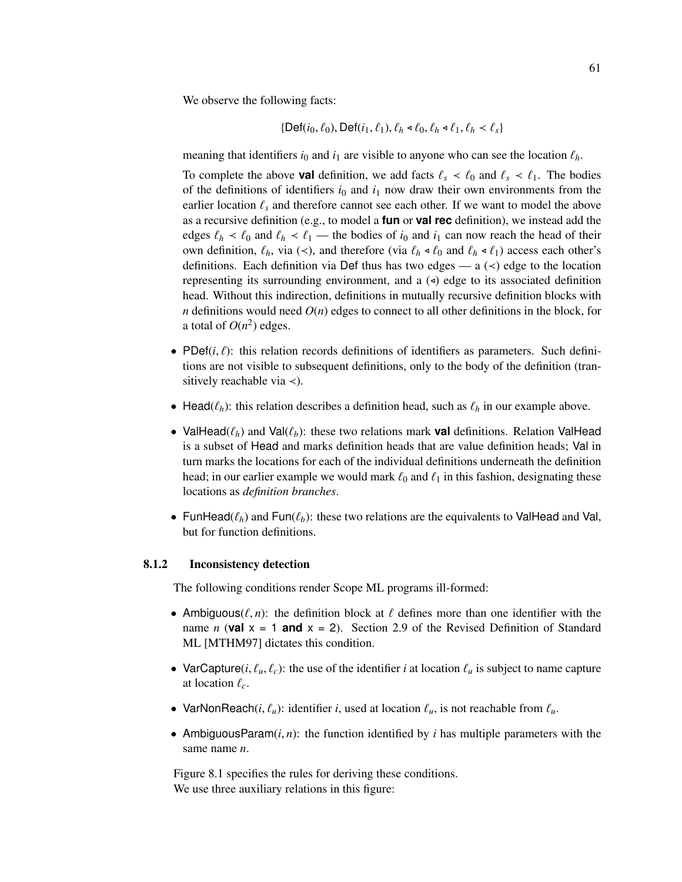We observe the following facts:

$$\{\mathsf{Def}(i_0, \ell_0), \mathsf{Def}(i_1, \ell_1), \ell_h \triangleleft \ell_0, \ell_h \triangleleft \ell_1, \ell_h \prec \ell_s\}$$

meaning that identifiers $i_0$ and $i_1$ are visible to anyone who can see the location $\ell_h$.

To complete the above **val** definition, we add facts $\ell_s \prec \ell_0$ and $\ell_s \prec \ell_1$. The bodies of the definitions of identifiers $i_0$ and $i_1$ now draw their own environments from the earlier location $\ell_s$ and therefore cannot see each other. If we want to model the above as a recursive definition (e.g., to model a **fun** or **val rec** definition), we instead add the edges $\ell_h \prec \ell_0$ and $\ell_h \prec \ell_1$ — the bodies of $i_0$ and $i_1$ can now reach the head of their own definition, $\ell_h$, via ($\prec$), and therefore (via $\ell_h \triangleleft \ell_0$ and $\ell_h \triangleleft \ell_1$) access each other's definitions. Each definition via Def thus has two edges — a ($\prec$) edge to the location representing its surrounding environment, and a ($\triangleleft$) edge to its associated definition head. Without this indirection, definitions in mutually recursive definition blocks with $n$ definitions would need $O(n)$ edges to connect to all other definitions in the block, for a total of $O(n^2)$ edges.

- $\mathsf{PDef}(i, \ell)$: this relation records definitions of identifiers as parameters. Such definitions are not visible to subsequent definitions, only to the body of the definition (transitively reachable via $\prec$).
- $\mathsf{Head}(\ell_h)$: this relation describes a definition head, such as $\ell_h$ in our example above.
- $\mathsf{ValHead}(\ell_h)$ and $\mathsf{Val}(\ell_b)$: these two relations mark **val** definitions. Relation ValHead is a subset of Head and marks definition heads that are value definition heads; Val in turn marks the locations for each of the individual definitions underneath the definition head; in our earlier example we would mark $\ell_0$ and $\ell_1$ in this fashion, designating these locations as *definition branches*.
- $\mathsf{FunHead}(\ell_h)$ and $\mathsf{Fun}(\ell_b)$: these two relations are the equivalents to ValHead and Val, but for function definitions.

### 8.1.2 Inconsistency detection

The following conditions render Scope ML programs ill-formed:

- $\mathsf{Ambiguous}(\ell, n)$: the definition block at $\ell$ defines more than one identifier with the name $n$ (**val** `x = 1` **and** `x = 2`). Section 2.9 of the Revised Definition of Standard ML [MTHM97] dictates this condition.
- $\mathsf{VarCapture}(i, \ell_u, \ell_c)$: the use of the identifier $i$ at location $\ell_u$ is subject to name capture at location $\ell_c$.
- $\mathsf{VarNonReach}(i, \ell_u)$: identifier $i$, used at location $\ell_u$, is not reachable from $\ell_u$.
- $\mathsf{AmbiguousParam}(i, n)$: the function identified by $i$ has multiple parameters with the same name $n$.

Figure 8.1 specifies the rules for deriving these conditions.

We use three auxiliary relations in this figure: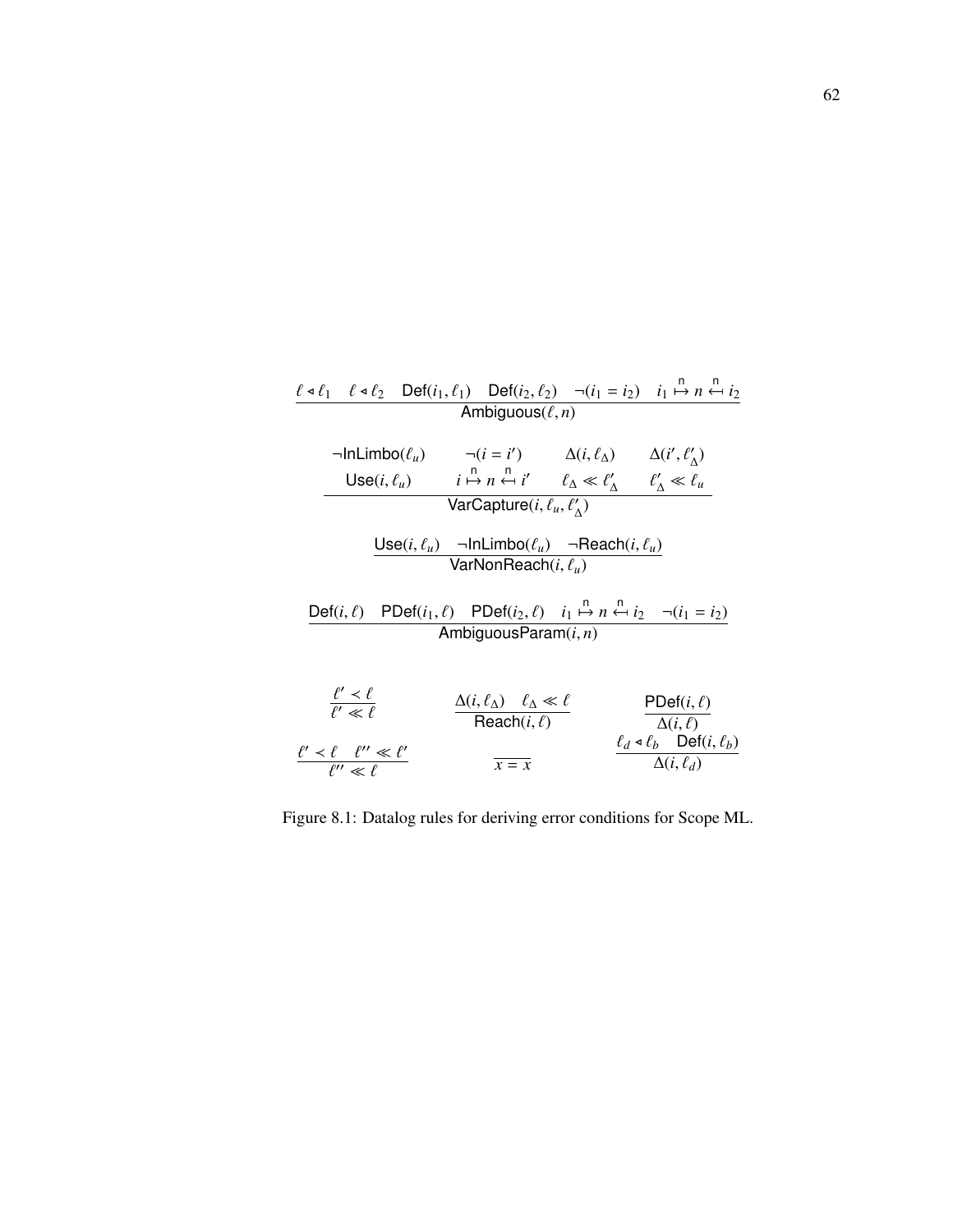$$\frac{\ell \triangleleft \ell_1 \quad \ell \triangleleft \ell_2 \quad \mathsf{Def}(i_1, \ell_1) \quad \mathsf{Def}(i_2, \ell_2) \quad \neg(i_1 = i_2) \quad i_1 \overset{\mathsf{n}}{\mapsto} n \overset{\mathsf{n}}{\hookleftarrow} i_2}{\mathsf{Ambiguous}(\ell, n)}$$

$$\frac{\begin{array}{cccc} \neg\mathsf{InLimbo}(\ell_u) & \neg(i = i') & \Delta(i, \ell_\Delta) & \Delta(i', \ell'_\Delta) \\ \mathsf{Use}(i, \ell_u) & i \overset{\mathsf{n}}{\mapsto} n \overset{\mathsf{n}}{\hookleftarrow} i' & \ell_\Delta \ll \ell'_\Delta & \ell'_\Delta \ll \ell_u \end{array}}{\mathsf{VarCapture}(i, \ell_u, \ell'_\Delta)}$$

$$\frac{\mathsf{Use}(i, \ell_u) \quad \neg\mathsf{InLimbo}(\ell_u) \quad \neg\mathsf{Reach}(i, \ell_u)}{\mathsf{VarNonReach}(i, \ell_u)}$$

$$\frac{\mathsf{Def}(i, \ell) \quad \mathsf{PDef}(i_1, \ell) \quad \mathsf{PDef}(i_2, \ell) \quad i_1 \overset{\mathsf{n}}{\mapsto} n \overset{\mathsf{n}}{\hookleftarrow} i_2 \quad \neg(i_1 = i_2)}{\mathsf{AmbiguousParam}(i, n)}$$

$$\frac{\ell' \prec \ell}{\ell' \ll \ell} \qquad \frac{\Delta(i, \ell_\Delta) \quad \ell_\Delta \ll \ell}{\mathsf{Reach}(i, \ell)} \qquad \frac{\mathsf{PDef}(i, \ell)}{\Delta(i, \ell)}$$

$$\frac{\ell' \prec \ell \quad \ell'' \ll \ell'}{\ell'' \ll \ell} \qquad \frac{}{x = x} \qquad \frac{\ell_d \triangleleft \ell_b \quad \mathsf{Def}(i, \ell_b)}{\Delta(i, \ell_d)}$$

Figure 8.1: Datalog rules for deriving error conditions for Scope ML.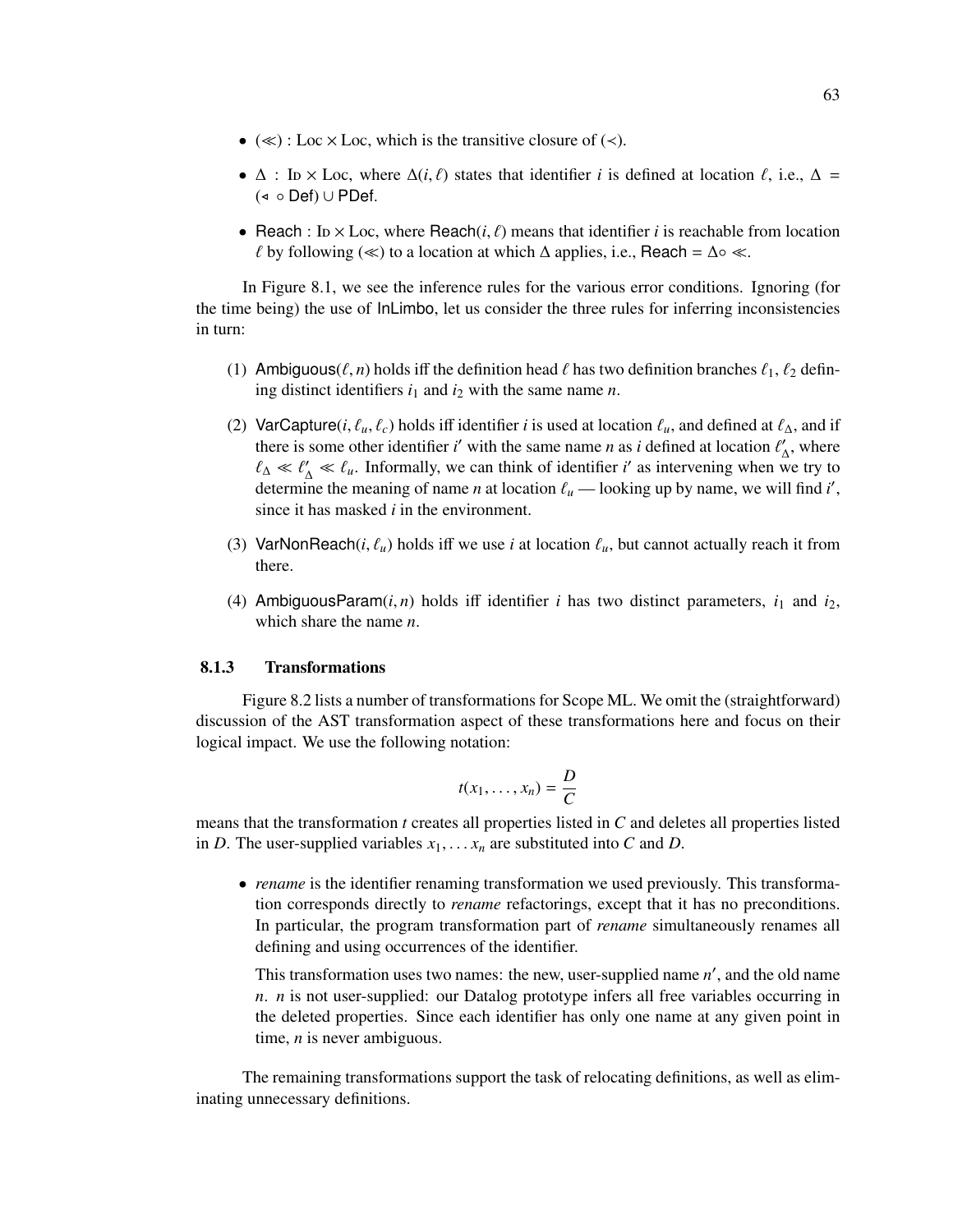- $(\ll)$ : Loc × Loc, which is the transitive closure of $(\lessdot)$.
- $\Delta$ : ID × Loc, where $\Delta(i, \ell)$ states that identifier $i$ is defined at location $\ell$, i.e., $\Delta = (\lhd \circ \mathsf{Def}) \cup \mathsf{PDef}$.
- Reach : ID × Loc, where $\mathsf{Reach}(i, \ell)$ means that identifier $i$ is reachable from location $\ell$ by following $(\ll)$ to a location at which $\Delta$ applies, i.e., $\mathsf{Reach} = \Delta \circ \ll$.

In Figure 8.1, we see the inference rules for the various error conditions. Ignoring (for the time being) the use of InLimbo, let us consider the three rules for inferring inconsistencies in turn:

(1) $\mathsf{Ambiguous}(\ell, n)$ holds iff the definition head $\ell$ has two definition branches $\ell_1$, $\ell_2$ defining distinct identifiers $i_1$ and $i_2$ with the same name $n$.

(2) $\mathsf{VarCapture}(i, \ell_u, \ell_c)$ holds iff identifier $i$ is used at location $\ell_u$, and defined at $\ell_\Delta$, and if there is some other identifier $i'$ with the same name $n$ as $i$ defined at location $\ell'_\Delta$, where $\ell_\Delta \ll \ell'_\Delta \ll \ell_u$. Informally, we can think of identifier $i'$ as intervening when we try to determine the meaning of name $n$ at location $\ell_u$ — looking up by name, we will find $i'$, since it has masked $i$ in the environment.

(3) $\mathsf{VarNonReach}(i, \ell_u)$ holds iff we use $i$ at location $\ell_u$, but cannot actually reach it from there.

(4) $\mathsf{AmbiguousParam}(i, n)$ holds iff identifier $i$ has two distinct parameters, $i_1$ and $i_2$, which share the name $n$.

### 8.1.3 Transformations

Figure 8.2 lists a number of transformations for Scope ML. We omit the (straightforward) discussion of the AST transformation aspect of these transformations here and focus on their logical impact. We use the following notation:

$$t(x_1, \ldots, x_n) = \frac{D}{C}$$

means that the transformation $t$ creates all properties listed in $C$ and deletes all properties listed in $D$. The user-supplied variables $x_1, \ldots x_n$ are substituted into $C$ and $D$.

- *rename* is the identifier renaming transformation we used previously. This transformation corresponds directly to *rename* refactorings, except that it has no preconditions. In particular, the program transformation part of *rename* simultaneously renames all defining and using occurrences of the identifier.

  This transformation uses two names: the new, user-supplied name $n'$, and the old name $n$. $n$ is not user-supplied: our Datalog prototype infers all free variables occurring in the deleted properties. Since each identifier has only one name at any given point in time, $n$ is never ambiguous.

The remaining transformations support the task of relocating definitions, as well as eliminating unnecessary definitions.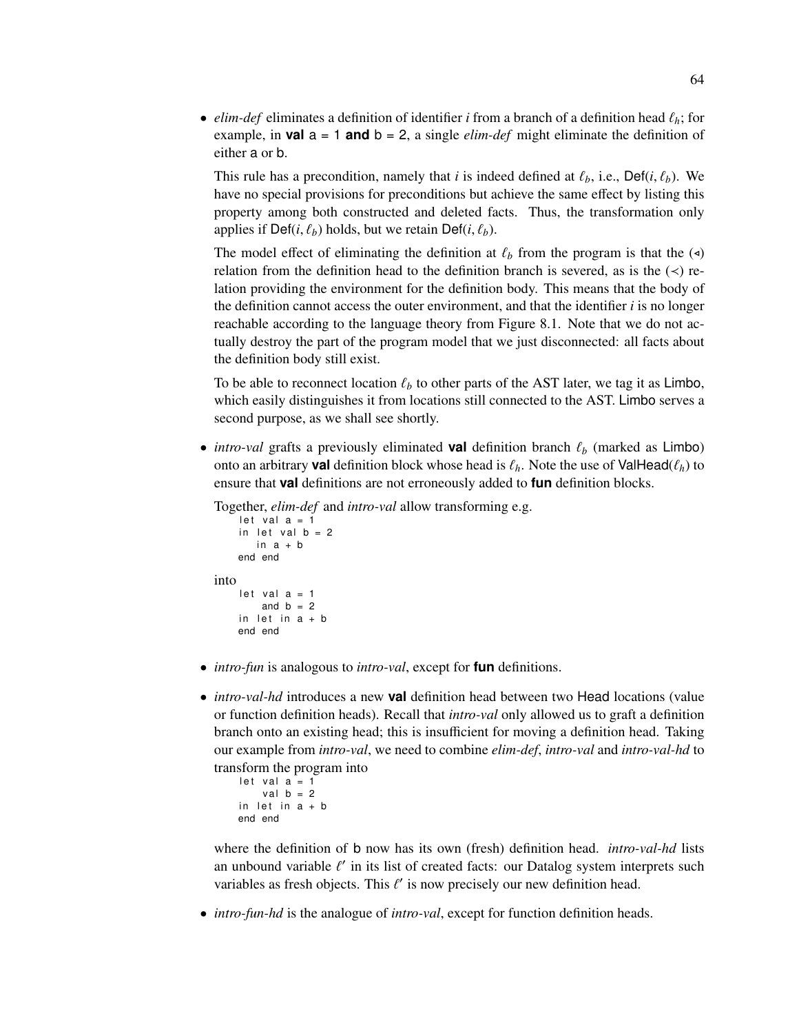- *elim-def* eliminates a definition of identifier $i$ from a branch of a definition head $\ell_h$; for example, in **val** a = 1 **and** b = 2, a single *elim-def* might eliminate the definition of either a or b.

  This rule has a precondition, namely that $i$ is indeed defined at $\ell_b$, i.e., $\mathsf{Def}(i, \ell_b)$. We have no special provisions for preconditions but achieve the same effect by listing this property among both constructed and deleted facts. Thus, the transformation only applies if $\mathsf{Def}(i, \ell_b)$ holds, but we retain $\mathsf{Def}(i, \ell_b)$.

  The model effect of eliminating the definition at $\ell_b$ from the program is that the ($\lessdot$) relation from the definition head to the definition branch is severed, as is the ($\prec$) relation providing the environment for the definition body. This means that the body of the definition cannot access the outer environment, and that the identifier $i$ is no longer reachable according to the language theory from Figure 8.1. Note that we do not actually destroy the part of the program model that we just disconnected: all facts about the definition body still exist.

  To be able to reconnect location $\ell_b$ to other parts of the AST later, we tag it as Limbo, which easily distinguishes it from locations still connected to the AST. Limbo serves a second purpose, as we shall see shortly.

- *intro-val* grafts a previously eliminated **val** definition branch $\ell_b$ (marked as Limbo) onto an arbitrary **val** definition block whose head is $\ell_h$. Note the use of $\mathsf{ValHead}(\ell_h)$ to ensure that **val** definitions are not erroneously added to **fun** definition blocks.

  Together, *elim-def* and *intro-val* allow transforming e.g.

  ```
  let val a = 1
  in let val b = 2
     in a + b
  end end
  ```

  into

  ```
  let val a = 1
      and b = 2
  in let in a + b
  end end
  ```

- *intro-fun* is analogous to *intro-val*, except for **fun** definitions.

- *intro-val-hd* introduces a new **val** definition head between two Head locations (value or function definition heads). Recall that *intro-val* only allowed us to graft a definition branch onto an existing head; this is insufficient for moving a definition head. Taking our example from *intro-val*, we need to combine *elim-def*, *intro-val* and *intro-val-hd* to transform the program into

  ```
  let val a = 1
      val b = 2
  in let in a + b
  end end
  ```

  where the definition of b now has its own (fresh) definition head. *intro-val-hd* lists an unbound variable $\ell'$ in its list of created facts: our Datalog system interprets such variables as fresh objects. This $\ell'$ is now precisely our new definition head.

- *intro-fun-hd* is the analogue of *intro-val*, except for function definition heads.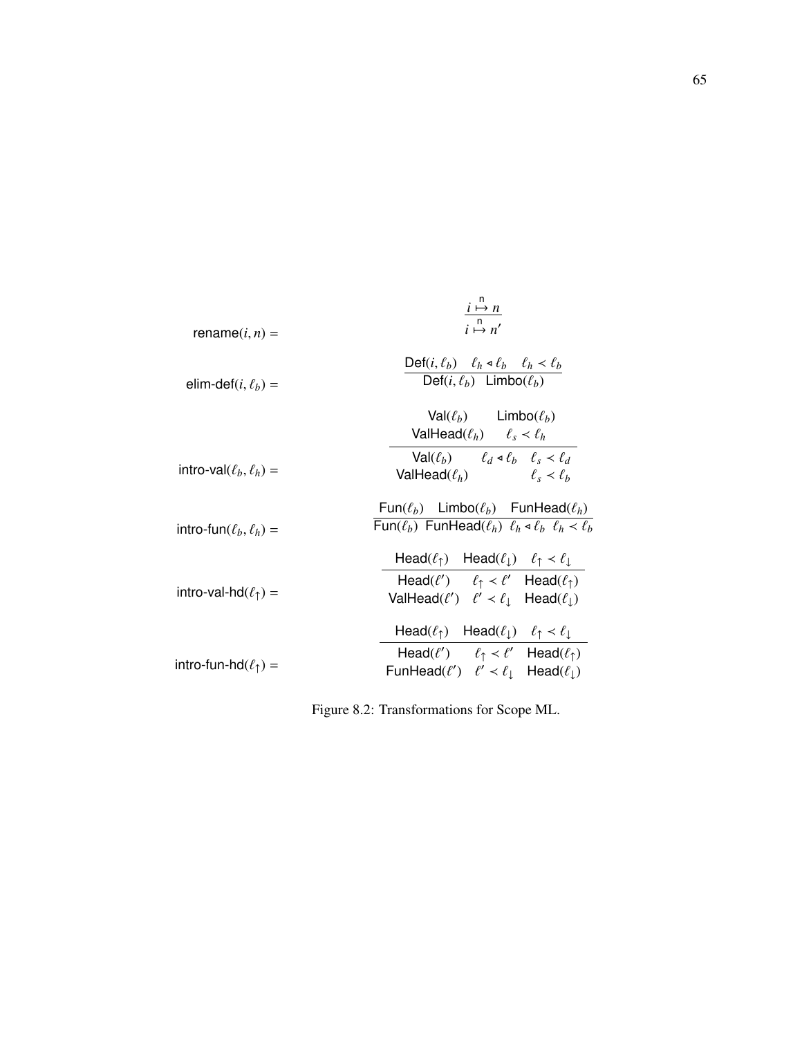$$\text{rename}(i, n) = \frac{i \overset{\mathsf{n}}{\mapsto} n}{i \overset{\mathsf{n}}{\mapsto} n'}$$

$$\text{elim-def}(i, \ell_b) = \frac{\text{Def}(i, \ell_b) \quad \ell_h \lessdot \ell_b \quad \ell_h \prec \ell_b}{\text{Def}(i, \ell_b) \quad \text{Limbo}(\ell_b)}$$

$$\text{intro-val}(\ell_b, \ell_h) = \frac{\begin{array}{cc} \text{Val}(\ell_b) & \text{Limbo}(\ell_b) \\ \text{ValHead}(\ell_h) & \ell_s \prec \ell_h \end{array}}{\begin{array}{ccc} \text{Val}(\ell_b) & \ell_d \lessdot \ell_b & \ell_s \prec \ell_d \\ \text{ValHead}(\ell_h) & & \ell_s \prec \ell_b \end{array}}$$

$$\text{intro-fun}(\ell_b, \ell_h) = \frac{\text{Fun}(\ell_b) \quad \text{Limbo}(\ell_b) \quad \text{FunHead}(\ell_h)}{\text{Fun}(\ell_b) \quad \text{FunHead}(\ell_h) \quad \ell_h \lessdot \ell_b \quad \ell_h \prec \ell_b}$$

$$\text{intro-val-hd}(\ell_\uparrow) = \frac{\text{Head}(\ell_\uparrow) \quad \text{Head}(\ell_\downarrow) \quad \ell_\uparrow \prec \ell_\downarrow}{\begin{array}{ccc} \text{Head}(\ell') & \ell_\uparrow \prec \ell' & \text{Head}(\ell_\uparrow) \\ \text{ValHead}(\ell') & \ell' \prec \ell_\downarrow & \text{Head}(\ell_\downarrow) \end{array}}$$

$$\text{intro-fun-hd}(\ell_\uparrow) = \frac{\text{Head}(\ell_\uparrow) \quad \text{Head}(\ell_\downarrow) \quad \ell_\uparrow \prec \ell_\downarrow}{\begin{array}{ccc} \text{Head}(\ell') & \ell_\uparrow \prec \ell' & \text{Head}(\ell_\uparrow) \\ \text{FunHead}(\ell') & \ell' \prec \ell_\downarrow & \text{Head}(\ell_\downarrow) \end{array}}$$

Figure 8.2: Transformations for Scope ML.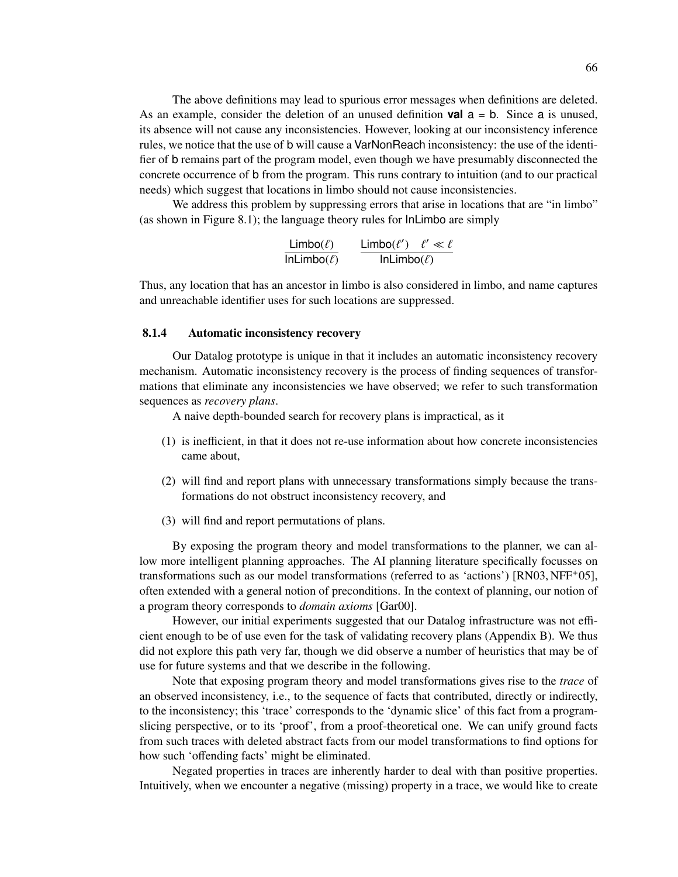The above definitions may lead to spurious error messages when definitions are deleted. As an example, consider the deletion of an unused definition **val** a = b. Since a is unused, its absence will not cause any inconsistencies. However, looking at our inconsistency inference rules, we notice that the use of b will cause a VarNonReach inconsistency: the use of the identifier of b remains part of the program model, even though we have presumably disconnected the concrete occurrence of b from the program. This runs contrary to intuition (and to our practical needs) which suggest that locations in limbo should not cause inconsistencies.

We address this problem by suppressing errors that arise in locations that are "in limbo" (as shown in Figure 8.1); the language theory rules for InLimbo are simply

$$\frac{\mathsf{Limbo}(\ell)}{\mathsf{InLimbo}(\ell)} \qquad \frac{\mathsf{Limbo}(\ell') \quad \ell' \ll \ell}{\mathsf{InLimbo}(\ell)}$$

Thus, any location that has an ancestor in limbo is also considered in limbo, and name captures and unreachable identifier uses for such locations are suppressed.

### 8.1.4 Automatic inconsistency recovery

Our Datalog prototype is unique in that it includes an automatic inconsistency recovery mechanism. Automatic inconsistency recovery is the process of finding sequences of transformations that eliminate any inconsistencies we have observed; we refer to such transformation sequences as *recovery plans*.

A naive depth-bounded search for recovery plans is impractical, as it

(1) is inefficient, in that it does not re-use information about how concrete inconsistencies came about,

(2) will find and report plans with unnecessary transformations simply because the transformations do not obstruct inconsistency recovery, and

(3) will find and report permutations of plans.

By exposing the program theory and model transformations to the planner, we can allow more intelligent planning approaches. The AI planning literature specifically focusses on transformations such as our model transformations (referred to as 'actions') [RN03, NFF+05], often extended with a general notion of preconditions. In the context of planning, our notion of a program theory corresponds to *domain axioms* [Gar00].

However, our initial experiments suggested that our Datalog infrastructure was not efficient enough to be of use even for the task of validating recovery plans (Appendix B). We thus did not explore this path very far, though we did observe a number of heuristics that may be of use for future systems and that we describe in the following.

Note that exposing program theory and model transformations gives rise to the *trace* of an observed inconsistency, i.e., to the sequence of facts that contributed, directly or indirectly, to the inconsistency; this 'trace' corresponds to the 'dynamic slice' of this fact from a program-slicing perspective, or to its 'proof', from a proof-theoretical one. We can unify ground facts from such traces with deleted abstract facts from our model transformations to find options for how such 'offending facts' might be eliminated.

Negated properties in traces are inherently harder to deal with than positive properties. Intuitively, when we encounter a negative (missing) property in a trace, we would like to create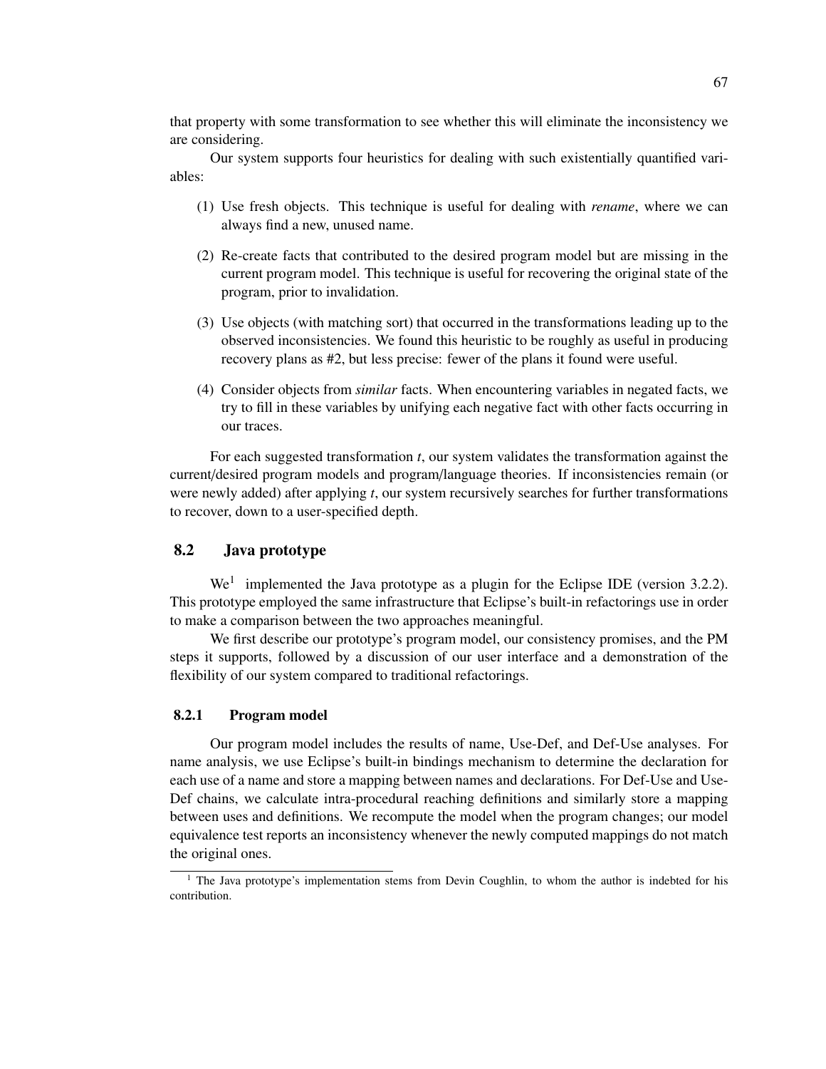that property with some transformation to see whether this will eliminate the inconsistency we are considering.

Our system supports four heuristics for dealing with such existentially quantified variables:

(1) Use fresh objects. This technique is useful for dealing with *rename*, where we can always find a new, unused name.

(2) Re-create facts that contributed to the desired program model but are missing in the current program model. This technique is useful for recovering the original state of the program, prior to invalidation.

(3) Use objects (with matching sort) that occurred in the transformations leading up to the observed inconsistencies. We found this heuristic to be roughly as useful in producing recovery plans as #2, but less precise: fewer of the plans it found were useful.

(4) Consider objects from *similar* facts. When encountering variables in negated facts, we try to fill in these variables by unifying each negative fact with other facts occurring in our traces.

For each suggested transformation *t*, our system validates the transformation against the current/desired program models and program/language theories. If inconsistencies remain (or were newly added) after applying *t*, our system recursively searches for further transformations to recover, down to a user-specified depth.

## 8.2 Java prototype

We[1] implemented the Java prototype as a plugin for the Eclipse IDE (version 3.2.2). This prototype employed the same infrastructure that Eclipse's built-in refactorings use in order to make a comparison between the two approaches meaningful.

We first describe our prototype's program model, our consistency promises, and the PM steps it supports, followed by a discussion of our user interface and a demonstration of the flexibility of our system compared to traditional refactorings.

### 8.2.1 Program model

Our program model includes the results of name, Use-Def, and Def-Use analyses. For name analysis, we use Eclipse's built-in bindings mechanism to determine the declaration for each use of a name and store a mapping between names and declarations. For Def-Use and Use-Def chains, we calculate intra-procedural reaching definitions and similarly store a mapping between uses and definitions. We recompute the model when the program changes; our model equivalence test reports an inconsistency whenever the newly computed mappings do not match the original ones.

[1] The Java prototype's implementation stems from Devin Coughlin, to whom the author is indebted for his contribution.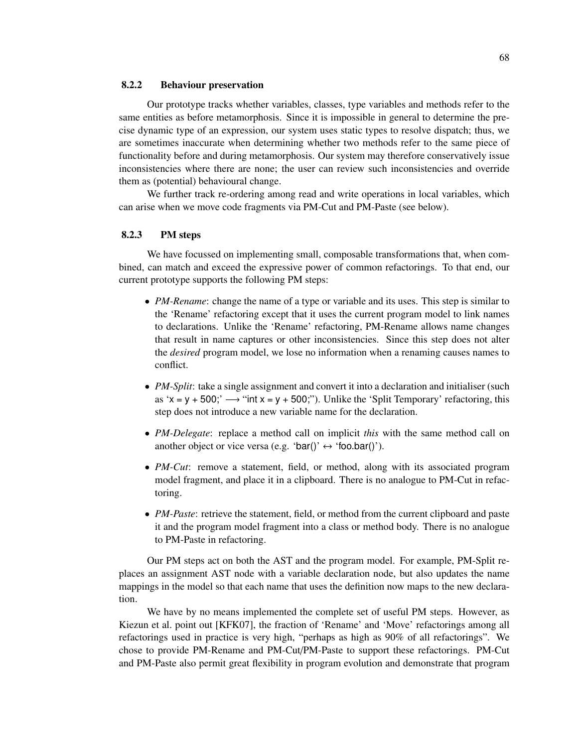### 8.2.2 Behaviour preservation

Our prototype tracks whether variables, classes, type variables and methods refer to the same entities as before metamorphosis. Since it is impossible in general to determine the precise dynamic type of an expression, our system uses static types to resolve dispatch; thus, we are sometimes inaccurate when determining whether two methods refer to the same piece of functionality before and during metamorphosis. Our system may therefore conservatively issue inconsistencies where there are none; the user can review such inconsistencies and override them as (potential) behavioural change.

We further track re-ordering among read and write operations in local variables, which can arise when we move code fragments via PM-Cut and PM-Paste (see below).

### 8.2.3 PM steps

We have focussed on implementing small, composable transformations that, when combined, can match and exceed the expressive power of common refactorings. To that end, our current prototype supports the following PM steps:

- *PM-Rename*: change the name of a type or variable and its uses. This step is similar to the 'Rename' refactoring except that it uses the current program model to link names to declarations. Unlike the 'Rename' refactoring, PM-Rename allows name changes that result in name captures or other inconsistencies. Since this step does not alter the *desired* program model, we lose no information when a renaming causes names to conflict.
- *PM-Split*: take a single assignment and convert it into a declaration and initialiser (such as 'x = y + 500;' ⟶ "int x = y + 500;"). Unlike the 'Split Temporary' refactoring, this step does not introduce a new variable name for the declaration.
- *PM-Delegate*: replace a method call on implicit *this* with the same method call on another object or vice versa (e.g. 'bar()' ↔ 'foo.bar()').
- *PM-Cut*: remove a statement, field, or method, along with its associated program model fragment, and place it in a clipboard. There is no analogue to PM-Cut in refactoring.
- *PM-Paste*: retrieve the statement, field, or method from the current clipboard and paste it and the program model fragment into a class or method body. There is no analogue to PM-Paste in refactoring.

Our PM steps act on both the AST and the program model. For example, PM-Split replaces an assignment AST node with a variable declaration node, but also updates the name mappings in the model so that each name that uses the definition now maps to the new declaration.

We have by no means implemented the complete set of useful PM steps. However, as Kiezun et al. point out [KFK07], the fraction of 'Rename' and 'Move' refactorings among all refactorings used in practice is very high, "perhaps as high as 90% of all refactorings". We chose to provide PM-Rename and PM-Cut/PM-Paste to support these refactorings. PM-Cut and PM-Paste also permit great flexibility in program evolution and demonstrate that program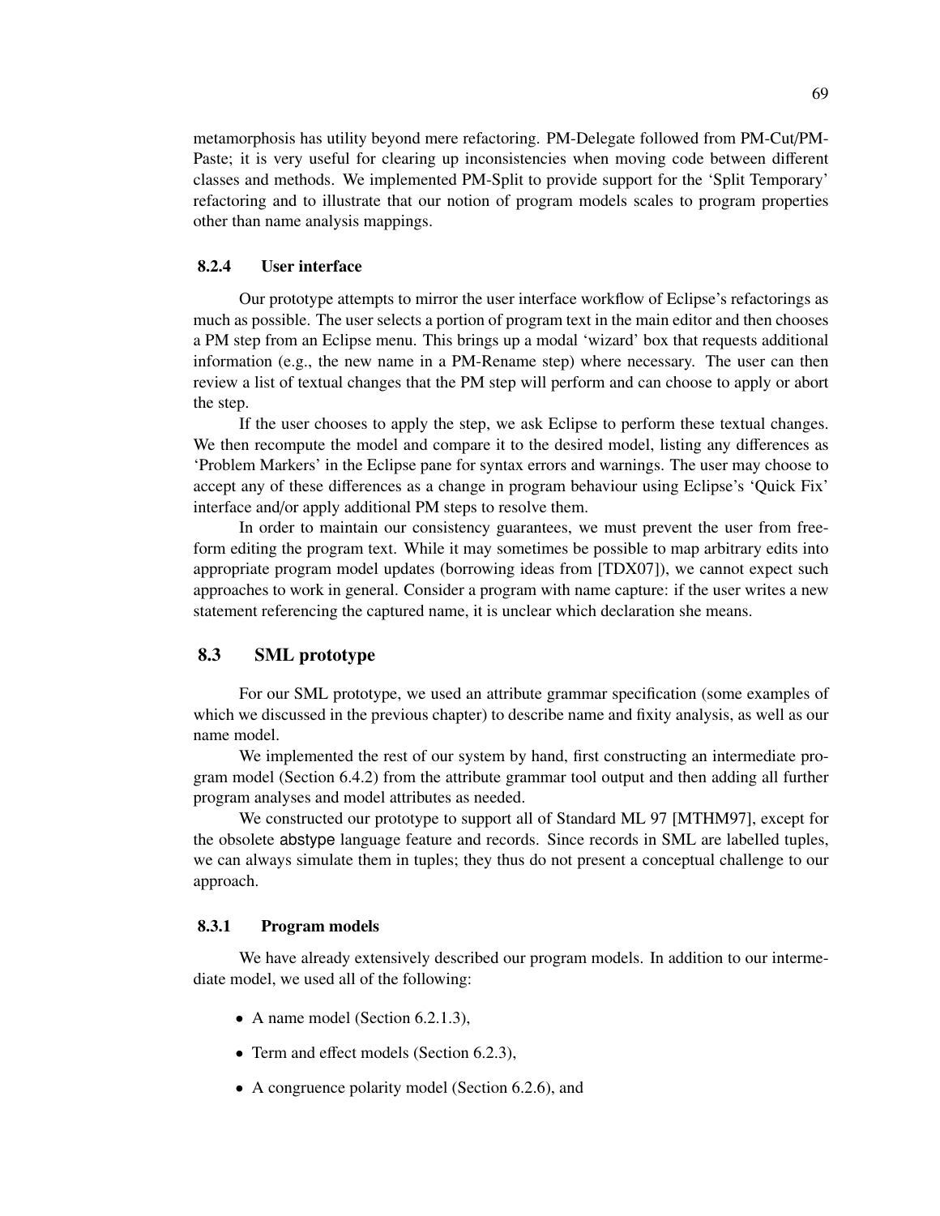metamorphosis has utility beyond mere refactoring. PM-Delegate followed from PM-Cut/PM-Paste; it is very useful for clearing up inconsistencies when moving code between different classes and methods. We implemented PM-Split to provide support for the 'Split Temporary' refactoring and to illustrate that our notion of program models scales to program properties other than name analysis mappings.

### 8.2.4 User interface

Our prototype attempts to mirror the user interface workflow of Eclipse's refactorings as much as possible. The user selects a portion of program text in the main editor and then chooses a PM step from an Eclipse menu. This brings up a modal 'wizard' box that requests additional information (e.g., the new name in a PM-Rename step) where necessary. The user can then review a list of textual changes that the PM step will perform and can choose to apply or abort the step.

If the user chooses to apply the step, we ask Eclipse to perform these textual changes. We then recompute the model and compare it to the desired model, listing any differences as 'Problem Markers' in the Eclipse pane for syntax errors and warnings. The user may choose to accept any of these differences as a change in program behaviour using Eclipse's 'Quick Fix' interface and/or apply additional PM steps to resolve them.

In order to maintain our consistency guarantees, we must prevent the user from free-form editing the program text. While it may sometimes be possible to map arbitrary edits into appropriate program model updates (borrowing ideas from [TDX07]), we cannot expect such approaches to work in general. Consider a program with name capture: if the user writes a new statement referencing the captured name, it is unclear which declaration she means.

## 8.3 SML prototype

For our SML prototype, we used an attribute grammar specification (some examples of which we discussed in the previous chapter) to describe name and fixity analysis, as well as our name model.

We implemented the rest of our system by hand, first constructing an intermediate program model (Section 6.4.2) from the attribute grammar tool output and then adding all further program analyses and model attributes as needed.

We constructed our prototype to support all of Standard ML 97 [MTHM97], except for the obsolete `abstype` language feature and records. Since records in SML are labelled tuples, we can always simulate them in tuples; they thus do not present a conceptual challenge to our approach.

### 8.3.1 Program models

We have already extensively described our program models. In addition to our intermediate model, we used all of the following:

- A name model (Section 6.2.1.3),
- Term and effect models (Section 6.2.3),
- A congruence polarity model (Section 6.2.6), and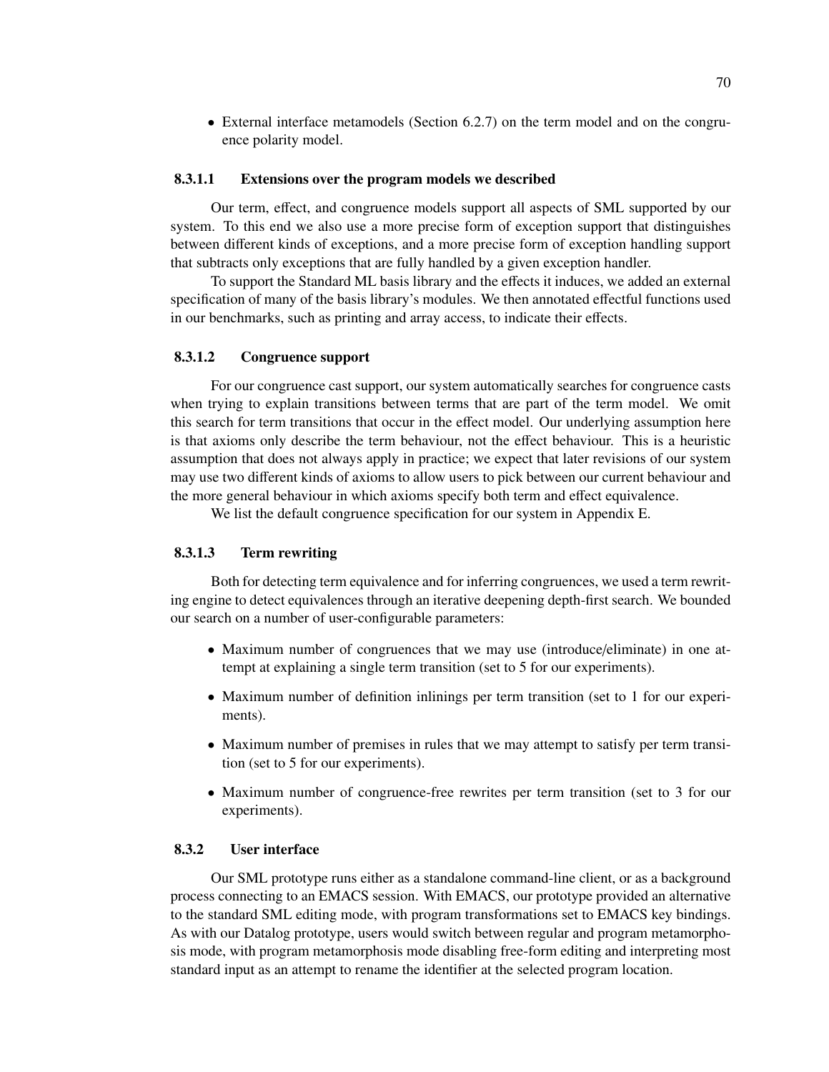- External interface metamodels (Section 6.2.7) on the term model and on the congruence polarity model.

#### 8.3.1.1 Extensions over the program models we described

Our term, effect, and congruence models support all aspects of SML supported by our system. To this end we also use a more precise form of exception support that distinguishes between different kinds of exceptions, and a more precise form of exception handling support that subtracts only exceptions that are fully handled by a given exception handler.

To support the Standard ML basis library and the effects it induces, we added an external specification of many of the basis library's modules. We then annotated effectful functions used in our benchmarks, such as printing and array access, to indicate their effects.

#### 8.3.1.2 Congruence support

For our congruence cast support, our system automatically searches for congruence casts when trying to explain transitions between terms that are part of the term model. We omit this search for term transitions that occur in the effect model. Our underlying assumption here is that axioms only describe the term behaviour, not the effect behaviour. This is a heuristic assumption that does not always apply in practice; we expect that later revisions of our system may use two different kinds of axioms to allow users to pick between our current behaviour and the more general behaviour in which axioms specify both term and effect equivalence.

We list the default congruence specification for our system in Appendix E.

#### 8.3.1.3 Term rewriting

Both for detecting term equivalence and for inferring congruences, we used a term rewriting engine to detect equivalences through an iterative deepening depth-first search. We bounded our search on a number of user-configurable parameters:

- Maximum number of congruences that we may use (introduce/eliminate) in one attempt at explaining a single term transition (set to 5 for our experiments).
- Maximum number of definition inlinings per term transition (set to 1 for our experiments).
- Maximum number of premises in rules that we may attempt to satisfy per term transition (set to 5 for our experiments).
- Maximum number of congruence-free rewrites per term transition (set to 3 for our experiments).

### 8.3.2 User interface

Our SML prototype runs either as a standalone command-line client, or as a background process connecting to an EMACS session. With EMACS, our prototype provided an alternative to the standard SML editing mode, with program transformations set to EMACS key bindings. As with our Datalog prototype, users would switch between regular and program metamorphosis mode, with program metamorphosis mode disabling free-form editing and interpreting most standard input as an attempt to rename the identifier at the selected program location.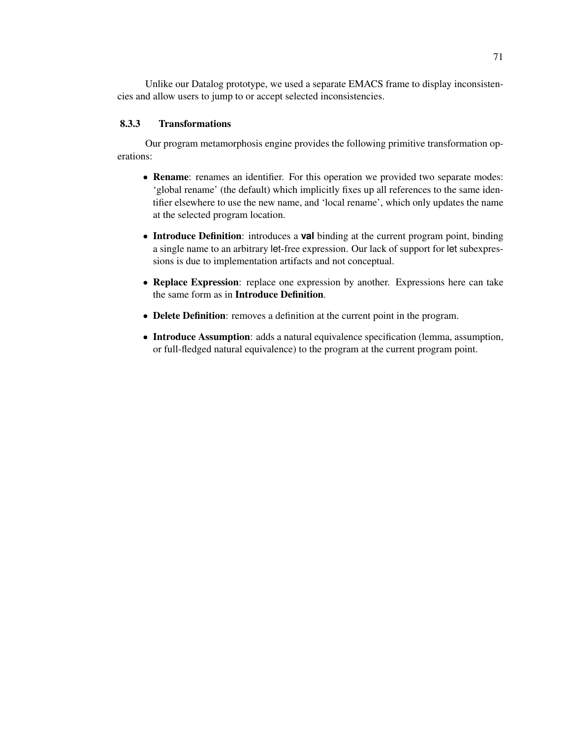Unlike our Datalog prototype, we used a separate EMACS frame to display inconsistencies and allow users to jump to or accept selected inconsistencies.

### 8.3.3 Transformations

Our program metamorphosis engine provides the following primitive transformation operations:

- **Rename**: renames an identifier. For this operation we provided two separate modes: 'global rename' (the default) which implicitly fixes up all references to the same identifier elsewhere to use the new name, and 'local rename', which only updates the name at the selected program location.
- **Introduce Definition**: introduces a **val** binding at the current program point, binding a single name to an arbitrary let-free expression. Our lack of support for let subexpressions is due to implementation artifacts and not conceptual.
- **Replace Expression**: replace one expression by another. Expressions here can take the same form as in **Introduce Definition**.
- **Delete Definition**: removes a definition at the current point in the program.
- **Introduce Assumption**: adds a natural equivalence specification (lemma, assumption, or full-fledged natural equivalence) to the program at the current program point.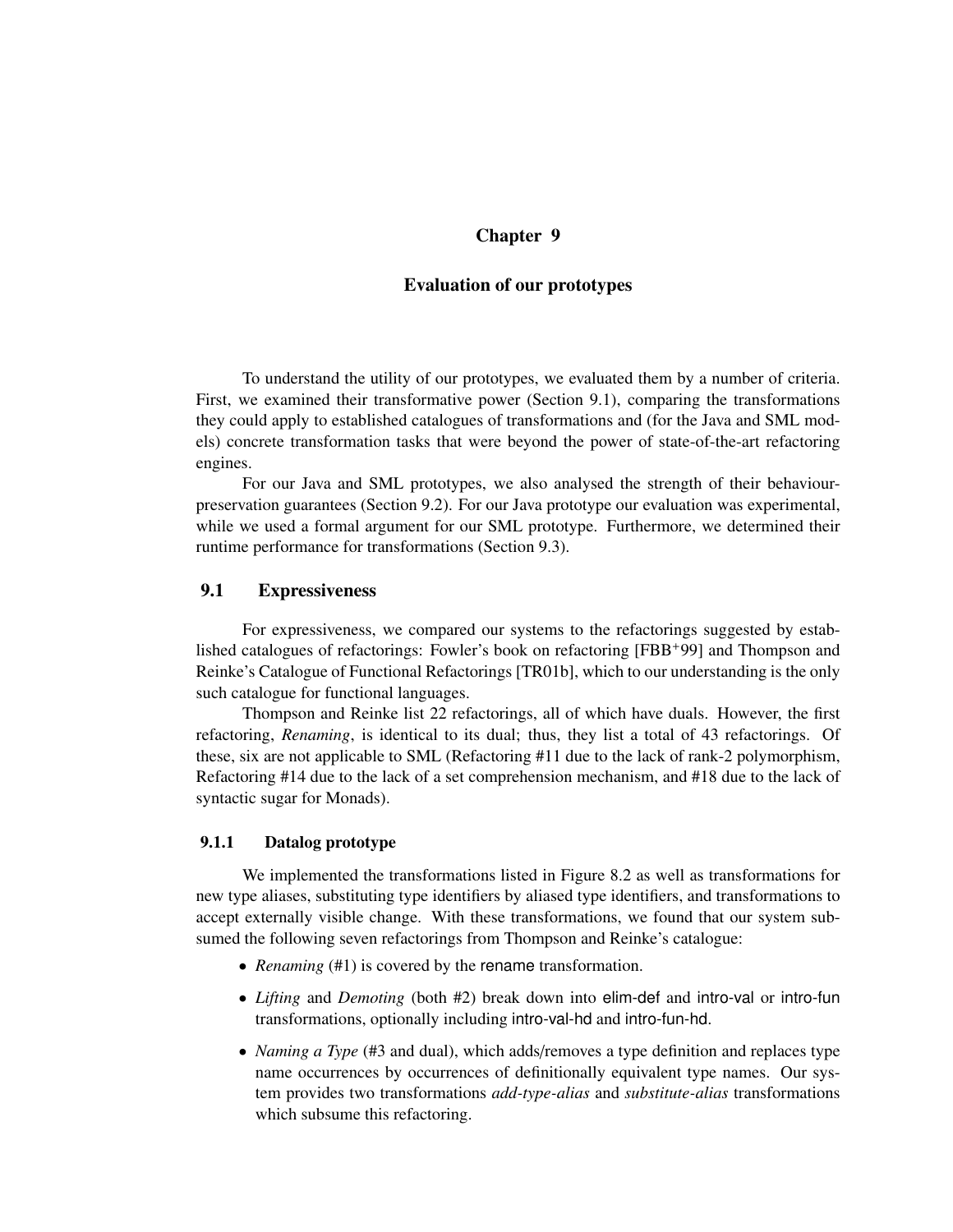# Chapter 9

## Evaluation of our prototypes

To understand the utility of our prototypes, we evaluated them by a number of criteria. First, we examined their transformative power (Section 9.1), comparing the transformations they could apply to established catalogues of transformations and (for the Java and SML models) concrete transformation tasks that were beyond the power of state-of-the-art refactoring engines.

For our Java and SML prototypes, we also analysed the strength of their behaviour-preservation guarantees (Section 9.2). For our Java prototype our evaluation was experimental, while we used a formal argument for our SML prototype. Furthermore, we determined their runtime performance for transformations (Section 9.3).

### 9.1 Expressiveness

For expressiveness, we compared our systems to the refactorings suggested by established catalogues of refactorings: Fowler's book on refactoring [FBB+99] and Thompson and Reinke's Catalogue of Functional Refactorings [TR01b], which to our understanding is the only such catalogue for functional languages.

Thompson and Reinke list 22 refactorings, all of which have duals. However, the first refactoring, *Renaming*, is identical to its dual; thus, they list a total of 43 refactorings. Of these, six are not applicable to SML (Refactoring #11 due to the lack of rank-2 polymorphism, Refactoring #14 due to the lack of a set comprehension mechanism, and #18 due to the lack of syntactic sugar for Monads).

#### 9.1.1 Datalog prototype

We implemented the transformations listed in Figure 8.2 as well as transformations for new type aliases, substituting type identifiers by aliased type identifiers, and transformations to accept externally visible change. With these transformations, we found that our system subsumed the following seven refactorings from Thompson and Reinke's catalogue:

- *Renaming* (#1) is covered by the rename transformation.
- *Lifting* and *Demoting* (both #2) break down into elim-def and intro-val or intro-fun transformations, optionally including intro-val-hd and intro-fun-hd.
- *Naming a Type* (#3 and dual), which adds/removes a type definition and replaces type name occurrences by occurrences of definitionally equivalent type names. Our system provides two transformations *add-type-alias* and *substitute-alias* transformations which subsume this refactoring.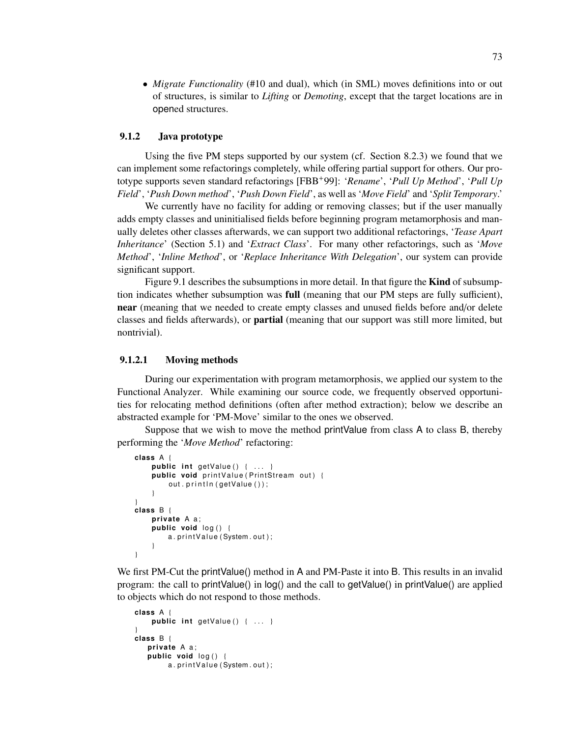- *Migrate Functionality* (#10 and dual), which (in SML) moves definitions into or out of structures, is similar to *Lifting* or *Demoting*, except that the target locations are in opened structures.

### 9.1.2 Java prototype

Using the five PM steps supported by our system (cf. Section 8.2.3) we found that we can implement some refactorings completely, while offering partial support for others. Our prototype supports seven standard refactorings [FBB+99]: '*Rename*', '*Pull Up Method*', '*Pull Up Field*', '*Push Down method*', '*Push Down Field*', as well as '*Move Field*' and '*Split Temporary*.'

We currently have no facility for adding or removing classes; but if the user manually adds empty classes and uninitialised fields before beginning program metamorphosis and manually deletes other classes afterwards, we can support two additional refactorings, '*Tease Apart Inheritance*' (Section 5.1) and '*Extract Class*'. For many other refactorings, such as '*Move Method*', '*Inline Method*', or '*Replace Inheritance With Delegation*', our system can provide significant support.

Figure 9.1 describes the subsumptions in more detail. In that figure the **Kind** of subsumption indicates whether subsumption was **full** (meaning that our PM steps are fully sufficient), **near** (meaning that we needed to create empty classes and unused fields before and/or delete classes and fields afterwards), or **partial** (meaning that our support was still more limited, but nontrivial).

#### 9.1.2.1 Moving methods

During our experimentation with program metamorphosis, we applied our system to the Functional Analyzer. While examining our source code, we frequently observed opportunities for relocating method definitions (often after method extraction); below we describe an abstracted example for 'PM-Move' similar to the ones we observed.

Suppose that we wish to move the method printValue from class A to class B, thereby performing the '*Move Method*' refactoring:

```
class A {
    public int getValue() { ... }
    public void printValue(PrintStream out) {
        out.println(getValue());
    }
}
class B {
    private A a;
    public void log() {
        a.printValue(System.out);
    }
}
```

We first PM-Cut the printValue() method in A and PM-Paste it into B. This results in an invalid program: the call to printValue() in log() and the call to getValue() in printValue() are applied to objects which do not respond to those methods.

```
class A {
    public int getValue() { ... }
}
class B {
   private A a;
   public void log() {
        a.printValue(System.out);
```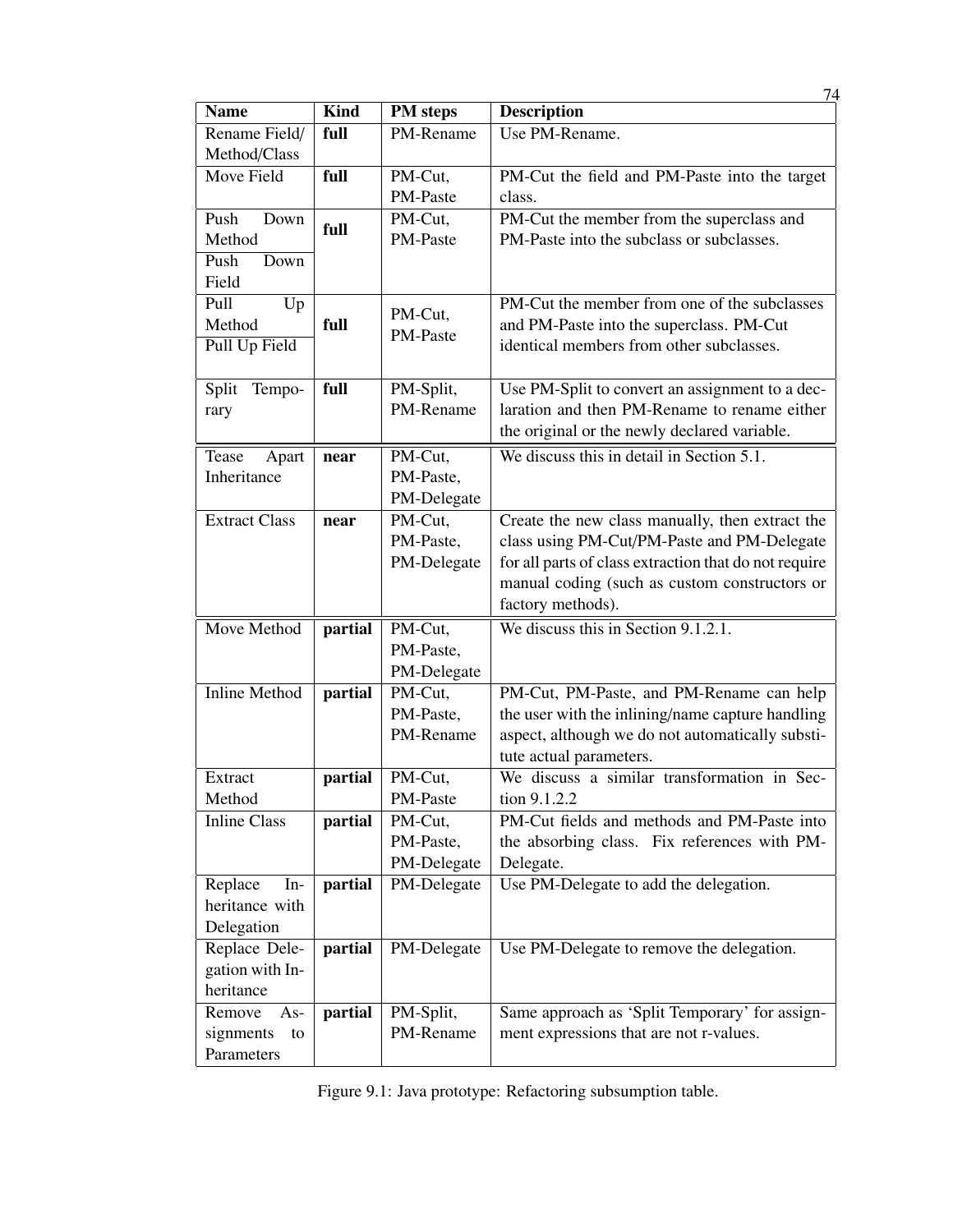| Name | Kind | PM steps | Description |
|---|---|---|---|
| Rename Field/ Method/Class | **full** | PM-Rename | Use PM-Rename. |
| Move Field | **full** | PM-Cut, PM-Paste | PM-Cut the field and PM-Paste into the target class. |
| Push Down Method<br>Push Down Field | **full** | PM-Cut, PM-Paste | PM-Cut the member from the superclass and PM-Paste into the subclass or subclasses. |
| Pull Up Method<br>Pull Up Field | **full** | PM-Cut, PM-Paste | PM-Cut the member from one of the subclasses and PM-Paste into the superclass. PM-Cut identical members from other subclasses. |
| Split Temporary | **full** | PM-Split, PM-Rename | Use PM-Split to convert an assignment to a declaration and then PM-Rename to rename either the original or the newly declared variable. |
| Tease Apart Inheritance | **near** | PM-Cut, PM-Paste, PM-Delegate | We discuss this in detail in Section 5.1. |
| Extract Class | **near** | PM-Cut, PM-Paste, PM-Delegate | Create the new class manually, then extract the class using PM-Cut/PM-Paste and PM-Delegate for all parts of class extraction that do not require manual coding (such as custom constructors or factory methods). |
| Move Method | **partial** | PM-Cut, PM-Paste, PM-Delegate | We discuss this in Section 9.1.2.1. |
| Inline Method | **partial** | PM-Cut, PM-Paste, PM-Rename | PM-Cut, PM-Paste, and PM-Rename can help the user with the inlining/name capture handling aspect, although we do not automatically substitute actual parameters. |
| Extract Method | **partial** | PM-Cut, PM-Paste | We discuss a similar transformation in Section 9.1.2.2 |
| Inline Class | **partial** | PM-Cut, PM-Paste, PM-Delegate | PM-Cut fields and methods and PM-Paste into the absorbing class. Fix references with PM-Delegate. |
| Replace Inheritance with Delegation | **partial** | PM-Delegate | Use PM-Delegate to add the delegation. |
| Replace Delegation with Inheritance | **partial** | PM-Delegate | Use PM-Delegate to remove the delegation. |
| Remove Assignments to Parameters | **partial** | PM-Split, PM-Rename | Same approach as 'Split Temporary' for assignment expressions that are not r-values. |

Figure 9.1: Java prototype: Refactoring subsumption table.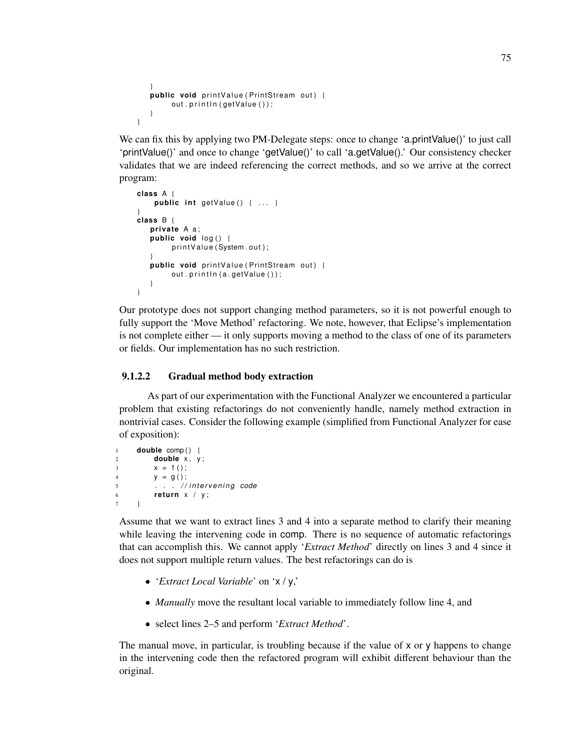```
    }
    public void printValue(PrintStream out) {
        out.println(getValue());
    }
}
```

We can fix this by applying two PM-Delegate steps: once to change ‘a.printValue()’ to just call ‘printValue()’ and once to change ‘getValue()’ to call ‘a.getValue().’ Our consistency checker validates that we are indeed referencing the correct methods, and so we arrive at the correct program:

```
class A {
    public int getValue() { ... }
}
class B {
    private A a;
    public void log() {
        printValue(System.out);
    }
    public void printValue(PrintStream out) {
        out.println(a.getValue());
    }
}
```

Our prototype does not support changing method parameters, so it is not powerful enough to fully support the ‘Move Method’ refactoring. We note, however, that Eclipse’s implementation is not complete either — it only supports moving a method to the class of one of its parameters or fields. Our implementation has no such restriction.

#### 9.1.2.2 Gradual method body extraction

As part of our experimentation with the Functional Analyzer we encountered a particular problem that existing refactorings do not conveniently handle, namely method extraction in nontrivial cases. Consider the following example (simplified from Functional Analyzer for ease of exposition):

```
1   double comp() {
2       double x, y;
3       x = f();
4       y = g();
5       . . . //intervening code
6       return x / y;
7   }
```

Assume that we want to extract lines 3 and 4 into a separate method to clarify their meaning while leaving the intervening code in comp. There is no sequence of automatic refactorings that can accomplish this. We cannot apply ‘*Extract Method*’ directly on lines 3 and 4 since it does not support multiple return values. The best refactorings can do is

- ‘*Extract Local Variable*’ on ‘x / y,’
- *Manually* move the resultant local variable to immediately follow line 4, and
- select lines 2–5 and perform ‘*Extract Method*’.

The manual move, in particular, is troubling because if the value of x or y happens to change in the intervening code then the refactored program will exhibit different behaviour than the original.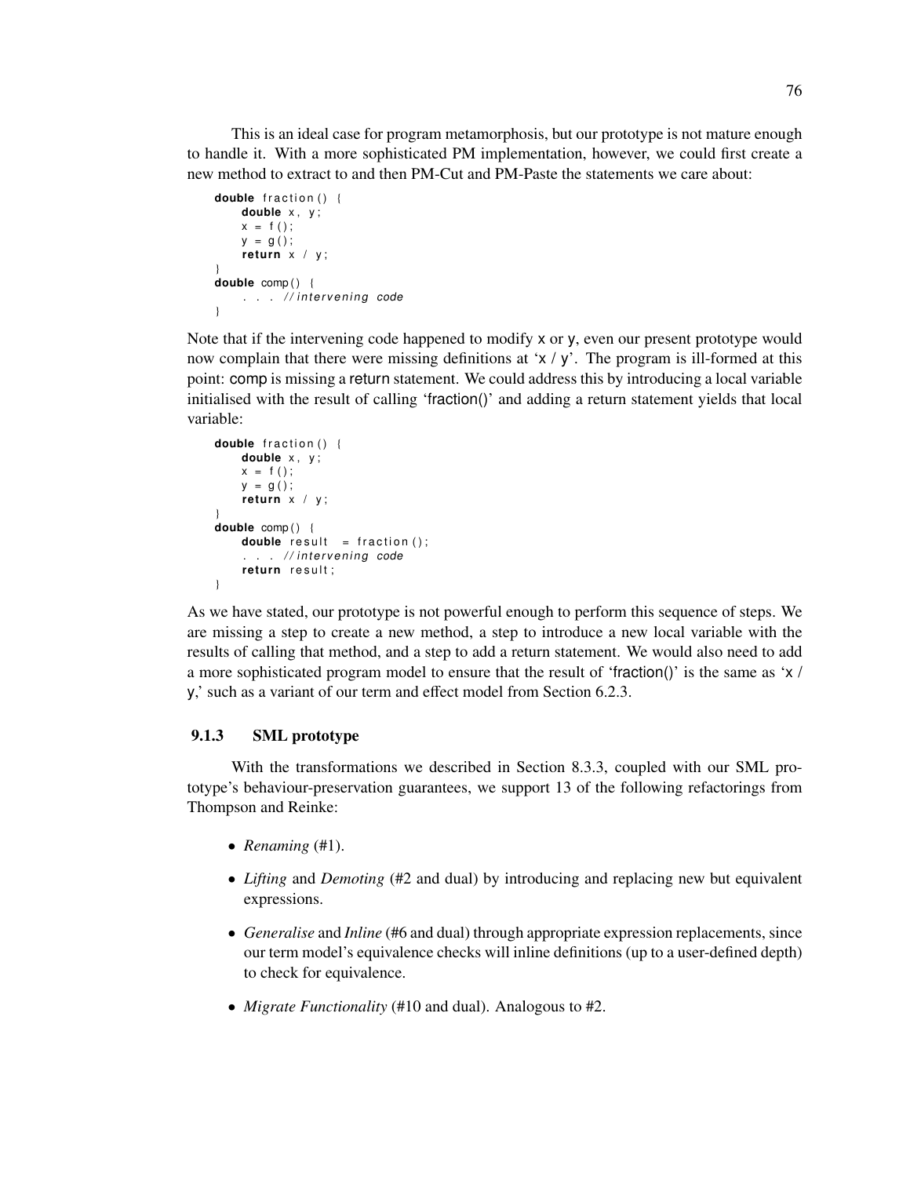This is an ideal case for program metamorphosis, but our prototype is not mature enough to handle it. With a more sophisticated PM implementation, however, we could first create a new method to extract to and then PM-Cut and PM-Paste the statements we care about:

```
double fraction() {
    double x, y;
    x = f();
    y = g();
    return x / y;
}
double comp() {
    . . . //intervening code
}
```

Note that if the intervening code happened to modify x or y, even our present prototype would now complain that there were missing definitions at 'x / y'. The program is ill-formed at this point: comp is missing a return statement. We could address this by introducing a local variable initialised with the result of calling 'fraction()' and adding a return statement yields that local variable:

```
double fraction() {
    double x, y;
    x = f();
    y = g();
    return x / y;
}
double comp() {
    double result = fraction();
    . . . //intervening code
    return result;
}
```

As we have stated, our prototype is not powerful enough to perform this sequence of steps. We are missing a step to create a new method, a step to introduce a new local variable with the results of calling that method, and a step to add a return statement. We would also need to add a more sophisticated program model to ensure that the result of 'fraction()' is the same as 'x / y,' such as a variant of our term and effect model from Section 6.2.3.

### 9.1.3 SML prototype

With the transformations we described in Section 8.3.3, coupled with our SML prototype's behaviour-preservation guarantees, we support 13 of the following refactorings from Thompson and Reinke:

- *Renaming* (#1).
- *Lifting* and *Demoting* (#2 and dual) by introducing and replacing new but equivalent expressions.
- *Generalise* and *Inline* (#6 and dual) through appropriate expression replacements, since our term model's equivalence checks will inline definitions (up to a user-defined depth) to check for equivalence.
- *Migrate Functionality* (#10 and dual). Analogous to #2.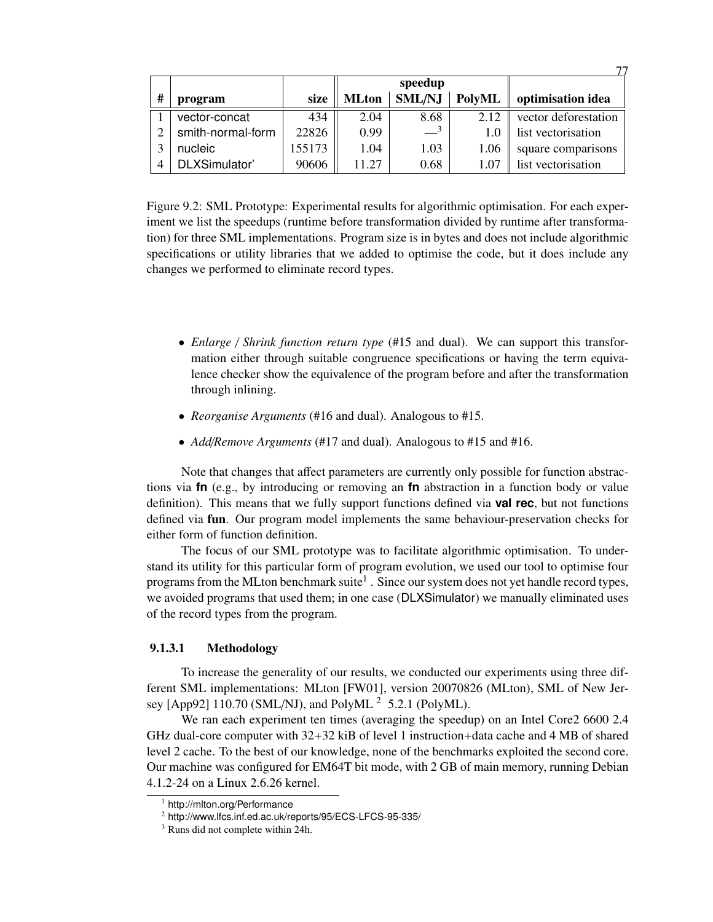| # | program | size | speedup | | | optimisation idea |
|---|---|---|---|---|---|---|
| | | | MLton | SML/NJ | PolyML | |
| 1 | vector-concat | 434 | 2.04 | 8.68 | 2.12 | vector deforestation |
| 2 | smith-normal-form | 22826 | 0.99 | —[3] | 1.0 | list vectorisation |
| 3 | nucleic | 155173 | 1.04 | 1.03 | 1.06 | square comparisons |
| 4 | DLXSimulator' | 90606 | 11.27 | 0.68 | 1.07 | list vectorisation |

Figure 9.2: SML Prototype: Experimental results for algorithmic optimisation. For each experiment we list the speedups (runtime before transformation divided by runtime after transformation) for three SML implementations. Program size is in bytes and does not include algorithmic specifications or utility libraries that we added to optimise the code, but it does include any changes we performed to eliminate record types.

- *Enlarge / Shrink function return type* (#15 and dual). We can support this transformation either through suitable congruence specifications or having the term equivalence checker show the equivalence of the program before and after the transformation through inlining.
- *Reorganise Arguments* (#16 and dual). Analogous to #15.
- *Add/Remove Arguments* (#17 and dual). Analogous to #15 and #16.

Note that changes that affect parameters are currently only possible for function abstractions via **fn** (e.g., by introducing or removing an **fn** abstraction in a function body or value definition). This means that we fully support functions defined via **val rec**, but not functions defined via **fun**. Our program model implements the same behaviour-preservation checks for either form of function definition.

The focus of our SML prototype was to facilitate algorithmic optimisation. To understand its utility for this particular form of program evolution, we used our tool to optimise four programs from the MLton benchmark suite[1]. Since our system does not yet handle record types, we avoided programs that used them; in one case (DLXSimulator) we manually eliminated uses of the record types from the program.

#### 9.1.3.1 Methodology

To increase the generality of our results, we conducted our experiments using three different SML implementations: MLton [FW01], version 20070826 (MLton), SML of New Jersey [App92] 110.70 (SML/NJ), and PolyML[2] 5.2.1 (PolyML).

We ran each experiment ten times (averaging the speedup) on an Intel Core2 6600 2.4 GHz dual-core computer with 32+32 kiB of level 1 instruction+data cache and 4 MB of shared level 2 cache. To the best of our knowledge, none of the benchmarks exploited the second core. Our machine was configured for EM64T bit mode, with 2 GB of main memory, running Debian 4.1.2-24 on a Linux 2.6.26 kernel.

[1] http://mlton.org/Performance

[2] http://www.lfcs.inf.ed.ac.uk/reports/95/ECS-LFCS-95-335/

[3] Runs did not complete within 24h.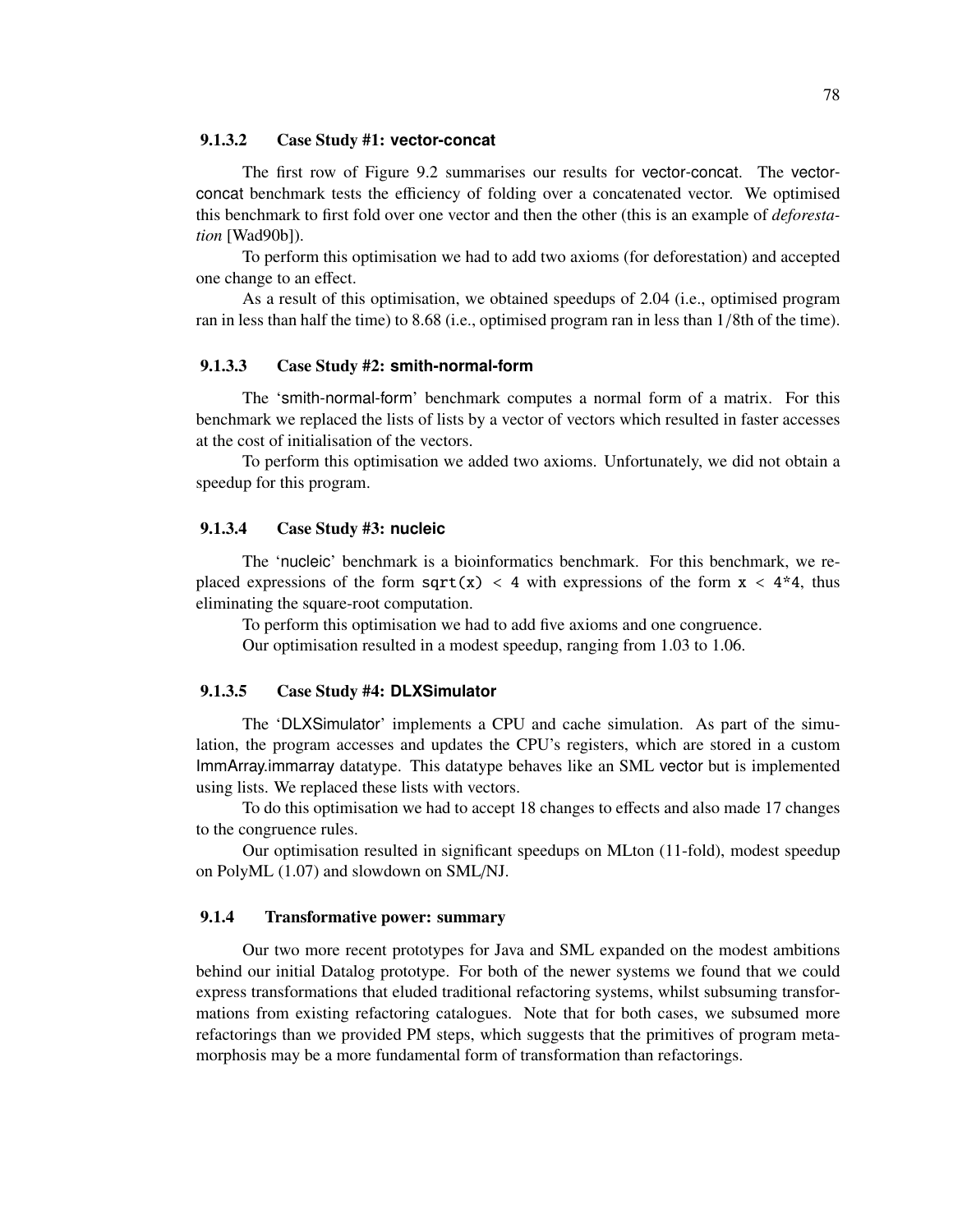#### 9.1.3.2 Case Study #1: vector-concat

The first row of Figure 9.2 summarises our results for vector-concat. The vector-concat benchmark tests the efficiency of folding over a concatenated vector. We optimised this benchmark to first fold over one vector and then the other (this is an example of *deforestation* [Wad90b]).

To perform this optimisation we had to add two axioms (for deforestation) and accepted one change to an effect.

As a result of this optimisation, we obtained speedups of 2.04 (i.e., optimised program ran in less than half the time) to 8.68 (i.e., optimised program ran in less than 1/8th of the time).

#### 9.1.3.3 Case Study #2: smith-normal-form

The 'smith-normal-form' benchmark computes a normal form of a matrix. For this benchmark we replaced the lists of lists by a vector of vectors which resulted in faster accesses at the cost of initialisation of the vectors.

To perform this optimisation we added two axioms. Unfortunately, we did not obtain a speedup for this program.

#### 9.1.3.4 Case Study #3: nucleic

The 'nucleic' benchmark is a bioinformatics benchmark. For this benchmark, we replaced expressions of the form `sqrt(x) < 4` with expressions of the form `x < 4*4`, thus eliminating the square-root computation.

To perform this optimisation we had to add five axioms and one congruence.

Our optimisation resulted in a modest speedup, ranging from 1.03 to 1.06.

#### 9.1.3.5 Case Study #4: DLXSimulator

The 'DLXSimulator' implements a CPU and cache simulation. As part of the simulation, the program accesses and updates the CPU's registers, which are stored in a custom ImmArray.immarray datatype. This datatype behaves like an SML vector but is implemented using lists. We replaced these lists with vectors.

To do this optimisation we had to accept 18 changes to effects and also made 17 changes to the congruence rules.

Our optimisation resulted in significant speedups on MLton (11-fold), modest speedup on PolyML (1.07) and slowdown on SML/NJ.

### 9.1.4 Transformative power: summary

Our two more recent prototypes for Java and SML expanded on the modest ambitions behind our initial Datalog prototype. For both of the newer systems we found that we could express transformations that eluded traditional refactoring systems, whilst subsuming transformations from existing refactoring catalogues. Note that for both cases, we subsumed more refactorings than we provided PM steps, which suggests that the primitives of program metamorphosis may be a more fundamental form of transformation than refactorings.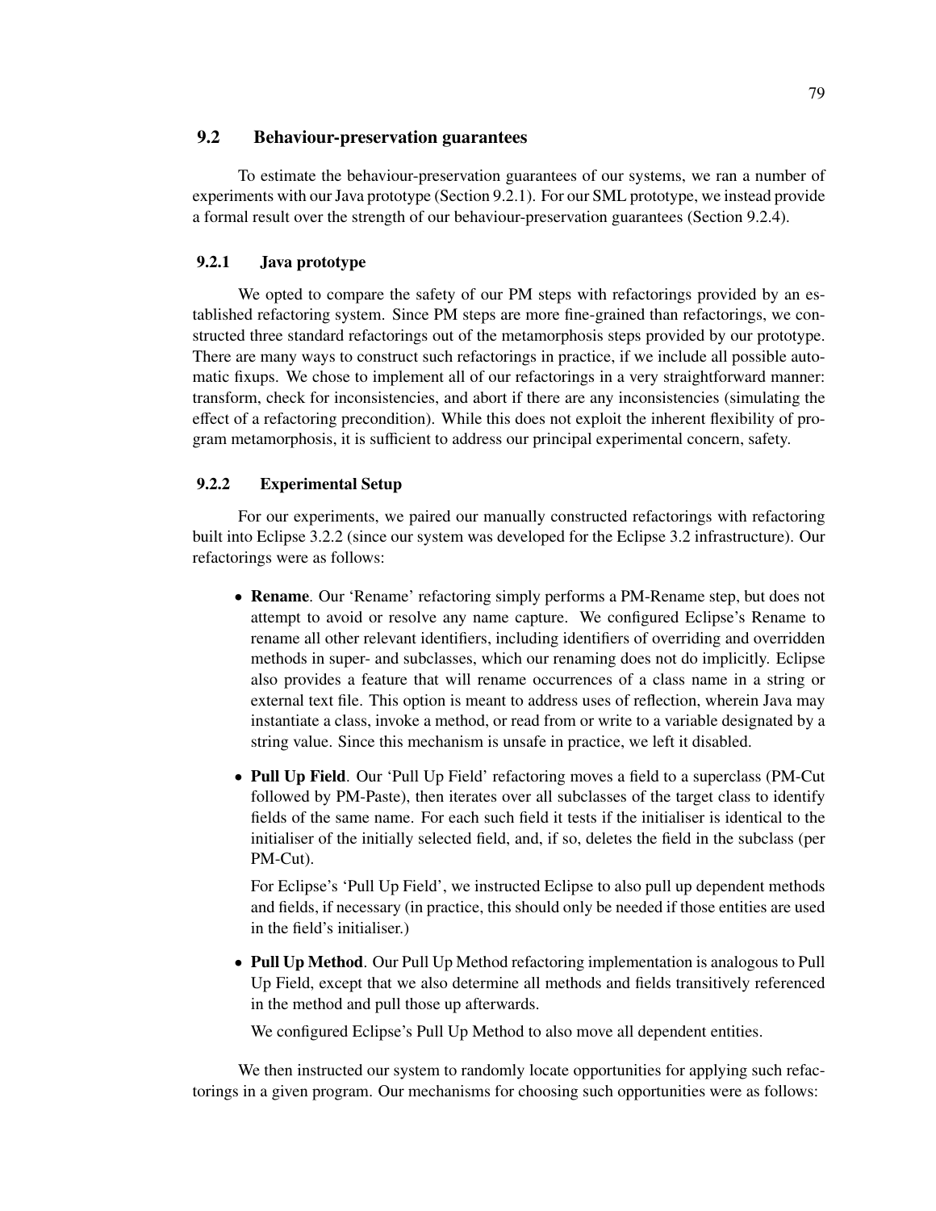## 9.2 Behaviour-preservation guarantees

To estimate the behaviour-preservation guarantees of our systems, we ran a number of experiments with our Java prototype (Section 9.2.1). For our SML prototype, we instead provide a formal result over the strength of our behaviour-preservation guarantees (Section 9.2.4).

### 9.2.1 Java prototype

We opted to compare the safety of our PM steps with refactorings provided by an established refactoring system. Since PM steps are more fine-grained than refactorings, we constructed three standard refactorings out of the metamorphosis steps provided by our prototype. There are many ways to construct such refactorings in practice, if we include all possible automatic fixups. We chose to implement all of our refactorings in a very straightforward manner: transform, check for inconsistencies, and abort if there are any inconsistencies (simulating the effect of a refactoring precondition). While this does not exploit the inherent flexibility of program metamorphosis, it is sufficient to address our principal experimental concern, safety.

### 9.2.2 Experimental Setup

For our experiments, we paired our manually constructed refactorings with refactoring built into Eclipse 3.2.2 (since our system was developed for the Eclipse 3.2 infrastructure). Our refactorings were as follows:

- **Rename**. Our 'Rename' refactoring simply performs a PM-Rename step, but does not attempt to avoid or resolve any name capture. We configured Eclipse's Rename to rename all other relevant identifiers, including identifiers of overriding and overridden methods in super- and subclasses, which our renaming does not do implicitly. Eclipse also provides a feature that will rename occurrences of a class name in a string or external text file. This option is meant to address uses of reflection, wherein Java may instantiate a class, invoke a method, or read from or write to a variable designated by a string value. Since this mechanism is unsafe in practice, we left it disabled.
- **Pull Up Field**. Our 'Pull Up Field' refactoring moves a field to a superclass (PM-Cut followed by PM-Paste), then iterates over all subclasses of the target class to identify fields of the same name. For each such field it tests if the initialiser is identical to the initialiser of the initially selected field, and, if so, deletes the field in the subclass (per PM-Cut).

  For Eclipse's 'Pull Up Field', we instructed Eclipse to also pull up dependent methods and fields, if necessary (in practice, this should only be needed if those entities are used in the field's initialiser.)
- **Pull Up Method**. Our Pull Up Method refactoring implementation is analogous to Pull Up Field, except that we also determine all methods and fields transitively referenced in the method and pull those up afterwards.

  We configured Eclipse's Pull Up Method to also move all dependent entities.

We then instructed our system to randomly locate opportunities for applying such refactorings in a given program. Our mechanisms for choosing such opportunities were as follows: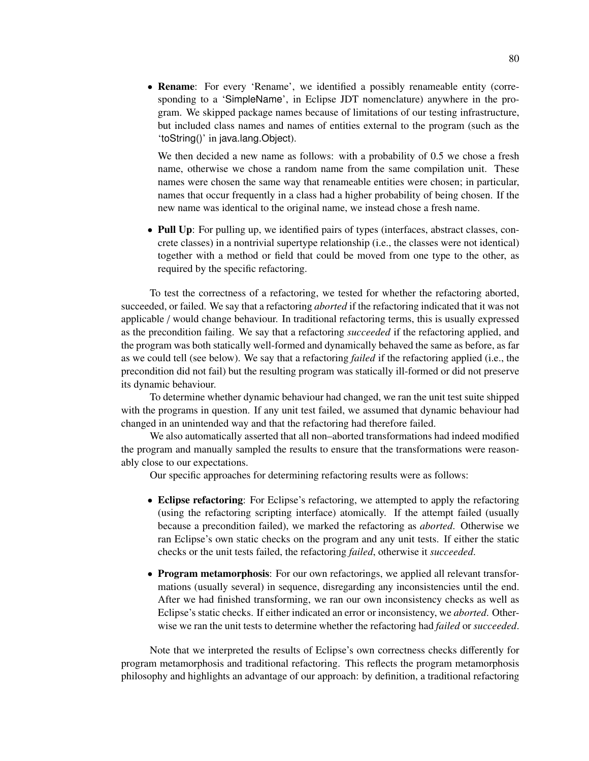- **Rename**: For every 'Rename', we identified a possibly renameable entity (corresponding to a 'SimpleName', in Eclipse JDT nomenclature) anywhere in the program. We skipped package names because of limitations of our testing infrastructure, but included class names and names of entities external to the program (such as the 'toString()' in java.lang.Object).

  We then decided a new name as follows: with a probability of 0.5 we chose a fresh name, otherwise we chose a random name from the same compilation unit. These names were chosen the same way that renameable entities were chosen; in particular, names that occur frequently in a class had a higher probability of being chosen. If the new name was identical to the original name, we instead chose a fresh name.

- **Pull Up**: For pulling up, we identified pairs of types (interfaces, abstract classes, concrete classes) in a nontrivial supertype relationship (i.e., the classes were not identical) together with a method or field that could be moved from one type to the other, as required by the specific refactoring.

To test the correctness of a refactoring, we tested for whether the refactoring aborted, succeeded, or failed. We say that a refactoring *aborted* if the refactoring indicated that it was not applicable / would change behaviour. In traditional refactoring terms, this is usually expressed as the precondition failing. We say that a refactoring *succeeded* if the refactoring applied, and the program was both statically well-formed and dynamically behaved the same as before, as far as we could tell (see below). We say that a refactoring *failed* if the refactoring applied (i.e., the precondition did not fail) but the resulting program was statically ill-formed or did not preserve its dynamic behaviour.

To determine whether dynamic behaviour had changed, we ran the unit test suite shipped with the programs in question. If any unit test failed, we assumed that dynamic behaviour had changed in an unintended way and that the refactoring had therefore failed.

We also automatically asserted that all non–aborted transformations had indeed modified the program and manually sampled the results to ensure that the transformations were reasonably close to our expectations.

Our specific approaches for determining refactoring results were as follows:

- **Eclipse refactoring**: For Eclipse's refactoring, we attempted to apply the refactoring (using the refactoring scripting interface) atomically. If the attempt failed (usually because a precondition failed), we marked the refactoring as *aborted*. Otherwise we ran Eclipse's own static checks on the program and any unit tests. If either the static checks or the unit tests failed, the refactoring *failed*, otherwise it *succeeded*.

- **Program metamorphosis**: For our own refactorings, we applied all relevant transformations (usually several) in sequence, disregarding any inconsistencies until the end. After we had finished transforming, we ran our own inconsistency checks as well as Eclipse's static checks. If either indicated an error or inconsistency, we *aborted*. Otherwise we ran the unit tests to determine whether the refactoring had *failed* or *succeeded*.

Note that we interpreted the results of Eclipse's own correctness checks differently for program metamorphosis and traditional refactoring. This reflects the program metamorphosis philosophy and highlights an advantage of our approach: by definition, a traditional refactoring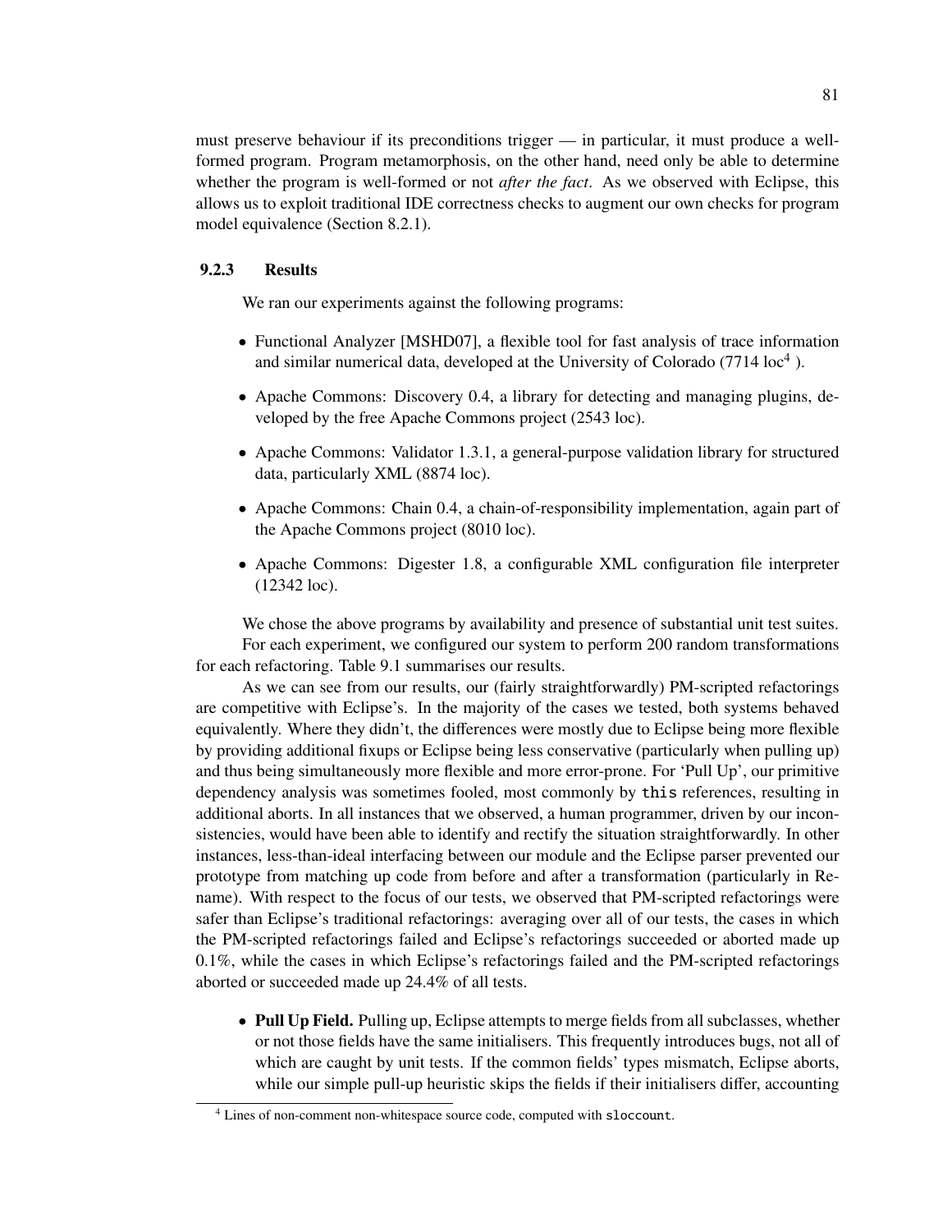must preserve behaviour if its preconditions trigger — in particular, it must produce a well-formed program. Program metamorphosis, on the other hand, need only be able to determine whether the program is well-formed or not *after the fact*. As we observed with Eclipse, this allows us to exploit traditional IDE correctness checks to augment our own checks for program model equivalence (Section 8.2.1).

### 9.2.3 Results

We ran our experiments against the following programs:

- Functional Analyzer [MSHD07], a flexible tool for fast analysis of trace information and similar numerical data, developed at the University of Colorado (7714 loc[4] ).
- Apache Commons: Discovery 0.4, a library for detecting and managing plugins, developed by the free Apache Commons project (2543 loc).
- Apache Commons: Validator 1.3.1, a general-purpose validation library for structured data, particularly XML (8874 loc).
- Apache Commons: Chain 0.4, a chain-of-responsibility implementation, again part of the Apache Commons project (8010 loc).
- Apache Commons: Digester 1.8, a configurable XML configuration file interpreter (12342 loc).

We chose the above programs by availability and presence of substantial unit test suites.

For each experiment, we configured our system to perform 200 random transformations for each refactoring. Table 9.1 summarises our results.

As we can see from our results, our (fairly straightforwardly) PM-scripted refactorings are competitive with Eclipse's. In the majority of the cases we tested, both systems behaved equivalently. Where they didn't, the differences were mostly due to Eclipse being more flexible by providing additional fixups or Eclipse being less conservative (particularly when pulling up) and thus being simultaneously more flexible and more error-prone. For 'Pull Up', our primitive dependency analysis was sometimes fooled, most commonly by `this` references, resulting in additional aborts. In all instances that we observed, a human programmer, driven by our inconsistencies, would have been able to identify and rectify the situation straightforwardly. In other instances, less-than-ideal interfacing between our module and the Eclipse parser prevented our prototype from matching up code from before and after a transformation (particularly in Rename). With respect to the focus of our tests, we observed that PM-scripted refactorings were safer than Eclipse's traditional refactorings: averaging over all of our tests, the cases in which the PM-scripted refactorings failed and Eclipse's refactorings succeeded or aborted made up 0.1%, while the cases in which Eclipse's refactorings failed and the PM-scripted refactorings aborted or succeeded made up 24.4% of all tests.

- **Pull Up Field.** Pulling up, Eclipse attempts to merge fields from all subclasses, whether or not those fields have the same initialisers. This frequently introduces bugs, not all of which are caught by unit tests. If the common fields' types mismatch, Eclipse aborts, while our simple pull-up heuristic skips the fields if their initialisers differ, accounting

[4] Lines of non-comment non-whitespace source code, computed with `sloccount`.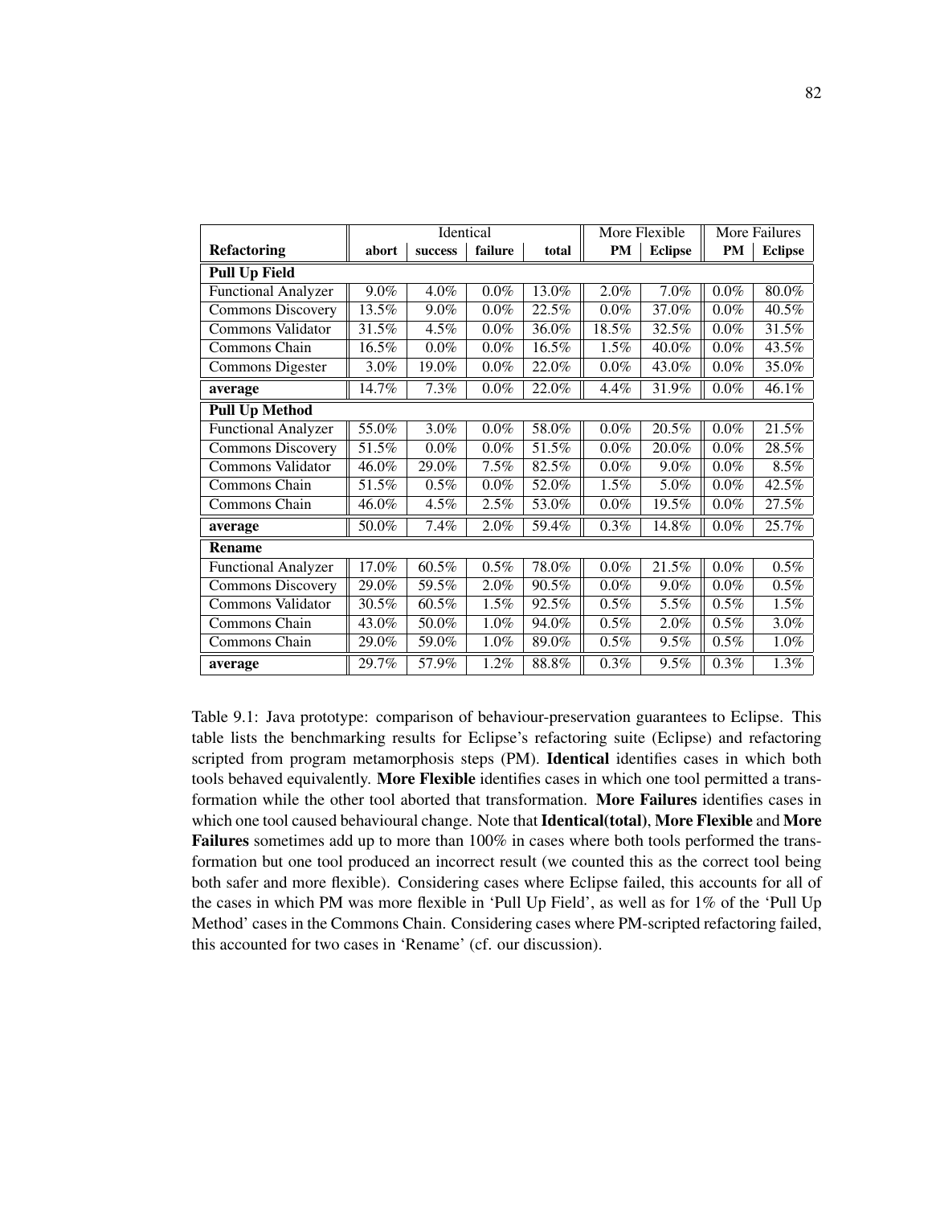| | Identical | | | | More Flexible | | More Failures | |
|---|---|---|---|---|---|---|---|---|
| **Refactoring** | **abort** | **success** | **failure** | **total** | **PM** | **Eclipse** | **PM** | **Eclipse** |
| **Pull Up Field** | | | | | | | | |
| Functional Analyzer | 9.0% | 4.0% | 0.0% | 13.0% | 2.0% | 7.0% | 0.0% | 80.0% |
| Commons Discovery | 13.5% | 9.0% | 0.0% | 22.5% | 0.0% | 37.0% | 0.0% | 40.5% |
| Commons Validator | 31.5% | 4.5% | 0.0% | 36.0% | 18.5% | 32.5% | 0.0% | 31.5% |
| Commons Chain | 16.5% | 0.0% | 0.0% | 16.5% | 1.5% | 40.0% | 0.0% | 43.5% |
| Commons Digester | 3.0% | 19.0% | 0.0% | 22.0% | 0.0% | 43.0% | 0.0% | 35.0% |
| **average** | 14.7% | 7.3% | 0.0% | 22.0% | 4.4% | 31.9% | 0.0% | 46.1% |
| **Pull Up Method** | | | | | | | | |
| Functional Analyzer | 55.0% | 3.0% | 0.0% | 58.0% | 0.0% | 20.5% | 0.0% | 21.5% |
| Commons Discovery | 51.5% | 0.0% | 0.0% | 51.5% | 0.0% | 20.0% | 0.0% | 28.5% |
| Commons Validator | 46.0% | 29.0% | 7.5% | 82.5% | 0.0% | 9.0% | 0.0% | 8.5% |
| Commons Chain | 51.5% | 0.5% | 0.0% | 52.0% | 1.5% | 5.0% | 0.0% | 42.5% |
| Commons Chain | 46.0% | 4.5% | 2.5% | 53.0% | 0.0% | 19.5% | 0.0% | 27.5% |
| **average** | 50.0% | 7.4% | 2.0% | 59.4% | 0.3% | 14.8% | 0.0% | 25.7% |
| **Rename** | | | | | | | | |
| Functional Analyzer | 17.0% | 60.5% | 0.5% | 78.0% | 0.0% | 21.5% | 0.0% | 0.5% |
| Commons Discovery | 29.0% | 59.5% | 2.0% | 90.5% | 0.0% | 9.0% | 0.0% | 0.5% |
| Commons Validator | 30.5% | 60.5% | 1.5% | 92.5% | 0.5% | 5.5% | 0.5% | 1.5% |
| Commons Chain | 43.0% | 50.0% | 1.0% | 94.0% | 0.5% | 2.0% | 0.5% | 3.0% |
| Commons Chain | 29.0% | 59.0% | 1.0% | 89.0% | 0.5% | 9.5% | 0.5% | 1.0% |
| **average** | 29.7% | 57.9% | 1.2% | 88.8% | 0.3% | 9.5% | 0.3% | 1.3% |

Table 9.1: Java prototype: comparison of behaviour-preservation guarantees to Eclipse. This table lists the benchmarking results for Eclipse's refactoring suite (Eclipse) and refactoring scripted from program metamorphosis steps (PM). **Identical** identifies cases in which both tools behaved equivalently. **More Flexible** identifies cases in which one tool permitted a transformation while the other tool aborted that transformation. **More Failures** identifies cases in which one tool caused behavioural change. Note that **Identical(total)**, **More Flexible** and **More Failures** sometimes add up to more than 100% in cases where both tools performed the transformation but one tool produced an incorrect result (we counted this as the correct tool being both safer and more flexible). Considering cases where Eclipse failed, this accounts for all of the cases in which PM was more flexible in 'Pull Up Field', as well as for 1% of the 'Pull Up Method' cases in the Commons Chain. Considering cases where PM-scripted refactoring failed, this accounted for two cases in 'Rename' (cf. our discussion).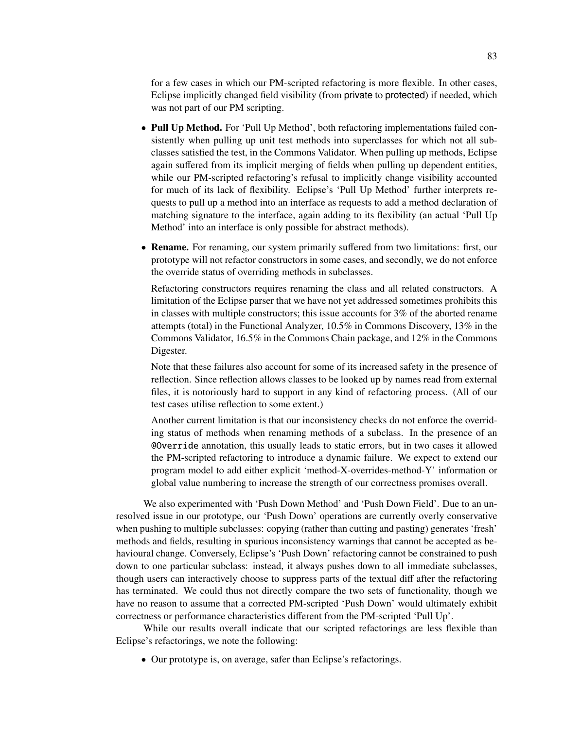for a few cases in which our PM-scripted refactoring is more flexible. In other cases, Eclipse implicitly changed field visibility (from `private` to `protected`) if needed, which was not part of our PM scripting.

- **Pull Up Method.** For 'Pull Up Method', both refactoring implementations failed consistently when pulling up unit test methods into superclasses for which not all subclasses satisfied the test, in the Commons Validator. When pulling up methods, Eclipse again suffered from its implicit merging of fields when pulling up dependent entities, while our PM-scripted refactoring's refusal to implicitly change visibility accounted for much of its lack of flexibility. Eclipse's 'Pull Up Method' further interprets requests to pull up a method into an interface as requests to add a method declaration of matching signature to the interface, again adding to its flexibility (an actual 'Pull Up Method' into an interface is only possible for abstract methods).

- **Rename.** For renaming, our system primarily suffered from two limitations: first, our prototype will not refactor constructors in some cases, and secondly, we do not enforce the override status of overriding methods in subclasses.

  Refactoring constructors requires renaming the class and all related constructors. A limitation of the Eclipse parser that we have not yet addressed sometimes prohibits this in classes with multiple constructors; this issue accounts for 3% of the aborted rename attempts (total) in the Functional Analyzer, 10.5% in Commons Discovery, 13% in the Commons Validator, 16.5% in the Commons Chain package, and 12% in the Commons Digester.

  Note that these failures also account for some of its increased safety in the presence of reflection. Since reflection allows classes to be looked up by names read from external files, it is notoriously hard to support in any kind of refactoring process. (All of our test cases utilise reflection to some extent.)

  Another current limitation is that our inconsistency checks do not enforce the overriding status of methods when renaming methods of a subclass. In the presence of an `@Override` annotation, this usually leads to static errors, but in two cases it allowed the PM-scripted refactoring to introduce a dynamic failure. We expect to extend our program model to add either explicit 'method-X-overrides-method-Y' information or global value numbering to increase the strength of our correctness promises overall.

We also experimented with 'Push Down Method' and 'Push Down Field'. Due to an unresolved issue in our prototype, our 'Push Down' operations are currently overly conservative when pushing to multiple subclasses: copying (rather than cutting and pasting) generates 'fresh' methods and fields, resulting in spurious inconsistency warnings that cannot be accepted as behavioural change. Conversely, Eclipse's 'Push Down' refactoring cannot be constrained to push down to one particular subclass: instead, it always pushes down to all immediate subclasses, though users can interactively choose to suppress parts of the textual diff after the refactoring has terminated. We could thus not directly compare the two sets of functionality, though we have no reason to assume that a corrected PM-scripted 'Push Down' would ultimately exhibit correctness or performance characteristics different from the PM-scripted 'Pull Up'.

While our results overall indicate that our scripted refactorings are less flexible than Eclipse's refactorings, we note the following:

- Our prototype is, on average, safer than Eclipse's refactorings.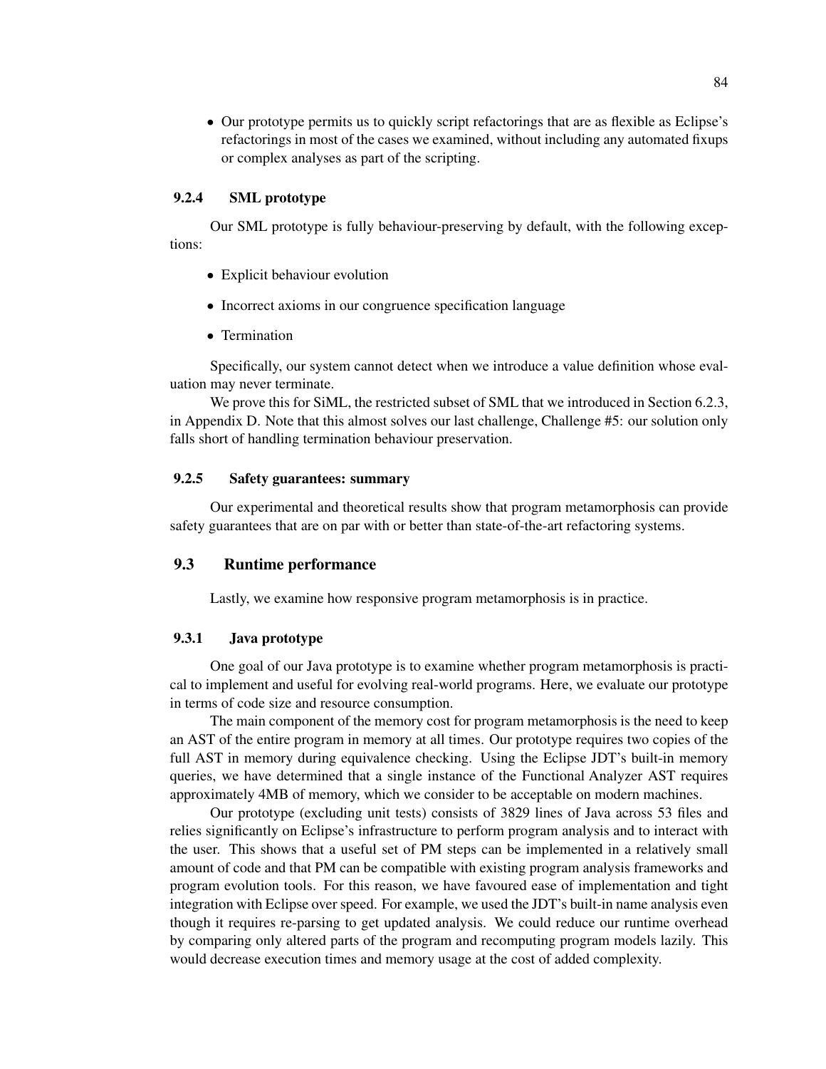- Our prototype permits us to quickly script refactorings that are as flexible as Eclipse's refactorings in most of the cases we examined, without including any automated fixups or complex analyses as part of the scripting.

### 9.2.4 SML prototype

Our SML prototype is fully behaviour-preserving by default, with the following exceptions:

- Explicit behaviour evolution
- Incorrect axioms in our congruence specification language
- Termination

Specifically, our system cannot detect when we introduce a value definition whose evaluation may never terminate.

We prove this for SiML, the restricted subset of SML that we introduced in Section 6.2.3, in Appendix D. Note that this almost solves our last challenge, Challenge #5: our solution only falls short of handling termination behaviour preservation.

### 9.2.5 Safety guarantees: summary

Our experimental and theoretical results show that program metamorphosis can provide safety guarantees that are on par with or better than state-of-the-art refactoring systems.

## 9.3 Runtime performance

Lastly, we examine how responsive program metamorphosis is in practice.

### 9.3.1 Java prototype

One goal of our Java prototype is to examine whether program metamorphosis is practical to implement and useful for evolving real-world programs. Here, we evaluate our prototype in terms of code size and resource consumption.

The main component of the memory cost for program metamorphosis is the need to keep an AST of the entire program in memory at all times. Our prototype requires two copies of the full AST in memory during equivalence checking. Using the Eclipse JDT's built-in memory queries, we have determined that a single instance of the Functional Analyzer AST requires approximately 4MB of memory, which we consider to be acceptable on modern machines.

Our prototype (excluding unit tests) consists of 3829 lines of Java across 53 files and relies significantly on Eclipse's infrastructure to perform program analysis and to interact with the user. This shows that a useful set of PM steps can be implemented in a relatively small amount of code and that PM can be compatible with existing program analysis frameworks and program evolution tools. For this reason, we have favoured ease of implementation and tight integration with Eclipse over speed. For example, we used the JDT's built-in name analysis even though it requires re-parsing to get updated analysis. We could reduce our runtime overhead by comparing only altered parts of the program and recomputing program models lazily. This would decrease execution times and memory usage at the cost of added complexity.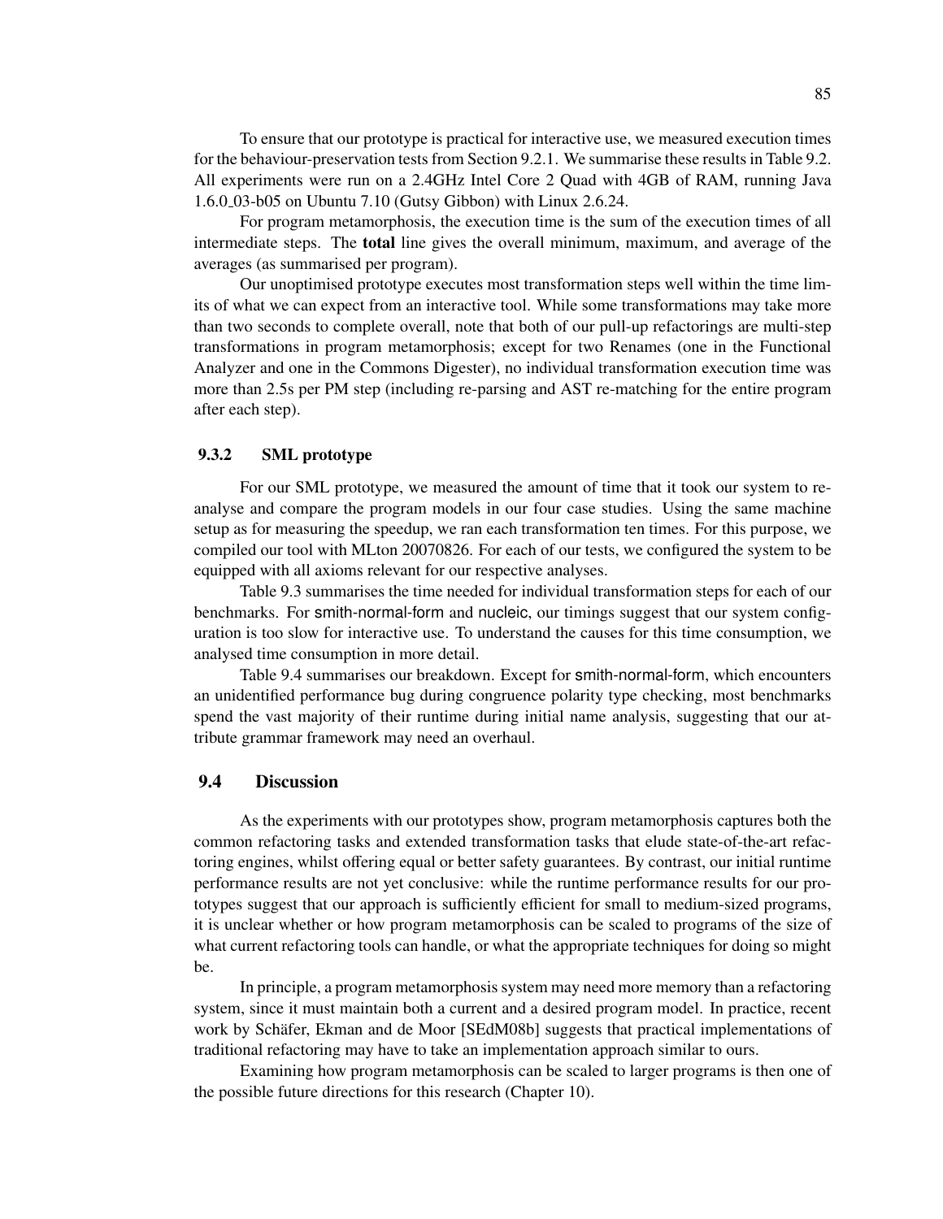To ensure that our prototype is practical for interactive use, we measured execution times for the behaviour-preservation tests from Section 9.2.1. We summarise these results in Table 9.2. All experiments were run on a 2.4GHz Intel Core 2 Quad with 4GB of RAM, running Java 1.6.0_03-b05 on Ubuntu 7.10 (Gutsy Gibbon) with Linux 2.6.24.

For program metamorphosis, the execution time is the sum of the execution times of all intermediate steps. The **total** line gives the overall minimum, maximum, and average of the averages (as summarised per program).

Our unoptimised prototype executes most transformation steps well within the time limits of what we can expect from an interactive tool. While some transformations may take more than two seconds to complete overall, note that both of our pull-up refactorings are multi-step transformations in program metamorphosis; except for two Renames (one in the Functional Analyzer and one in the Commons Digester), no individual transformation execution time was more than 2.5s per PM step (including re-parsing and AST re-matching for the entire program after each step).

### 9.3.2 SML prototype

For our SML prototype, we measured the amount of time that it took our system to re-analyse and compare the program models in our four case studies. Using the same machine setup as for measuring the speedup, we ran each transformation ten times. For this purpose, we compiled our tool with MLton 20070826. For each of our tests, we configured the system to be equipped with all axioms relevant for our respective analyses.

Table 9.3 summarises the time needed for individual transformation steps for each of our benchmarks. For smith-normal-form and nucleic, our timings suggest that our system configuration is too slow for interactive use. To understand the causes for this time consumption, we analysed time consumption in more detail.

Table 9.4 summarises our breakdown. Except for smith-normal-form, which encounters an unidentified performance bug during congruence polarity type checking, most benchmarks spend the vast majority of their runtime during initial name analysis, suggesting that our attribute grammar framework may need an overhaul.

## 9.4 Discussion

As the experiments with our prototypes show, program metamorphosis captures both the common refactoring tasks and extended transformation tasks that elude state-of-the-art refactoring engines, whilst offering equal or better safety guarantees. By contrast, our initial runtime performance results are not yet conclusive: while the runtime performance results for our prototypes suggest that our approach is sufficiently efficient for small to medium-sized programs, it is unclear whether or how program metamorphosis can be scaled to programs of the size of what current refactoring tools can handle, or what the appropriate techniques for doing so might be.

In principle, a program metamorphosis system may need more memory than a refactoring system, since it must maintain both a current and a desired program model. In practice, recent work by Schäfer, Ekman and de Moor [SEdM08b] suggests that practical implementations of traditional refactoring may have to take an implementation approach similar to ours.

Examining how program metamorphosis can be scaled to larger programs is then one of the possible future directions for this research (Chapter 10).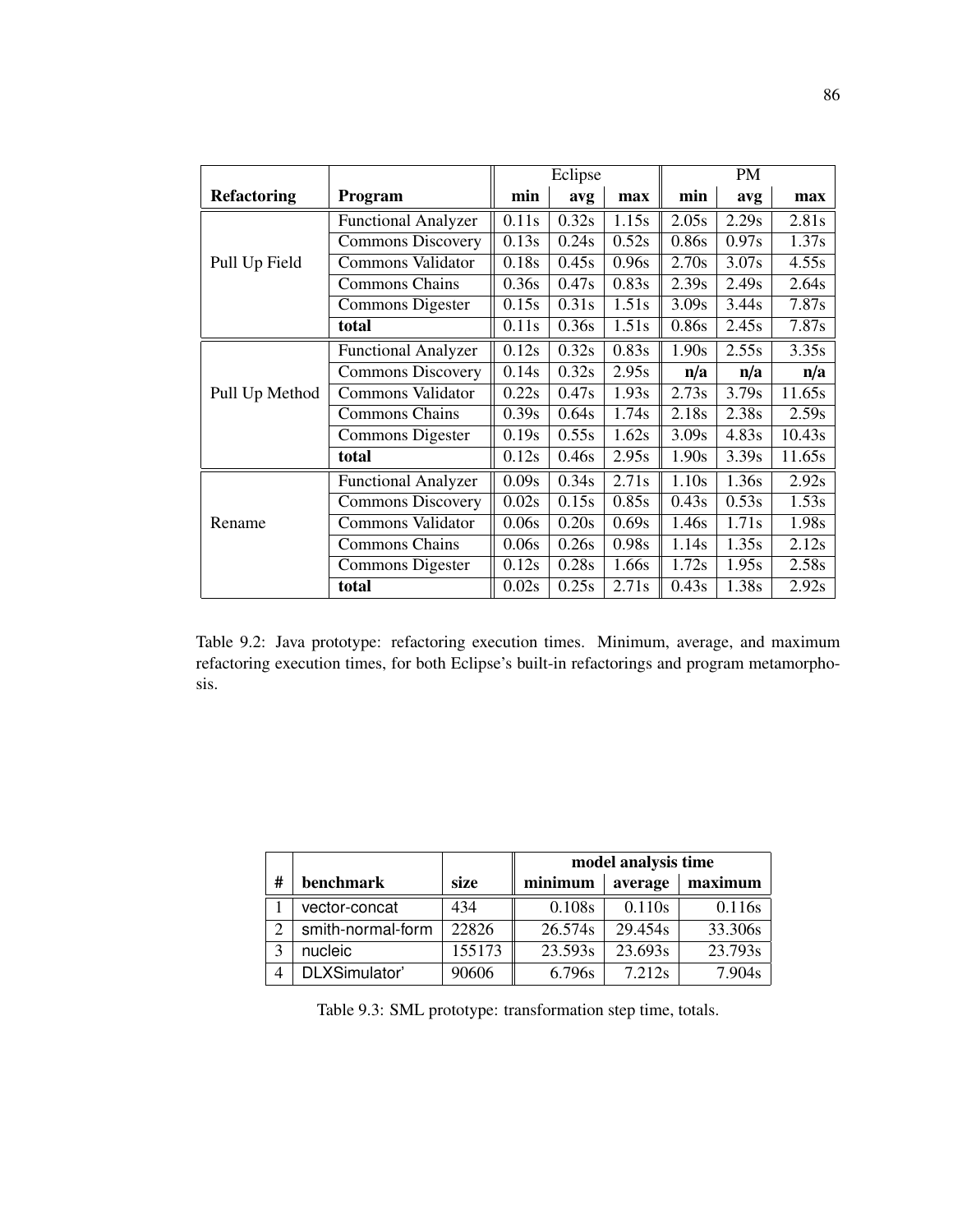| | | Eclipse | | | PM | | |
|---|---|---|---|---|---|---|---|
| **Refactoring** | **Program** | **min** | **avg** | **max** | **min** | **avg** | **max** |
| Pull Up Field | Functional Analyzer | 0.11s | 0.32s | 1.15s | 2.05s | 2.29s | 2.81s |
| | Commons Discovery | 0.13s | 0.24s | 0.52s | 0.86s | 0.97s | 1.37s |
| | Commons Validator | 0.18s | 0.45s | 0.96s | 2.70s | 3.07s | 4.55s |
| | Commons Chains | 0.36s | 0.47s | 0.83s | 2.39s | 2.49s | 2.64s |
| | Commons Digester | 0.15s | 0.31s | 1.51s | 3.09s | 3.44s | 7.87s |
| | **total** | 0.11s | 0.36s | 1.51s | 0.86s | 2.45s | 7.87s |
| Pull Up Method | Functional Analyzer | 0.12s | 0.32s | 0.83s | 1.90s | 2.55s | 3.35s |
| | Commons Discovery | 0.14s | 0.32s | 2.95s | **n/a** | **n/a** | **n/a** |
| | Commons Validator | 0.22s | 0.47s | 1.93s | 2.73s | 3.79s | 11.65s |
| | Commons Chains | 0.39s | 0.64s | 1.74s | 2.18s | 2.38s | 2.59s |
| | Commons Digester | 0.19s | 0.55s | 1.62s | 3.09s | 4.83s | 10.43s |
| | **total** | 0.12s | 0.46s | 2.95s | 1.90s | 3.39s | 11.65s |
| Rename | Functional Analyzer | 0.09s | 0.34s | 2.71s | 1.10s | 1.36s | 2.92s |
| | Commons Discovery | 0.02s | 0.15s | 0.85s | 0.43s | 0.53s | 1.53s |
| | Commons Validator | 0.06s | 0.20s | 0.69s | 1.46s | 1.71s | 1.98s |
| | Commons Chains | 0.06s | 0.26s | 0.98s | 1.14s | 1.35s | 2.12s |
| | Commons Digester | 0.12s | 0.28s | 1.66s | 1.72s | 1.95s | 2.58s |
| | **total** | 0.02s | 0.25s | 2.71s | 0.43s | 1.38s | 2.92s |

Table 9.2: Java prototype: refactoring execution times. Minimum, average, and maximum refactoring execution times, for both Eclipse's built-in refactorings and program metamorphosis.

| | | | model analysis time | | |
|---|---|---|---|---|---|
| **#** | **benchmark** | **size** | **minimum** | **average** | **maximum** |
| 1 | vector-concat | 434 | 0.108s | 0.110s | 0.116s |
| 2 | smith-normal-form | 22826 | 26.574s | 29.454s | 33.306s |
| 3 | nucleic | 155173 | 23.593s | 23.693s | 23.793s |
| 4 | DLXSimulator' | 90606 | 6.796s | 7.212s | 7.904s |

Table 9.3: SML prototype: transformation step time, totals.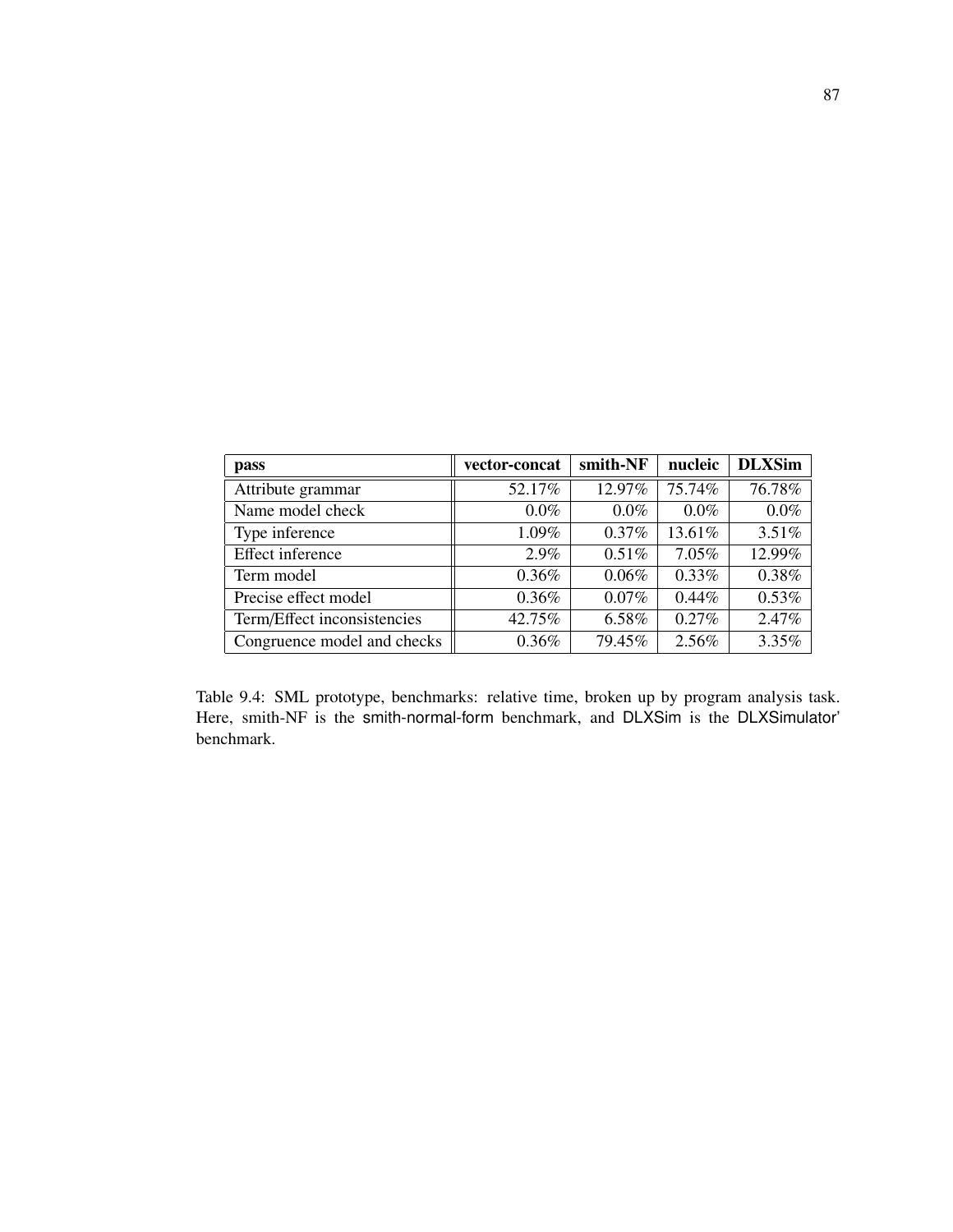| pass | vector-concat | smith-NF | nucleic | DLXSim |
|---|---|---|---|---|
| Attribute grammar | 52.17% | 12.97% | 75.74% | 76.78% |
| Name model check | 0.0% | 0.0% | 0.0% | 0.0% |
| Type inference | 1.09% | 0.37% | 13.61% | 3.51% |
| Effect inference | 2.9% | 0.51% | 7.05% | 12.99% |
| Term model | 0.36% | 0.06% | 0.33% | 0.38% |
| Precise effect model | 0.36% | 0.07% | 0.44% | 0.53% |
| Term/Effect inconsistencies | 42.75% | 6.58% | 0.27% | 2.47% |
| Congruence model and checks | 0.36% | 79.45% | 2.56% | 3.35% |

Table 9.4: SML prototype, benchmarks: relative time, broken up by program analysis task. Here, smith-NF is the smith-normal-form benchmark, and DLXSim is the DLXSimulator' benchmark.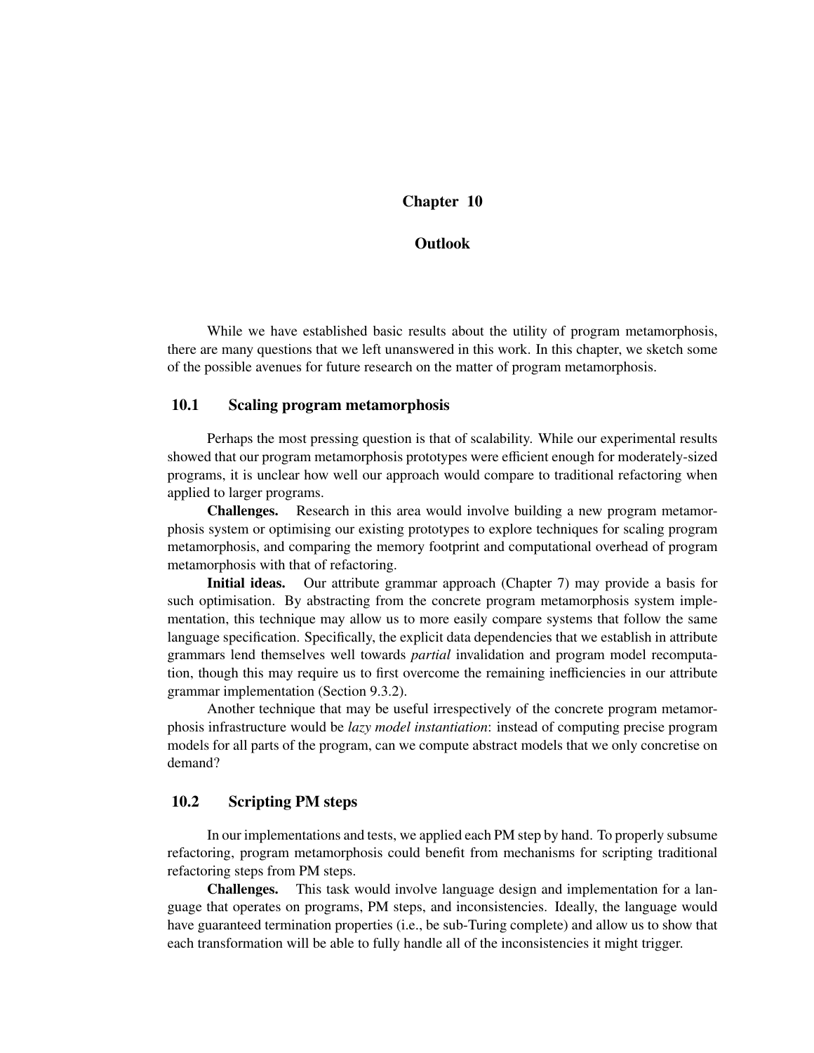# Chapter 10

# Outlook

While we have established basic results about the utility of program metamorphosis, there are many questions that we left unanswered in this work. In this chapter, we sketch some of the possible avenues for future research on the matter of program metamorphosis.

## 10.1 Scaling program metamorphosis

Perhaps the most pressing question is that of scalability. While our experimental results showed that our program metamorphosis prototypes were efficient enough for moderately-sized programs, it is unclear how well our approach would compare to traditional refactoring when applied to larger programs.

**Challenges.** Research in this area would involve building a new program metamorphosis system or optimising our existing prototypes to explore techniques for scaling program metamorphosis, and comparing the memory footprint and computational overhead of program metamorphosis with that of refactoring.

**Initial ideas.** Our attribute grammar approach (Chapter 7) may provide a basis for such optimisation. By abstracting from the concrete program metamorphosis system implementation, this technique may allow us to more easily compare systems that follow the same language specification. Specifically, the explicit data dependencies that we establish in attribute grammars lend themselves well towards *partial* invalidation and program model recomputation, though this may require us to first overcome the remaining inefficiencies in our attribute grammar implementation (Section 9.3.2).

Another technique that may be useful irrespectively of the concrete program metamorphosis infrastructure would be *lazy model instantiation*: instead of computing precise program models for all parts of the program, can we compute abstract models that we only concretise on demand?

## 10.2 Scripting PM steps

In our implementations and tests, we applied each PM step by hand. To properly subsume refactoring, program metamorphosis could benefit from mechanisms for scripting traditional refactoring steps from PM steps.

**Challenges.** This task would involve language design and implementation for a language that operates on programs, PM steps, and inconsistencies. Ideally, the language would have guaranteed termination properties (i.e., be sub-Turing complete) and allow us to show that each transformation will be able to fully handle all of the inconsistencies it might trigger.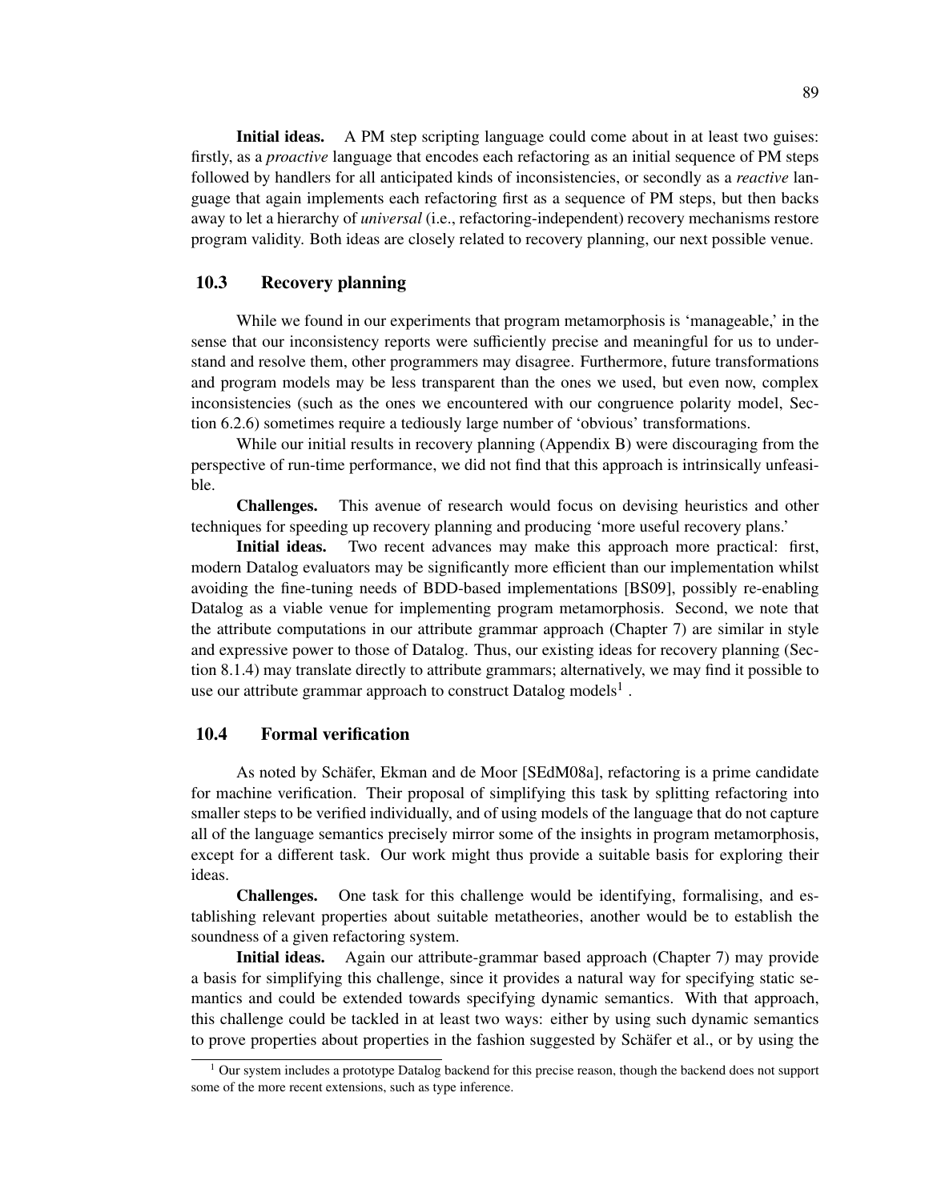**Initial ideas.** A PM step scripting language could come about in at least two guises: firstly, as a *proactive* language that encodes each refactoring as an initial sequence of PM steps followed by handlers for all anticipated kinds of inconsistencies, or secondly as a *reactive* language that again implements each refactoring first as a sequence of PM steps, but then backs away to let a hierarchy of *universal* (i.e., refactoring-independent) recovery mechanisms restore program validity. Both ideas are closely related to recovery planning, our next possible venue.

## 10.3 Recovery planning

While we found in our experiments that program metamorphosis is 'manageable,' in the sense that our inconsistency reports were sufficiently precise and meaningful for us to understand and resolve them, other programmers may disagree. Furthermore, future transformations and program models may be less transparent than the ones we used, but even now, complex inconsistencies (such as the ones we encountered with our congruence polarity model, Section 6.2.6) sometimes require a tediously large number of 'obvious' transformations.

While our initial results in recovery planning (Appendix B) were discouraging from the perspective of run-time performance, we did not find that this approach is intrinsically unfeasible.

**Challenges.** This avenue of research would focus on devising heuristics and other techniques for speeding up recovery planning and producing 'more useful recovery plans.'

**Initial ideas.** Two recent advances may make this approach more practical: first, modern Datalog evaluators may be significantly more efficient than our implementation whilst avoiding the fine-tuning needs of BDD-based implementations [BS09], possibly re-enabling Datalog as a viable venue for implementing program metamorphosis. Second, we note that the attribute computations in our attribute grammar approach (Chapter 7) are similar in style and expressive power to those of Datalog. Thus, our existing ideas for recovery planning (Section 8.1.4) may translate directly to attribute grammars; alternatively, we may find it possible to use our attribute grammar approach to construct Datalog models[1] .

## 10.4 Formal verification

As noted by Schäfer, Ekman and de Moor [SEdM08a], refactoring is a prime candidate for machine verification. Their proposal of simplifying this task by splitting refactoring into smaller steps to be verified individually, and of using models of the language that do not capture all of the language semantics precisely mirror some of the insights in program metamorphosis, except for a different task. Our work might thus provide a suitable basis for exploring their ideas.

**Challenges.** One task for this challenge would be identifying, formalising, and establishing relevant properties about suitable metatheories, another would be to establish the soundness of a given refactoring system.

**Initial ideas.** Again our attribute-grammar based approach (Chapter 7) may provide a basis for simplifying this challenge, since it provides a natural way for specifying static semantics and could be extended towards specifying dynamic semantics. With that approach, this challenge could be tackled in at least two ways: either by using such dynamic semantics to prove properties about properties in the fashion suggested by Schäfer et al., or by using the

---

[1] Our system includes a prototype Datalog backend for this precise reason, though the backend does not support some of the more recent extensions, such as type inference.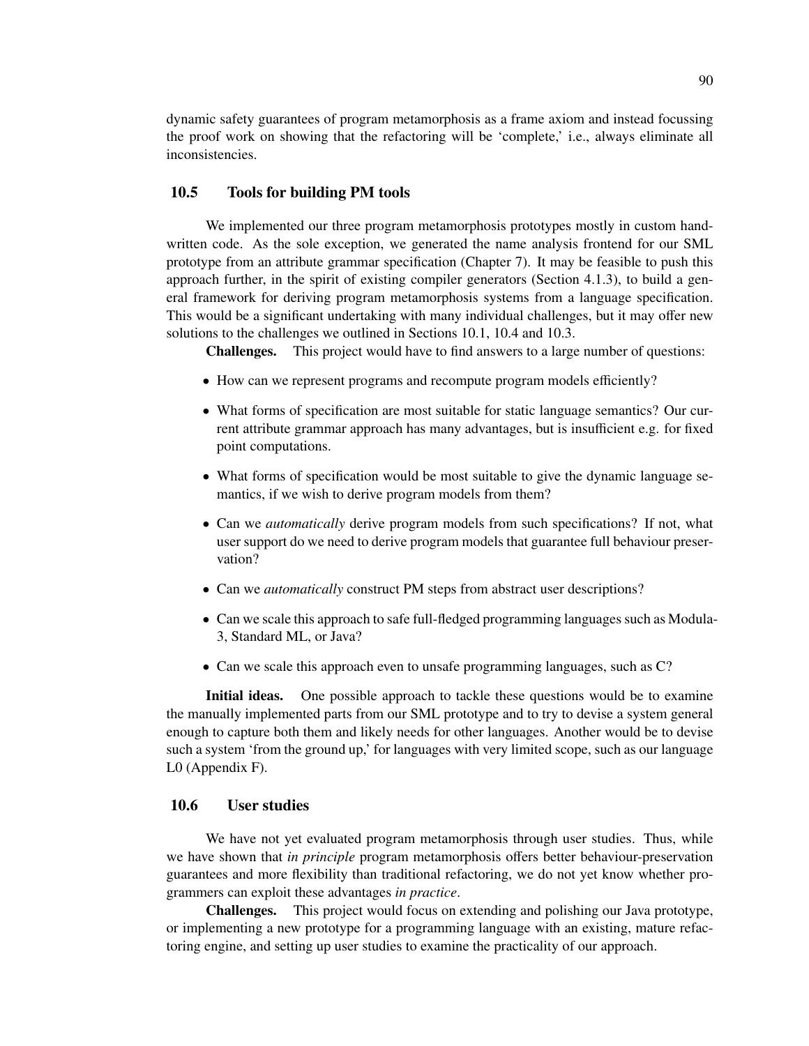dynamic safety guarantees of program metamorphosis as a frame axiom and instead focussing the proof work on showing that the refactoring will be 'complete,' i.e., always eliminate all inconsistencies.

## 10.5 Tools for building PM tools

We implemented our three program metamorphosis prototypes mostly in custom handwritten code. As the sole exception, we generated the name analysis frontend for our SML prototype from an attribute grammar specification (Chapter 7). It may be feasible to push this approach further, in the spirit of existing compiler generators (Section 4.1.3), to build a general framework for deriving program metamorphosis systems from a language specification. This would be a significant undertaking with many individual challenges, but it may offer new solutions to the challenges we outlined in Sections 10.1, 10.4 and 10.3.

**Challenges.** This project would have to find answers to a large number of questions:

- How can we represent programs and recompute program models efficiently?
- What forms of specification are most suitable for static language semantics? Our current attribute grammar approach has many advantages, but is insufficient e.g. for fixed point computations.
- What forms of specification would be most suitable to give the dynamic language semantics, if we wish to derive program models from them?
- Can we *automatically* derive program models from such specifications? If not, what user support do we need to derive program models that guarantee full behaviour preservation?
- Can we *automatically* construct PM steps from abstract user descriptions?
- Can we scale this approach to safe full-fledged programming languages such as Modula-3, Standard ML, or Java?
- Can we scale this approach even to unsafe programming languages, such as C?

**Initial ideas.** One possible approach to tackle these questions would be to examine the manually implemented parts from our SML prototype and to try to devise a system general enough to capture both them and likely needs for other languages. Another would be to devise such a system 'from the ground up,' for languages with very limited scope, such as our language L0 (Appendix F).

## 10.6 User studies

We have not yet evaluated program metamorphosis through user studies. Thus, while we have shown that *in principle* program metamorphosis offers better behaviour-preservation guarantees and more flexibility than traditional refactoring, we do not yet know whether programmers can exploit these advantages *in practice*.

**Challenges.** This project would focus on extending and polishing our Java prototype, or implementing a new prototype for a programming language with an existing, mature refactoring engine, and setting up user studies to examine the practicality of our approach.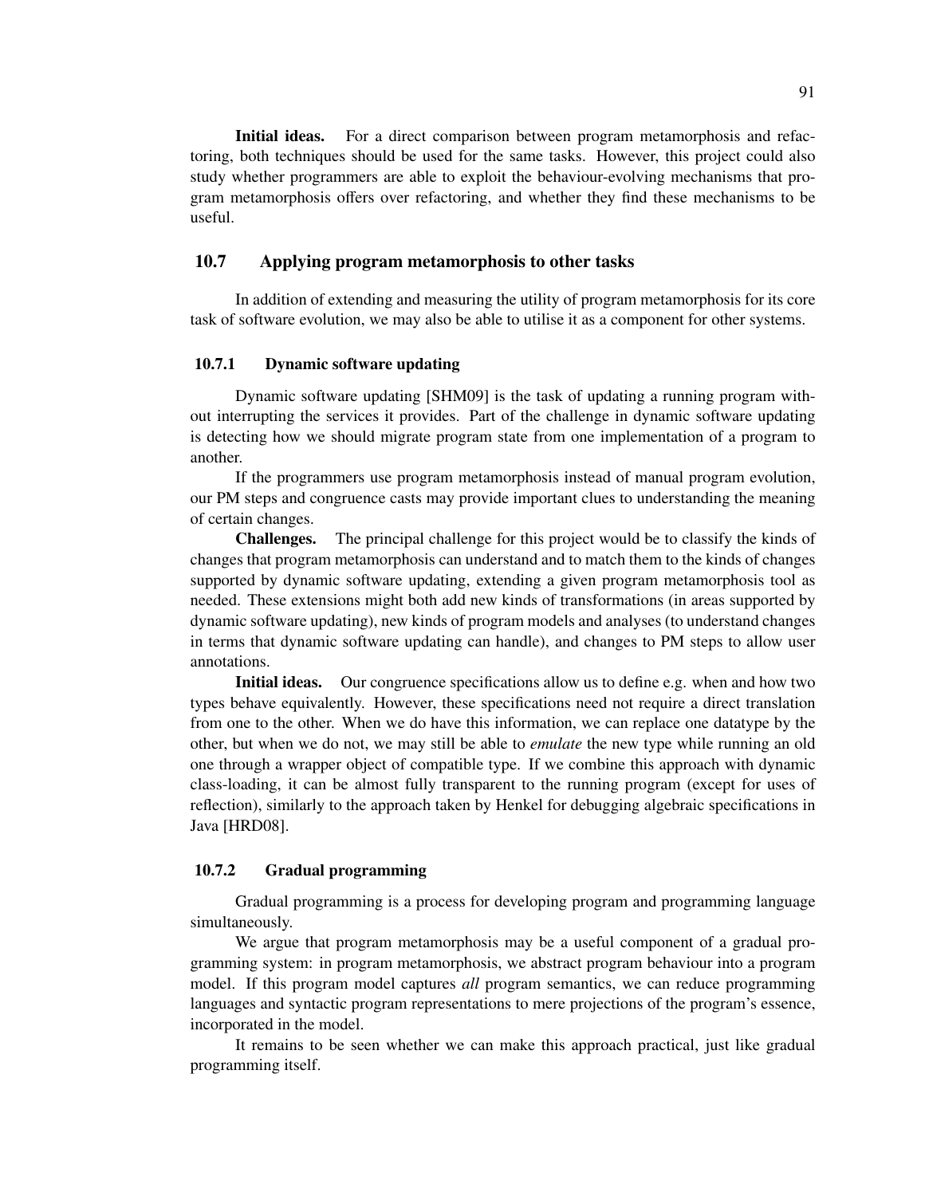**Initial ideas.** For a direct comparison between program metamorphosis and refactoring, both techniques should be used for the same tasks. However, this project could also study whether programmers are able to exploit the behaviour-evolving mechanisms that program metamorphosis offers over refactoring, and whether they find these mechanisms to be useful.

## 10.7 Applying program metamorphosis to other tasks

In addition of extending and measuring the utility of program metamorphosis for its core task of software evolution, we may also be able to utilise it as a component for other systems.

### 10.7.1 Dynamic software updating

Dynamic software updating [SHM09] is the task of updating a running program without interrupting the services it provides. Part of the challenge in dynamic software updating is detecting how we should migrate program state from one implementation of a program to another.

If the programmers use program metamorphosis instead of manual program evolution, our PM steps and congruence casts may provide important clues to understanding the meaning of certain changes.

**Challenges.** The principal challenge for this project would be to classify the kinds of changes that program metamorphosis can understand and to match them to the kinds of changes supported by dynamic software updating, extending a given program metamorphosis tool as needed. These extensions might both add new kinds of transformations (in areas supported by dynamic software updating), new kinds of program models and analyses (to understand changes in terms that dynamic software updating can handle), and changes to PM steps to allow user annotations.

**Initial ideas.** Our congruence specifications allow us to define e.g. when and how two types behave equivalently. However, these specifications need not require a direct translation from one to the other. When we do have this information, we can replace one datatype by the other, but when we do not, we may still be able to *emulate* the new type while running an old one through a wrapper object of compatible type. If we combine this approach with dynamic class-loading, it can be almost fully transparent to the running program (except for uses of reflection), similarly to the approach taken by Henkel for debugging algebraic specifications in Java [HRD08].

### 10.7.2 Gradual programming

Gradual programming is a process for developing program and programming language simultaneously.

We argue that program metamorphosis may be a useful component of a gradual programming system: in program metamorphosis, we abstract program behaviour into a program model. If this program model captures *all* program semantics, we can reduce programming languages and syntactic program representations to mere projections of the program's essence, incorporated in the model.

It remains to be seen whether we can make this approach practical, just like gradual programming itself.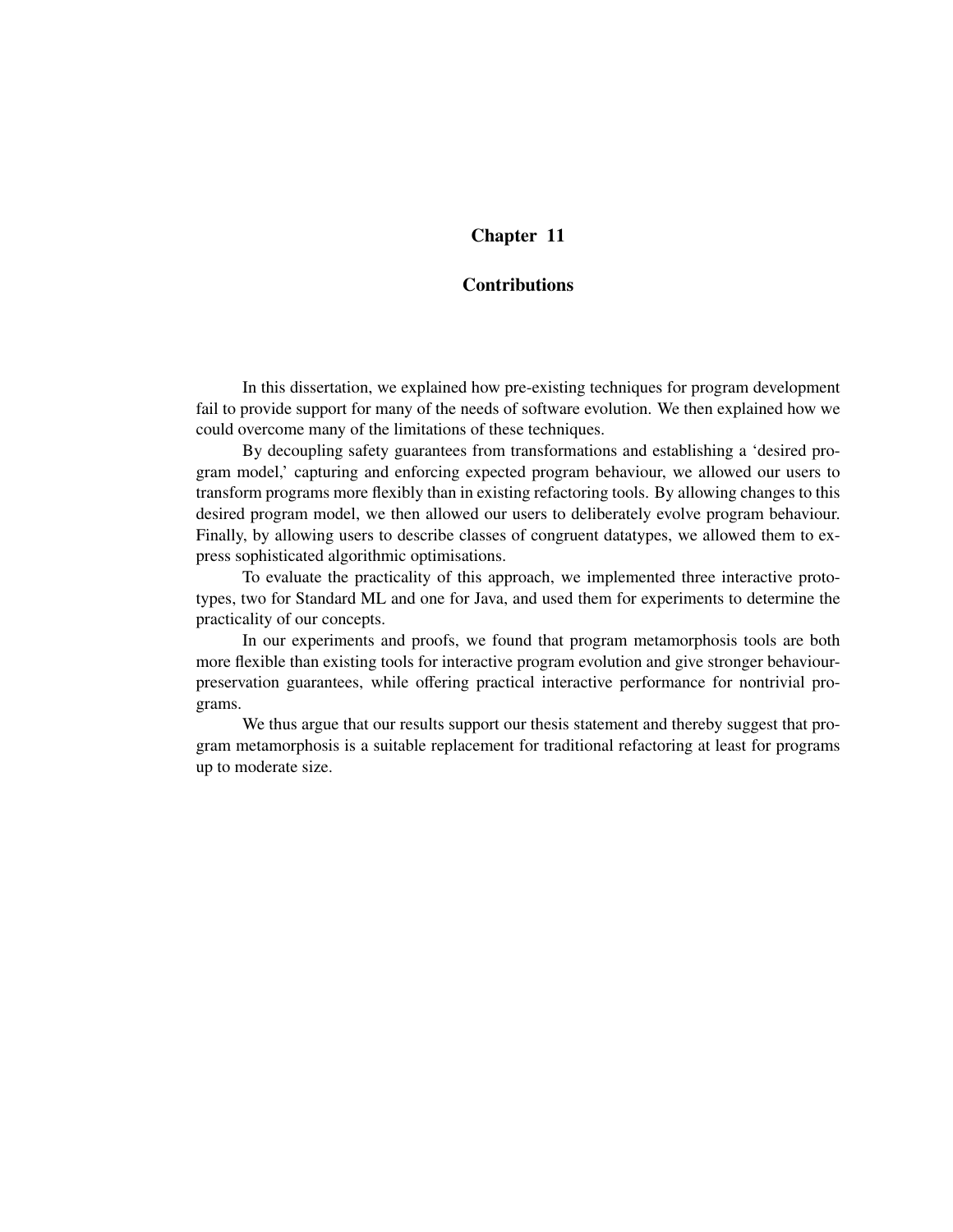# Chapter 11

## Contributions

In this dissertation, we explained how pre-existing techniques for program development fail to provide support for many of the needs of software evolution. We then explained how we could overcome many of the limitations of these techniques.

By decoupling safety guarantees from transformations and establishing a 'desired program model,' capturing and enforcing expected program behaviour, we allowed our users to transform programs more flexibly than in existing refactoring tools. By allowing changes to this desired program model, we then allowed our users to deliberately evolve program behaviour. Finally, by allowing users to describe classes of congruent datatypes, we allowed them to express sophisticated algorithmic optimisations.

To evaluate the practicality of this approach, we implemented three interactive prototypes, two for Standard ML and one for Java, and used them for experiments to determine the practicality of our concepts.

In our experiments and proofs, we found that program metamorphosis tools are both more flexible than existing tools for interactive program evolution and give stronger behaviour-preservation guarantees, while offering practical interactive performance for nontrivial programs.

We thus argue that our results support our thesis statement and thereby suggest that program metamorphosis is a suitable replacement for traditional refactoring at least for programs up to moderate size.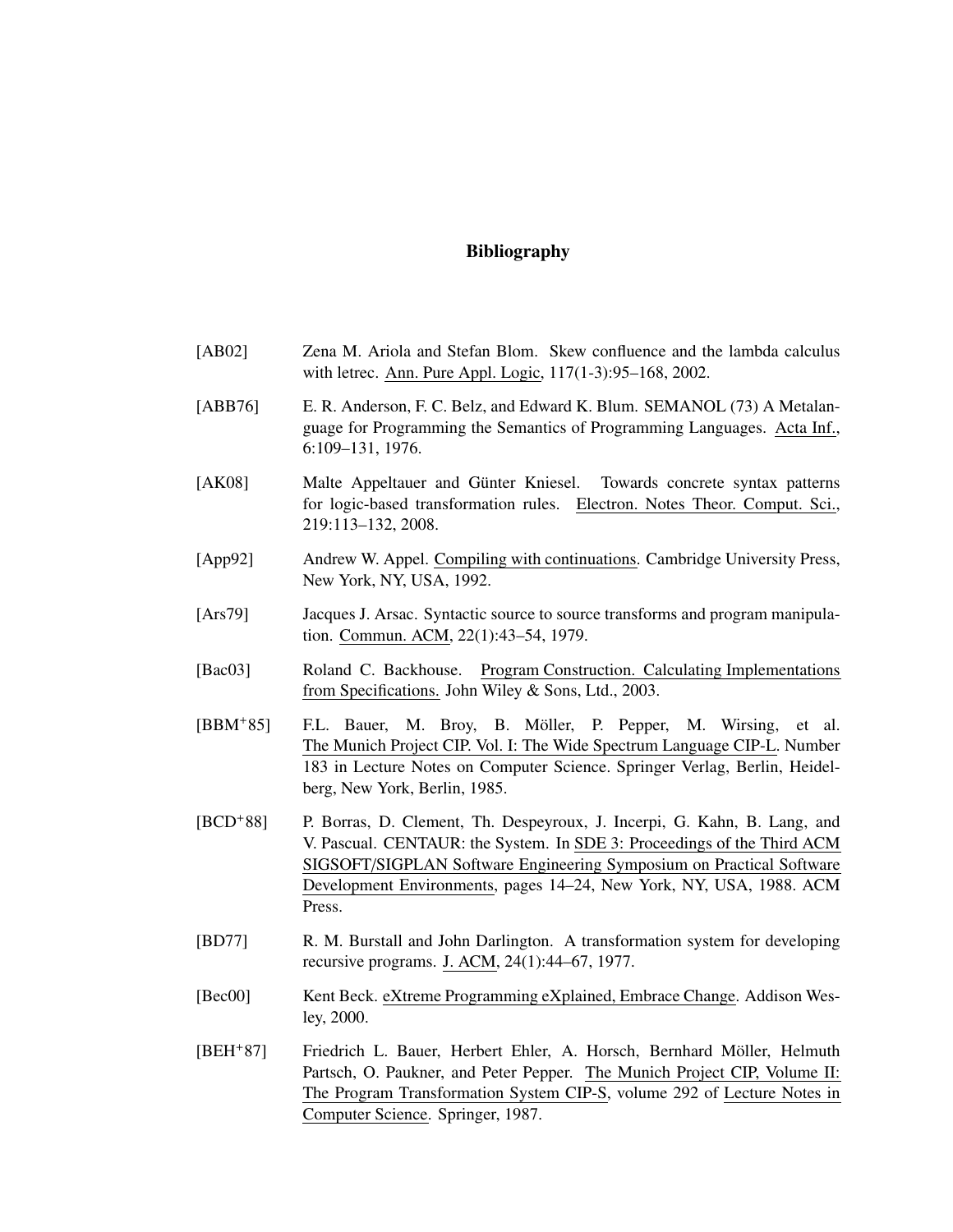# Bibliography

[AB02] Zena M. Ariola and Stefan Blom. Skew confluence and the lambda calculus with letrec. Ann. Pure Appl. Logic, 117(1-3):95–168, 2002.

[ABB76] E. R. Anderson, F. C. Belz, and Edward K. Blum. SEMANOL (73) A Metalanguage for Programming the Semantics of Programming Languages. Acta Inf., 6:109–131, 1976.

[AK08] Malte Appeltauer and Günter Kniesel. Towards concrete syntax patterns for logic-based transformation rules. Electron. Notes Theor. Comput. Sci., 219:113–132, 2008.

[App92] Andrew W. Appel. Compiling with continuations. Cambridge University Press, New York, NY, USA, 1992.

[Ars79] Jacques J. Arsac. Syntactic source to source transforms and program manipulation. Commun. ACM, 22(1):43–54, 1979.

[Bac03] Roland C. Backhouse. Program Construction. Calculating Implementations from Specifications. John Wiley & Sons, Ltd., 2003.

[BBM+85] F.L. Bauer, M. Broy, B. Möller, P. Pepper, M. Wirsing, et al. The Munich Project CIP. Vol. I: The Wide Spectrum Language CIP-L. Number 183 in Lecture Notes on Computer Science. Springer Verlag, Berlin, Heidelberg, New York, Berlin, 1985.

[BCD+88] P. Borras, D. Clement, Th. Despeyroux, J. Incerpi, G. Kahn, B. Lang, and V. Pascual. CENTAUR: the System. In SDE 3: Proceedings of the Third ACM SIGSOFT/SIGPLAN Software Engineering Symposium on Practical Software Development Environments, pages 14–24, New York, NY, USA, 1988. ACM Press.

[BD77] R. M. Burstall and John Darlington. A transformation system for developing recursive programs. J. ACM, 24(1):44–67, 1977.

[Bec00] Kent Beck. eXtreme Programming eXplained, Embrace Change. Addison Wesley, 2000.

[BEH+87] Friedrich L. Bauer, Herbert Ehler, A. Horsch, Bernhard Möller, Helmuth Partsch, O. Paukner, and Peter Pepper. The Munich Project CIP, Volume II: The Program Transformation System CIP-S, volume 292 of Lecture Notes in Computer Science. Springer, 1987.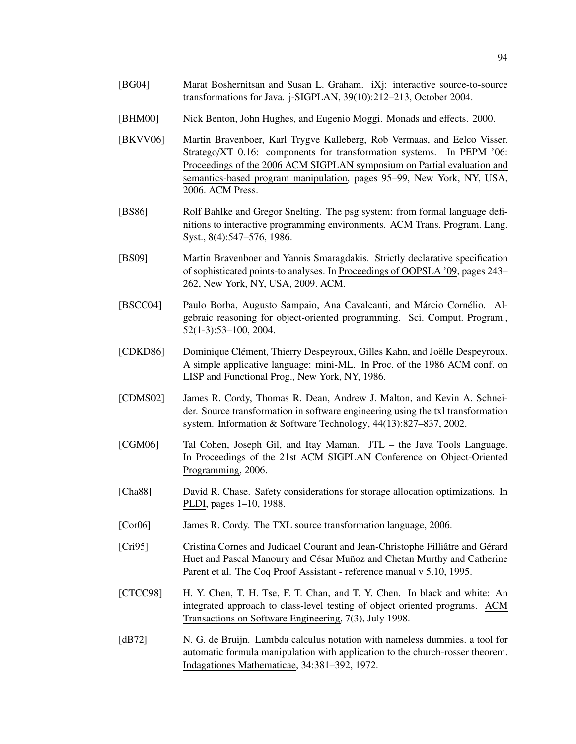[BG04] Marat Boshernitsan and Susan L. Graham. iXj: interactive source-to-source transformations for Java. j-SIGPLAN, 39(10):212–213, October 2004.

[BHM00] Nick Benton, John Hughes, and Eugenio Moggi. Monads and effects. 2000.

[BKVV06] Martin Bravenboer, Karl Trygve Kalleberg, Rob Vermaas, and Eelco Visser. Stratego/XT 0.16: components for transformation systems. In PEPM '06: Proceedings of the 2006 ACM SIGPLAN symposium on Partial evaluation and semantics-based program manipulation, pages 95–99, New York, NY, USA, 2006. ACM Press.

[BS86] Rolf Bahlke and Gregor Snelting. The psg system: from formal language definitions to interactive programming environments. ACM Trans. Program. Lang. Syst., 8(4):547–576, 1986.

[BS09] Martin Bravenboer and Yannis Smaragdakis. Strictly declarative specification of sophisticated points-to analyses. In Proceedings of OOPSLA '09, pages 243–262, New York, NY, USA, 2009. ACM.

[BSCC04] Paulo Borba, Augusto Sampaio, Ana Cavalcanti, and Márcio Cornélio. Algebraic reasoning for object-oriented programming. Sci. Comput. Program., 52(1-3):53–100, 2004.

[CDKD86] Dominique Clément, Thierry Despeyroux, Gilles Kahn, and Joëlle Despeyroux. A simple applicative language: mini-ML. In Proc. of the 1986 ACM conf. on LISP and Functional Prog., New York, NY, 1986.

[CDMS02] James R. Cordy, Thomas R. Dean, Andrew J. Malton, and Kevin A. Schneider. Source transformation in software engineering using the txl transformation system. Information & Software Technology, 44(13):827–837, 2002.

[CGM06] Tal Cohen, Joseph Gil, and Itay Maman. JTL – the Java Tools Language. In Proceedings of the 21st ACM SIGPLAN Conference on Object-Oriented Programming, 2006.

[Cha88] David R. Chase. Safety considerations for storage allocation optimizations. In PLDI, pages 1–10, 1988.

[Cor06] James R. Cordy. The TXL source transformation language, 2006.

[Cri95] Cristina Cornes and Judicael Courant and Jean-Christophe Filliâtre and Gérard Huet and Pascal Manoury and César Muñoz and Chetan Murthy and Catherine Parent et al. The Coq Proof Assistant - reference manual v 5.10, 1995.

[CTCC98] H. Y. Chen, T. H. Tse, F. T. Chan, and T. Y. Chen. In black and white: An integrated approach to class-level testing of object oriented programs. ACM Transactions on Software Engineering, 7(3), July 1998.

[dB72] N. G. de Bruijn. Lambda calculus notation with nameless dummies. a tool for automatic formula manipulation with application to the church-rosser theorem. Indagationes Mathematicae, 34:381–392, 1972.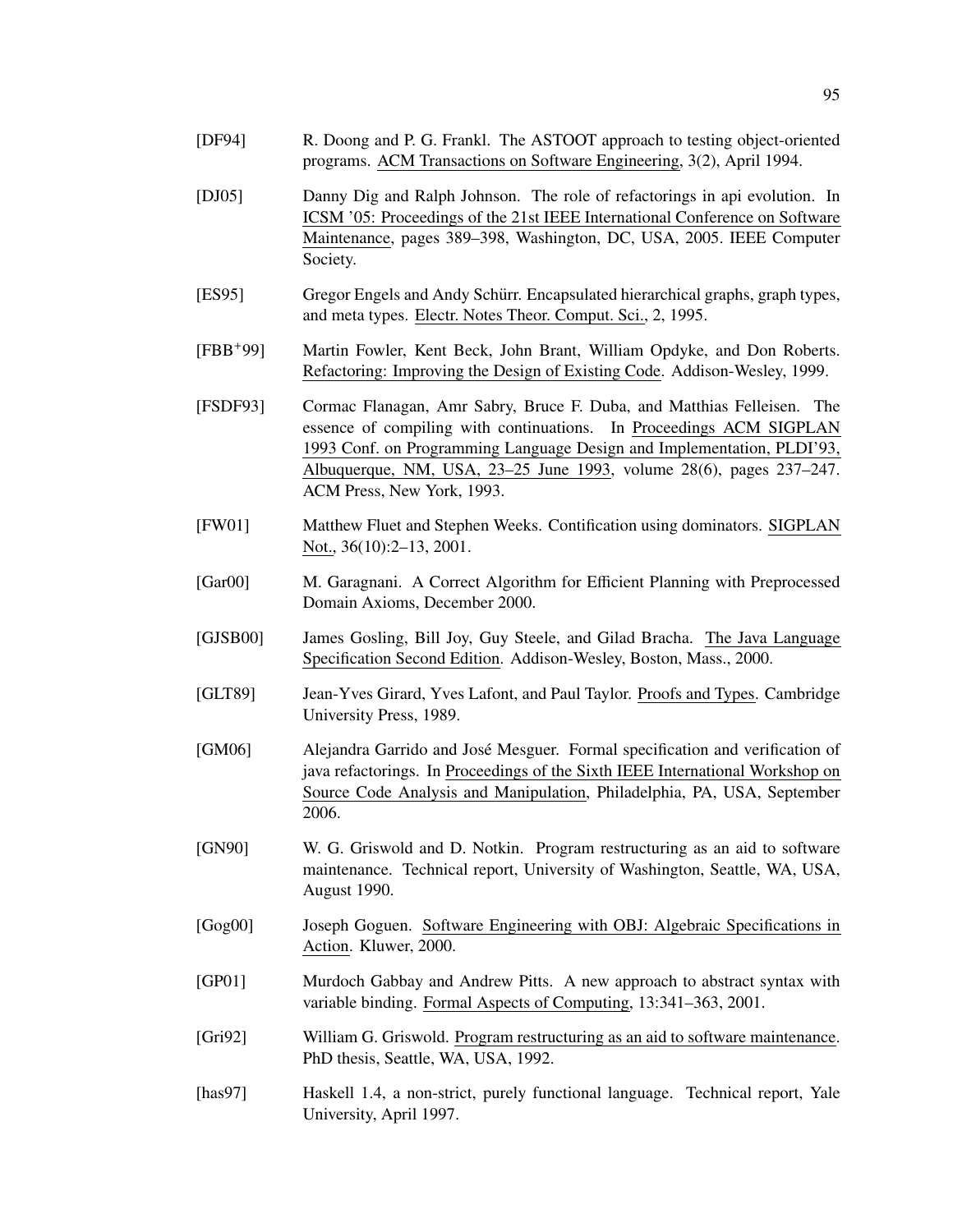[DF94] R. Doong and P. G. Frankl. The ASTOOT approach to testing object-oriented programs. ACM Transactions on Software Engineering, 3(2), April 1994.

[DJ05] Danny Dig and Ralph Johnson. The role of refactorings in api evolution. In ICSM '05: Proceedings of the 21st IEEE International Conference on Software Maintenance, pages 389–398, Washington, DC, USA, 2005. IEEE Computer Society.

[ES95] Gregor Engels and Andy Schürr. Encapsulated hierarchical graphs, graph types, and meta types. Electr. Notes Theor. Comput. Sci., 2, 1995.

[FBB+99] Martin Fowler, Kent Beck, John Brant, William Opdyke, and Don Roberts. Refactoring: Improving the Design of Existing Code. Addison-Wesley, 1999.

[FSDF93] Cormac Flanagan, Amr Sabry, Bruce F. Duba, and Matthias Felleisen. The essence of compiling with continuations. In Proceedings ACM SIGPLAN 1993 Conf. on Programming Language Design and Implementation, PLDI'93, Albuquerque, NM, USA, 23–25 June 1993, volume 28(6), pages 237–247. ACM Press, New York, 1993.

[FW01] Matthew Fluet and Stephen Weeks. Contification using dominators. SIGPLAN Not., 36(10):2–13, 2001.

[Gar00] M. Garagnani. A Correct Algorithm for Efficient Planning with Preprocessed Domain Axioms, December 2000.

[GJSB00] James Gosling, Bill Joy, Guy Steele, and Gilad Bracha. The Java Language Specification Second Edition. Addison-Wesley, Boston, Mass., 2000.

[GLT89] Jean-Yves Girard, Yves Lafont, and Paul Taylor. Proofs and Types. Cambridge University Press, 1989.

[GM06] Alejandra Garrido and José Mesguer. Formal specification and verification of java refactorings. In Proceedings of the Sixth IEEE International Workshop on Source Code Analysis and Manipulation, Philadelphia, PA, USA, September 2006.

[GN90] W. G. Griswold and D. Notkin. Program restructuring as an aid to software maintenance. Technical report, University of Washington, Seattle, WA, USA, August 1990.

[Gog00] Joseph Goguen. Software Engineering with OBJ: Algebraic Specifications in Action. Kluwer, 2000.

[GP01] Murdoch Gabbay and Andrew Pitts. A new approach to abstract syntax with variable binding. Formal Aspects of Computing, 13:341–363, 2001.

[Gri92] William G. Griswold. Program restructuring as an aid to software maintenance. PhD thesis, Seattle, WA, USA, 1992.

[has97] Haskell 1.4, a non-strict, purely functional language. Technical report, Yale University, April 1997.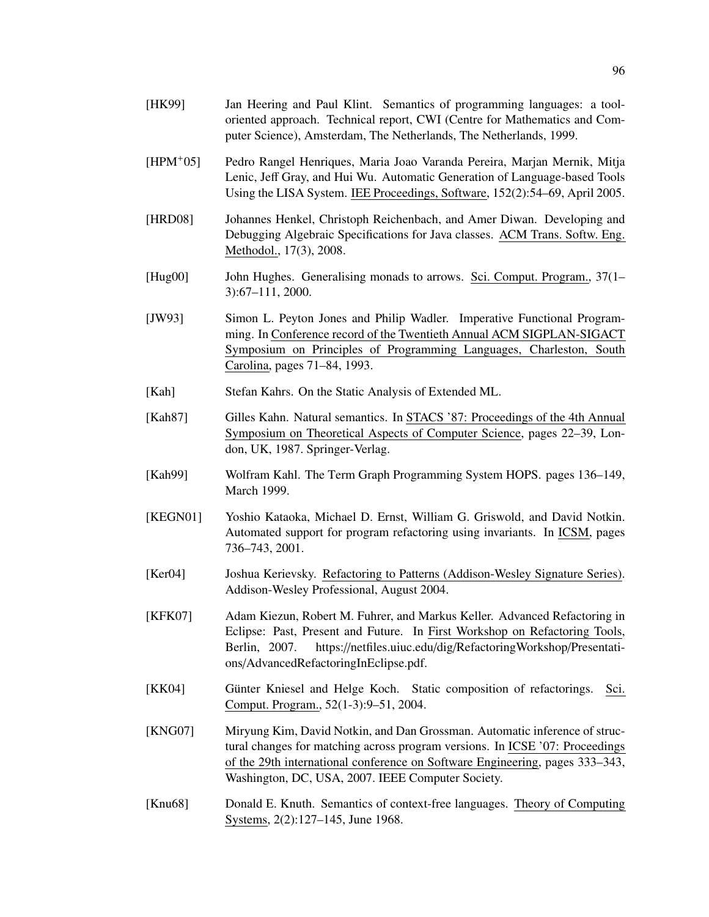[HK99] Jan Heering and Paul Klint. Semantics of programming languages: a tool-oriented approach. Technical report, CWI (Centre for Mathematics and Computer Science), Amsterdam, The Netherlands, The Netherlands, 1999.

[HPM+05] Pedro Rangel Henriques, Maria Joao Varanda Pereira, Marjan Mernik, Mitja Lenic, Jeff Gray, and Hui Wu. Automatic Generation of Language-based Tools Using the LISA System. IEE Proceedings, Software, 152(2):54–69, April 2005.

[HRD08] Johannes Henkel, Christoph Reichenbach, and Amer Diwan. Developing and Debugging Algebraic Specifications for Java classes. ACM Trans. Softw. Eng. Methodol., 17(3), 2008.

[Hug00] John Hughes. Generalising monads to arrows. Sci. Comput. Program., 37(1–3):67–111, 2000.

[JW93] Simon L. Peyton Jones and Philip Wadler. Imperative Functional Programming. In Conference record of the Twentieth Annual ACM SIGPLAN-SIGACT Symposium on Principles of Programming Languages, Charleston, South Carolina, pages 71–84, 1993.

[Kah] Stefan Kahrs. On the Static Analysis of Extended ML.

[Kah87] Gilles Kahn. Natural semantics. In STACS '87: Proceedings of the 4th Annual Symposium on Theoretical Aspects of Computer Science, pages 22–39, London, UK, 1987. Springer-Verlag.

[Kah99] Wolfram Kahl. The Term Graph Programming System HOPS. pages 136–149, March 1999.

[KEGN01] Yoshio Kataoka, Michael D. Ernst, William G. Griswold, and David Notkin. Automated support for program refactoring using invariants. In ICSM, pages 736–743, 2001.

[Ker04] Joshua Kerievsky. Refactoring to Patterns (Addison-Wesley Signature Series). Addison-Wesley Professional, August 2004.

[KFK07] Adam Kiezun, Robert M. Fuhrer, and Markus Keller. Advanced Refactoring in Eclipse: Past, Present and Future. In First Workshop on Refactoring Tools, Berlin, 2007. https://netfiles.uiuc.edu/dig/RefactoringWorkshop/Presentations/AdvancedRefactoringInEclipse.pdf.

[KK04] Günter Kniesel and Helge Koch. Static composition of refactorings. Sci. Comput. Program., 52(1-3):9–51, 2004.

[KNG07] Miryung Kim, David Notkin, and Dan Grossman. Automatic inference of structural changes for matching across program versions. In ICSE '07: Proceedings of the 29th international conference on Software Engineering, pages 333–343, Washington, DC, USA, 2007. IEEE Computer Society.

[Knu68] Donald E. Knuth. Semantics of context-free languages. Theory of Computing Systems, 2(2):127–145, June 1968.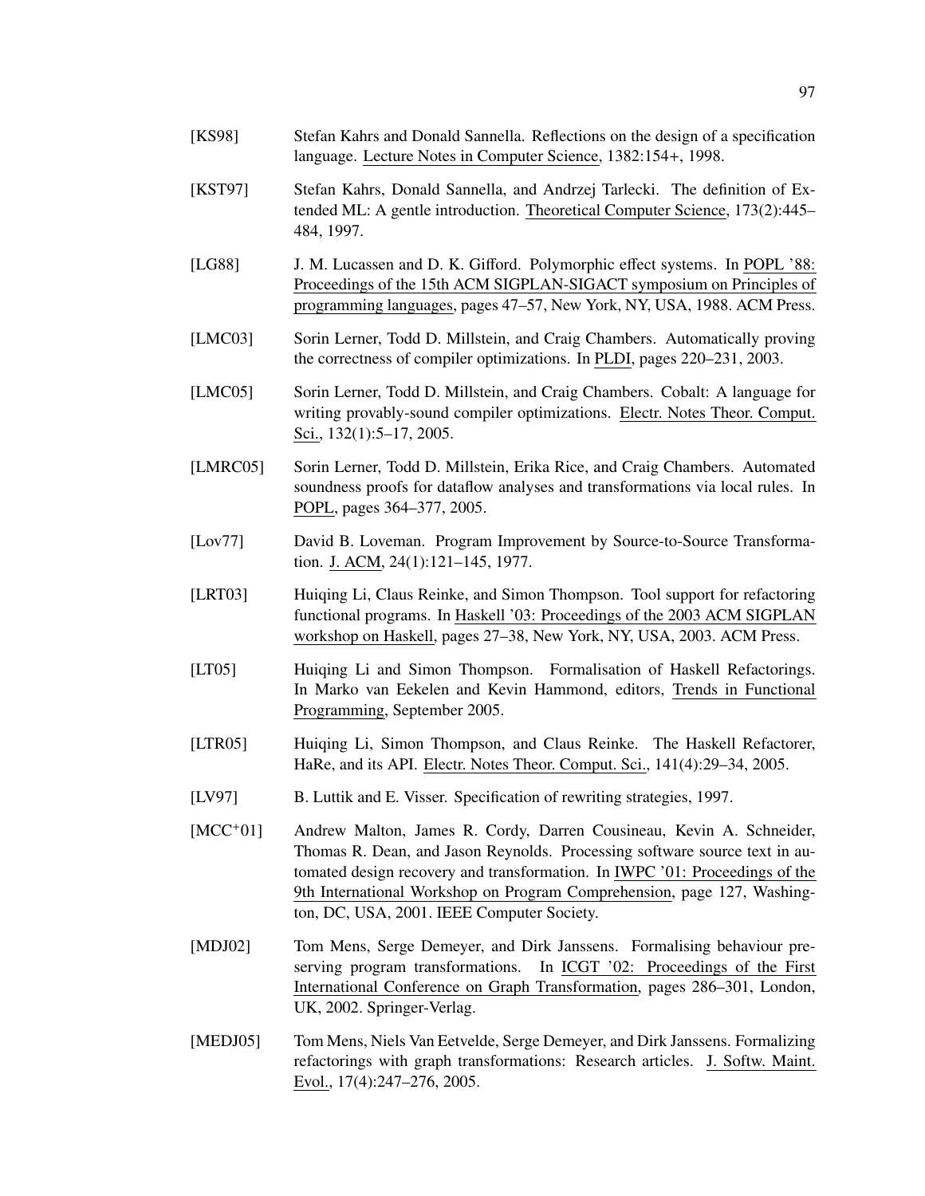[KS98] Stefan Kahrs and Donald Sannella. Reflections on the design of a specification language. Lecture Notes in Computer Science, 1382:154+, 1998.

[KST97] Stefan Kahrs, Donald Sannella, and Andrzej Tarlecki. The definition of Extended ML: A gentle introduction. Theoretical Computer Science, 173(2):445–484, 1997.

[LG88] J. M. Lucassen and D. K. Gifford. Polymorphic effect systems. In POPL '88: Proceedings of the 15th ACM SIGPLAN-SIGACT symposium on Principles of programming languages, pages 47–57, New York, NY, USA, 1988. ACM Press.

[LMC03] Sorin Lerner, Todd D. Millstein, and Craig Chambers. Automatically proving the correctness of compiler optimizations. In PLDI, pages 220–231, 2003.

[LMC05] Sorin Lerner, Todd D. Millstein, and Craig Chambers. Cobalt: A language for writing provably-sound compiler optimizations. Electr. Notes Theor. Comput. Sci., 132(1):5–17, 2005.

[LMRC05] Sorin Lerner, Todd D. Millstein, Erika Rice, and Craig Chambers. Automated soundness proofs for dataflow analyses and transformations via local rules. In POPL, pages 364–377, 2005.

[Lov77] David B. Loveman. Program Improvement by Source-to-Source Transformation. J. ACM, 24(1):121–145, 1977.

[LRT03] Huiqing Li, Claus Reinke, and Simon Thompson. Tool support for refactoring functional programs. In Haskell '03: Proceedings of the 2003 ACM SIGPLAN workshop on Haskell, pages 27–38, New York, NY, USA, 2003. ACM Press.

[LT05] Huiqing Li and Simon Thompson. Formalisation of Haskell Refactorings. In Marko van Eekelen and Kevin Hammond, editors, Trends in Functional Programming, September 2005.

[LTR05] Huiqing Li, Simon Thompson, and Claus Reinke. The Haskell Refactorer, HaRe, and its API. Electr. Notes Theor. Comput. Sci., 141(4):29–34, 2005.

[LV97] B. Luttik and E. Visser. Specification of rewriting strategies, 1997.

[MCC+01] Andrew Malton, James R. Cordy, Darren Cousineau, Kevin A. Schneider, Thomas R. Dean, and Jason Reynolds. Processing software source text in automated design recovery and transformation. In IWPC '01: Proceedings of the 9th International Workshop on Program Comprehension, page 127, Washington, DC, USA, 2001. IEEE Computer Society.

[MDJ02] Tom Mens, Serge Demeyer, and Dirk Janssens. Formalising behaviour preserving program transformations. In ICGT '02: Proceedings of the First International Conference on Graph Transformation, pages 286–301, London, UK, 2002. Springer-Verlag.

[MEDJ05] Tom Mens, Niels Van Eetvelde, Serge Demeyer, and Dirk Janssens. Formalizing refactorings with graph transformations: Research articles. J. Softw. Maint. Evol., 17(4):247–276, 2005.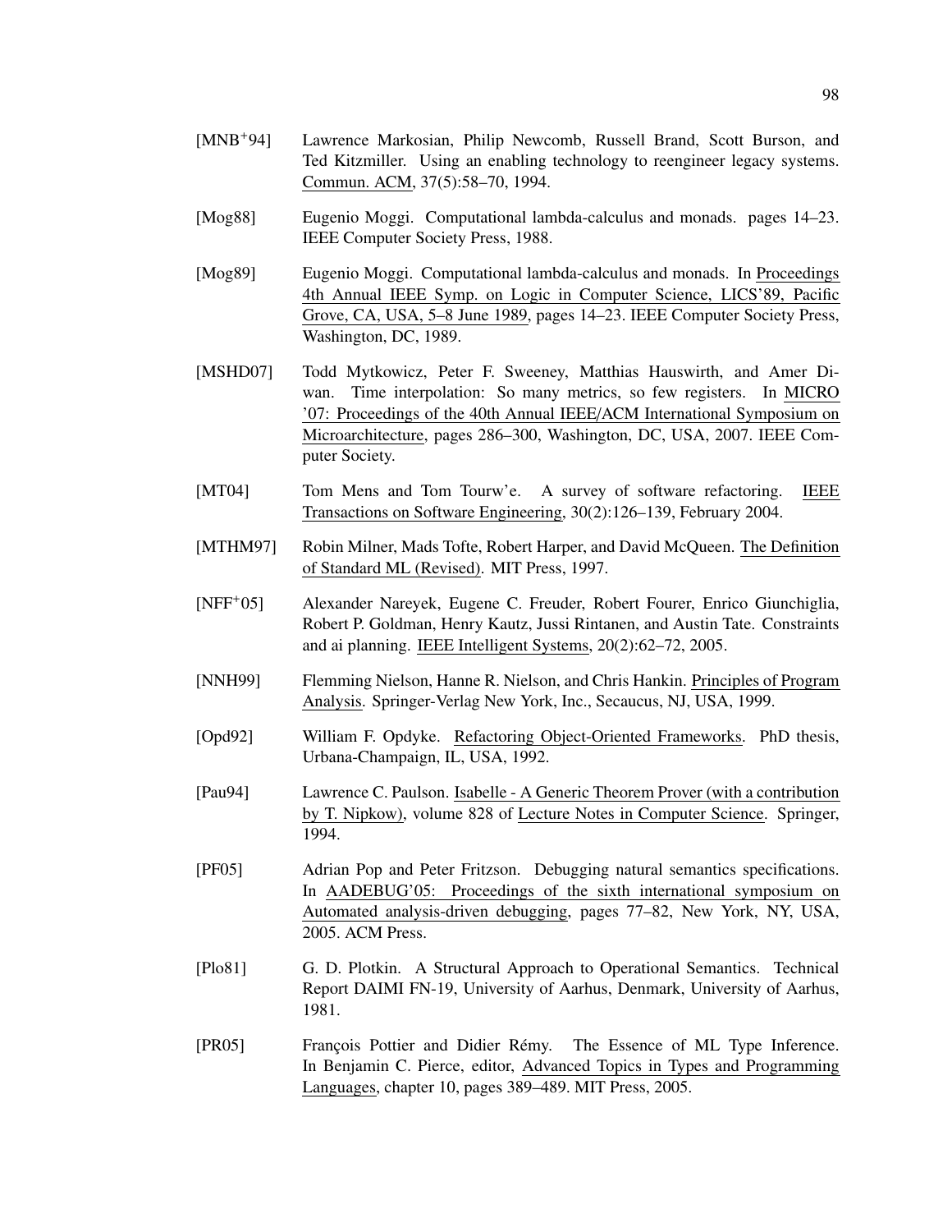[MNB[+]94] Lawrence Markosian, Philip Newcomb, Russell Brand, Scott Burson, and Ted Kitzmiller. Using an enabling technology to reengineer legacy systems. Commun. ACM, 37(5):58–70, 1994.

[Mog88] Eugenio Moggi. Computational lambda-calculus and monads. pages 14–23. IEEE Computer Society Press, 1988.

[Mog89] Eugenio Moggi. Computational lambda-calculus and monads. In Proceedings 4th Annual IEEE Symp. on Logic in Computer Science, LICS'89, Pacific Grove, CA, USA, 5–8 June 1989, pages 14–23. IEEE Computer Society Press, Washington, DC, 1989.

[MSHD07] Todd Mytkowicz, Peter F. Sweeney, Matthias Hauswirth, and Amer Diwan. Time interpolation: So many metrics, so few registers. In MICRO '07: Proceedings of the 40th Annual IEEE/ACM International Symposium on Microarchitecture, pages 286–300, Washington, DC, USA, 2007. IEEE Computer Society.

[MT04] Tom Mens and Tom Tourw'e. A survey of software refactoring. IEEE Transactions on Software Engineering, 30(2):126–139, February 2004.

[MTHM97] Robin Milner, Mads Tofte, Robert Harper, and David McQueen. The Definition of Standard ML (Revised). MIT Press, 1997.

[NFF[+]05] Alexander Nareyek, Eugene C. Freuder, Robert Fourer, Enrico Giunchiglia, Robert P. Goldman, Henry Kautz, Jussi Rintanen, and Austin Tate. Constraints and ai planning. IEEE Intelligent Systems, 20(2):62–72, 2005.

[NNH99] Flemming Nielson, Hanne R. Nielson, and Chris Hankin. Principles of Program Analysis. Springer-Verlag New York, Inc., Secaucus, NJ, USA, 1999.

[Opd92] William F. Opdyke. Refactoring Object-Oriented Frameworks. PhD thesis, Urbana-Champaign, IL, USA, 1992.

[Pau94] Lawrence C. Paulson. Isabelle - A Generic Theorem Prover (with a contribution by T. Nipkow), volume 828 of Lecture Notes in Computer Science. Springer, 1994.

[PF05] Adrian Pop and Peter Fritzson. Debugging natural semantics specifications. In AADEBUG'05: Proceedings of the sixth international symposium on Automated analysis-driven debugging, pages 77–82, New York, NY, USA, 2005. ACM Press.

[Plo81] G. D. Plotkin. A Structural Approach to Operational Semantics. Technical Report DAIMI FN-19, University of Aarhus, Denmark, University of Aarhus, 1981.

[PR05] François Pottier and Didier Rémy. The Essence of ML Type Inference. In Benjamin C. Pierce, editor, Advanced Topics in Types and Programming Languages, chapter 10, pages 389–489. MIT Press, 2005.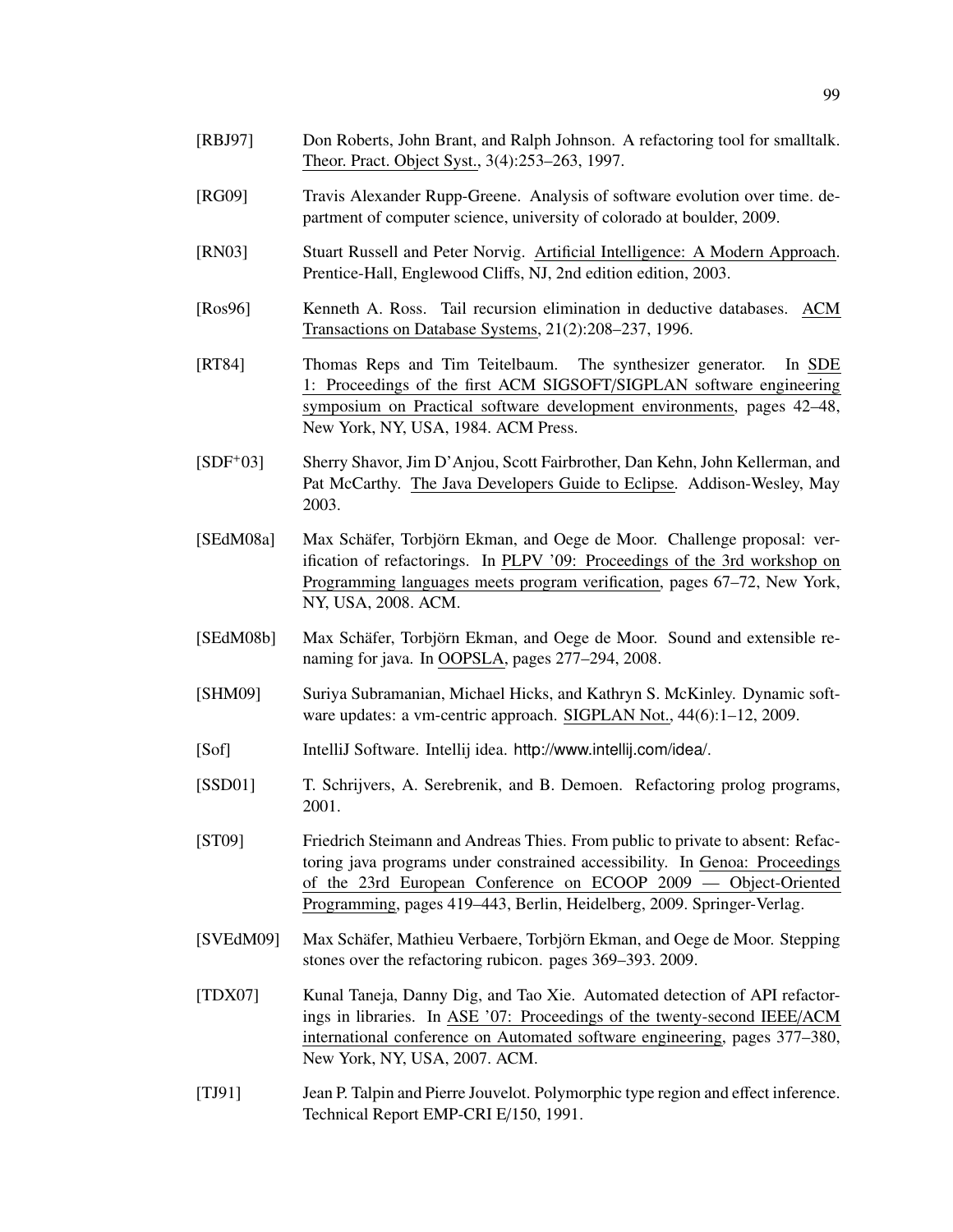[RBJ97] Don Roberts, John Brant, and Ralph Johnson. A refactoring tool for smalltalk. Theor. Pract. Object Syst., 3(4):253–263, 1997.

[RG09] Travis Alexander Rupp-Greene. Analysis of software evolution over time. department of computer science, university of colorado at boulder, 2009.

[RN03] Stuart Russell and Peter Norvig. Artificial Intelligence: A Modern Approach. Prentice-Hall, Englewood Cliffs, NJ, 2nd edition edition, 2003.

[Ros96] Kenneth A. Ross. Tail recursion elimination in deductive databases. ACM Transactions on Database Systems, 21(2):208–237, 1996.

[RT84] Thomas Reps and Tim Teitelbaum. The synthesizer generator. In SDE 1: Proceedings of the first ACM SIGSOFT/SIGPLAN software engineering symposium on Practical software development environments, pages 42–48, New York, NY, USA, 1984. ACM Press.

[SDF+03] Sherry Shavor, Jim D'Anjou, Scott Fairbrother, Dan Kehn, John Kellerman, and Pat McCarthy. The Java Developers Guide to Eclipse. Addison-Wesley, May 2003.

[SEdM08a] Max Schäfer, Torbjörn Ekman, and Oege de Moor. Challenge proposal: verification of refactorings. In PLPV '09: Proceedings of the 3rd workshop on Programming languages meets program verification, pages 67–72, New York, NY, USA, 2008. ACM.

[SEdM08b] Max Schäfer, Torbjörn Ekman, and Oege de Moor. Sound and extensible renaming for java. In OOPSLA, pages 277–294, 2008.

[SHM09] Suriya Subramanian, Michael Hicks, and Kathryn S. McKinley. Dynamic software updates: a vm-centric approach. SIGPLAN Not., 44(6):1–12, 2009.

[Sof] IntelliJ Software. Intellij idea. http://www.intellij.com/idea/.

[SSD01] T. Schrijvers, A. Serebrenik, and B. Demoen. Refactoring prolog programs, 2001.

[ST09] Friedrich Steimann and Andreas Thies. From public to private to absent: Refactoring java programs under constrained accessibility. In Genoa: Proceedings of the 23rd European Conference on ECOOP 2009 — Object-Oriented Programming, pages 419–443, Berlin, Heidelberg, 2009. Springer-Verlag.

[SVEdM09] Max Schäfer, Mathieu Verbaere, Torbjörn Ekman, and Oege de Moor. Stepping stones over the refactoring rubicon. pages 369–393. 2009.

[TDX07] Kunal Taneja, Danny Dig, and Tao Xie. Automated detection of API refactorings in libraries. In ASE '07: Proceedings of the twenty-second IEEE/ACM international conference on Automated software engineering, pages 377–380, New York, NY, USA, 2007. ACM.

[TJ91] Jean P. Talpin and Pierre Jouvelot. Polymorphic type region and effect inference. Technical Report EMP-CRI E/150, 1991.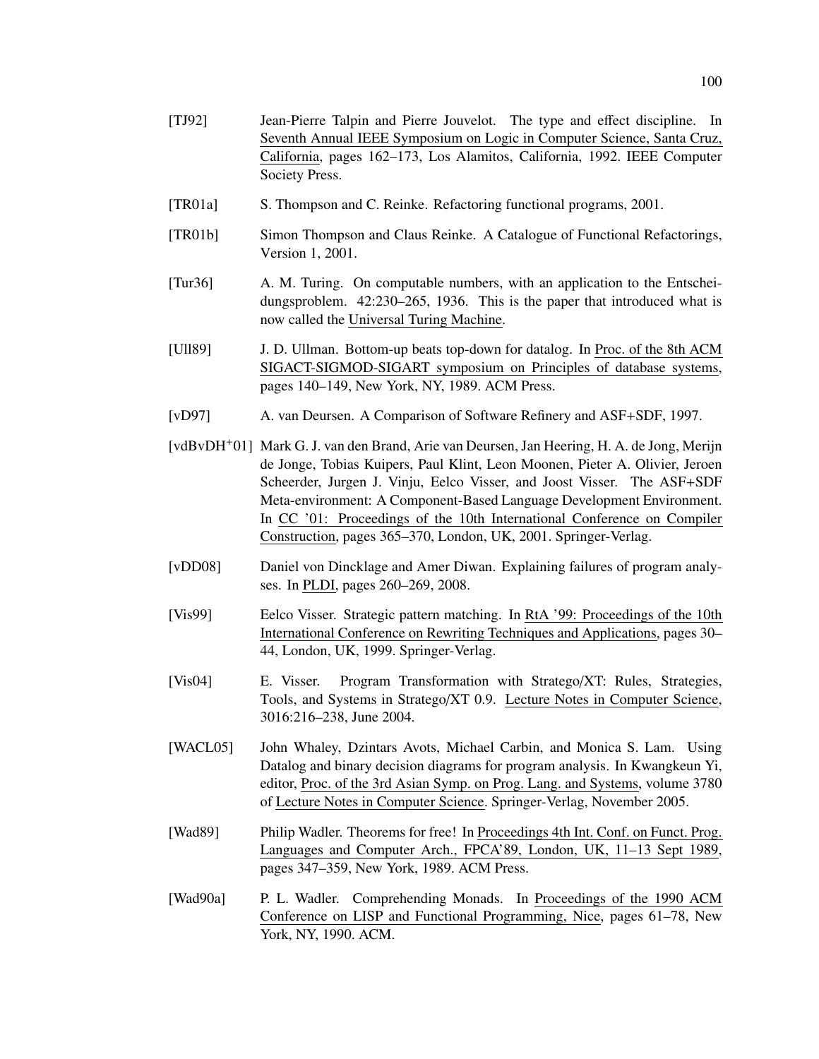[TJ92] Jean-Pierre Talpin and Pierre Jouvelot. The type and effect discipline. In Seventh Annual IEEE Symposium on Logic in Computer Science, Santa Cruz, California, pages 162–173, Los Alamitos, California, 1992. IEEE Computer Society Press.

[TR01a] S. Thompson and C. Reinke. Refactoring functional programs, 2001.

[TR01b] Simon Thompson and Claus Reinke. A Catalogue of Functional Refactorings, Version 1, 2001.

[Tur36] A. M. Turing. On computable numbers, with an application to the Entscheidungsproblem. 42:230–265, 1936. This is the paper that introduced what is now called the Universal Turing Machine.

[Ull89] J. D. Ullman. Bottom-up beats top-down for datalog. In Proc. of the 8th ACM SIGACT-SIGMOD-SIGART symposium on Principles of database systems, pages 140–149, New York, NY, 1989. ACM Press.

[vD97] A. van Deursen. A Comparison of Software Refinery and ASF+SDF, 1997.

[vdBvDH+01] Mark G. J. van den Brand, Arie van Deursen, Jan Heering, H. A. de Jong, Merijn de Jonge, Tobias Kuipers, Paul Klint, Leon Moonen, Pieter A. Olivier, Jeroen Scheerder, Jurgen J. Vinju, Eelco Visser, and Joost Visser. The ASF+SDF Meta-environment: A Component-Based Language Development Environment. In CC '01: Proceedings of the 10th International Conference on Compiler Construction, pages 365–370, London, UK, 2001. Springer-Verlag.

[vDD08] Daniel von Dincklage and Amer Diwan. Explaining failures of program analyses. In PLDI, pages 260–269, 2008.

[Vis99] Eelco Visser. Strategic pattern matching. In RtA '99: Proceedings of the 10th International Conference on Rewriting Techniques and Applications, pages 30–44, London, UK, 1999. Springer-Verlag.

[Vis04] E. Visser. Program Transformation with Stratego/XT: Rules, Strategies, Tools, and Systems in Stratego/XT 0.9. Lecture Notes in Computer Science, 3016:216–238, June 2004.

[WACL05] John Whaley, Dzintars Avots, Michael Carbin, and Monica S. Lam. Using Datalog and binary decision diagrams for program analysis. In Kwangkeun Yi, editor, Proc. of the 3rd Asian Symp. on Prog. Lang. and Systems, volume 3780 of Lecture Notes in Computer Science. Springer-Verlag, November 2005.

[Wad89] Philip Wadler. Theorems for free! In Proceedings 4th Int. Conf. on Funct. Prog. Languages and Computer Arch., FPCA'89, London, UK, 11–13 Sept 1989, pages 347–359, New York, 1989. ACM Press.

[Wad90a] P. L. Wadler. Comprehending Monads. In Proceedings of the 1990 ACM Conference on LISP and Functional Programming, Nice, pages 61–78, New York, NY, 1990. ACM.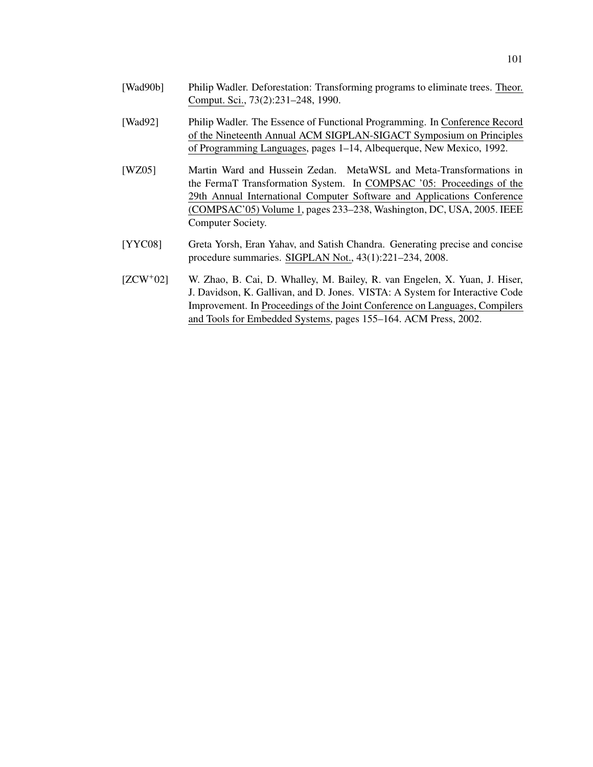[Wad90b] Philip Wadler. Deforestation: Transforming programs to eliminate trees. Theor. Comput. Sci., 73(2):231–248, 1990.

[Wad92] Philip Wadler. The Essence of Functional Programming. In Conference Record of the Nineteenth Annual ACM SIGPLAN-SIGACT Symposium on Principles of Programming Languages, pages 1–14, Albequerque, New Mexico, 1992.

[WZ05] Martin Ward and Hussein Zedan. MetaWSL and Meta-Transformations in the FermaT Transformation System. In COMPSAC '05: Proceedings of the 29th Annual International Computer Software and Applications Conference (COMPSAC'05) Volume 1, pages 233–238, Washington, DC, USA, 2005. IEEE Computer Society.

[YYC08] Greta Yorsh, Eran Yahav, and Satish Chandra. Generating precise and concise procedure summaries. SIGPLAN Not., 43(1):221–234, 2008.

[ZCW+02] W. Zhao, B. Cai, D. Whalley, M. Bailey, R. van Engelen, X. Yuan, J. Hiser, J. Davidson, K. Gallivan, and D. Jones. VISTA: A System for Interactive Code Improvement. In Proceedings of the Joint Conference on Languages, Compilers and Tools for Embedded Systems, pages 155–164. ACM Press, 2002.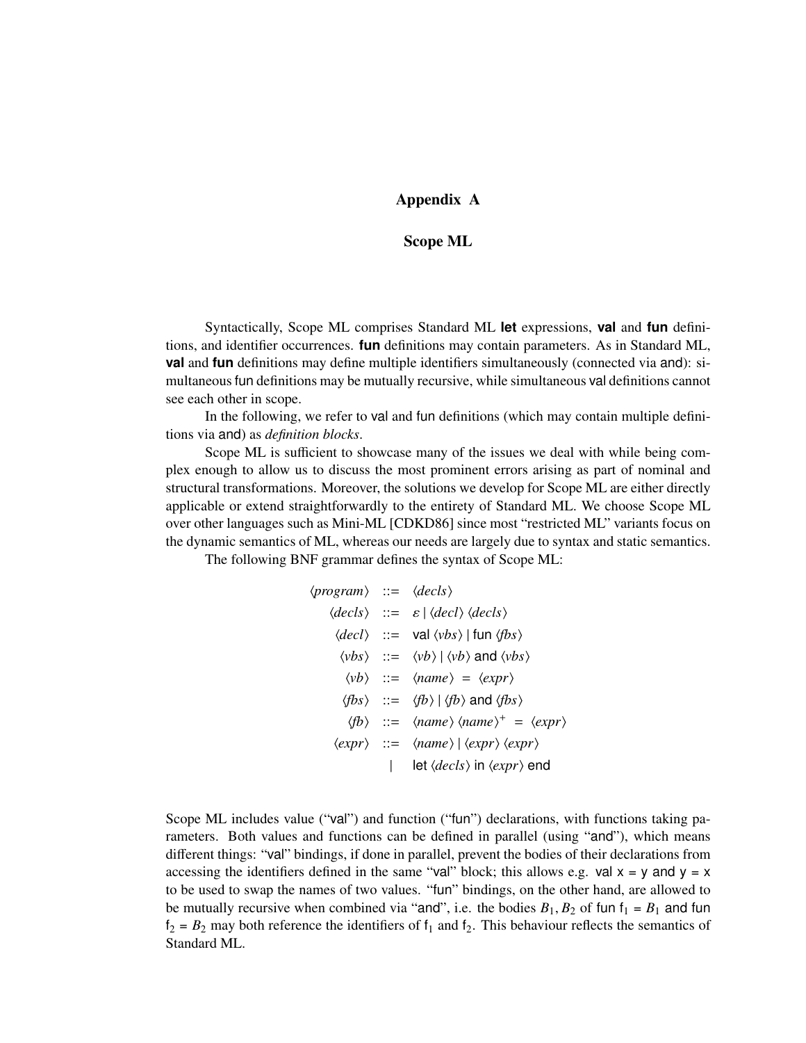# Appendix A

## Scope ML

Syntactically, Scope ML comprises Standard ML **let** expressions, **val** and **fun** definitions, and identifier occurrences. **fun** definitions may contain parameters. As in Standard ML, **val** and **fun** definitions may define multiple identifiers simultaneously (connected via and): simultaneous fun definitions may be mutually recursive, while simultaneous val definitions cannot see each other in scope.

In the following, we refer to val and fun definitions (which may contain multiple definitions via and) as *definition blocks*.

Scope ML is sufficient to showcase many of the issues we deal with while being complex enough to allow us to discuss the most prominent errors arising as part of nominal and structural transformations. Moreover, the solutions we develop for Scope ML are either directly applicable or extend straightforwardly to the entirety of Standard ML. We choose Scope ML over other languages such as Mini-ML [CDKD86] since most "restricted ML" variants focus on the dynamic semantics of ML, whereas our needs are largely due to syntax and static semantics.

The following BNF grammar defines the syntax of Scope ML:

$$
\begin{array}{rcl}
\langle program \rangle & ::= & \langle decls \rangle \\
\langle decls \rangle & ::= & \varepsilon \mid \langle decl \rangle\ \langle decls \rangle \\
\langle decl \rangle & ::= & \mathsf{val}\ \langle vbs \rangle \mid \mathsf{fun}\ \langle fbs \rangle \\
\langle vbs \rangle & ::= & \langle vb \rangle \mid \langle vb \rangle\ \mathsf{and}\ \langle vbs \rangle \\
\langle vb \rangle & ::= & \langle name \rangle\ =\ \langle expr \rangle \\
\langle fbs \rangle & ::= & \langle fb \rangle \mid \langle fb \rangle\ \mathsf{and}\ \langle fbs \rangle \\
\langle fb \rangle & ::= & \langle name \rangle\ \langle name \rangle^{+}\ =\ \langle expr \rangle \\
\langle expr \rangle & ::= & \langle name \rangle \mid \langle expr \rangle\ \langle expr \rangle \\
& \mid & \mathsf{let}\ \langle decls \rangle\ \mathsf{in}\ \langle expr \rangle\ \mathsf{end}
\end{array}
$$

Scope ML includes value ("val") and function ("fun") declarations, with functions taking parameters. Both values and functions can be defined in parallel (using "and"), which means different things: "val" bindings, if done in parallel, prevent the bodies of their declarations from accessing the identifiers defined in the same "val" block; this allows e.g. val x = y and y = x to be used to swap the names of two values. "fun" bindings, on the other hand, are allowed to be mutually recursive when combined via "and", i.e. the bodies $B_1, B_2$ of fun $\mathsf{f}_1 = B_1$ and fun $\mathsf{f}_2 = B_2$ may both reference the identifiers of $\mathsf{f}_1$ and $\mathsf{f}_2$. This behaviour reflects the semantics of Standard ML.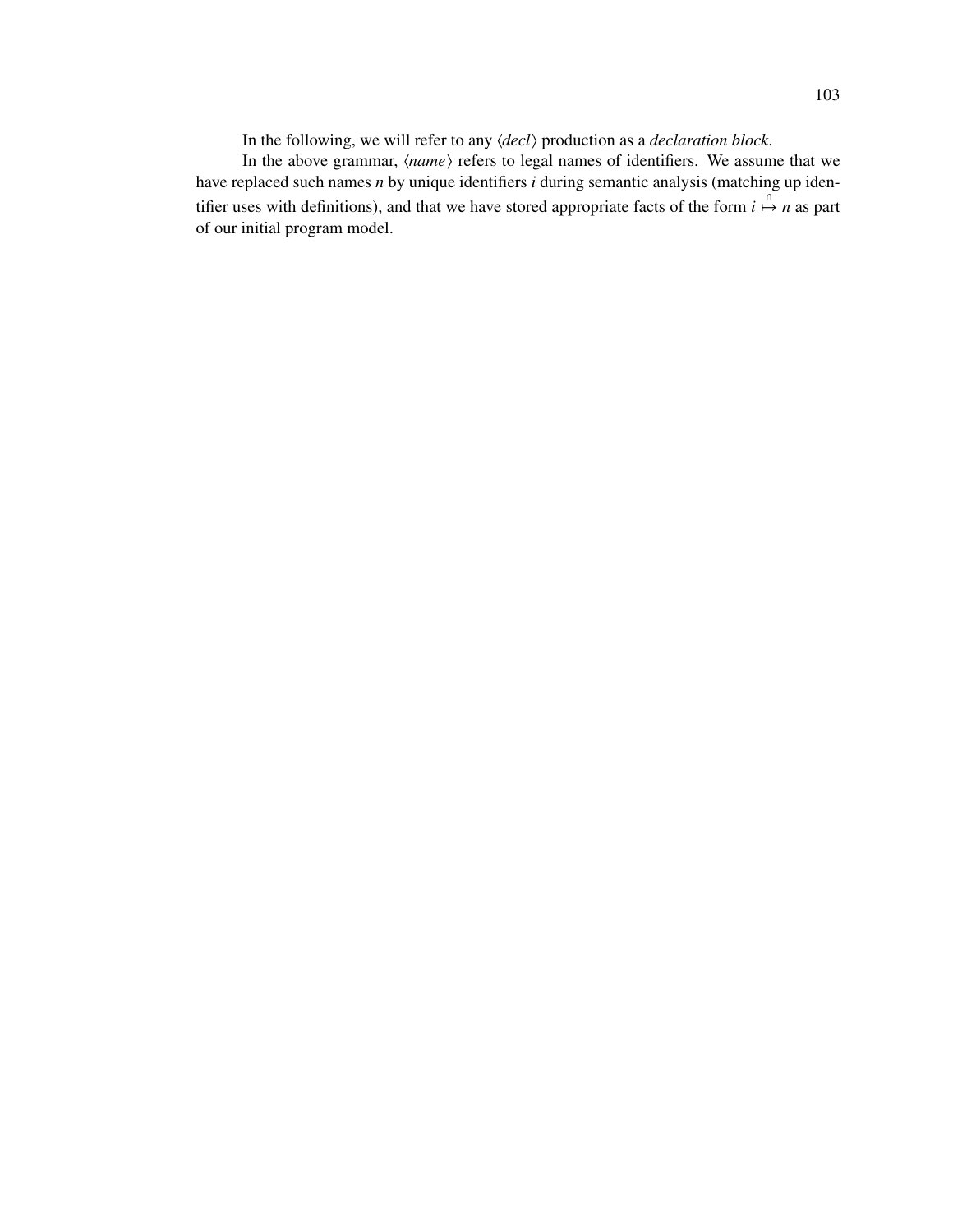In the following, we will refer to any $\langle decl \rangle$ production as a *declaration block*.

In the above grammar, $\langle name \rangle$ refers to legal names of identifiers. We assume that we have replaced such names $n$ by unique identifiers $i$ during semantic analysis (matching up identifier uses with definitions), and that we have stored appropriate facts of the form $i \overset{\mathsf{n}}{\mapsto} n$ as part of our initial program model.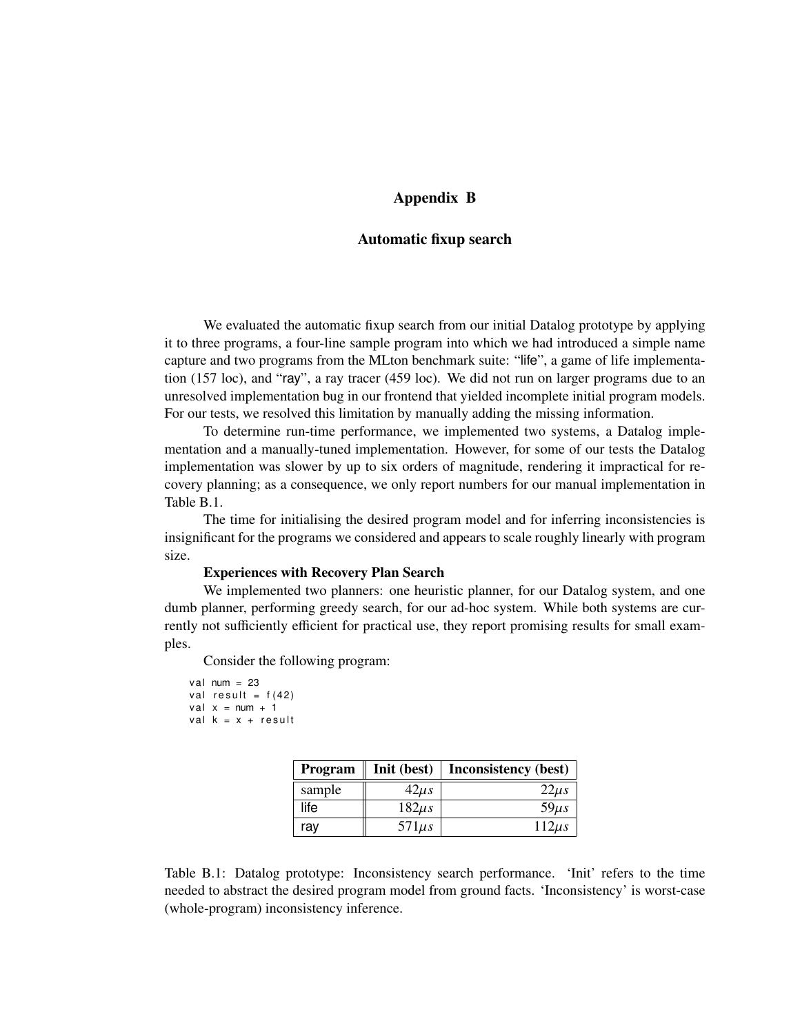# Appendix B

## Automatic fixup search

We evaluated the automatic fixup search from our initial Datalog prototype by applying it to three programs, a four-line sample program into which we had introduced a simple name capture and two programs from the MLton benchmark suite: "life", a game of life implementation (157 loc), and "ray", a ray tracer (459 loc). We did not run on larger programs due to an unresolved implementation bug in our frontend that yielded incomplete initial program models. For our tests, we resolved this limitation by manually adding the missing information.

To determine run-time performance, we implemented two systems, a Datalog implementation and a manually-tuned implementation. However, for some of our tests the Datalog implementation was slower by up to six orders of magnitude, rendering it impractical for recovery planning; as a consequence, we only report numbers for our manual implementation in Table B.1.

The time for initialising the desired program model and for inferring inconsistencies is insignificant for the programs we considered and appears to scale roughly linearly with program size.

**Experiences with Recovery Plan Search**

We implemented two planners: one heuristic planner, for our Datalog system, and one dumb planner, performing greedy search, for our ad-hoc system. While both systems are currently not sufficiently efficient for practical use, they report promising results for small examples.

Consider the following program:

```
val num = 23
val result = f(42)
val x = num + 1
val k = x + result
```

| Program | Init (best) | Inconsistency (best) |
|---|---:|---:|
| sample | $42\mu s$ | $22\mu s$ |
| life | $182\mu s$ | $59\mu s$ |
| ray | $571\mu s$ | $112\mu s$ |

Table B.1: Datalog prototype: Inconsistency search performance. 'Init' refers to the time needed to abstract the desired program model from ground facts. 'Inconsistency' is worst-case (whole-program) inconsistency inference.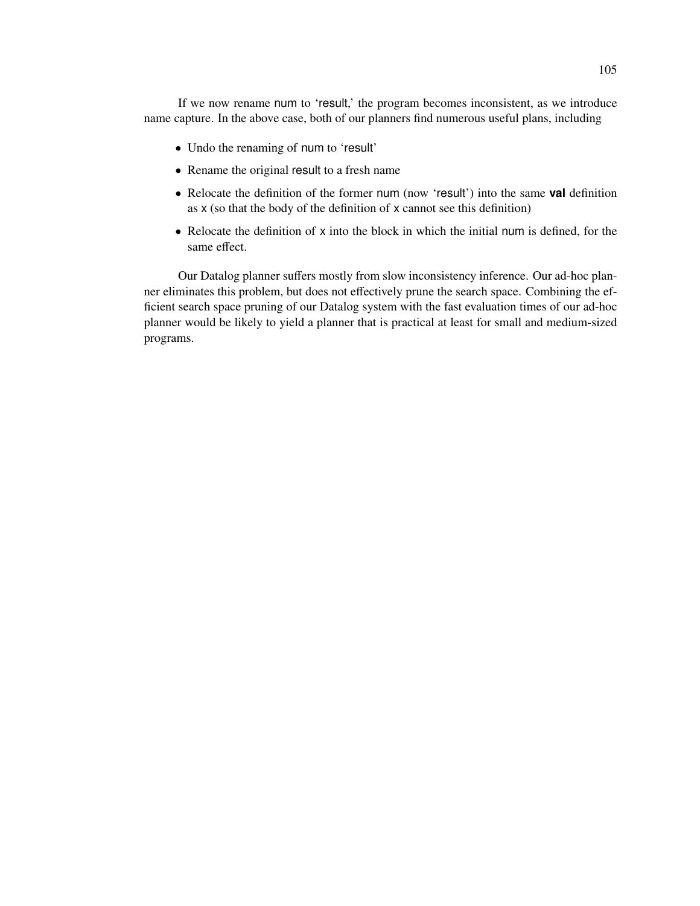If we now rename num to 'result,' the program becomes inconsistent, as we introduce name capture. In the above case, both of our planners find numerous useful plans, including

- Undo the renaming of num to 'result'
- Rename the original result to a fresh name
- Relocate the definition of the former num (now 'result') into the same **val** definition as x (so that the body of the definition of x cannot see this definition)
- Relocate the definition of x into the block in which the initial num is defined, for the same effect.

Our Datalog planner suffers mostly from slow inconsistency inference. Our ad-hoc planner eliminates this problem, but does not effectively prune the search space. Combining the efficient search space pruning of our Datalog system with the fast evaluation times of our ad-hoc planner would be likely to yield a planner that is practical at least for small and medium-sized programs.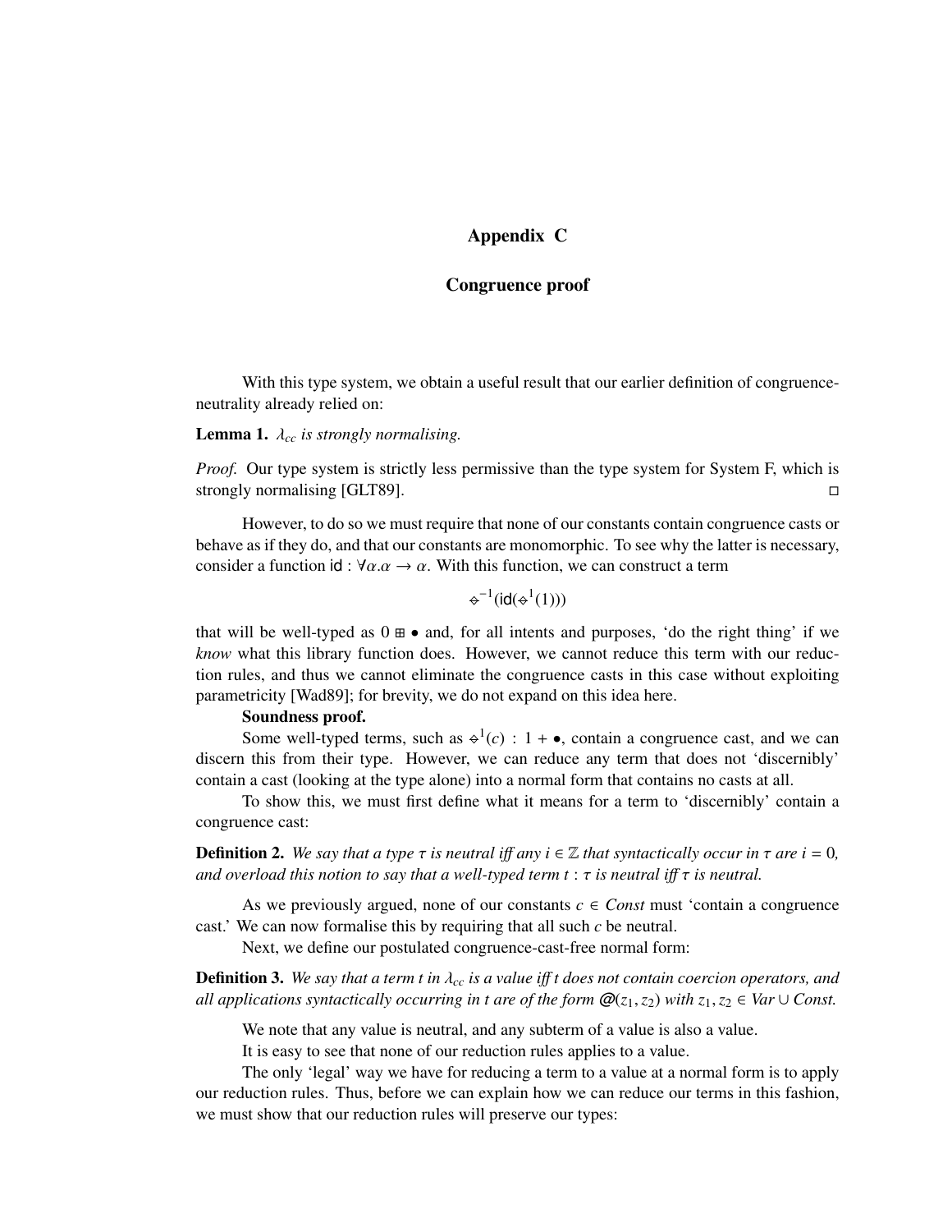# Appendix C

## Congruence proof

With this type system, we obtain a useful result that our earlier definition of congruence-neutrality already relied on:

**Lemma 1.** *$\lambda_{cc}$ is strongly normalising.*

*Proof.* Our type system is strictly less permissive than the type system for System F, which is strongly normalising [GLT89]. □

However, to do so we must require that none of our constants contain congruence casts or behave as if they do, and that our constants are monomorphic. To see why the latter is necessary, consider a function $\mathsf{id} : \forall\alpha.\alpha \to \alpha$. With this function, we can construct a term

$$\diamond^{-1}(\mathsf{id}(\diamond^{1}(1)))$$

that will be well-typed as $0 \boxplus \bullet$ and, for all intents and purposes, 'do the right thing' if we *know* what this library function does. However, we cannot reduce this term with our reduction rules, and thus we cannot eliminate the congruence casts in this case without exploiting parametricity [Wad89]; for brevity, we do not expand on this idea here.

**Soundness proof.**

Some well-typed terms, such as $\diamond^{1}(c) : 1 + \bullet$, contain a congruence cast, and we can discern this from their type. However, we can reduce any term that does not 'discernibly' contain a cast (looking at the type alone) into a normal form that contains no casts at all.

To show this, we must first define what it means for a term to 'discernibly' contain a congruence cast:

**Definition 2.** *We say that a type $\tau$ is neutral iff any $i \in \mathbb{Z}$ that syntactically occur in $\tau$ are $i = 0$, and overload this notion to say that a well-typed term $t : \tau$ is neutral iff $\tau$ is neutral.*

As we previously argued, none of our constants $c \in \mathit{Const}$ must 'contain a congruence cast.' We can now formalise this by requiring that all such $c$ be neutral.

Next, we define our postulated congruence-cast-free normal form:

**Definition 3.** *We say that a term $t$ in $\lambda_{cc}$ is a value iff $t$ does not contain coercion operators, and all applications syntactically occurring in $t$ are of the form $@(z_1, z_2)$ with $z_1, z_2 \in \mathit{Var} \cup \mathit{Const}$.*

We note that any value is neutral, and any subterm of a value is also a value.

It is easy to see that none of our reduction rules applies to a value.

The only 'legal' way we have for reducing a term to a value at a normal form is to apply our reduction rules. Thus, before we can explain how we can reduce our terms in this fashion, we must show that our reduction rules will preserve our types: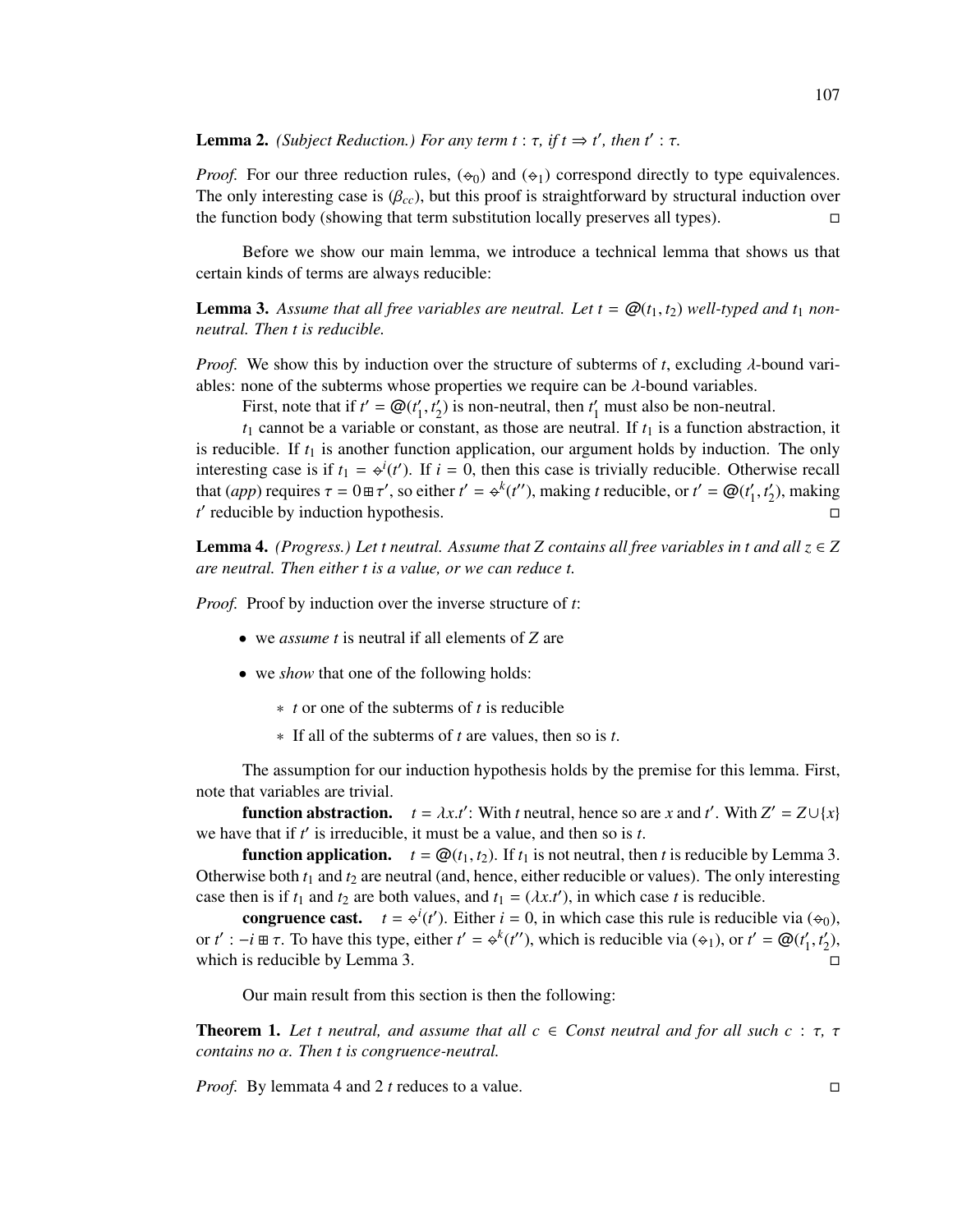**Lemma 2.** *(Subject Reduction.) For any term $t : \tau$, if $t \Rightarrow t'$, then $t' : \tau$.*

*Proof.* For our three reduction rules, ($\diamond_0$) and ($\diamond_1$) correspond directly to type equivalences. The only interesting case is ($\beta_{cc}$), but this proof is straightforward by structural induction over the function body (showing that term substitution locally preserves all types). □

Before we show our main lemma, we introduce a technical lemma that shows us that certain kinds of terms are always reducible:

**Lemma 3.** *Assume that all free variables are neutral. Let $t = @(t_1, t_2)$ well-typed and $t_1$ non-neutral. Then $t$ is reducible.*

*Proof.* We show this by induction over the structure of subterms of $t$, excluding $\lambda$-bound variables: none of the subterms whose properties we require can be $\lambda$-bound variables.

First, note that if $t' = @(t'_1, t'_2)$ is non-neutral, then $t'_1$ must also be non-neutral.

$t_1$ cannot be a variable or constant, as those are neutral. If $t_1$ is a function abstraction, it is reducible. If $t_1$ is another function application, our argument holds by induction. The only interesting case is if $t_1 = \diamond^i(t')$. If $i = 0$, then this case is trivially reducible. Otherwise recall that (*app*) requires $\tau = 0 \boxplus \tau'$, so either $t' = \diamond^k(t'')$, making $t$ reducible, or $t' = @(t'_1, t'_2)$, making $t'$ reducible by induction hypothesis. □

**Lemma 4.** *(Progress.) Let $t$ neutral. Assume that $Z$ contains all free variables in $t$ and all $z \in Z$ are neutral. Then either $t$ is a value, or we can reduce $t$.*

*Proof.* Proof by induction over the inverse structure of $t$:

- we *assume* $t$ is neutral if all elements of $Z$ are
- we *show* that one of the following holds:
  - $t$ or one of the subterms of $t$ is reducible
  - If all of the subterms of $t$ are values, then so is $t$.

The assumption for our induction hypothesis holds by the premise for this lemma. First, note that variables are trivial.

**function abstraction.** $t = \lambda x.t'$: With $t$ neutral, hence so are $x$ and $t'$. With $Z' = Z \cup \{x\}$ we have that if $t'$ is irreducible, it must be a value, and then so is $t$.

**function application.** $t = @(t_1, t_2)$. If $t_1$ is not neutral, then $t$ is reducible by Lemma 3. Otherwise both $t_1$ and $t_2$ are neutral (and, hence, either reducible or values). The only interesting case then is if $t_1$ and $t_2$ are both values, and $t_1 = (\lambda x.t')$, in which case $t$ is reducible.

**congruence cast.** $t = \diamond^i(t')$. Either $i = 0$, in which case this rule is reducible via ($\diamond_0$), or $t' : -i \boxplus \tau$. To have this type, either $t' = \diamond^k(t'')$, which is reducible via ($\diamond_1$), or $t' = @(t'_1, t'_2)$, which is reducible by Lemma 3. □

Our main result from this section is then the following:

**Theorem 1.** *Let $t$ neutral, and assume that all $c \in Const$ neutral and for all such $c : \tau$, $\tau$ contains no $\alpha$. Then $t$ is congruence-neutral.*

*Proof.* By lemmata 4 and 2 $t$ reduces to a value. □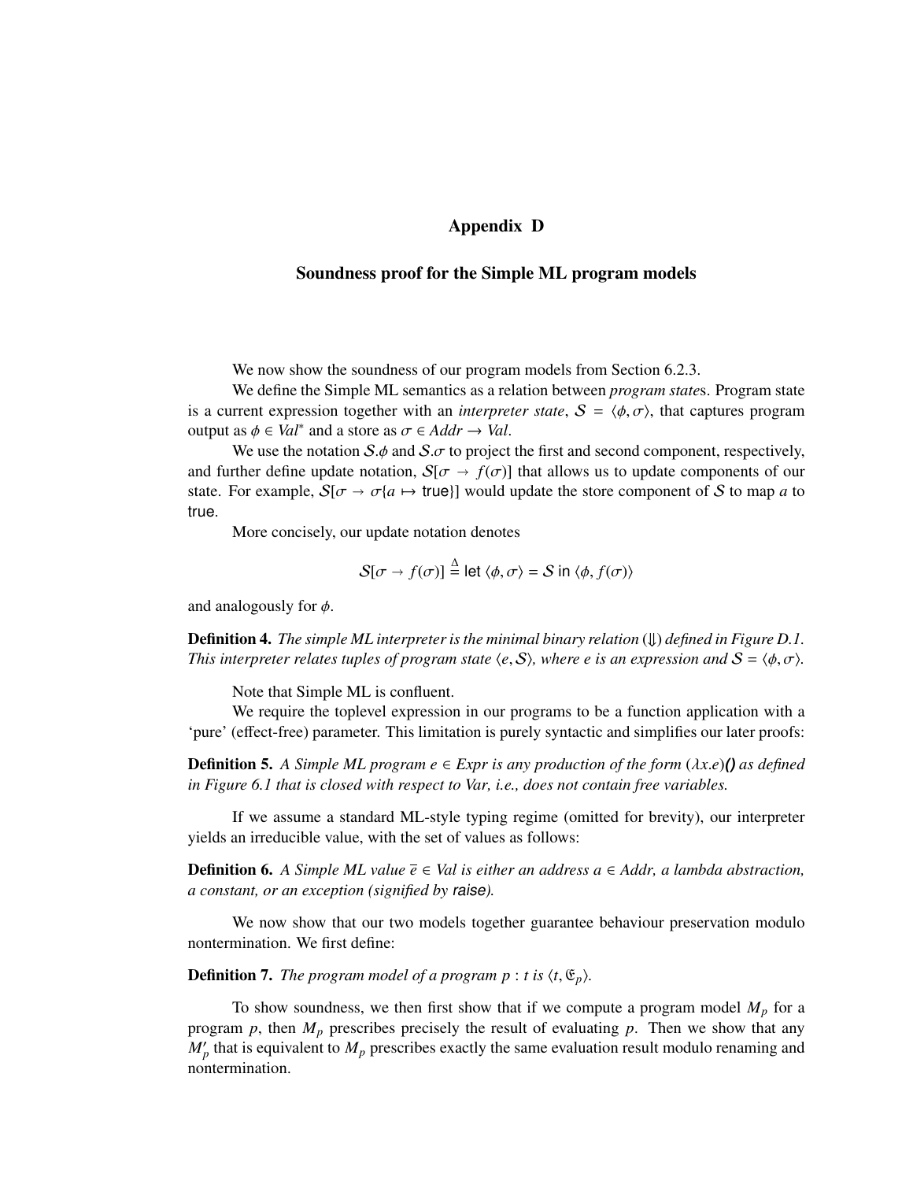# Appendix D

## Soundness proof for the Simple ML program models

We now show the soundness of our program models from Section 6.2.3.

We define the Simple ML semantics as a relation between *program states*. Program state is a current expression together with an *interpreter state*, $\mathcal{S} = \langle \phi, \sigma \rangle$, that captures program output as $\phi \in Val^*$ and a store as $\sigma \in Addr \rightarrow Val$.

We use the notation $\mathcal{S}.\phi$ and $\mathcal{S}.\sigma$ to project the first and second component, respectively, and further define update notation, $\mathcal{S}[\sigma \rightarrow f(\sigma)]$ that allows us to update components of our state. For example, $\mathcal{S}[\sigma \rightarrow \sigma\{a \mapsto \mathsf{true}\}]$ would update the store component of $\mathcal{S}$ to map $a$ to $\mathsf{true}$.

More concisely, our update notation denotes

$$\mathcal{S}[\sigma \rightarrow f(\sigma)] \stackrel{\Delta}{=} \mathsf{let}\ \langle \phi, \sigma \rangle = \mathcal{S}\ \mathsf{in}\ \langle \phi, f(\sigma) \rangle$$

and analogously for $\phi$.

**Definition 4.** *The simple ML interpreter is the minimal binary relation ($\Downarrow$) defined in Figure D.1. This interpreter relates tuples of program state $\langle e, \mathcal{S} \rangle$, where $e$ is an expression and $\mathcal{S} = \langle \phi, \sigma \rangle$.*

Note that Simple ML is confluent.

We require the toplevel expression in our programs to be a function application with a 'pure' (effect-free) parameter. This limitation is purely syntactic and simplifies our later proofs:

**Definition 5.** *A Simple ML program $e \in Expr$ is any production of the form $(\lambda x.e)$**()** as defined in Figure 6.1 that is closed with respect to Var, i.e., does not contain free variables.*

If we assume a standard ML-style typing regime (omitted for brevity), our interpreter yields an irreducible value, with the set of values as follows:

**Definition 6.** *A Simple ML value $\bar{e} \in Val$ is either an address $a \in Addr$, a lambda abstraction, a constant, or an exception (signified by* $\mathsf{raise}$*).*

We now show that our two models together guarantee behaviour preservation modulo nontermination. We first define:

**Definition 7.** *The program model of a program $p : t$ is $\langle t, \mathfrak{E}_p \rangle$.*

To show soundness, we then first show that if we compute a program model $M_p$ for a program $p$, then $M_p$ prescribes precisely the result of evaluating $p$. Then we show that any $M'_p$ that is equivalent to $M_p$ prescribes exactly the same evaluation result modulo renaming and nontermination.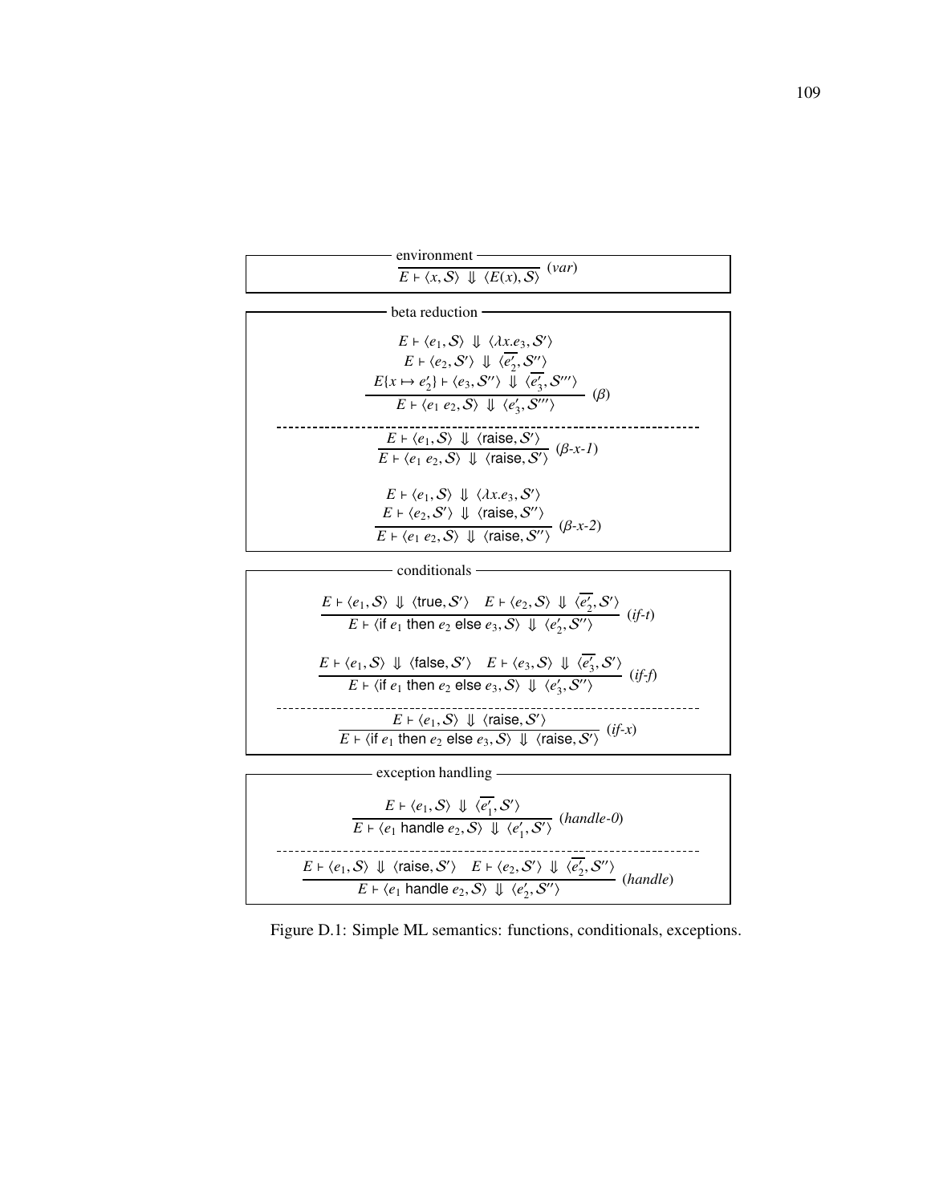**environment**

$$\frac{}{E \vdash \langle x, \mathcal{S}\rangle \Downarrow \langle E(x), \mathcal{S}\rangle}\ (var)$$

**beta reduction**

$$\frac{E \vdash \langle e_1, \mathcal{S}\rangle \Downarrow \langle \lambda x.e_3, \mathcal{S}'\rangle \quad E \vdash \langle e_2, \mathcal{S}'\rangle \Downarrow \langle \overline{e_2'}, \mathcal{S}''\rangle \quad E\{x \mapsto e_2'\} \vdash \langle e_3, \mathcal{S}''\rangle \Downarrow \langle \overline{e_3'}, \mathcal{S}'''\rangle}{E \vdash \langle e_1\ e_2, \mathcal{S}\rangle \Downarrow \langle e_3', \mathcal{S}'''\rangle}\ (\beta)$$

$$\frac{E \vdash \langle e_1, \mathcal{S}\rangle \Downarrow \langle \mathsf{raise}, \mathcal{S}'\rangle}{E \vdash \langle e_1\ e_2, \mathcal{S}\rangle \Downarrow \langle \mathsf{raise}, \mathcal{S}'\rangle}\ (\beta\text{-}x\text{-}1)$$

$$\frac{E \vdash \langle e_1, \mathcal{S}\rangle \Downarrow \langle \lambda x.e_3, \mathcal{S}'\rangle \quad E \vdash \langle e_2, \mathcal{S}'\rangle \Downarrow \langle \mathsf{raise}, \mathcal{S}''\rangle}{E \vdash \langle e_1\ e_2, \mathcal{S}\rangle \Downarrow \langle \mathsf{raise}, \mathcal{S}''\rangle}\ (\beta\text{-}x\text{-}2)$$

**conditionals**

$$\frac{E \vdash \langle e_1, \mathcal{S}\rangle \Downarrow \langle \mathsf{true}, \mathcal{S}'\rangle \quad E \vdash \langle e_2, \mathcal{S}\rangle \Downarrow \langle \overline{e_2'}, \mathcal{S}'\rangle}{E \vdash \langle \mathsf{if}\ e_1\ \mathsf{then}\ e_2\ \mathsf{else}\ e_3, \mathcal{S}\rangle \Downarrow \langle e_2', \mathcal{S}''\rangle}\ (if\text{-}t)$$

$$\frac{E \vdash \langle e_1, \mathcal{S}\rangle \Downarrow \langle \mathsf{false}, \mathcal{S}'\rangle \quad E \vdash \langle e_3, \mathcal{S}\rangle \Downarrow \langle \overline{e_3'}, \mathcal{S}'\rangle}{E \vdash \langle \mathsf{if}\ e_1\ \mathsf{then}\ e_2\ \mathsf{else}\ e_3, \mathcal{S}\rangle \Downarrow \langle e_3', \mathcal{S}''\rangle}\ (if\text{-}f)$$

$$\frac{E \vdash \langle e_1, \mathcal{S}\rangle \Downarrow \langle \mathsf{raise}, \mathcal{S}'\rangle}{E \vdash \langle \mathsf{if}\ e_1\ \mathsf{then}\ e_2\ \mathsf{else}\ e_3, \mathcal{S}\rangle \Downarrow \langle \mathsf{raise}, \mathcal{S}'\rangle}\ (if\text{-}x)$$

**exception handling**

$$\frac{E \vdash \langle e_1, \mathcal{S}\rangle \Downarrow \langle \overline{e_1'}, \mathcal{S}'\rangle}{E \vdash \langle e_1\ \mathsf{handle}\ e_2, \mathcal{S}\rangle \Downarrow \langle e_1', \mathcal{S}'\rangle}\ (handle\text{-}0)$$

$$\frac{E \vdash \langle e_1, \mathcal{S}\rangle \Downarrow \langle \mathsf{raise}, \mathcal{S}'\rangle \quad E \vdash \langle e_2, \mathcal{S}'\rangle \Downarrow \langle \overline{e_2'}, \mathcal{S}''\rangle}{E \vdash \langle e_1\ \mathsf{handle}\ e_2, \mathcal{S}\rangle \Downarrow \langle e_2', \mathcal{S}''\rangle}\ (handle)$$

Figure D.1: Simple ML semantics: functions, conditionals, exceptions.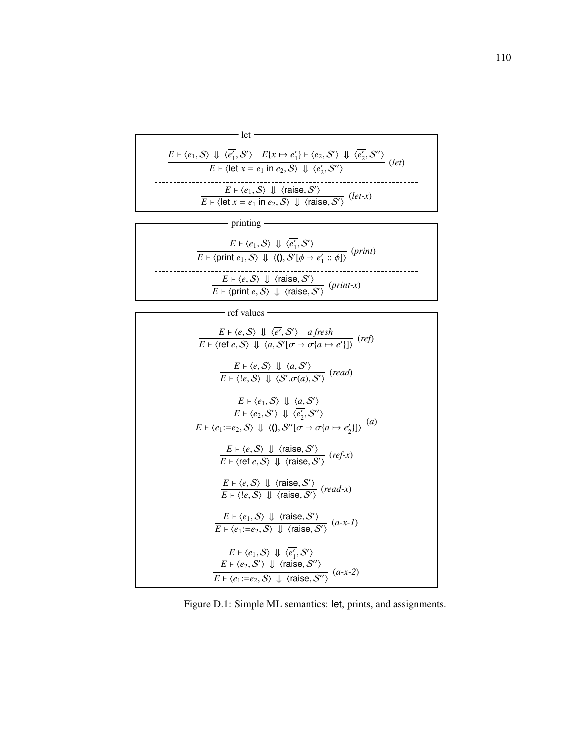**let**

$$\frac{E \vdash \langle e_1, \mathcal{S}\rangle \Downarrow \langle \overline{e_1'}, \mathcal{S}'\rangle \quad E\{x \mapsto e_1'\} \vdash \langle e_2, \mathcal{S}'\rangle \Downarrow \langle \overline{e_2'}, \mathcal{S}''\rangle}{E \vdash \langle \mathsf{let}\ x = e_1\ \mathsf{in}\ e_2, \mathcal{S}\rangle \Downarrow \langle e_2', \mathcal{S}''\rangle}\ (let)$$

---

$$\frac{E \vdash \langle e_1, \mathcal{S}\rangle \Downarrow \langle \mathsf{raise}, \mathcal{S}'\rangle}{E \vdash \langle \mathsf{let}\ x = e_1\ \mathsf{in}\ e_2, \mathcal{S}\rangle \Downarrow \langle \mathsf{raise}, \mathcal{S}'\rangle}\ (let\text{-}x)$$

**printing**

$$\frac{E \vdash \langle e_1, \mathcal{S}\rangle \Downarrow \langle \overline{e_1'}, \mathcal{S}'\rangle}{E \vdash \langle \mathsf{print}\ e_1, \mathcal{S}\rangle \Downarrow \langle \mathsf{()}, \mathcal{S}'[\phi \to e_1' :: \phi]\rangle}\ (print)$$

---

$$\frac{E \vdash \langle e, \mathcal{S}\rangle \Downarrow \langle \mathsf{raise}, \mathcal{S}'\rangle}{E \vdash \langle \mathsf{print}\ e, \mathcal{S}\rangle \Downarrow \langle \mathsf{raise}, \mathcal{S}'\rangle}\ (print\text{-}x)$$

**ref values**

$$\frac{E \vdash \langle e, \mathcal{S}\rangle \Downarrow \langle \overline{e'}, \mathcal{S}'\rangle \quad a\ fresh}{E \vdash \langle \mathsf{ref}\ e, \mathcal{S}\rangle \Downarrow \langle a, \mathcal{S}'[\sigma \to \sigma\{a \mapsto e'\}]\rangle}\ (ref)$$

$$\frac{E \vdash \langle e, \mathcal{S}\rangle \Downarrow \langle a, \mathcal{S}'\rangle}{E \vdash \langle !e, \mathcal{S}\rangle \Downarrow \langle \mathcal{S}'.\sigma(a), \mathcal{S}'\rangle}\ (read)$$

$$\frac{\begin{array}{c} E \vdash \langle e_1, \mathcal{S}\rangle \Downarrow \langle a, \mathcal{S}'\rangle \\ E \vdash \langle e_2, \mathcal{S}'\rangle \Downarrow \langle \overline{e_2'}, \mathcal{S}''\rangle \end{array}}{E \vdash \langle e_1 := e_2, \mathcal{S}\rangle \Downarrow \langle \mathsf{()}, \mathcal{S}''[\sigma \to \sigma\{a \mapsto e_2'\}]\rangle}\ (a)$$

---

$$\frac{E \vdash \langle e, \mathcal{S}\rangle \Downarrow \langle \mathsf{raise}, \mathcal{S}'\rangle}{E \vdash \langle \mathsf{ref}\ e, \mathcal{S}\rangle \Downarrow \langle \mathsf{raise}, \mathcal{S}'\rangle}\ (ref\text{-}x)$$

$$\frac{E \vdash \langle e, \mathcal{S}\rangle \Downarrow \langle \mathsf{raise}, \mathcal{S}'\rangle}{E \vdash \langle !e, \mathcal{S}\rangle \Downarrow \langle \mathsf{raise}, \mathcal{S}'\rangle}\ (read\text{-}x)$$

$$\frac{E \vdash \langle e_1, \mathcal{S}\rangle \Downarrow \langle \mathsf{raise}, \mathcal{S}'\rangle}{E \vdash \langle e_1 := e_2, \mathcal{S}\rangle \Downarrow \langle \mathsf{raise}, \mathcal{S}'\rangle}\ (a\text{-}x\text{-}1)$$

$$\frac{\begin{array}{c} E \vdash \langle e_1, \mathcal{S}\rangle \Downarrow \langle \overline{e_1'}, \mathcal{S}'\rangle \\ E \vdash \langle e_2, \mathcal{S}'\rangle \Downarrow \langle \mathsf{raise}, \mathcal{S}''\rangle \end{array}}{E \vdash \langle e_1 := e_2, \mathcal{S}\rangle \Downarrow \langle \mathsf{raise}, \mathcal{S}''\rangle}\ (a\text{-}x\text{-}2)$$

Figure D.1: Simple ML semantics: let, prints, and assignments.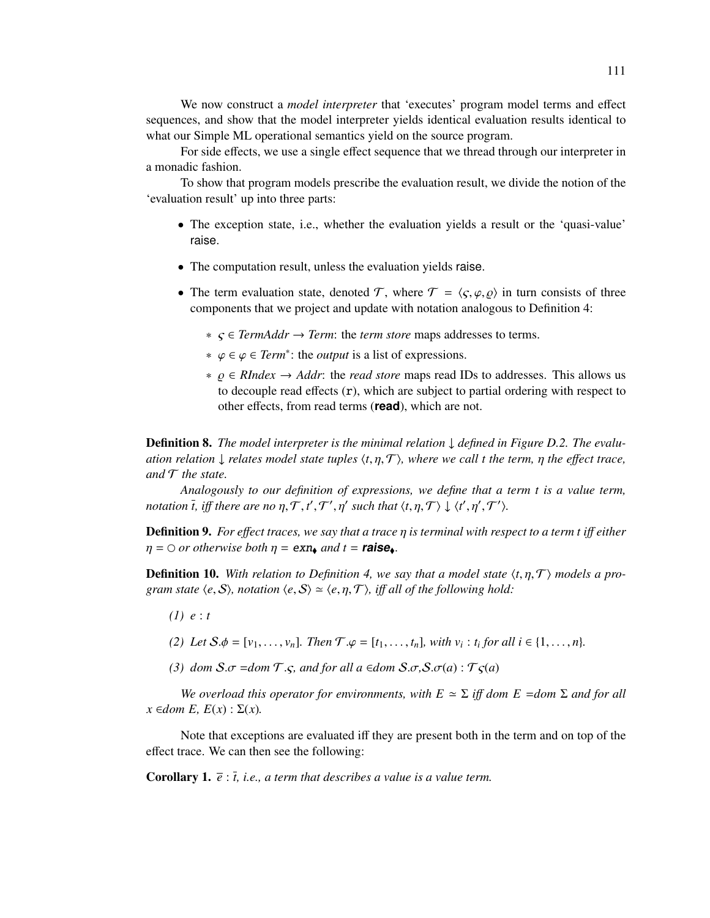We now construct a *model interpreter* that 'executes' program model terms and effect sequences, and show that the model interpreter yields identical evaluation results identical to what our Simple ML operational semantics yield on the source program.

For side effects, we use a single effect sequence that we thread through our interpreter in a monadic fashion.

To show that program models prescribe the evaluation result, we divide the notion of the 'evaluation result' up into three parts:

- The exception state, i.e., whether the evaluation yields a result or the 'quasi-value' raise.
- The computation result, unless the evaluation yields raise.
- The term evaluation state, denoted $\mathcal{T}$, where $\mathcal{T} = \langle \varsigma, \varphi, \varrho \rangle$ in turn consists of three components that we project and update with notation analogous to Definition 4:
  - $\varsigma \in \mathit{TermAddr} \to \mathit{Term}$: the *term store* maps addresses to terms.
  - $\varphi \in \varphi \in \mathit{Term}^*$: the *output* is a list of expressions.
  - $\varrho \in \mathit{RIndex} \to \mathit{Addr}$: the *read store* maps read IDs to addresses. This allows us to decouple read effects (`r`), which are subject to partial ordering with respect to other effects, from read terms (**read**), which are not.

**Definition 8.** *The model interpreter is the minimal relation $\downarrow$ defined in Figure D.2. The evaluation relation $\downarrow$ relates model state tuples $\langle t, \eta, \mathcal{T} \rangle$, where we call t the term, $\eta$ the effect trace, and $\mathcal{T}$ the state.*

*Analogously to our definition of expressions, we define that a term t is a value term, notation $\bar{t}$, iff there are no $\eta, \mathcal{T}, t', \mathcal{T}', \eta'$ such that $\langle t, \eta, \mathcal{T} \rangle \downarrow \langle t', \eta', \mathcal{T}' \rangle$.*

**Definition 9.** *For effect traces, we say that a trace $\eta$ is terminal with respect to a term t iff either $\eta = \bigcirc$ or otherwise both $\eta = \texttt{exn}_\blacklozenge$ and $t = \textbf{raise}_\blacklozenge$.*

**Definition 10.** *With relation to Definition 4, we say that a model state $\langle t, \eta, \mathcal{T} \rangle$ models a program state $\langle e, \mathcal{S} \rangle$, notation $\langle e, \mathcal{S} \rangle \simeq \langle e, \eta, \mathcal{T} \rangle$, iff all of the following hold:*

*(1) $e : t$*

*(2) Let $\mathcal{S}.\phi = [v_1, \ldots, v_n]$. Then $\mathcal{T}.\varphi = [t_1, \ldots, t_n]$, with $v_i : t_i$ for all $i \in \{1, \ldots, n\}$.*

*(3) dom $\mathcal{S}.\sigma$ =dom $\mathcal{T}.\varsigma$, and for all a $\in$dom $\mathcal{S}.\sigma, \mathcal{S}.\sigma(a) : \mathcal{T}\varsigma(a)$*

*We overload this operator for environments, with $E \simeq \Sigma$ iff dom $E$ =dom $\Sigma$ and for all $x$ $\in$dom $E$, $E(x) : \Sigma(x)$.*

Note that exceptions are evaluated iff they are present both in the term and on top of the effect trace. We can then see the following:

**Corollary 1.** $\bar{e} : \bar{t}$*, i.e., a term that describes a value is a value term.*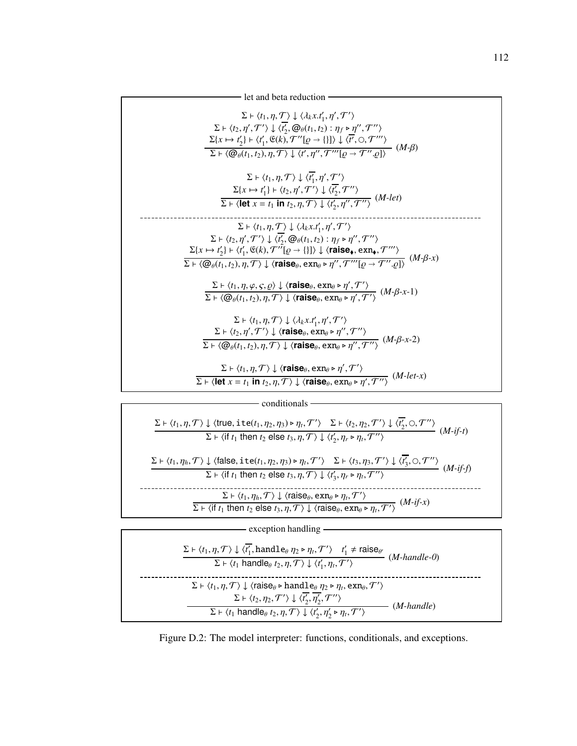**let and beta reduction**

$$\frac{\begin{array}{c}\Sigma \vdash \langle t_1, \eta, \mathcal{T}\rangle \Downarrow \langle \lambda_k x.t_1', \eta', \mathcal{T}'\rangle \\ \Sigma \vdash \langle t_2, \eta', \mathcal{T}'\rangle \Downarrow \langle \overline{t_2'}, @_\theta(t_1, t_2) : \eta_f \triangleright \eta'', \mathcal{T}''\rangle \\ \Sigma\{x \mapsto t_2'\} \vdash \langle t_1', \mathfrak{E}(k), \mathcal{T}''[\varrho \to \{\}]\rangle \Downarrow \langle \overline{t'}, \circ, \mathcal{T}'''\rangle\end{array}}{\Sigma \vdash \langle @_\theta(t_1, t_2), \eta, \mathcal{T}\rangle \Downarrow \langle t', \eta'', \mathcal{T}'''[\varrho \to \mathcal{T}''.\varrho]\rangle}\ (M\text{-}\beta)$$

$$\frac{\begin{array}{c}\Sigma \vdash \langle t_1, \eta, \mathcal{T}\rangle \Downarrow \langle \overline{t_1'}, \eta', \mathcal{T}'\rangle \\ \Sigma\{x \mapsto t_1'\} \vdash \langle t_2, \eta', \mathcal{T}'\rangle \Downarrow \langle \overline{t_2'}, \mathcal{T}''\rangle\end{array}}{\Sigma \vdash \langle \textbf{let } x = t_1 \textbf{ in } t_2, \eta, \mathcal{T}\rangle \Downarrow \langle t_2', \eta'', \mathcal{T}''\rangle}\ (M\text{-}let)$$

---

$$\frac{\begin{array}{c}\Sigma \vdash \langle t_1, \eta, \mathcal{T}\rangle \Downarrow \langle \lambda_k x.t_1', \eta', \mathcal{T}'\rangle \\ \Sigma \vdash \langle t_2, \eta', \mathcal{T}'\rangle \Downarrow \langle \overline{t_2'}, @_\theta(t_1, t_2) : \eta_f \triangleright \eta'', \mathcal{T}''\rangle \\ \Sigma\{x \mapsto t_2'\} \vdash \langle t_1', \mathfrak{E}(k), \mathcal{T}''[\varrho \to \{\}]\rangle \Downarrow \langle \textbf{raise}_\blacklozenge, \mathtt{exn}_\blacklozenge, \mathcal{T}'''\rangle\end{array}}{\Sigma \vdash \langle @_\theta(t_1, t_2), \eta, \mathcal{T}\rangle \Downarrow \langle \textbf{raise}_\theta, \mathtt{exn}_\theta \triangleright \eta'', \mathcal{T}'''[\varrho \to \mathcal{T}''.\varrho]\rangle}\ (M\text{-}\beta\text{-}x)$$

$$\frac{\Sigma \vdash \langle t_1, \eta, \varphi, \varsigma, \varrho\rangle \Downarrow \langle \textbf{raise}_\theta, \mathtt{exn}_\theta \triangleright \eta', \mathcal{T}'\rangle}{\Sigma \vdash \langle @_\theta(t_1, t_2), \eta, \mathcal{T}\rangle \Downarrow \langle \textbf{raise}_\theta, \mathtt{exn}_\theta \triangleright \eta', \mathcal{T}'\rangle}\ (M\text{-}\beta\text{-}x\text{-}1)$$

$$\frac{\begin{array}{c}\Sigma \vdash \langle t_1, \eta, \mathcal{T}\rangle \Downarrow \langle \lambda_k x.t_1', \eta', \mathcal{T}'\rangle \\ \Sigma \vdash \langle t_2, \eta', \mathcal{T}'\rangle \Downarrow \langle \textbf{raise}_\theta, \mathtt{exn}_\theta \triangleright \eta'', \mathcal{T}''\rangle\end{array}}{\Sigma \vdash \langle @_\theta(t_1, t_2), \eta, \mathcal{T}\rangle \Downarrow \langle \textbf{raise}_\theta, \mathtt{exn}_\theta \triangleright \eta'', \mathcal{T}''\rangle}\ (M\text{-}\beta\text{-}x\text{-}2)$$

$$\frac{\Sigma \vdash \langle t_1, \eta, \mathcal{T}\rangle \Downarrow \langle \textbf{raise}_\theta, \mathtt{exn}_\theta \triangleright \eta', \mathcal{T}'\rangle}{\Sigma \vdash \langle \textbf{let } x = t_1 \textbf{ in } t_2, \eta, \mathcal{T}\rangle \Downarrow \langle \textbf{raise}_\theta, \mathtt{exn}_\theta \triangleright \eta', \mathcal{T}''\rangle}\ (M\text{-}let\text{-}x)$$

**conditionals**

$$\frac{\Sigma \vdash \langle t_1, \eta, \mathcal{T}\rangle \Downarrow \langle \mathsf{true}, \mathtt{ite}(t_1, \eta_2, \eta_3) \triangleright \eta_t, \mathcal{T}'\rangle \quad \Sigma \vdash \langle t_2, \eta_2, \mathcal{T}'\rangle \Downarrow \langle \overline{t_2'}, \circ, \mathcal{T}''\rangle}{\Sigma \vdash \langle \mathsf{if}\ t_1\ \mathsf{then}\ t_2\ \mathsf{else}\ t_3, \eta, \mathcal{T}\rangle \Downarrow \langle t_2', \eta_r \triangleright \eta_t, \mathcal{T}''\rangle}\ (M\text{-}if\text{-}t)$$

$$\frac{\Sigma \vdash \langle t_1, \eta_h, \mathcal{T}\rangle \Downarrow \langle \mathsf{false}, \mathtt{ite}(t_1, \eta_2, \eta_3) \triangleright \eta_t, \mathcal{T}'\rangle \quad \Sigma \vdash \langle t_3, \eta_3, \mathcal{T}'\rangle \Downarrow \langle \overline{t_3'}, \circ, \mathcal{T}''\rangle}{\Sigma \vdash \langle \mathsf{if}\ t_1\ \mathsf{then}\ t_2\ \mathsf{else}\ t_3, \eta, \mathcal{T}\rangle \Downarrow \langle t_3', \eta_r \triangleright \eta_t, \mathcal{T}''\rangle}\ (M\text{-}if\text{-}f)$$

---

$$\frac{\Sigma \vdash \langle t_1, \eta_h, \mathcal{T}\rangle \Downarrow \langle \mathsf{raise}_\theta, \mathtt{exn}_\theta \triangleright \eta_t, \mathcal{T}'\rangle}{\Sigma \vdash \langle \mathsf{if}\ t_1\ \mathsf{then}\ t_2\ \mathsf{else}\ t_3, \eta, \mathcal{T}\rangle \Downarrow \langle \mathsf{raise}_\theta, \mathtt{exn}_\theta \triangleright \eta_t, \mathcal{T}'\rangle}\ (M\text{-}if\text{-}x)$$

**exception handling**

$$\frac{\Sigma \vdash \langle t_1, \eta, \mathcal{T}\rangle \Downarrow \langle \overline{t_1'}, \mathtt{handle}_\theta\ \eta_2 \triangleright \eta_t, \mathcal{T}'\rangle \quad t_1' \neq \mathsf{raise}_{\theta'}}{\Sigma \vdash \langle t_1\ \mathsf{handle}_\theta\ t_2, \eta, \mathcal{T}\rangle \Downarrow \langle t_1', \eta_t, \mathcal{T}'\rangle}\ (M\text{-}handle\text{-}0)$$

---

$$\frac{\begin{array}{c}\Sigma \vdash \langle t_1, \eta, \mathcal{T}\rangle \Downarrow \langle \mathsf{raise}_\theta \triangleright \mathtt{handle}_\theta\ \eta_2 \triangleright \eta_t, \mathtt{exn}_\theta, \mathcal{T}'\rangle \\ \Sigma \vdash \langle t_2, \eta_2, \mathcal{T}'\rangle \Downarrow \langle \overline{t_2'}, \overline{\eta_2'}, \mathcal{T}''\rangle\end{array}}{\Sigma \vdash \langle t_1\ \mathsf{handle}_\theta\ t_2, \eta, \mathcal{T}\rangle \Downarrow \langle t_2', \eta_2' \triangleright \eta_t, \mathcal{T}'\rangle}\ (M\text{-}handle)$$

Figure D.2: The model interpreter: functions, conditionals, and exceptions.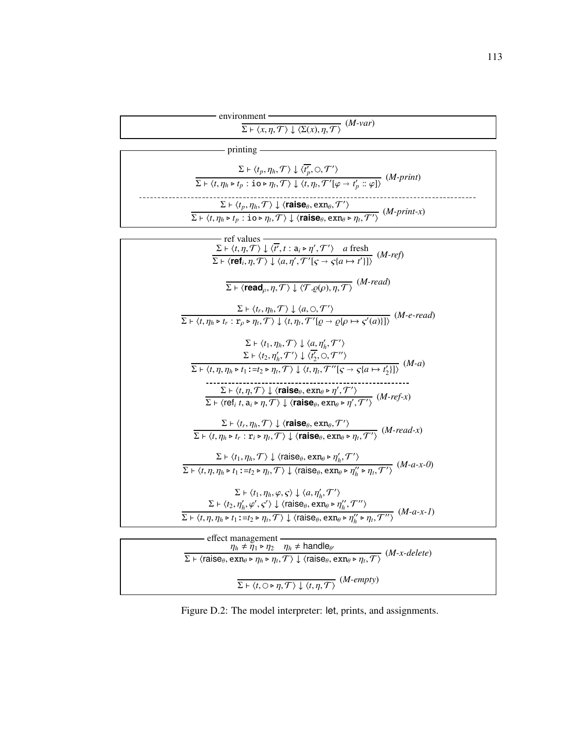**environment**

$$\frac{}{\Sigma \vdash \langle x, \eta, \mathcal{T} \rangle \downarrow \langle \Sigma(x), \eta, \mathcal{T} \rangle} \; (\textit{M-var})$$

**printing**

$$\frac{\Sigma \vdash \langle t_p, \eta_h, \mathcal{T} \rangle \downarrow \langle \overline{t'_p}, \bigcirc, \mathcal{T}' \rangle}{\Sigma \vdash \langle t, \eta_h \triangleright t_p : \texttt{io} \triangleright \eta_t, \mathcal{T} \rangle \downarrow \langle t, \eta_t, \mathcal{T}'[\varphi \rightarrow t'_p :: \varphi] \rangle} \; (\textit{M-print})$$

$$\frac{\Sigma \vdash \langle t_p, \eta_h, \mathcal{T} \rangle \downarrow \langle \textbf{raise}_\theta, \text{exn}_\theta, \mathcal{T}' \rangle}{\Sigma \vdash \langle t, \eta_h \triangleright t_p : \texttt{io} \triangleright \eta_t, \mathcal{T} \rangle \downarrow \langle \textbf{raise}_\theta, \text{exn}_\theta \triangleright \eta_t, \mathcal{T}' \rangle} \; (\textit{M-print-x})$$

**ref values**

$$\frac{\Sigma \vdash \langle t, \eta, \mathcal{T} \rangle \downarrow \langle \overline{t'}, t : \mathsf{a}_i \triangleright \eta', \mathcal{T}' \rangle \quad a \text{ fresh}}{\Sigma \vdash \langle \textbf{ref}_i, \eta, \mathcal{T} \rangle \downarrow \langle a, \eta', \mathcal{T}'[\varsigma \rightarrow \varsigma\{a \mapsto t'\}] \rangle} \; (\textit{M-ref})$$

$$\frac{}{\Sigma \vdash \langle \textbf{read}_\rho, \eta, \mathcal{T} \rangle \downarrow \langle \mathcal{T}.\varrho(\rho), \eta, \mathcal{T} \rangle} \; (\textit{M-read})$$

$$\frac{\Sigma \vdash \langle t_r, \eta_h, \mathcal{T} \rangle \downarrow \langle a, \bigcirc, \mathcal{T}' \rangle}{\Sigma \vdash \langle t, \eta_h \triangleright t_r : \texttt{r}_\rho \triangleright \eta_t, \mathcal{T} \rangle \downarrow \langle t, \eta_t, \mathcal{T}'[\varrho \rightarrow \varrho\{\rho \mapsto \varsigma'(a)\}] \rangle} \; (\textit{M-e-read})$$

$$\frac{\begin{array}{c}\Sigma \vdash \langle t_1, \eta_h, \mathcal{T} \rangle \downarrow \langle a, \eta'_h, \mathcal{T}' \rangle \\ \Sigma \vdash \langle t_2, \eta'_h, \mathcal{T}' \rangle \downarrow \langle \overline{t'_2}, \bigcirc, \mathcal{T}'' \rangle\end{array}}{\Sigma \vdash \langle t, \eta, \eta_h \triangleright t_1 \texttt{:=} t_2 \triangleright \eta_t, \mathcal{T} \rangle \downarrow \langle t, \eta_t, \mathcal{T}''[\varsigma \rightarrow \varsigma\{a \mapsto t'_2\}] \rangle} \; (\textit{M-a})$$

$$\frac{\Sigma \vdash \langle t, \eta, \mathcal{T} \rangle \downarrow \langle \textbf{raise}_\theta, \text{exn}_\theta \triangleright \eta', \mathcal{T}' \rangle}{\Sigma \vdash \langle \text{ref}_i\ t, \mathsf{a}_i \triangleright \eta, \mathcal{T} \rangle \downarrow \langle \textbf{raise}_\theta, \text{exn}_\theta \triangleright \eta', \mathcal{T}' \rangle} \; (\textit{M-ref-x})$$

$$\frac{\Sigma \vdash \langle t_r, \eta_h, \mathcal{T} \rangle \downarrow \langle \textbf{raise}_\theta, \text{exn}_\theta, \mathcal{T}' \rangle}{\Sigma \vdash \langle t, \eta_h \triangleright t_r : \texttt{r}_i \triangleright \eta_t, \mathcal{T} \rangle \downarrow \langle \textbf{raise}_\theta, \text{exn}_\theta \triangleright \eta_t, \mathcal{T}' \rangle} \; (\textit{M-read-x})$$

$$\frac{\Sigma \vdash \langle t_1, \eta_h, \mathcal{T} \rangle \downarrow \langle \text{raise}_\theta, \text{exn}_\theta \triangleright \eta'_h, \mathcal{T}' \rangle}{\Sigma \vdash \langle t, \eta, \eta_h \triangleright t_1 \texttt{:=} t_2 \triangleright \eta_t, \mathcal{T} \rangle \downarrow \langle \text{raise}_\theta, \text{exn}_\theta \triangleright \eta''_h \triangleright \eta_t, \mathcal{T}' \rangle} \; (\textit{M-a-x-0})$$

$$\frac{\begin{array}{c}\Sigma \vdash \langle t_1, \eta_h, \varphi, \varsigma \rangle \downarrow \langle a, \eta'_h, \mathcal{T}' \rangle \\ \Sigma \vdash \langle t_2, \eta'_h, \varphi', \varsigma' \rangle \downarrow \langle \text{raise}_\theta, \text{exn}_\theta \triangleright \eta''_h, \mathcal{T}'' \rangle\end{array}}{\Sigma \vdash \langle t, \eta, \eta_h \triangleright t_1 \texttt{:=} t_2 \triangleright \eta_t, \mathcal{T} \rangle \downarrow \langle \text{raise}_\theta, \text{exn}_\theta \triangleright \eta''_h \triangleright \eta_t, \mathcal{T}'' \rangle} \; (\textit{M-a-x-1})$$

**effect management**

$$\frac{\eta_h \neq \eta_1 \triangleright \eta_2 \quad \eta_h \neq \text{handle}_{\theta'}}{\Sigma \vdash \langle \text{raise}_\theta, \text{exn}_\theta \triangleright \eta_h \triangleright \eta_t, \mathcal{T} \rangle \downarrow \langle \text{raise}_\theta, \text{exn}_\theta \triangleright \eta_t, \mathcal{T} \rangle} \; (\textit{M-x-delete})$$

$$\frac{}{\Sigma \vdash \langle t, \bigcirc \triangleright \eta, \mathcal{T} \rangle \downarrow \langle t, \eta, \mathcal{T} \rangle} \; (\textit{M-empty})$$

Figure D.2: The model interpreter: let, prints, and assignments.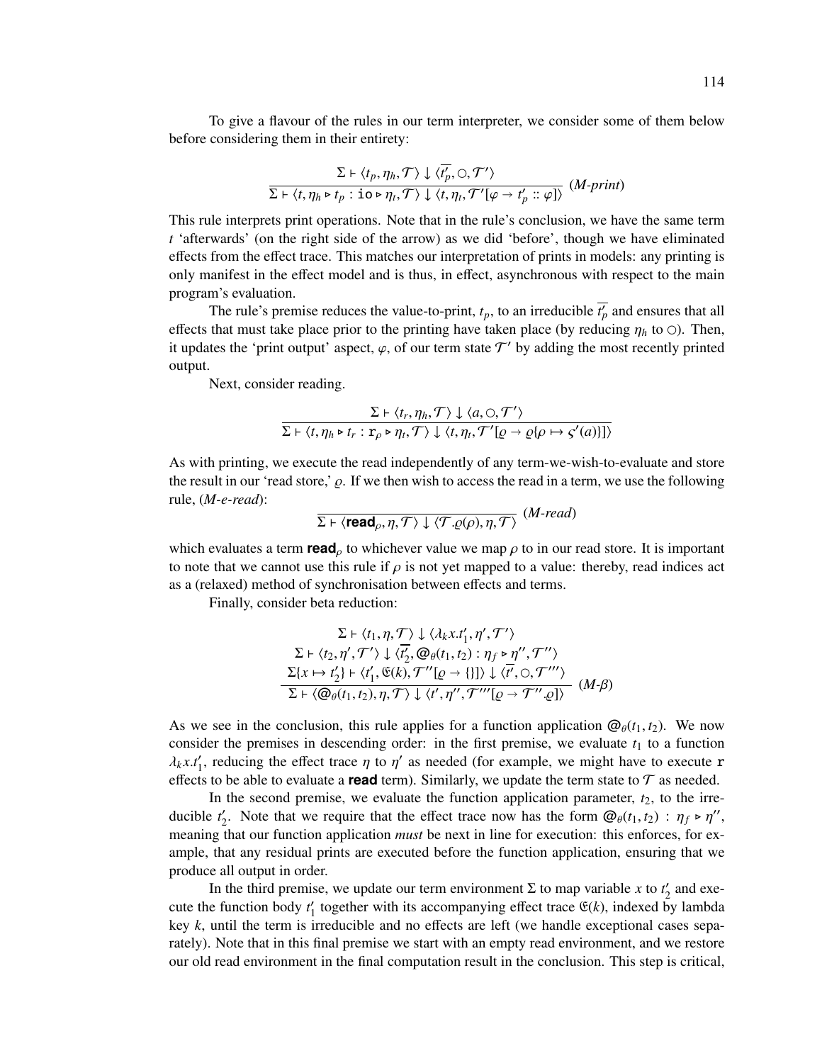To give a flavour of the rules in our term interpreter, we consider some of them below before considering them in their entirety:

$$\frac{\Sigma \vdash \langle t_p, \eta_h, \mathcal{T} \rangle \downarrow \langle \overline{t_p'}, \bigcirc, \mathcal{T}' \rangle}{\Sigma \vdash \langle t, \eta_h \triangleright t_p : \mathtt{io} \triangleright \eta_t, \mathcal{T} \rangle \downarrow \langle t, \eta_t, \mathcal{T}'[\varphi \to t_p' :: \varphi] \rangle} \ (\textit{M-print})$$

This rule interprets print operations. Note that in the rule's conclusion, we have the same term $t$ 'afterwards' (on the right side of the arrow) as we did 'before', though we have eliminated effects from the effect trace. This matches our interpretation of prints in models: any printing is only manifest in the effect model and is thus, in effect, asynchronous with respect to the main program's evaluation.

The rule's premise reduces the value-to-print, $t_p$, to an irreducible $\overline{t_p'}$ and ensures that all effects that must take place prior to the printing have taken place (by reducing $\eta_h$ to $\bigcirc$). Then, it updates the 'print output' aspect, $\varphi$, of our term state $\mathcal{T}'$ by adding the most recently printed output.

Next, consider reading.

$$\frac{\Sigma \vdash \langle t_r, \eta_h, \mathcal{T} \rangle \downarrow \langle a, \bigcirc, \mathcal{T}' \rangle}{\Sigma \vdash \langle t, \eta_h \triangleright t_r : \mathtt{r}_\rho \triangleright \eta_t, \mathcal{T} \rangle \downarrow \langle t, \eta_t, \mathcal{T}'[\varrho \to \varrho\{\rho \mapsto \varsigma'(a)\}] \rangle}$$

As with printing, we execute the read independently of any term-we-wish-to-evaluate and store the result in our 'read store,' $\varrho$. If we then wish to access the read in a term, we use the following rule, (*M-e-read*):

$$\frac{}{\Sigma \vdash \langle \textbf{read}_\rho, \eta, \mathcal{T} \rangle \downarrow \langle \mathcal{T}.\varrho(\rho), \eta, \mathcal{T} \rangle} \ (\textit{M-read})$$

which evaluates a term $\textbf{read}_\rho$ to whichever value we map $\rho$ to in our read store. It is important to note that we cannot use this rule if $\rho$ is not yet mapped to a value: thereby, read indices act as a (relaxed) method of synchronisation between effects and terms.

Finally, consider beta reduction:

$$\frac{\begin{array}{c}\Sigma \vdash \langle t_1, \eta, \mathcal{T} \rangle \downarrow \langle \lambda_k x.t_1', \eta', \mathcal{T}' \rangle \\ \Sigma \vdash \langle t_2, \eta', \mathcal{T}' \rangle \downarrow \langle \overline{t_2'}, @_\theta(t_1, t_2) : \eta_f \triangleright \eta'', \mathcal{T}'' \rangle \\ \Sigma\{x \mapsto t_2'\} \vdash \langle t_1', \mathfrak{E}(k), \mathcal{T}''[\varrho \to \{\}] \rangle \downarrow \langle \overline{t'}, \bigcirc, \mathcal{T}''' \rangle\end{array}}{\Sigma \vdash \langle @_\theta(t_1, t_2), \eta, \mathcal{T} \rangle \downarrow \langle t', \eta'', \mathcal{T}'''[\varrho \to \mathcal{T}''.\varrho] \rangle} \ (\textit{M-}\beta)$$

As we see in the conclusion, this rule applies for a function application $@_\theta(t_1, t_2)$. We now consider the premises in descending order: in the first premise, we evaluate $t_1$ to a function $\lambda_k x.t_1'$, reducing the effect trace $\eta$ to $\eta'$ as needed (for example, we might have to execute $\mathtt{r}$ effects to be able to evaluate a **read** term). Similarly, we update the term state to $\mathcal{T}$ as needed.

In the second premise, we evaluate the function application parameter, $t_2$, to the irreducible $t_2'$. Note that we require that the effect trace now has the form $@_\theta(t_1, t_2) : \eta_f \triangleright \eta''$, meaning that our function application *must* be next in line for execution: this enforces, for example, that any residual prints are executed before the function application, ensuring that we produce all output in order.

In the third premise, we update our term environment $\Sigma$ to map variable $x$ to $t_2'$ and execute the function body $t_1'$ together with its accompanying effect trace $\mathfrak{E}(k)$, indexed by lambda key $k$, until the term is irreducible and no effects are left (we handle exceptional cases separately). Note that in this final premise we start with an empty read environment, and we restore our old read environment in the final computation result in the conclusion. This step is critical,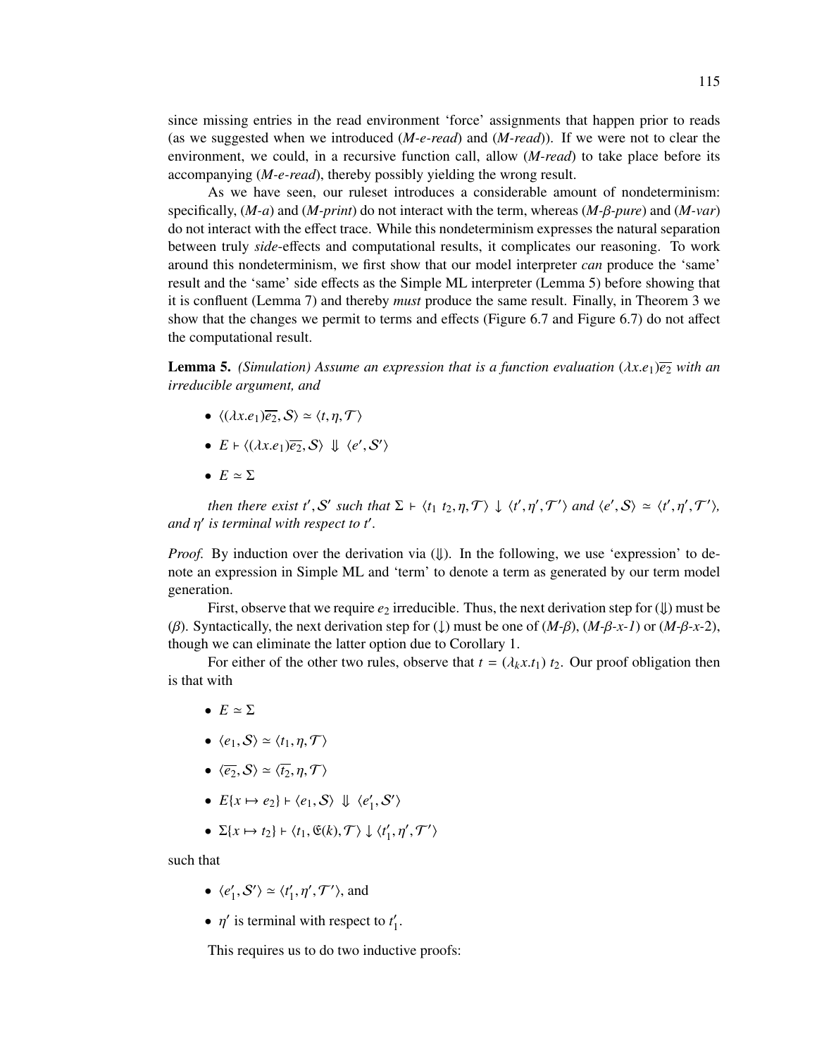since missing entries in the read environment 'force' assignments that happen prior to reads (as we suggested when we introduced (*M-e-read*) and (*M-read*)). If we were not to clear the environment, we could, in a recursive function call, allow (*M-read*) to take place before its accompanying (*M-e-read*), thereby possibly yielding the wrong result.

As we have seen, our ruleset introduces a considerable amount of nondeterminism: specifically, (*M-a*) and (*M-print*) do not interact with the term, whereas (*M-β-pure*) and (*M-var*) do not interact with the effect trace. While this nondeterminism expresses the natural separation between truly *side*-effects and computational results, it complicates our reasoning. To work around this nondeterminism, we first show that our model interpreter *can* produce the 'same' result and the 'same' side effects as the Simple ML interpreter (Lemma 5) before showing that it is confluent (Lemma 7) and thereby *must* produce the same result. Finally, in Theorem 3 we show that the changes we permit to terms and effects (Figure 6.7 and Figure 6.7) do not affect the computational result.

**Lemma 5.** *(Simulation) Assume an expression that is a function evaluation $(\lambda x.e_1)\overline{e_2}$ with an irreducible argument, and*

- $\langle(\lambda x.e_1)\overline{e_2}, \mathcal{S}\rangle \simeq \langle t, \eta, \mathcal{T}\rangle$
- $E \vdash \langle(\lambda x.e_1)\overline{e_2}, \mathcal{S}\rangle \Downarrow \langle e', \mathcal{S}'\rangle$
- $E \simeq \Sigma$

*then there exist $t', \mathcal{S}'$ such that $\Sigma \vdash \langle t_1\ t_2, \eta, \mathcal{T}\rangle \downarrow \langle t', \eta', \mathcal{T}'\rangle$ and $\langle e', \mathcal{S}\rangle \simeq \langle t', \eta', \mathcal{T}'\rangle$, and $\eta'$ is terminal with respect to $t'$.*

*Proof.* By induction over the derivation via ($\Downarrow$). In the following, we use 'expression' to denote an expression in Simple ML and 'term' to denote a term as generated by our term model generation.

First, observe that we require $e_2$ irreducible. Thus, the next derivation step for ($\Downarrow$) must be ($\beta$). Syntactically, the next derivation step for ($\downarrow$) must be one of (*M-β*), (*M-β-x-1*) or (*M-β-x-2*), though we can eliminate the latter option due to Corollary 1.

For either of the other two rules, observe that $t = (\lambda_k x.t_1)\ t_2$. Our proof obligation then is that with

- $E \simeq \Sigma$
- $\langle e_1, \mathcal{S}\rangle \simeq \langle t_1, \eta, \mathcal{T}\rangle$
- $\langle\overline{e_2}, \mathcal{S}\rangle \simeq \langle\overline{t_2}, \eta, \mathcal{T}\rangle$
- $E\{x \mapsto e_2\} \vdash \langle e_1, \mathcal{S}\rangle \Downarrow \langle e_1', \mathcal{S}'\rangle$
- $\Sigma\{x \mapsto t_2\} \vdash \langle t_1, \mathfrak{E}(k), \mathcal{T}\rangle \downarrow \langle t_1', \eta', \mathcal{T}'\rangle$

such that

- $\langle e_1', \mathcal{S}'\rangle \simeq \langle t_1', \eta', \mathcal{T}'\rangle$, and
- $\eta'$ is terminal with respect to $t_1'$.

This requires us to do two inductive proofs: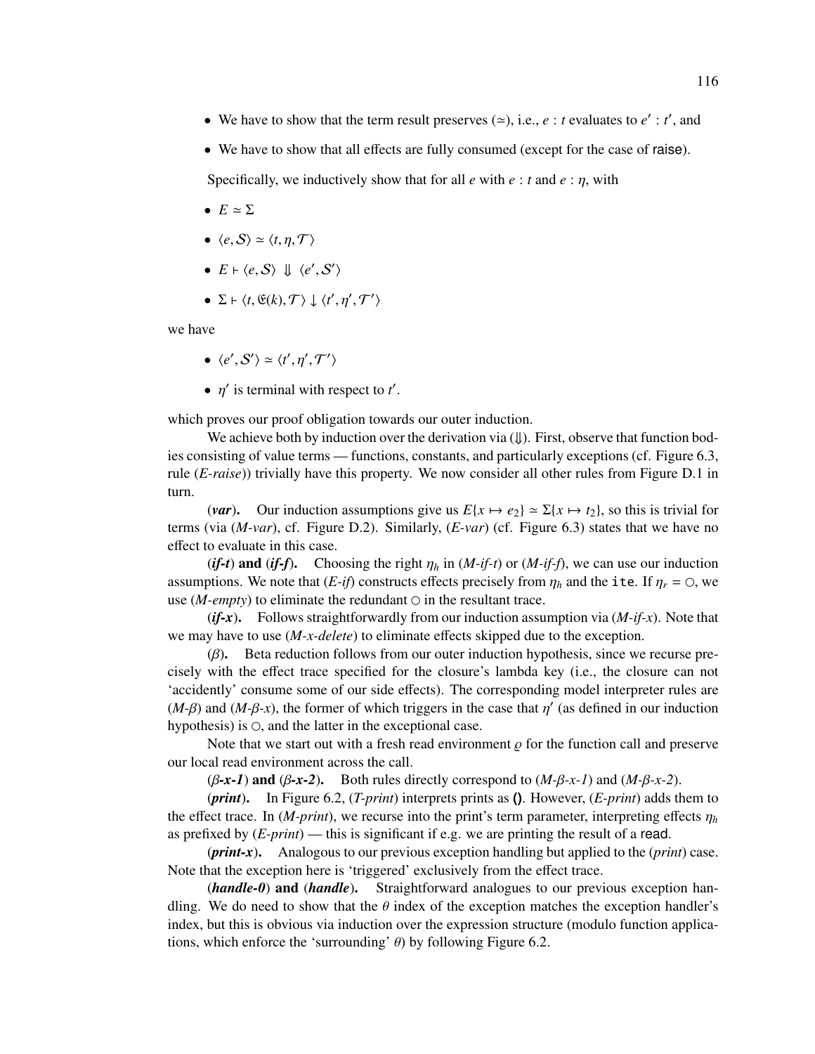- We have to show that the term result preserves ($\simeq$), i.e., $e : t$ evaluates to $e' : t'$, and
- We have to show that all effects are fully consumed (except for the case of raise).

Specifically, we inductively show that for all $e$ with $e : t$ and $e : \eta$, with

- $E \simeq \Sigma$
- $\langle e, \mathcal{S} \rangle \simeq \langle t, \eta, \mathcal{T} \rangle$
- $E \vdash \langle e, \mathcal{S} \rangle \Downarrow \langle e', \mathcal{S}' \rangle$
- $\Sigma \vdash \langle t, \mathfrak{E}(k), \mathcal{T} \rangle \downarrow \langle t', \eta', \mathcal{T}' \rangle$

we have

- $\langle e', \mathcal{S}' \rangle \simeq \langle t', \eta', \mathcal{T}' \rangle$
- $\eta'$ is terminal with respect to $t'$.

which proves our proof obligation towards our outer induction.

We achieve both by induction over the derivation via ($\Downarrow$). First, observe that function bodies consisting of value terms — functions, constants, and particularly exceptions (cf. Figure 6.3, rule (*E-raise*)) trivially have this property. We now consider all other rules from Figure D.1 in turn.

**(*var*).** Our induction assumptions give us $E\{x \mapsto e_2\} \simeq \Sigma\{x \mapsto t_2\}$, so this is trivial for terms (via (*M-var*), cf. Figure D.2). Similarly, (*E-var*) (cf. Figure 6.3) states that we have no effect to evaluate in this case.

**(*if-t*) and (*if-f*).** Choosing the right $\eta_h$ in (*M-if-t*) or (*M-if-f*), we can use our induction assumptions. We note that (*E-if*) constructs effects precisely from $\eta_h$ and the `ite`. If $\eta_r = \circ$, we use (*M-empty*) to eliminate the redundant $\circ$ in the resultant trace.

**(*if-x*).** Follows straightforwardly from our induction assumption via (*M-if-x*). Note that we may have to use (*M-x-delete*) to eliminate effects skipped due to the exception.

**($\beta$).** Beta reduction follows from our outer induction hypothesis, since we recurse precisely with the effect trace specified for the closure's lambda key (i.e., the closure can not 'accidently' consume some of our side effects). The corresponding model interpreter rules are (*M-$\beta$*) and (*M-$\beta$-x*), the former of which triggers in the case that $\eta'$ (as defined in our induction hypothesis) is $\circ$, and the latter in the exceptional case.

Note that we start out with a fresh read environment $\varrho$ for the function call and preserve our local read environment across the call.

**($\beta$-*x-1*) and ($\beta$-*x-2*).** Both rules directly correspond to (*M-$\beta$-x-1*) and (*M-$\beta$-x-2*).

**(*print*).** In Figure 6.2, (*T-print*) interprets prints as **()**. However, (*E-print*) adds them to the effect trace. In (*M-print*), we recurse into the print's term parameter, interpreting effects $\eta_h$ as prefixed by (*E-print*) — this is significant if e.g. we are printing the result of a read.

**(*print-x*).** Analogous to our previous exception handling but applied to the (*print*) case. Note that the exception here is 'triggered' exclusively from the effect trace.

**(*handle-0*) and (*handle*).** Straightforward analogues to our previous exception handling. We do need to show that the $\theta$ index of the exception matches the exception handler's index, but this is obvious via induction over the expression structure (modulo function applications, which enforce the 'surrounding' $\theta$) by following Figure 6.2.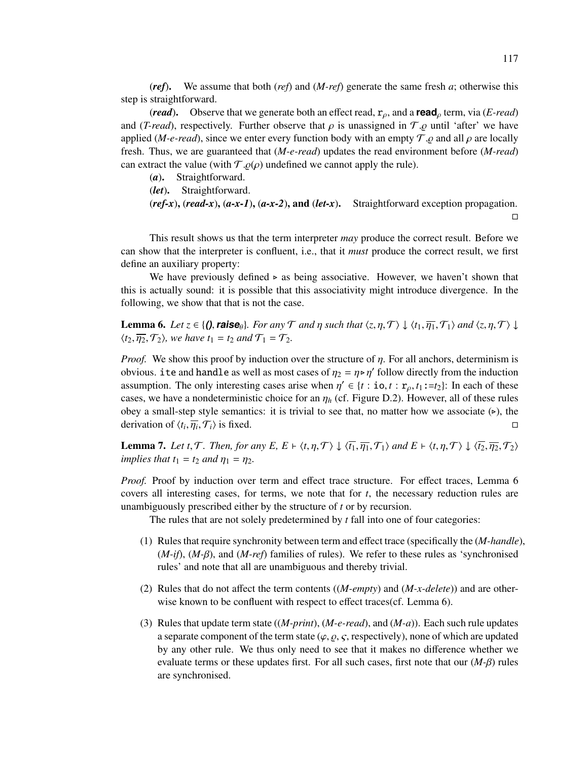**(*ref*).** We assume that both (*ref*) and (*M-ref*) generate the same fresh $a$; otherwise this step is straightforward.

**(*read*).** Observe that we generate both an effect read, $\mathtt{r}_\rho$, and a $\textbf{read}_\rho$ term, via (*E-read*) and (*T-read*), respectively. Further observe that $\rho$ is unassigned in $\mathcal{T}.\varrho$ until 'after' we have applied (*M-e-read*), since we enter every function body with an empty $\mathcal{T}.\varrho$ and all $\rho$ are locally fresh. Thus, we are guaranteed that (*M-e-read*) updates the read environment before (*M-read*) can extract the value (with $\mathcal{T}.\varrho(\rho)$ undefined we cannot apply the rule).

**(*a*).** Straightforward.

**(*let*).** Straightforward.

**(*ref-x*), (*read-x*), (*a-x-1*), (*a-x-2*), and (*let-x*).** Straightforward exception propagation. □

This result shows us that the term interpreter *may* produce the correct result. Before we can show that the interpreter is confluent, i.e., that it *must* produce the correct result, we first define an auxiliary property:

We have previously defined $\triangleright$ as being associative. However, we haven't shown that this is actually sound: it is possible that this associativity might introduce divergence. In the following, we show that that is not the case.

**Lemma 6.** *Let $z \in \{\textbf{()}, \textbf{raise}_\theta\}$. For any $\mathcal{T}$ and $\eta$ such that $\langle z, \eta, \mathcal{T}\rangle \downarrow \langle t_1, \overline{\eta_1}, \mathcal{T}_1\rangle$ and $\langle z, \eta, \mathcal{T}\rangle \downarrow \langle t_2, \overline{\eta_2}, \mathcal{T}_2\rangle$, we have $t_1 = t_2$ and $\mathcal{T}_1 = \mathcal{T}_2$.*

*Proof.* We show this proof by induction over the structure of $\eta$. For all anchors, determinism is obvious. `ite` and `handle` as well as most cases of $\eta_2 = \eta \triangleright \eta'$ follow directly from the induction assumption. The only interesting cases arise when $\eta' \in \{t : \mathtt{io}, t : \mathtt{r}_\rho, t_1 \mathtt{:=} t_2\}$: In each of these cases, we have a nondeterministic choice for an $\eta_h$ (cf. Figure D.2). However, all of these rules obey a small-step style semantics: it is trivial to see that, no matter how we associate ($\triangleright$), the derivation of $\langle t_i, \overline{\eta_i}, \mathcal{T}_i\rangle$ is fixed. □

**Lemma 7.** *Let $t, \mathcal{T}$. Then, for any $E$, $E \vdash \langle t, \eta, \mathcal{T}\rangle \downarrow \langle \overline{t_1}, \overline{\eta_1}, \mathcal{T}_1\rangle$ and $E \vdash \langle t, \eta, \mathcal{T}\rangle \downarrow \langle \overline{t_2}, \overline{\eta_2}, \mathcal{T}_2\rangle$ implies that $t_1 = t_2$ and $\eta_1 = \eta_2$.*

*Proof.* Proof by induction over term and effect trace structure. For effect traces, Lemma 6 covers all interesting cases, for terms, we note that for $t$, the necessary reduction rules are unambiguously prescribed either by the structure of $t$ or by recursion.

The rules that are not solely predetermined by $t$ fall into one of four categories:

(1) Rules that require synchronity between term and effect trace (specifically the (*M-handle*), (*M-if*), (*M-β*), and (*M-ref*) families of rules). We refer to these rules as 'synchronised rules' and note that all are unambiguous and thereby trivial.

(2) Rules that do not affect the term contents ((*M-empty*) and (*M-x-delete*)) and are otherwise known to be confluent with respect to effect traces(cf. Lemma 6).

(3) Rules that update term state ((*M-print*), (*M-e-read*), and (*M-a*)). Each such rule updates a separate component of the term state ($\varphi, \varrho, \varsigma$, respectively), none of which are updated by any other rule. We thus only need to see that it makes no difference whether we evaluate terms or these updates first. For all such cases, first note that our (*M-β*) rules are synchronised.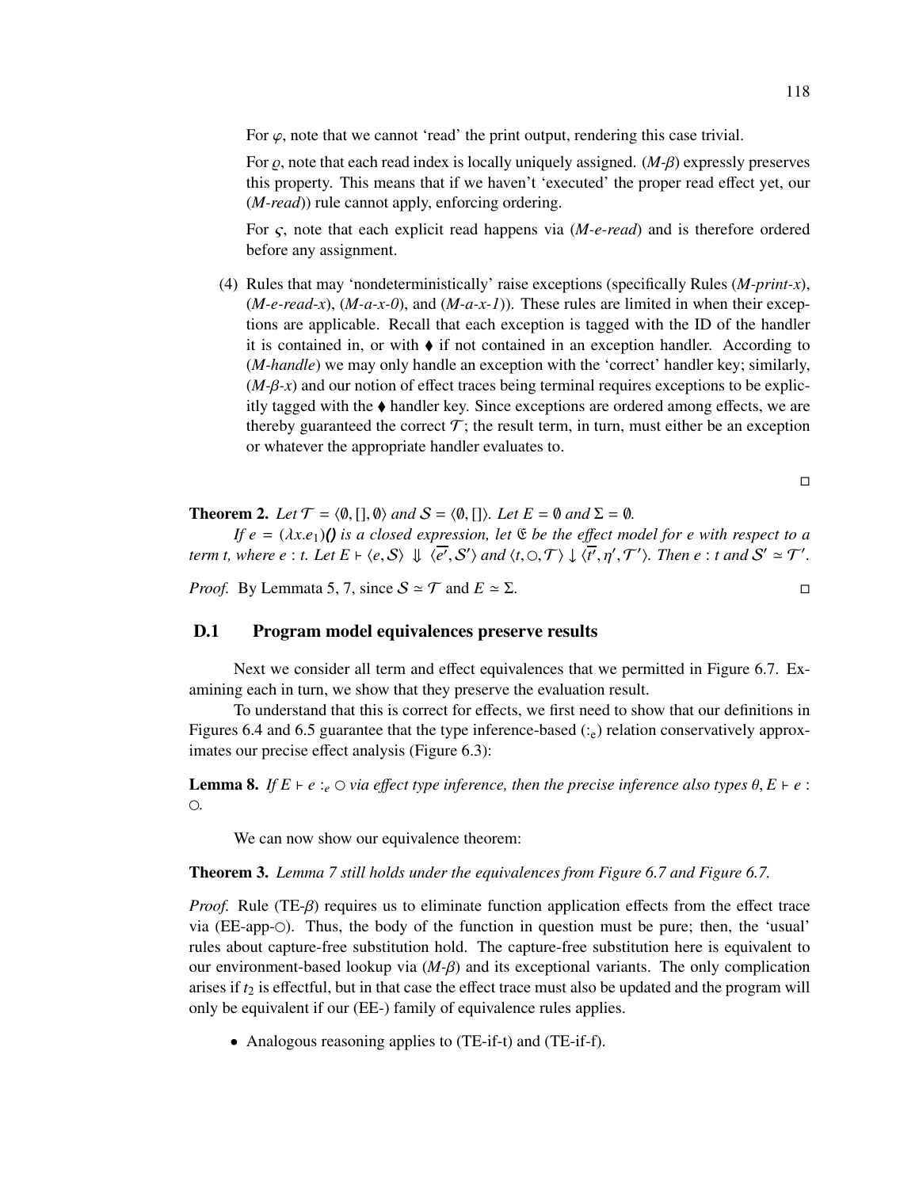For $\varphi$, note that we cannot 'read' the print output, rendering this case trivial.

For $\varrho$, note that each read index is locally uniquely assigned. (*M-β*) expressly preserves this property. This means that if we haven't 'executed' the proper read effect yet, our (*M-read*)) rule cannot apply, enforcing ordering.

For $\varsigma$, note that each explicit read happens via (*M-e-read*) and is therefore ordered before any assignment.

(4) Rules that may 'nondeterministically' raise exceptions (specifically Rules (*M-print-x*), (*M-e-read-x*), (*M-a-x-0*), and (*M-a-x-1*)). These rules are limited in when their exceptions are applicable. Recall that each exception is tagged with the ID of the handler it is contained in, or with ♦ if not contained in an exception handler. According to (*M-handle*) we may only handle an exception with the 'correct' handler key; similarly, (*M-β-x*) and our notion of effect traces being terminal requires exceptions to be explicitly tagged with the ♦ handler key. Since exceptions are ordered among effects, we are thereby guaranteed the correct $\mathcal{T}$; the result term, in turn, must either be an exception or whatever the appropriate handler evaluates to.

□

**Theorem 2.** *Let $\mathcal{T} = \langle \emptyset, [], \emptyset \rangle$ and $\mathcal{S} = \langle \emptyset, [] \rangle$. Let $E = \emptyset$ and $\Sigma = \emptyset$.*

*If $e = (\lambda x.e_1)()$ is a closed expression, let $\mathfrak{E}$ be the effect model for $e$ with respect to a term $t$, where $e : t$. Let $E \vdash \langle e, \mathcal{S} \rangle \Downarrow \langle \overline{e'}, \mathcal{S}' \rangle$ and $\langle t, \bigcirc, \mathcal{T} \rangle \downarrow \langle \overline{t'}, \eta', \mathcal{T}' \rangle$. Then $e : t$ and $\mathcal{S}' \simeq \mathcal{T}'$.*

*Proof.* By Lemmata 5, 7, since $\mathcal{S} \simeq \mathcal{T}$ and $E \simeq \Sigma$. □

## D.1 Program model equivalences preserve results

Next we consider all term and effect equivalences that we permitted in Figure 6.7. Examining each in turn, we show that they preserve the evaluation result.

To understand that this is correct for effects, we first need to show that our definitions in Figures 6.4 and 6.5 guarantee that the type inference-based ($:_e$) relation conservatively approximates our precise effect analysis (Figure 6.3):

**Lemma 8.** *If $E \vdash e :_e \bigcirc$ via effect type inference, then the precise inference also types $\theta, E \vdash e : \bigcirc$.*

We can now show our equivalence theorem:

**Theorem 3.** *Lemma 7 still holds under the equivalences from Figure 6.7 and Figure 6.7.*

*Proof.* Rule (TE-β) requires us to eliminate function application effects from the effect trace via (EE-app-○). Thus, the body of the function in question must be pure; then, the 'usual' rules about capture-free substitution hold. The capture-free substitution here is equivalent to our environment-based lookup via (*M-β*) and its exceptional variants. The only complication arises if $t_2$ is effectful, but in that case the effect trace must also be updated and the program will only be equivalent if our (EE-) family of equivalence rules applies.

- Analogous reasoning applies to (TE-if-t) and (TE-if-f).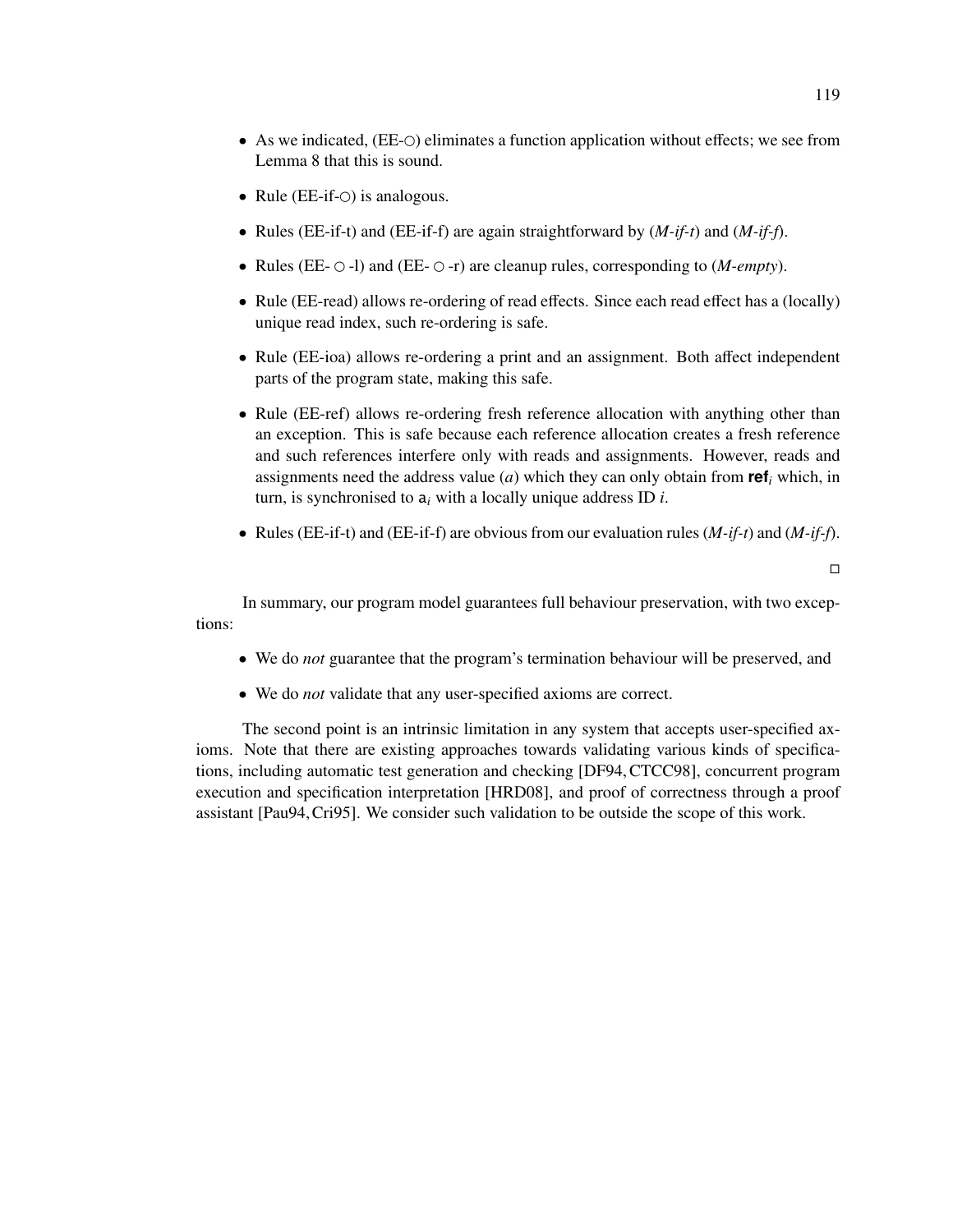- As we indicated, (EE-○) eliminates a function application without effects; we see from Lemma 8 that this is sound.

- Rule (EE-if-○) is analogous.

- Rules (EE-if-t) and (EE-if-f) are again straightforward by (*M-if-t*) and (*M-if-f*).

- Rules (EE- ○ -l) and (EE- ○ -r) are cleanup rules, corresponding to (*M-empty*).

- Rule (EE-read) allows re-ordering of read effects. Since each read effect has a (locally) unique read index, such re-ordering is safe.

- Rule (EE-ioa) allows re-ordering a print and an assignment. Both affect independent parts of the program state, making this safe.

- Rule (EE-ref) allows re-ordering fresh reference allocation with anything other than an exception. This is safe because each reference allocation creates a fresh reference and such references interfere only with reads and assignments. However, reads and assignments need the address value ($a$) which they can only obtain from $\textbf{ref}_i$ which, in turn, is synchronised to $\mathsf{a}_i$ with a locally unique address ID $i$.

- Rules (EE-if-t) and (EE-if-f) are obvious from our evaluation rules (*M-if-t*) and (*M-if-f*).

□

In summary, our program model guarantees full behaviour preservation, with two exceptions:

- We do *not* guarantee that the program's termination behaviour will be preserved, and

- We do *not* validate that any user-specified axioms are correct.

The second point is an intrinsic limitation in any system that accepts user-specified axioms. Note that there are existing approaches towards validating various kinds of specifications, including automatic test generation and checking [DF94, CTCC98], concurrent program execution and specification interpretation [HRD08], and proof of correctness through a proof assistant [Pau94, Cri95]. We consider such validation to be outside the scope of this work.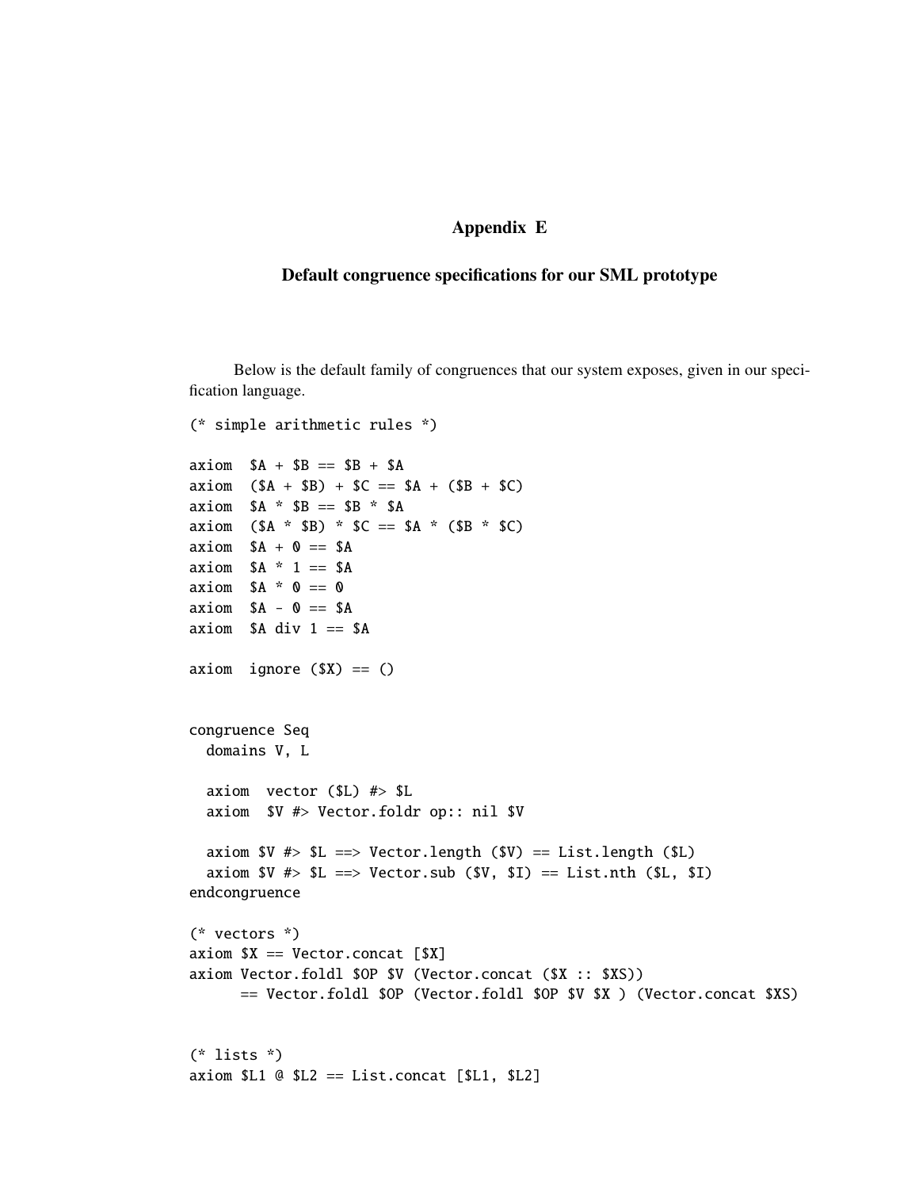# Appendix E

## Default congruence specifications for our SML prototype

Below is the default family of congruences that our system exposes, given in our specification language.

```
(* simple arithmetic rules *)

axiom  $A + $B == $B + $A
axiom  ($A + $B) + $C == $A + ($B + $C)
axiom  $A * $B == $B * $A
axiom  ($A * $B) * $C == $A * ($B * $C)
axiom  $A + 0 == $A
axiom  $A * 1 == $A
axiom  $A * 0 == 0
axiom  $A - 0 == $A
axiom  $A div 1 == $A

axiom  ignore ($X) == ()


congruence Seq
  domains V, L

  axiom  vector ($L) #> $L
  axiom  $V #> Vector.foldr op:: nil $V

  axiom $V #> $L ==> Vector.length ($V) == List.length ($L)
  axiom $V #> $L ==> Vector.sub ($V, $I) == List.nth ($L, $I)
endcongruence

(* vectors *)
axiom $X == Vector.concat [$X]
axiom Vector.foldl $OP $V (Vector.concat ($X :: $XS))
      == Vector.foldl $OP (Vector.foldl $OP $V $X ) (Vector.concat $XS)


(* lists *)
axiom $L1 @ $L2 == List.concat [$L1, $L2]
```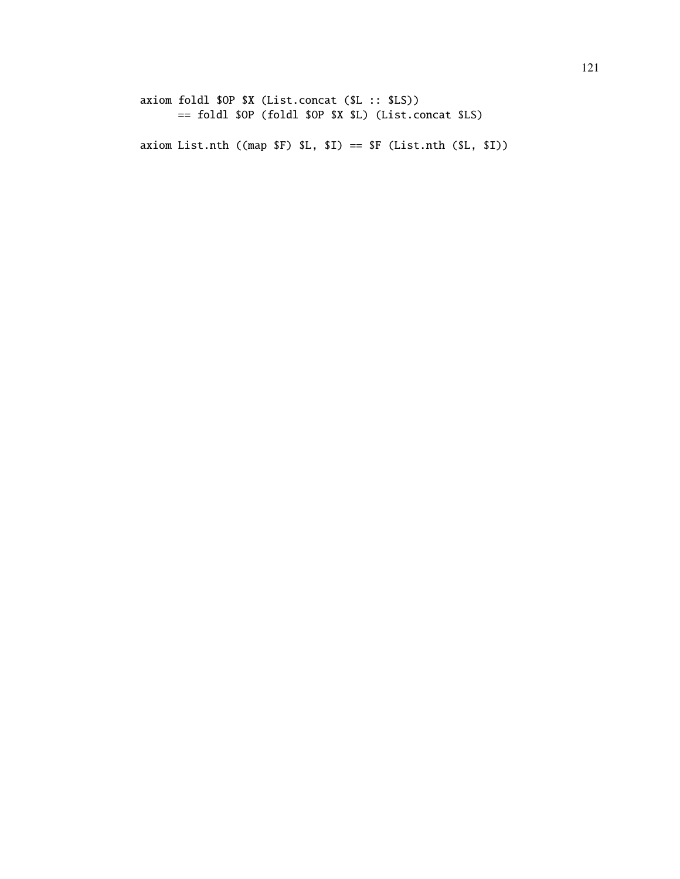```
axiom foldl $OP $X (List.concat ($L :: $LS))
      == foldl $OP (foldl $OP $X $L) (List.concat $LS)

axiom List.nth ((map $F) $L, $I) == $F (List.nth ($L, $I))
```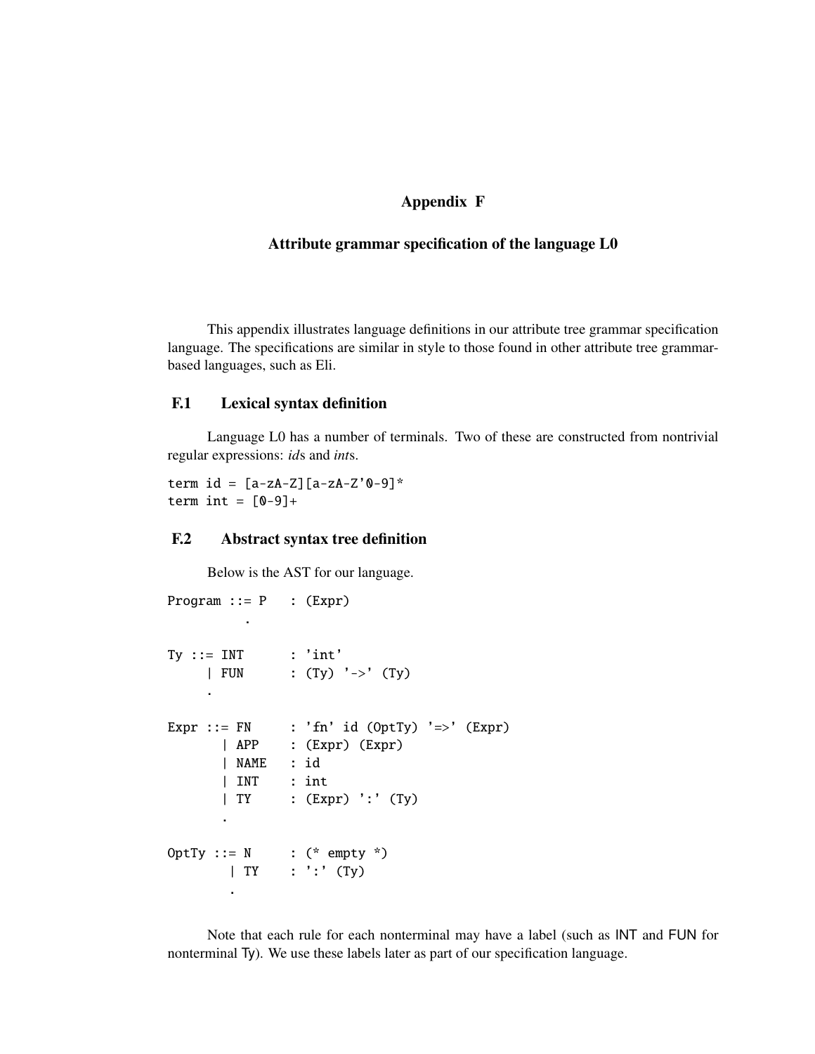# Appendix F

## Attribute grammar specification of the language L0

This appendix illustrates language definitions in our attribute tree grammar specification language. The specifications are similar in style to those found in other attribute tree grammar-based languages, such as Eli.

### F.1 Lexical syntax definition

Language L0 has a number of terminals. Two of these are constructed from nontrivial regular expressions: *id*s and *int*s.

```
term id = [a-zA-Z][a-zA-Z'0-9]*
term int = [0-9]+
```

### F.2 Abstract syntax tree definition

Below is the AST for our language.

```
Program ::= P    : (Expr)
          .

Ty ::= INT       : 'int'
     | FUN       : (Ty) '->' (Ty)
     .

Expr ::= FN      : 'fn' id (OptTy) '=>' (Expr)
       | APP     : (Expr) (Expr)
       | NAME    : id
       | INT     : int
       | TY      : (Expr) ':' (Ty)
       .

OptTy ::= N      : (* empty *)
        | TY     : ':' (Ty)
        .
```

Note that each rule for each nonterminal may have a label (such as INT and FUN for nonterminal Ty). We use these labels later as part of our specification language.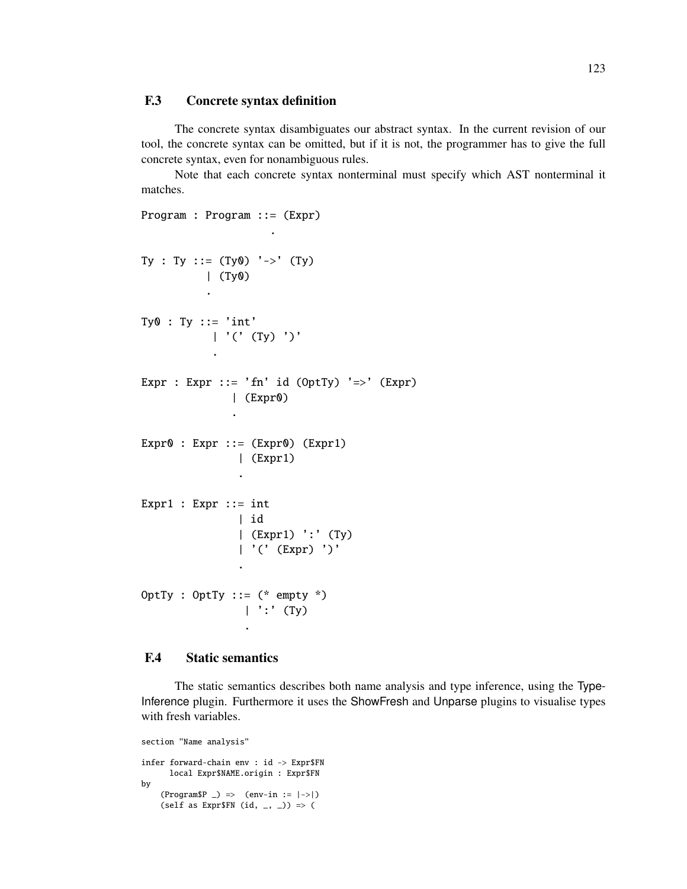## F.3 Concrete syntax definition

The concrete syntax disambiguates our abstract syntax. In the current revision of our tool, the concrete syntax can be omitted, but if it is not, the programmer has to give the full concrete syntax, even for nonambiguous rules.

Note that each concrete syntax nonterminal must specify which AST nonterminal it matches.

```
Program : Program ::= (Expr)
                    .

Ty : Ty ::= (Ty0) '->' (Ty)
          | (Ty0)
          .

Ty0 : Ty ::= 'int'
           | '(' (Ty) ')'
           .

Expr : Expr ::= 'fn' id (OptTy) '=>' (Expr)
              | (Expr0)
              .

Expr0 : Expr ::= (Expr0) (Expr1)
               | (Expr1)
               .

Expr1 : Expr ::= int
               | id
               | (Expr1) ':' (Ty)
               | '(' (Expr) ')'
               .

OptTy : OptTy ::= (* empty *)
                | ':' (Ty)
                .
```

## F.4 Static semantics

The static semantics describes both name analysis and type inference, using the TypeInference plugin. Furthermore it uses the ShowFresh and Unparse plugins to visualise types with fresh variables.

```
section "Name analysis"

infer forward-chain env : id -> Expr$FN
      local Expr$NAME.origin : Expr$FN
by
    (Program$P _) =>  (env-in := |->|)
    (self as Expr$FN (id, _, _)) => (
```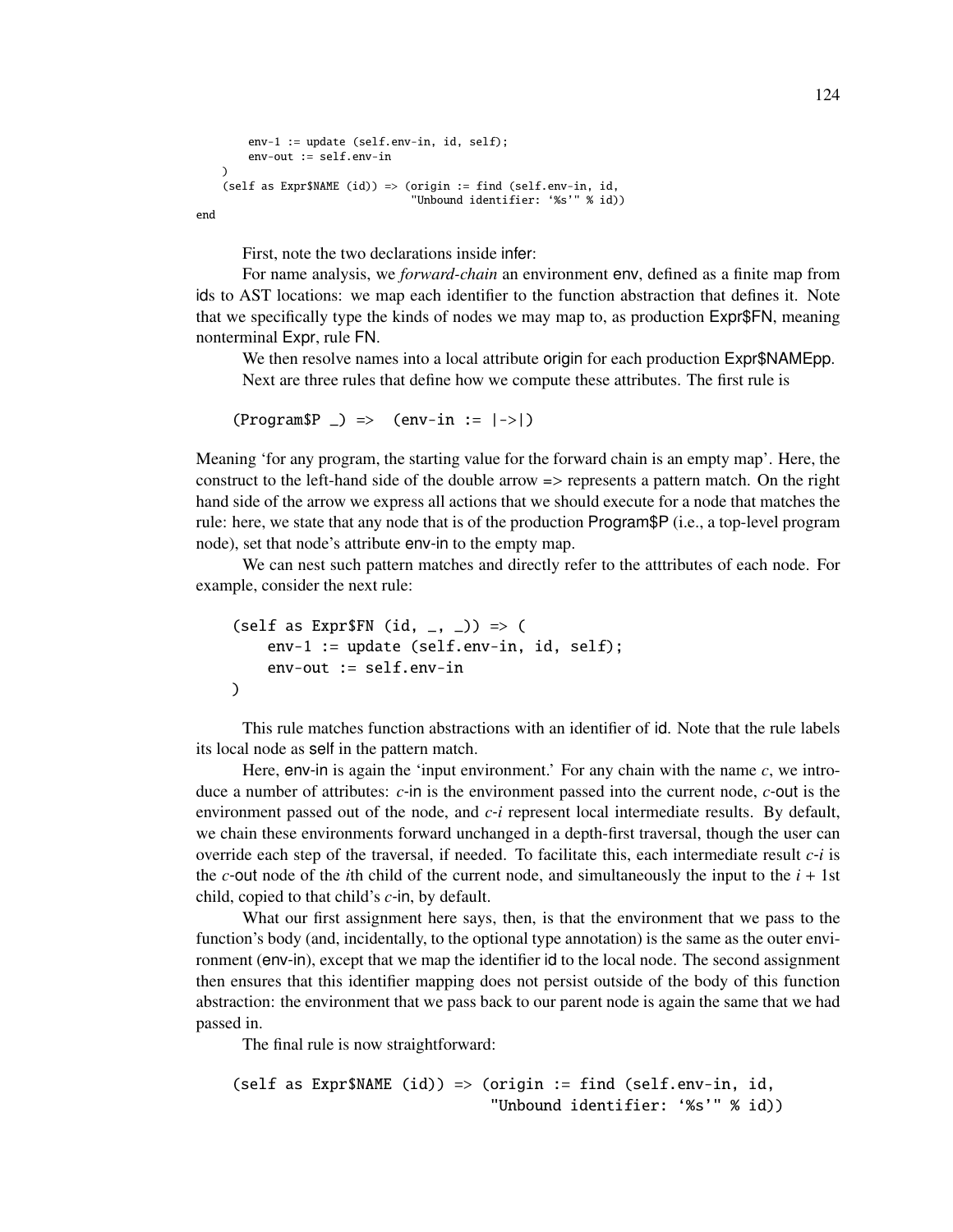```
        env-1 := update (self.env-in, id, self);
        env-out := self.env-in
    )
    (self as Expr$NAME (id)) => (origin := find (self.env-in, id,
                                 "Unbound identifier: '%s'" % id))
end
```

First, note the two declarations inside infer:

For name analysis, we *forward-chain* an environment env, defined as a finite map from ids to AST locations: we map each identifier to the function abstraction that defines it. Note that we specifically type the kinds of nodes we may map to, as production Expr$FN, meaning nonterminal Expr, rule FN.

We then resolve names into a local attribute origin for each production Expr$NAMEpp.

Next are three rules that define how we compute these attributes. The first rule is

```
(Program$P _) =>  (env-in := |->|)
```

Meaning 'for any program, the starting value for the forward chain is an empty map'. Here, the construct to the left-hand side of the double arrow => represents a pattern match. On the right hand side of the arrow we express all actions that we should execute for a node that matches the rule: here, we state that any node that is of the production Program$P (i.e., a top-level program node), set that node's attribute env-in to the empty map.

We can nest such pattern matches and directly refer to the atttributes of each node. For example, consider the next rule:

```
(self as Expr$FN (id, _, _)) => (
    env-1 := update (self.env-in, id, self);
    env-out := self.env-in
)
```

This rule matches function abstractions with an identifier of id. Note that the rule labels its local node as self in the pattern match.

Here, env-in is again the 'input environment.' For any chain with the name $c$, we introduce a number of attributes: $c$-in is the environment passed into the current node, $c$-out is the environment passed out of the node, and $c$-$i$ represent local intermediate results. By default, we chain these environments forward unchanged in a depth-first traversal, though the user can override each step of the traversal, if needed. To facilitate this, each intermediate result $c$-$i$ is the $c$-out node of the $i$th child of the current node, and simultaneously the input to the $i + 1$st child, copied to that child's $c$-in, by default.

What our first assignment here says, then, is that the environment that we pass to the function's body (and, incidentally, to the optional type annotation) is the same as the outer environment (env-in), except that we map the identifier id to the local node. The second assignment then ensures that this identifier mapping does not persist outside of the body of this function abstraction: the environment that we pass back to our parent node is again the same that we had passed in.

The final rule is now straightforward:

```
(self as Expr$NAME (id)) => (origin := find (self.env-in, id,
                               "Unbound identifier: '%s'" % id))
```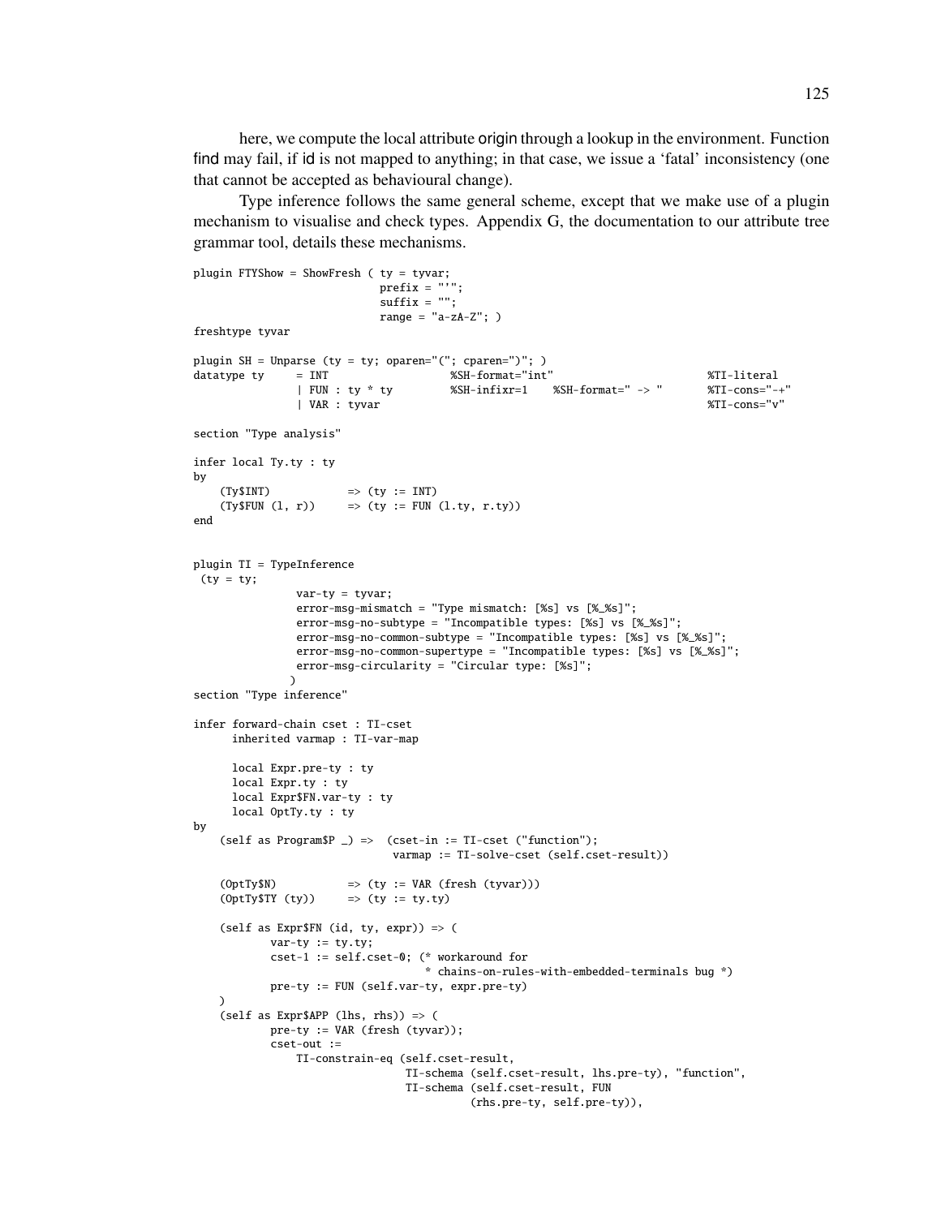here, we compute the local attribute origin through a lookup in the environment. Function find may fail, if id is not mapped to anything; in that case, we issue a 'fatal' inconsistency (one that cannot be accepted as behavioural change).

Type inference follows the same general scheme, except that we make use of a plugin mechanism to visualise and check types. Appendix G, the documentation to our attribute tree grammar tool, details these mechanisms.

```
plugin FTYShow = ShowFresh ( ty = tyvar;
                             prefix = "'";
                             suffix = "";
                             range = "a-zA-Z"; )
freshtype tyvar

plugin SH = Unparse (ty = ty; oparen="("; cparen=")"; )
datatype ty     = INT                  %SH-format="int"                       %TI-literal
                | FUN : ty * ty        %SH-infixr=1    %SH-format=" -> "      %TI-cons="-+"
                | VAR : tyvar                                                 %TI-cons="v"

section "Type analysis"

infer local Ty.ty : ty
by
    (Ty$INT)            => (ty := INT)
    (Ty$FUN (l, r))     => (ty := FUN (l.ty, r.ty))
end


plugin TI = TypeInference
 (ty = ty;
                var-ty = tyvar;
                error-msg-mismatch = "Type mismatch: [%s] vs [%_%s]";
                error-msg-no-subtype = "Incompatible types: [%s] vs [%_%s]";
                error-msg-no-common-subtype = "Incompatible types: [%s] vs [%_%s]";
                error-msg-no-common-supertype = "Incompatible types: [%s] vs [%_%s]";
                error-msg-circularity = "Circular type: [%s]";
               )
section "Type inference"

infer forward-chain cset : TI-cset
      inherited varmap : TI-var-map

      local Expr.pre-ty : ty
      local Expr.ty : ty
      local Expr$FN.var-ty : ty
      local OptTy.ty : ty
by
    (self as Program$P _) =>  (cset-in := TI-cset ("function");
                               varmap := TI-solve-cset (self.cset-result))

    (OptTy$N)           => (ty := VAR (fresh (tyvar)))
    (OptTy$TY (ty))     => (ty := ty.ty)

    (self as Expr$FN (id, ty, expr)) => (
            var-ty := ty.ty;
            cset-1 := self.cset-0; (* workaround for
                                    * chains-on-rules-with-embedded-terminals bug *)
            pre-ty := FUN (self.var-ty, expr.pre-ty)
    )
    (self as Expr$APP (lhs, rhs)) => (
            pre-ty := VAR (fresh (tyvar));
            cset-out :=
                TI-constrain-eq (self.cset-result,
                                 TI-schema (self.cset-result, lhs.pre-ty), "function",
                                 TI-schema (self.cset-result, FUN
                                           (rhs.pre-ty, self.pre-ty)),
```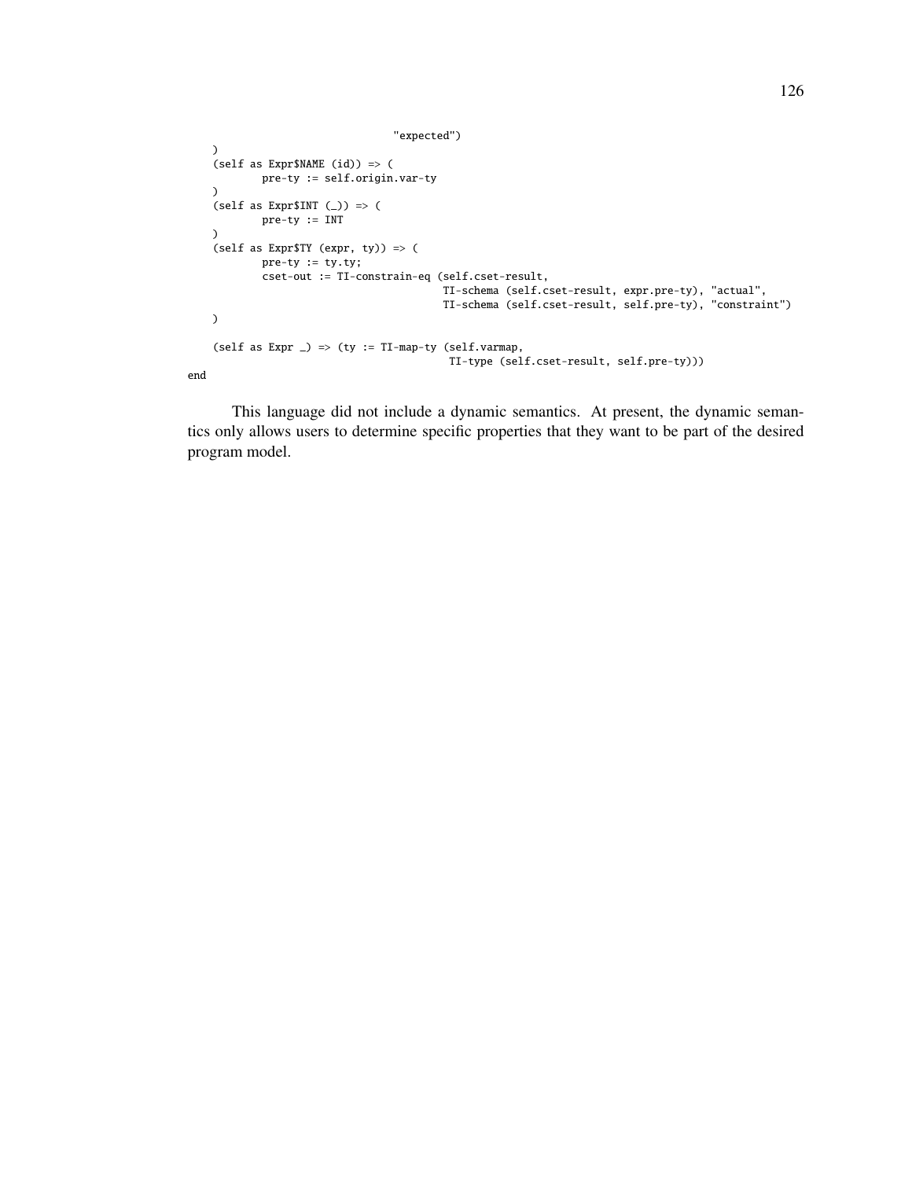```
                              "expected")
    )
    (self as Expr$NAME (id)) => (
            pre-ty := self.origin.var-ty
    )
    (self as Expr$INT (_)) => (
            pre-ty := INT
    )
    (self as Expr$TY (expr, ty)) => (
            pre-ty := ty.ty;
            cset-out := TI-constrain-eq (self.cset-result,
                                         TI-schema (self.cset-result, expr.pre-ty), "actual",
                                         TI-schema (self.cset-result, self.pre-ty), "constraint")
    )

    (self as Expr _) => (ty := TI-map-ty (self.varmap,
                                          TI-type (self.cset-result, self.pre-ty)))
end
```

This language did not include a dynamic semantics. At present, the dynamic semantics only allows users to determine specific properties that they want to be part of the desired program model.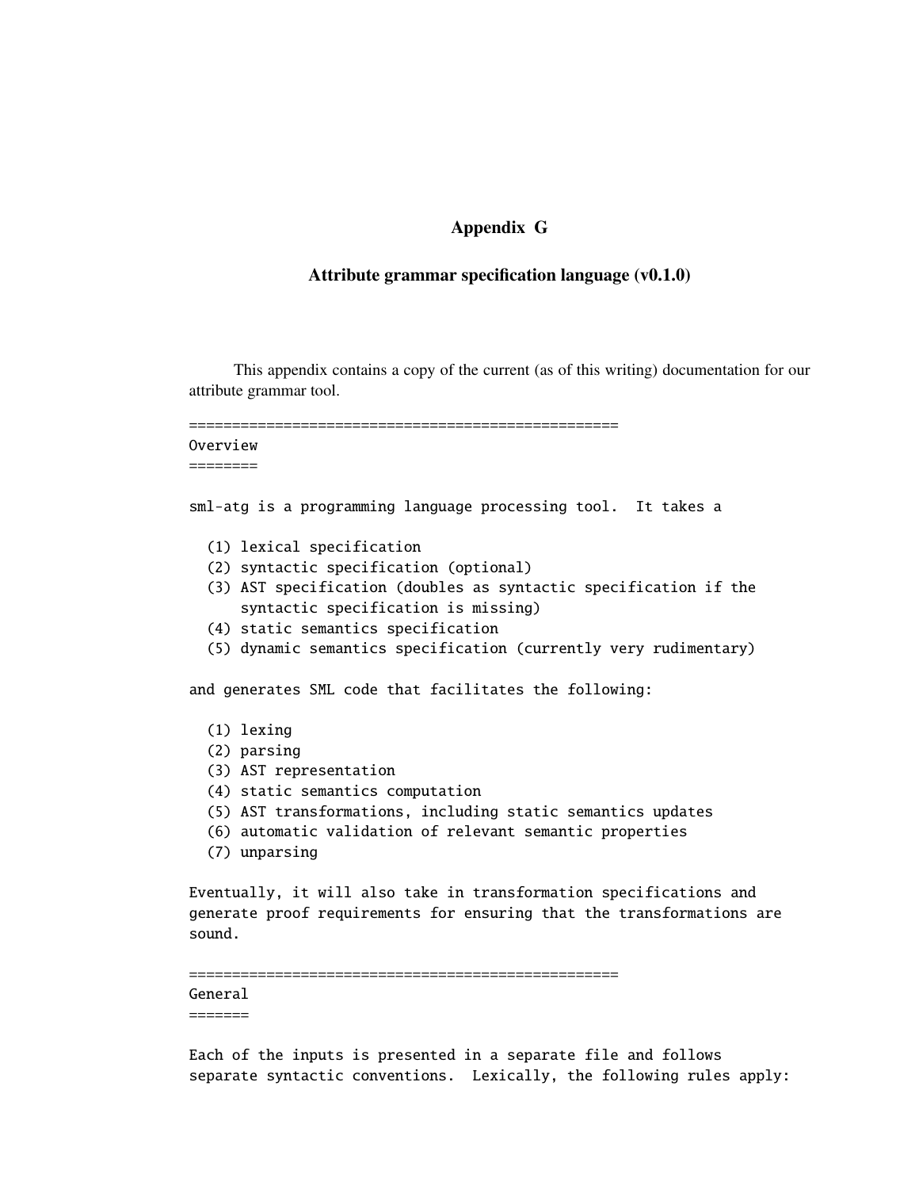# Appendix G

## Attribute grammar specification language (v0.1.0)

This appendix contains a copy of the current (as of this writing) documentation for our attribute grammar tool.

```
==================================================
Overview
========

sml-atg is a programming language processing tool.  It takes a

  (1) lexical specification
  (2) syntactic specification (optional)
  (3) AST specification (doubles as syntactic specification if the
      syntactic specification is missing)
  (4) static semantics specification
  (5) dynamic semantics specification (currently very rudimentary)

and generates SML code that facilitates the following:

  (1) lexing
  (2) parsing
  (3) AST representation
  (4) static semantics computation
  (5) AST transformations, including static semantics updates
  (6) automatic validation of relevant semantic properties
  (7) unparsing

Eventually, it will also take in transformation specifications and
generate proof requirements for ensuring that the transformations are
sound.

==================================================
General
=======

Each of the inputs is presented in a separate file and follows
separate syntactic conventions.  Lexically, the following rules apply:
```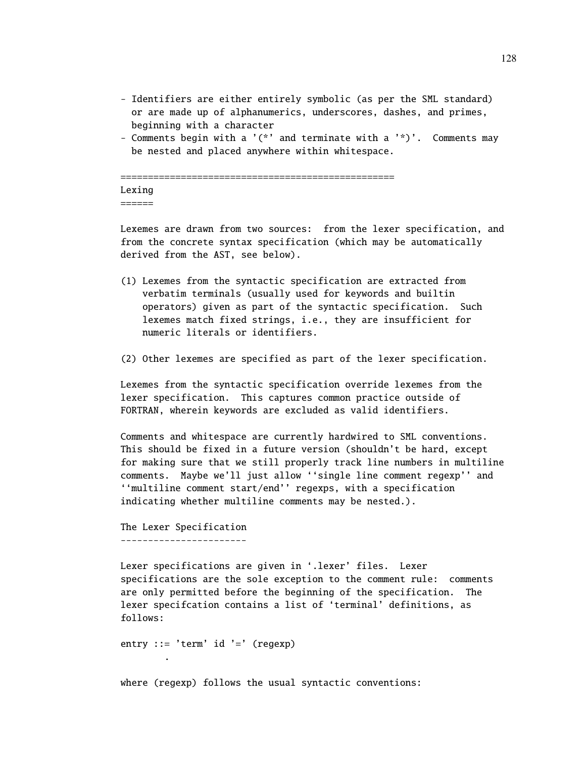- Identifiers are either entirely symbolic (as per the SML standard) or are made up of alphanumerics, underscores, dashes, and primes, beginning with a character
- Comments begin with a '(*' and terminate with a '*)'. Comments may be nested and placed anywhere within whitespace.

==================================================

## Lexing

Lexemes are drawn from two sources: from the lexer specification, and from the concrete syntax specification (which may be automatically derived from the AST, see below).

(1) Lexemes from the syntactic specification are extracted from verbatim terminals (usually used for keywords and builtin operators) given as part of the syntactic specification. Such lexemes match fixed strings, i.e., they are insufficient for numeric literals or identifiers.

(2) Other lexemes are specified as part of the lexer specification.

Lexemes from the syntactic specification override lexemes from the lexer specification. This captures common practice outside of FORTRAN, wherein keywords are excluded as valid identifiers.

Comments and whitespace are currently hardwired to SML conventions. This should be fixed in a future version (shouldn't be hard, except for making sure that we still properly track line numbers in multiline comments. Maybe we'll just allow ''single line comment regexp'' and ''multiline comment start/end'' regexps, with a specification indicating whether multiline comments may be nested.).

### The Lexer Specification

Lexer specifications are given in '.lexer' files. Lexer specifications are the sole exception to the comment rule: comments are only permitted before the beginning of the specification. The lexer specfcation contains a list of 'terminal' definitions, as follows:

```
entry ::= 'term' id '=' (regexp)
        .
```

where (regexp) follows the usual syntactic conventions: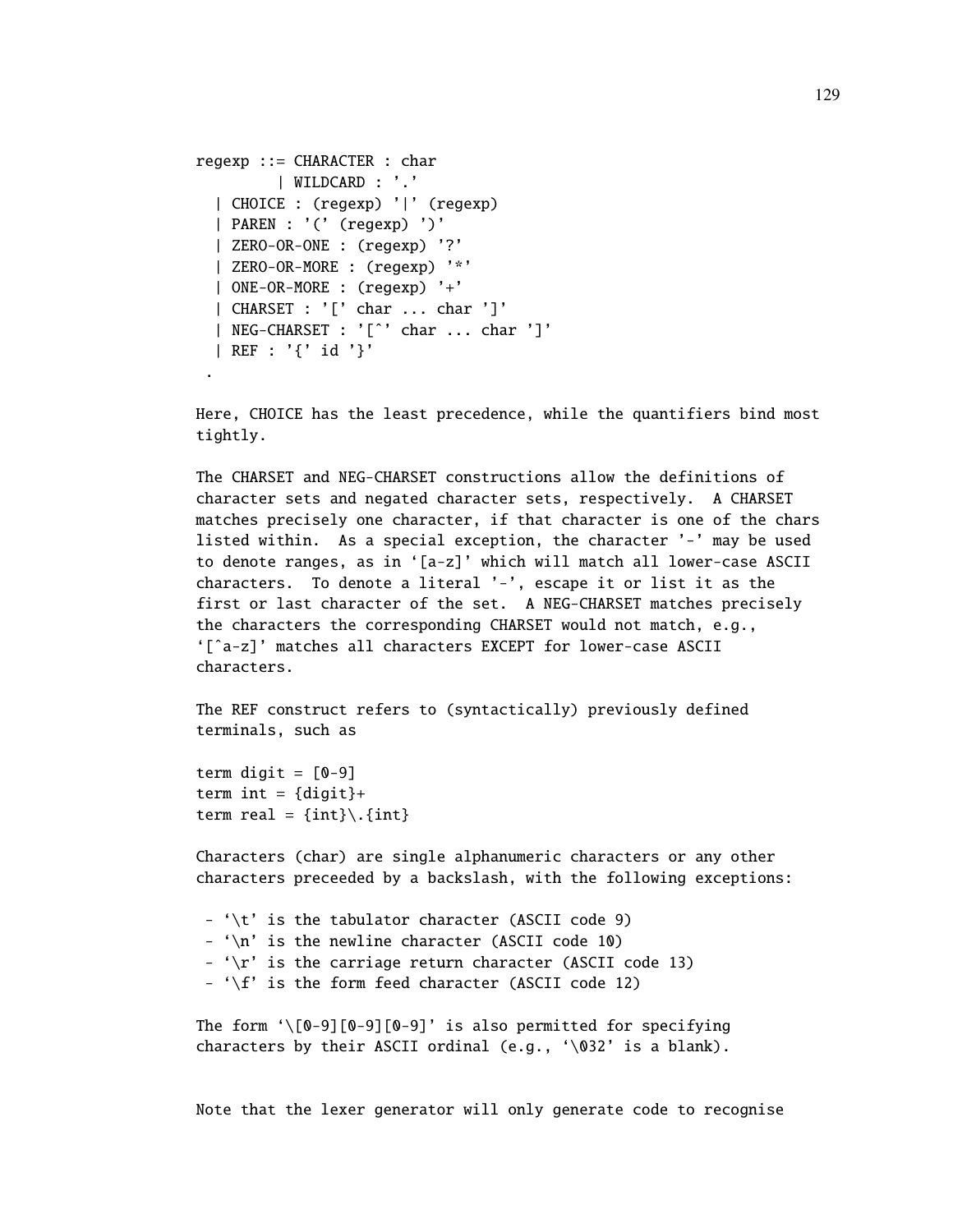```
regexp ::= CHARACTER : char
         | WILDCARD : '.'
   | CHOICE : (regexp) '|' (regexp)
   | PAREN : '(' (regexp) ')'
   | ZERO-OR-ONE : (regexp) '?'
   | ZERO-OR-MORE : (regexp) '*'
   | ONE-OR-MORE : (regexp) '+'
   | CHARSET : '[' char ... char ']'
   | NEG-CHARSET : '[^' char ... char ']'
   | REF : '{' id '}'
  .
```

Here, CHOICE has the least precedence, while the quantifiers bind most tightly.

The CHARSET and NEG-CHARSET constructions allow the definitions of character sets and negated character sets, respectively. A CHARSET matches precisely one character, if that character is one of the chars listed within. As a special exception, the character '-' may be used to denote ranges, as in '[a-z]' which will match all lower-case ASCII characters. To denote a literal '-', escape it or list it as the first or last character of the set. A NEG-CHARSET matches precisely the characters the corresponding CHARSET would not match, e.g., '[^a-z]' matches all characters EXCEPT for lower-case ASCII characters.

The REF construct refers to (syntactically) previously defined terminals, such as

```
term digit = [0-9]
term int = {digit}+
term real = {int}\.{int}
```

Characters (char) are single alphanumeric characters or any other characters preceeded by a backslash, with the following exceptions:

- '\t' is the tabulator character (ASCII code 9)
- '\n' is the newline character (ASCII code 10)
- '\r' is the carriage return character (ASCII code 13)
- '\f' is the form feed character (ASCII code 12)

The form '\[0-9][0-9][0-9]' is also permitted for specifying characters by their ASCII ordinal (e.g., '\032' is a blank).

Note that the lexer generator will only generate code to recognise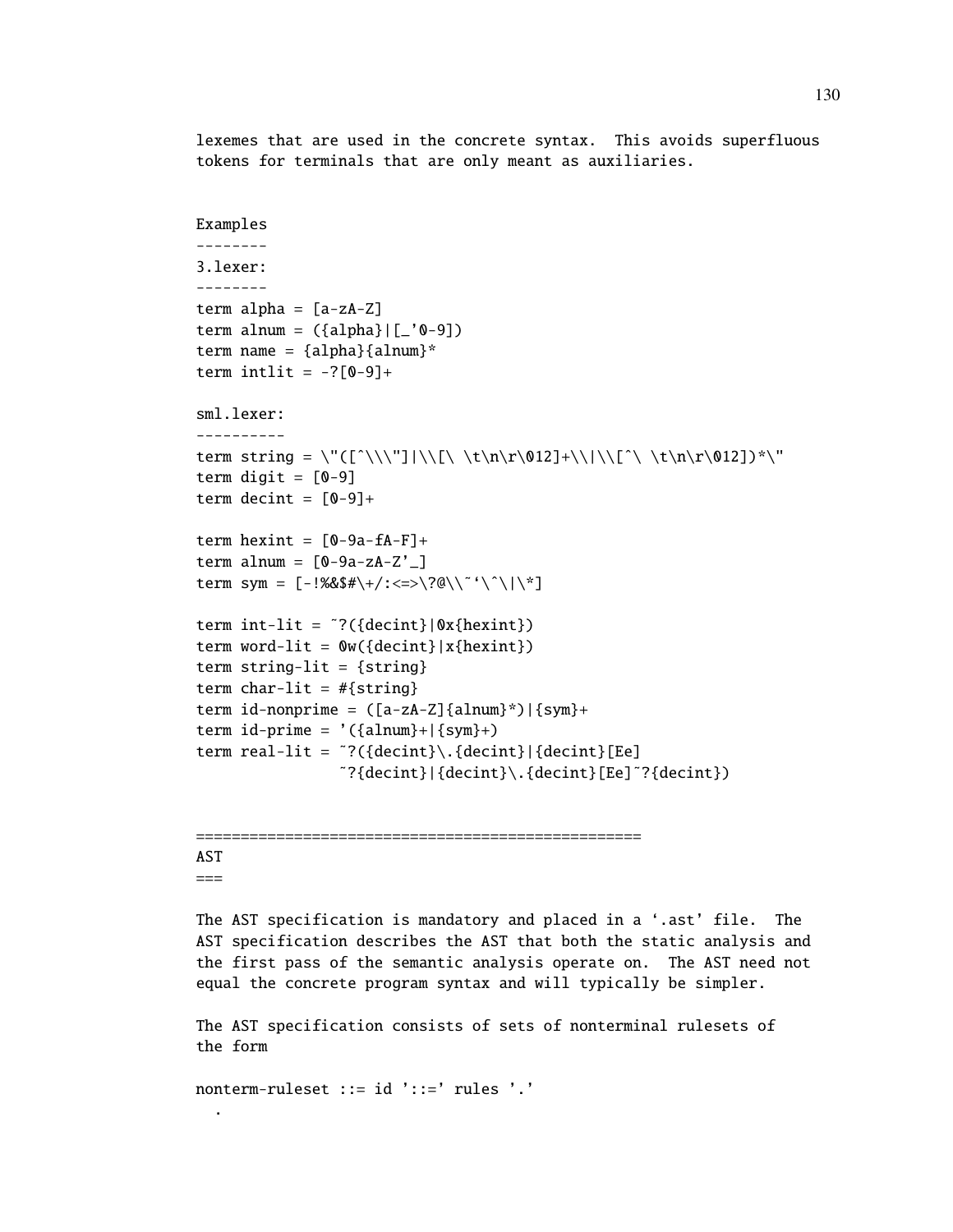lexemes that are used in the concrete syntax. This avoids superfluous tokens for terminals that are only meant as auxiliaries.

```
Examples
--------
3.lexer:
--------
term alpha = [a-zA-Z]
term alnum = ({alpha}|[_'0-9])
term name = {alpha}{alnum}*
term intlit = -?[0-9]+

sml.lexer:
----------
term string = \"([^\\\"]|\\[\ \t\n\r\012]+\\|\\[^\ \t\n\r\012])*\"
term digit = [0-9]
term decint = [0-9]+

term hexint = [0-9a-fA-F]+
term alnum = [0-9a-zA-Z'_]
term sym = [-!%&$#\+/:<=>\?@\\~`\^\|\*]

term int-lit = ~?({decint}|0x{hexint})
term word-lit = 0w({decint}|x{hexint})
term string-lit = {string}
term char-lit = #{string}
term id-nonprime = ([a-zA-Z]{alnum}*)|{sym}+
term id-prime = '({alnum}+|{sym}+)
term real-lit = ~?({decint}\.{decint}|{decint}[Ee]
              ~?{decint}|{decint}\.{decint}[Ee]~?{decint})
```

```
==================================================
AST
===
```

The AST specification is mandatory and placed in a '.ast' file. The AST specification describes the AST that both the static analysis and the first pass of the semantic analysis operate on. The AST need not equal the concrete program syntax and will typically be simpler.

The AST specification consists of sets of nonterminal rulesets of the form

```
nonterm-ruleset ::= id '::=' rules '.'
  .
```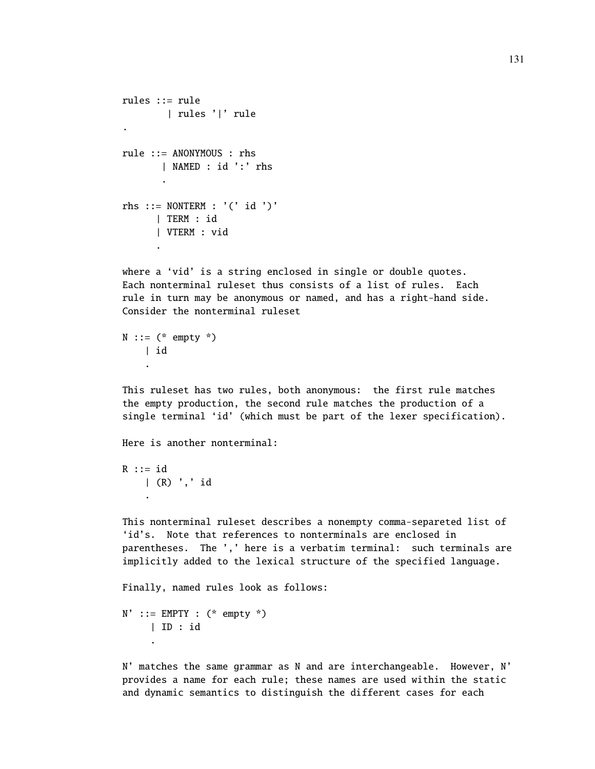```
rules ::= rule
        | rules '|' rule
.

rule ::= ANONYMOUS : rhs
       | NAMED : id ':' rhs
       .

rhs ::= NONTERM : '(' id ')'
      | TERM : id
      | VTERM : vid
      .
```

where a ‘vid’ is a string enclosed in single or double quotes. Each nonterminal ruleset thus consists of a list of rules. Each rule in turn may be anonymous or named, and has a right-hand side. Consider the nonterminal ruleset

```
N ::= (* empty *)
    | id
    .
```

This ruleset has two rules, both anonymous: the first rule matches the empty production, the second rule matches the production of a single terminal ‘id’ (which must be part of the lexer specification).

Here is another nonterminal:

```
R ::= id
    | (R) ',' id
    .
```

This nonterminal ruleset describes a nonempty comma-separeted list of ‘id’s. Note that references to nonterminals are enclosed in parentheses. The ',' here is a verbatim terminal: such terminals are implicitly added to the lexical structure of the specified language.

Finally, named rules look as follows:

```
N' ::= EMPTY : (* empty *)
     | ID : id
     .
```

N' matches the same grammar as N and are interchangeable. However, N' provides a name for each rule; these names are used within the static and dynamic semantics to distinguish the different cases for each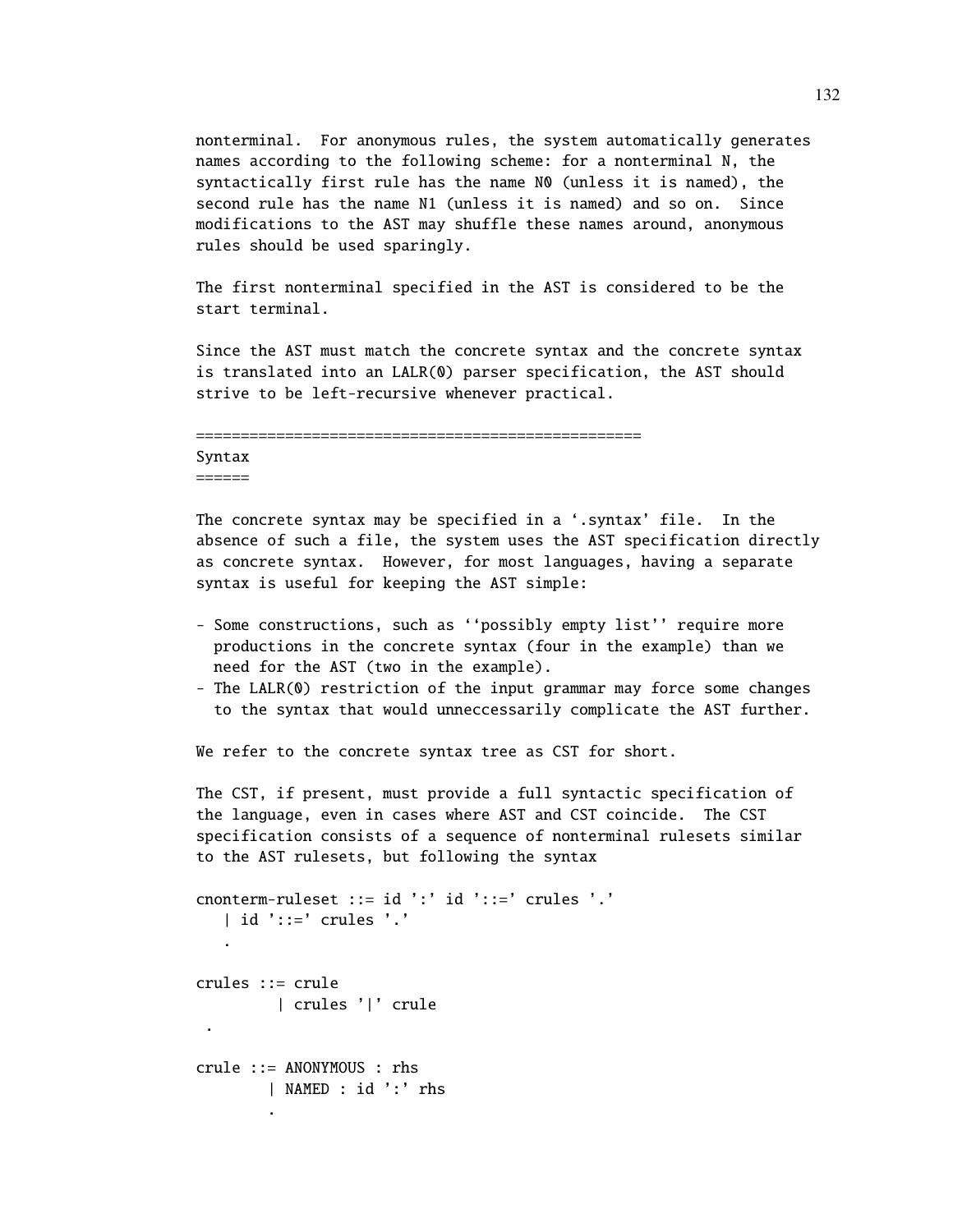nonterminal. For anonymous rules, the system automatically generates names according to the following scheme: for a nonterminal N, the syntactically first rule has the name N0 (unless it is named), the second rule has the name N1 (unless it is named) and so on. Since modifications to the AST may shuffle these names around, anonymous rules should be used sparingly.

The first nonterminal specified in the AST is considered to be the start terminal.

Since the AST must match the concrete syntax and the concrete syntax is translated into an LALR(0) parser specification, the AST should strive to be left-recursive whenever practical.

==================================================

## Syntax

======

The concrete syntax may be specified in a '.syntax' file. In the absence of such a file, the system uses the AST specification directly as concrete syntax. However, for most languages, having a separate syntax is useful for keeping the AST simple:

- Some constructions, such as ''possibly empty list'' require more productions in the concrete syntax (four in the example) than we need for the AST (two in the example).
- The LALR(0) restriction of the input grammar may force some changes to the syntax that would unneccessarily complicate the AST further.

We refer to the concrete syntax tree as CST for short.

The CST, if present, must provide a full syntactic specification of the language, even in cases where AST and CST coincide. The CST specification consists of a sequence of nonterminal rulesets similar to the AST rulesets, but following the syntax

```
cnonterm-ruleset ::= id ':' id '::=' crules '.'
   | id '::=' crules '.'
   .

crules ::= crule
        | crules '|' crule
 .

crule ::= ANONYMOUS : rhs
       | NAMED : id ':' rhs
       .
```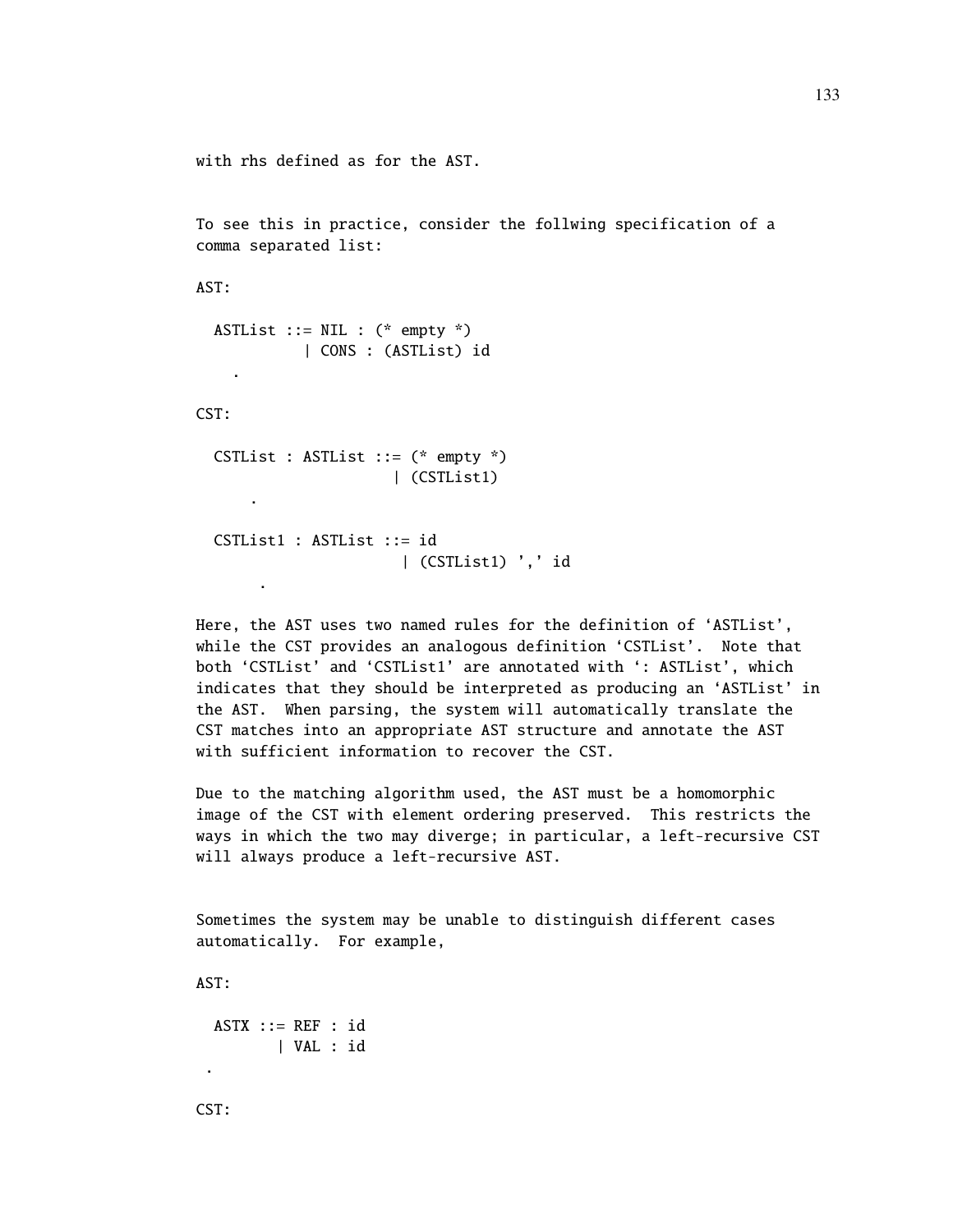with rhs defined as for the AST.

To see this in practice, consider the follwing specification of a comma separated list:

AST:

```
  ASTList ::= NIL : (* empty *)
            | CONS : (ASTList) id
    .
```

CST:

```
  CSTList : ASTList ::= (* empty *)
                      | (CSTList1)
      .

  CSTList1 : ASTList ::= id
                       | (CSTList1) ',' id
       .
```

Here, the AST uses two named rules for the definition of ‘ASTList’, while the CST provides an analogous definition ‘CSTList’. Note that both ‘CSTList’ and ‘CSTList1’ are annotated with ‘: ASTList’, which indicates that they should be interpreted as producing an ‘ASTList’ in the AST. When parsing, the system will automatically translate the CST matches into an appropriate AST structure and annotate the AST with sufficient information to recover the CST.

Due to the matching algorithm used, the AST must be a homomorphic image of the CST with element ordering preserved. This restricts the ways in which the two may diverge; in particular, a left-recursive CST will always produce a left-recursive AST.

Sometimes the system may be unable to distinguish different cases automatically. For example,

AST:

```
  ASTX ::= REF : id
         | VAL : id
 .
```

CST: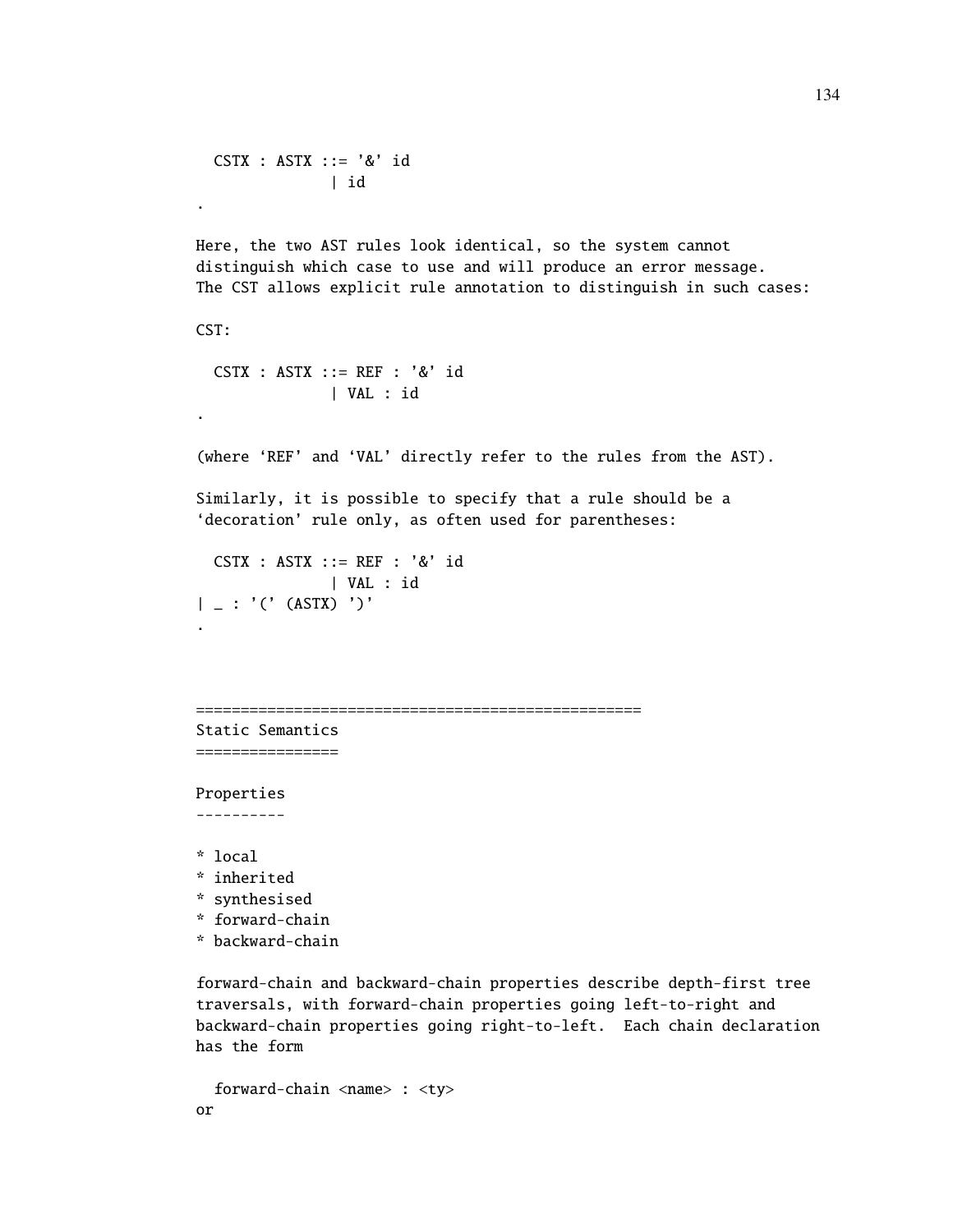```
  CSTX : ASTX ::= '&' id
                | id
.
```

Here, the two AST rules look identical, so the system cannot distinguish which case to use and will produce an error message. The CST allows explicit rule annotation to distinguish in such cases:

CST:

```
  CSTX : ASTX ::= REF : '&' id
                | VAL : id
.
```

(where ‘REF’ and ‘VAL’ directly refer to the rules from the AST).

Similarly, it is possible to specify that a rule should be a ‘decoration’ rule only, as often used for parentheses:

```
  CSTX : ASTX ::= REF : '&' id
                | VAL : id
| _ : '(' (ASTX) ')'
.
```

```
==================================================
Static Semantics
================
```

Properties
----------

* local
* inherited
* synthesised
* forward-chain
* backward-chain

forward-chain and backward-chain properties describe depth-first tree traversals, with forward-chain properties going left-to-right and backward-chain properties going right-to-left. Each chain declaration has the form

```
  forward-chain <name> : <ty>
```

or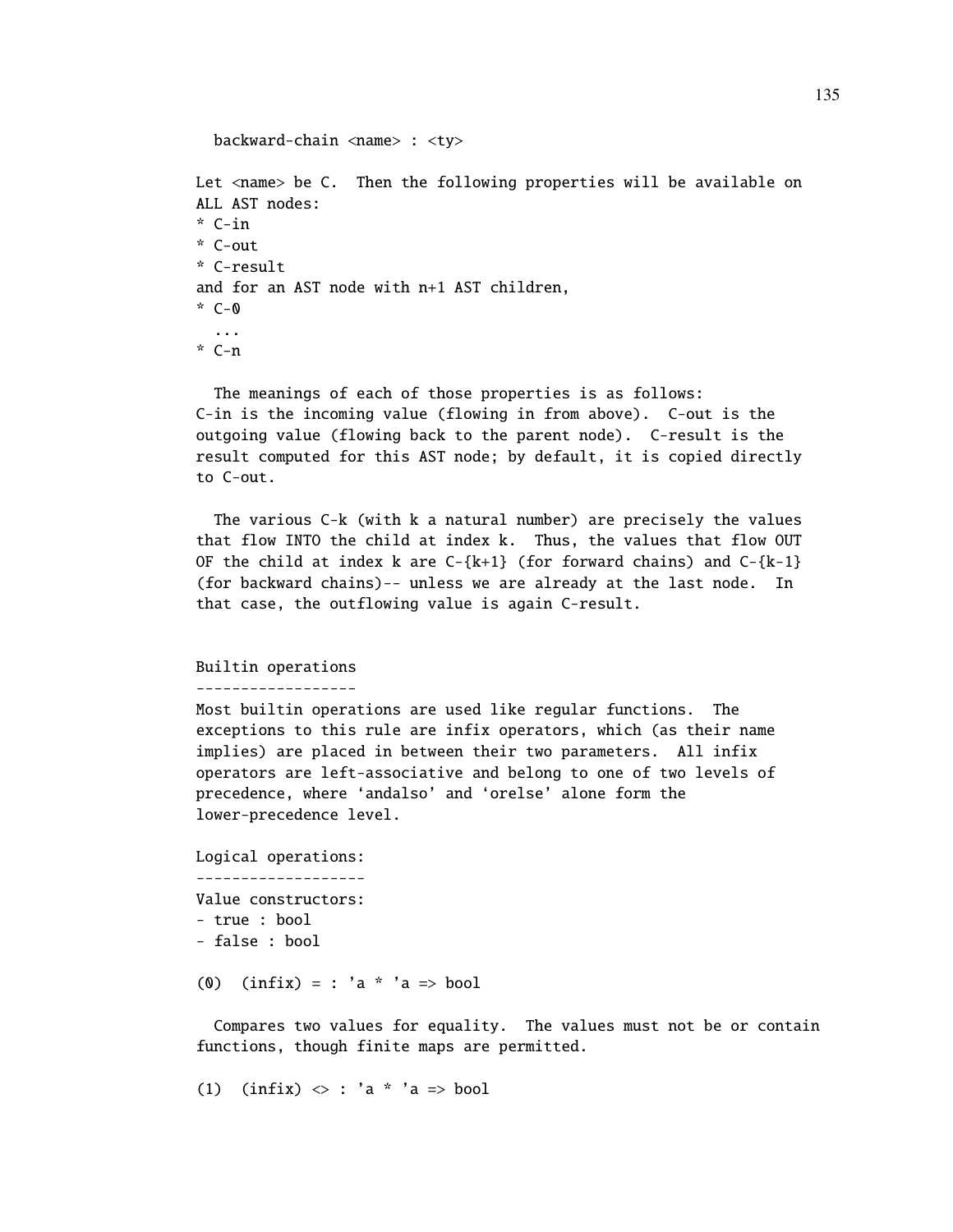```
  backward-chain <name> : <ty>

Let <name> be C.  Then the following properties will be available on
ALL AST nodes:
* C-in
* C-out
* C-result
and for an AST node with n+1 AST children,
* C-0
  ...
* C-n

  The meanings of each of those properties is as follows:
C-in is the incoming value (flowing in from above).  C-out is the
outgoing value (flowing back to the parent node).  C-result is the
result computed for this AST node; by default, it is copied directly
to C-out.

  The various C-k (with k a natural number) are precisely the values
that flow INTO the child at index k.  Thus, the values that flow OUT
OF the child at index k are C-{k+1} (for forward chains) and C-{k-1}
(for backward chains)-- unless we are already at the last node.  In
that case, the outflowing value is again C-result.


Builtin operations
------------------
Most builtin operations are used like regular functions.  The
exceptions to this rule are infix operators, which (as their name
implies) are placed in between their two parameters.  All infix
operators are left-associative and belong to one of two levels of
precedence, where 'andalso' and 'orelse' alone form the
lower-precedence level.

Logical operations:
-------------------
Value constructors:
- true : bool
- false : bool

(0)  (infix) = : 'a * 'a => bool

  Compares two values for equality.  The values must not be or contain
functions, though finite maps are permitted.

(1)  (infix) <> : 'a * 'a => bool
```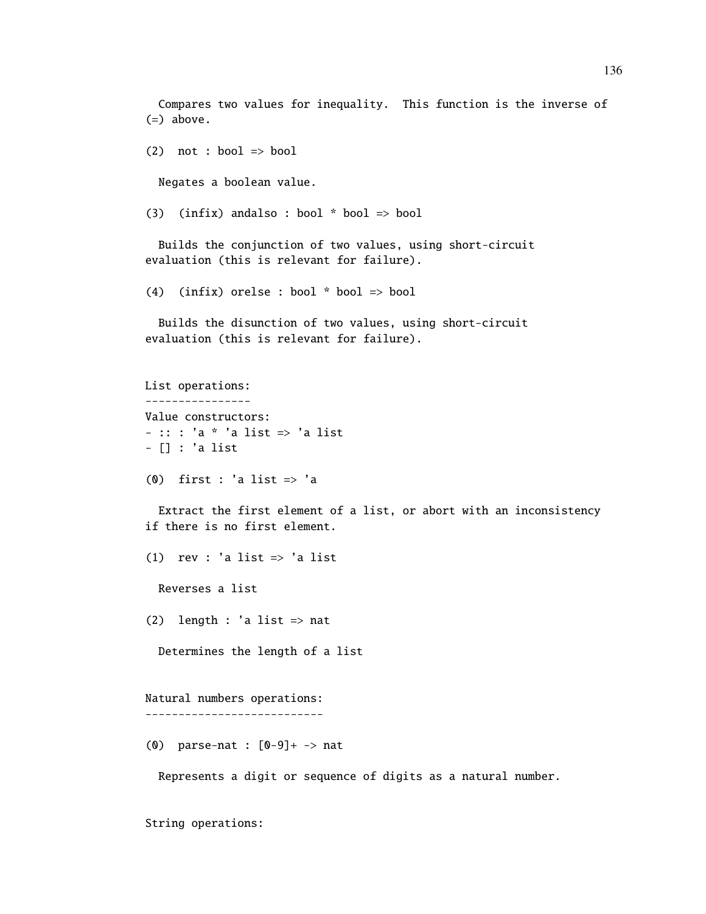Compares two values for inequality.  This function is the inverse of
(=) above.

(2)  not : bool => bool

  Negates a boolean value.

(3)  (infix) andalso : bool * bool => bool

  Builds the conjunction of two values, using short-circuit
evaluation (this is relevant for failure).

(4)  (infix) orelse : bool * bool => bool

  Builds the disunction of two values, using short-circuit
evaluation (this is relevant for failure).

List operations:
----------------
Value constructors:
- :: : 'a * 'a list => 'a list
- [] : 'a list

(0)  first : 'a list => 'a

  Extract the first element of a list, or abort with an inconsistency
if there is no first element.

(1)  rev : 'a list => 'a list

  Reverses a list

(2)  length : 'a list => nat

  Determines the length of a list

Natural numbers operations:
---------------------------

(0)  parse-nat : [0-9]+ -> nat

  Represents a digit or sequence of digits as a natural number.

String operations: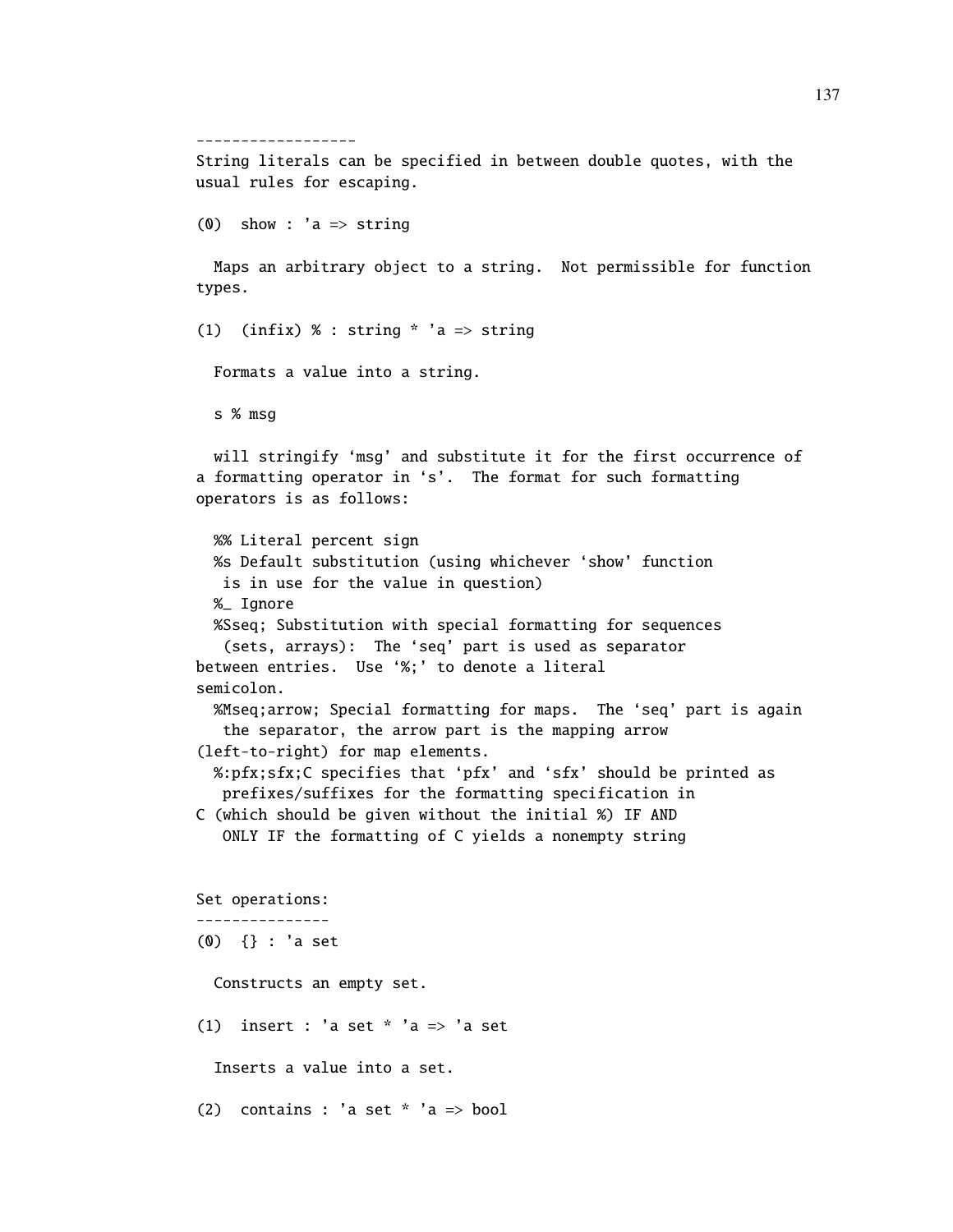```
------------------
String literals can be specified in between double quotes, with the
usual rules for escaping.

(0)  show : 'a => string

  Maps an arbitrary object to a string.  Not permissible for function
types.

(1)  (infix) % : string * 'a => string

  Formats a value into a string.

  s % msg

  will stringify 'msg' and substitute it for the first occurrence of
a formatting operator in 's'.  The format for such formatting
operators is as follows:

  %% Literal percent sign
  %s Default substitution (using whichever 'show' function
   is in use for the value in question)
  %_ Ignore
  %Sseq; Substitution with special formatting for sequences
   (sets, arrays):  The 'seq' part is used as separator
between entries.  Use '%;' to denote a literal
semicolon.
  %Mseq;arrow; Special formatting for maps.  The 'seq' part is again
   the separator, the arrow part is the mapping arrow
(left-to-right) for map elements.
  %:pfx;sfx;C specifies that 'pfx' and 'sfx' should be printed as
   prefixes/suffixes for the formatting specification in
C (which should be given without the initial %) IF AND
   ONLY IF the formatting of C yields a nonempty string


Set operations:
---------------
(0)  {} : 'a set

  Constructs an empty set.

(1)  insert : 'a set * 'a => 'a set

  Inserts a value into a set.

(2)  contains : 'a set * 'a => bool
```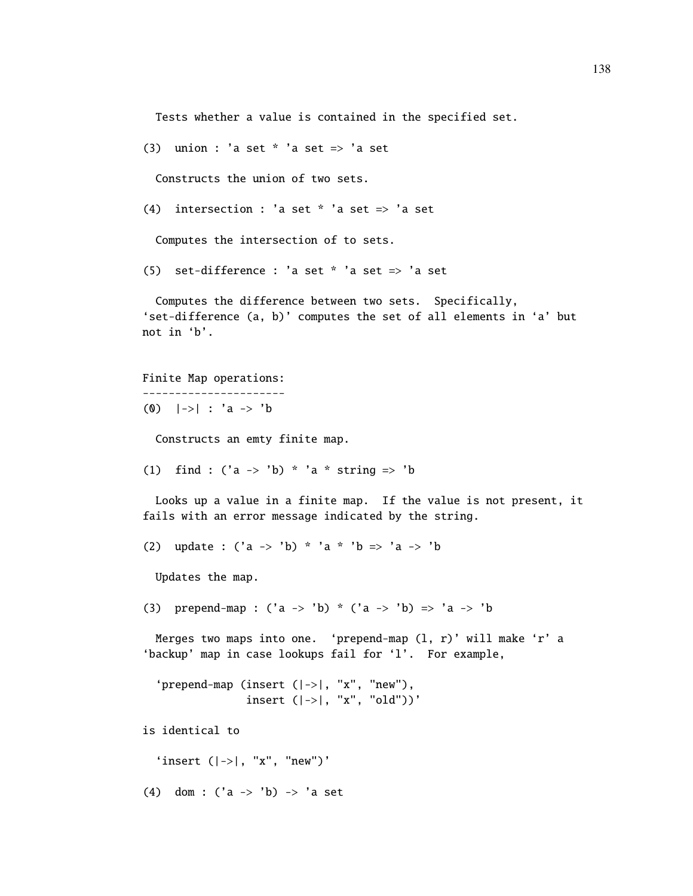Tests whether a value is contained in the specified set.

(3) union : 'a set * 'a set => 'a set

Constructs the union of two sets.

(4) intersection : 'a set * 'a set => 'a set

Computes the intersection of to sets.

(5) set-difference : 'a set * 'a set => 'a set

Computes the difference between two sets. Specifically, ‘set-difference (a, b)’ computes the set of all elements in ‘a’ but not in ‘b’.

Finite Map operations:
----------------------

(0) |->| : 'a -> 'b

Constructs an emty finite map.

(1) find : ('a -> 'b) * 'a * string => 'b

Looks up a value in a finite map. If the value is not present, it fails with an error message indicated by the string.

(2) update : ('a -> 'b) * 'a * 'b => 'a -> 'b

Updates the map.

(3) prepend-map : ('a -> 'b) * ('a -> 'b) => 'a -> 'b

Merges two maps into one. ‘prepend-map (l, r)’ will make ‘r’ a ‘backup’ map in case lookups fail for ‘l’. For example,

```
‘prepend-map (insert (|->|, "x", "new"),
              insert (|->|, "x", "old"))’
```

is identical to

```
‘insert (|->|, "x", "new")’
```

(4) dom : ('a -> 'b) -> 'a set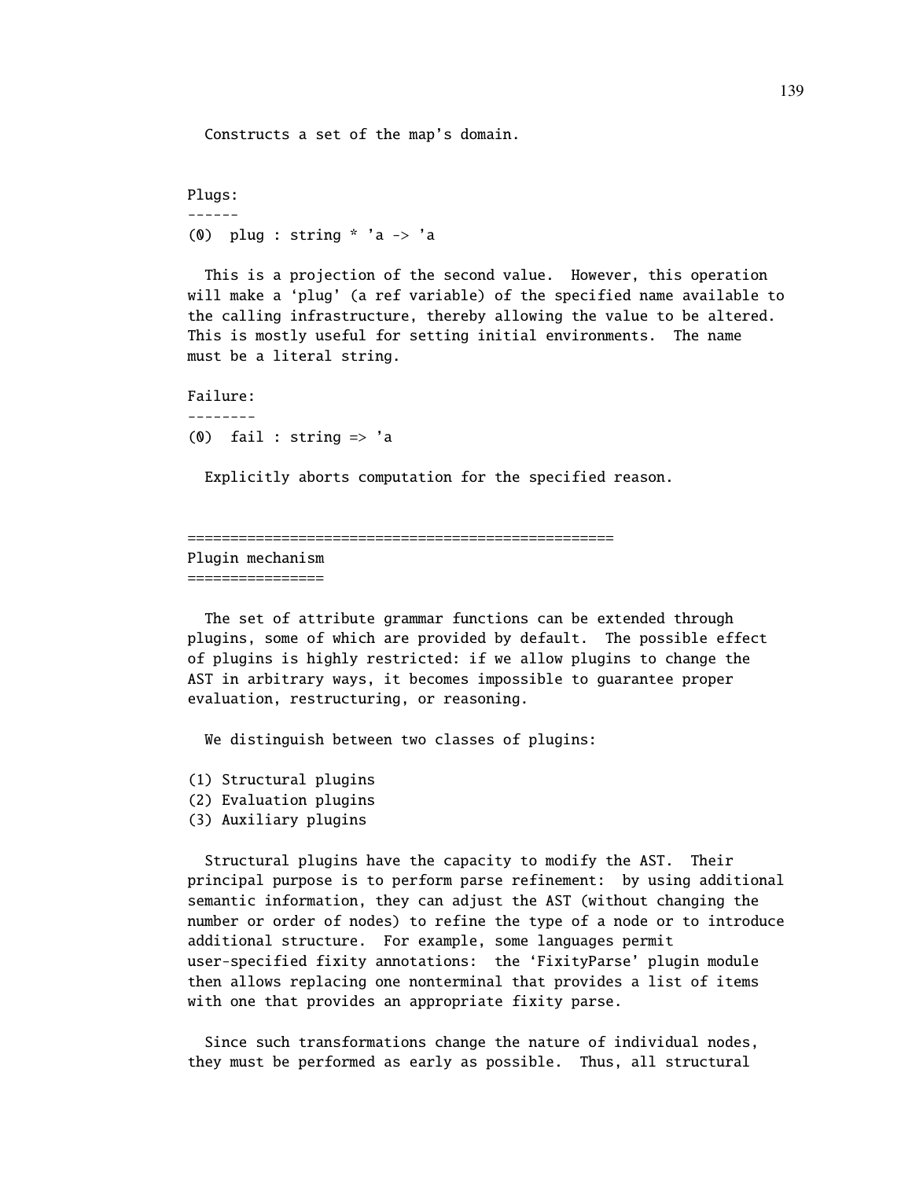Constructs a set of the map's domain.

```
Plugs:
------
(0)  plug : string * 'a -> 'a
```

This is a projection of the second value. However, this operation will make a 'plug' (a ref variable) of the specified name available to the calling infrastructure, thereby allowing the value to be altered. This is mostly useful for setting initial environments. The name must be a literal string.

```
Failure:
--------
(0)  fail : string => 'a
```

Explicitly aborts computation for the specified reason.

## Plugin mechanism

The set of attribute grammar functions can be extended through plugins, some of which are provided by default. The possible effect of plugins is highly restricted: if we allow plugins to change the AST in arbitrary ways, it becomes impossible to guarantee proper evaluation, restructuring, or reasoning.

We distinguish between two classes of plugins:

(1) Structural plugins
(2) Evaluation plugins
(3) Auxiliary plugins

Structural plugins have the capacity to modify the AST. Their principal purpose is to perform parse refinement: by using additional semantic information, they can adjust the AST (without changing the number or order of nodes) to refine the type of a node or to introduce additional structure. For example, some languages permit user-specified fixity annotations: the 'FixityParse' plugin module then allows replacing one nonterminal that provides a list of items with one that provides an appropriate fixity parse.

Since such transformations change the nature of individual nodes, they must be performed as early as possible. Thus, all structural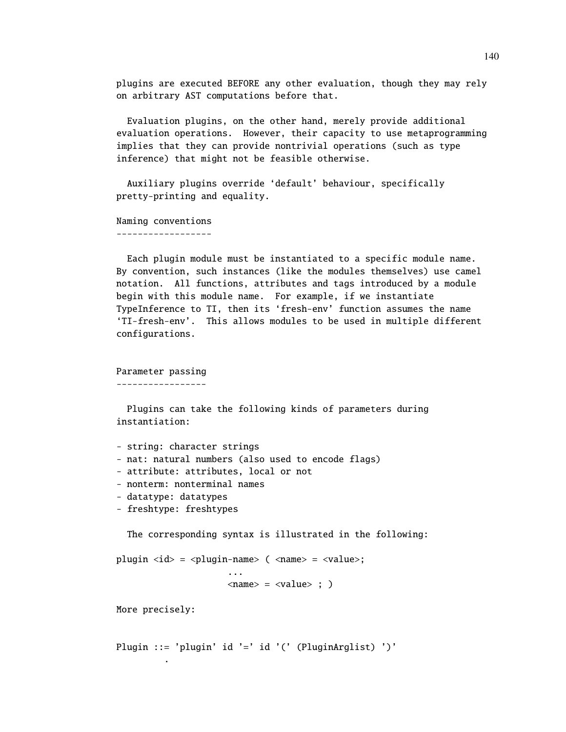plugins are executed BEFORE any other evaluation, though they may rely on arbitrary AST computations before that.

Evaluation plugins, on the other hand, merely provide additional evaluation operations. However, their capacity to use metaprogramming implies that they can provide nontrivial operations (such as type inference) that might not be feasible otherwise.

Auxiliary plugins override ‘default’ behaviour, specifically pretty-printing and equality.

## Naming conventions

Each plugin module must be instantiated to a specific module name. By convention, such instances (like the modules themselves) use camel notation. All functions, attributes and tags introduced by a module begin with this module name. For example, if we instantiate TypeInference to TI, then its ‘fresh-env’ function assumes the name ‘TI-fresh-env’. This allows modules to be used in multiple different configurations.

## Parameter passing

Plugins can take the following kinds of parameters during instantiation:

- string: character strings
- nat: natural numbers (also used to encode flags)
- attribute: attributes, local or not
- nonterm: nonterminal names
- datatype: datatypes
- freshtype: freshtypes

The corresponding syntax is illustrated in the following:

```
plugin <id> = <plugin-name> ( <name> = <value>;
                    ...
                    <name> = <value> ; )
```

More precisely:

```
Plugin ::= 'plugin' id '=' id '(' (PluginArglist) ')'
         .
```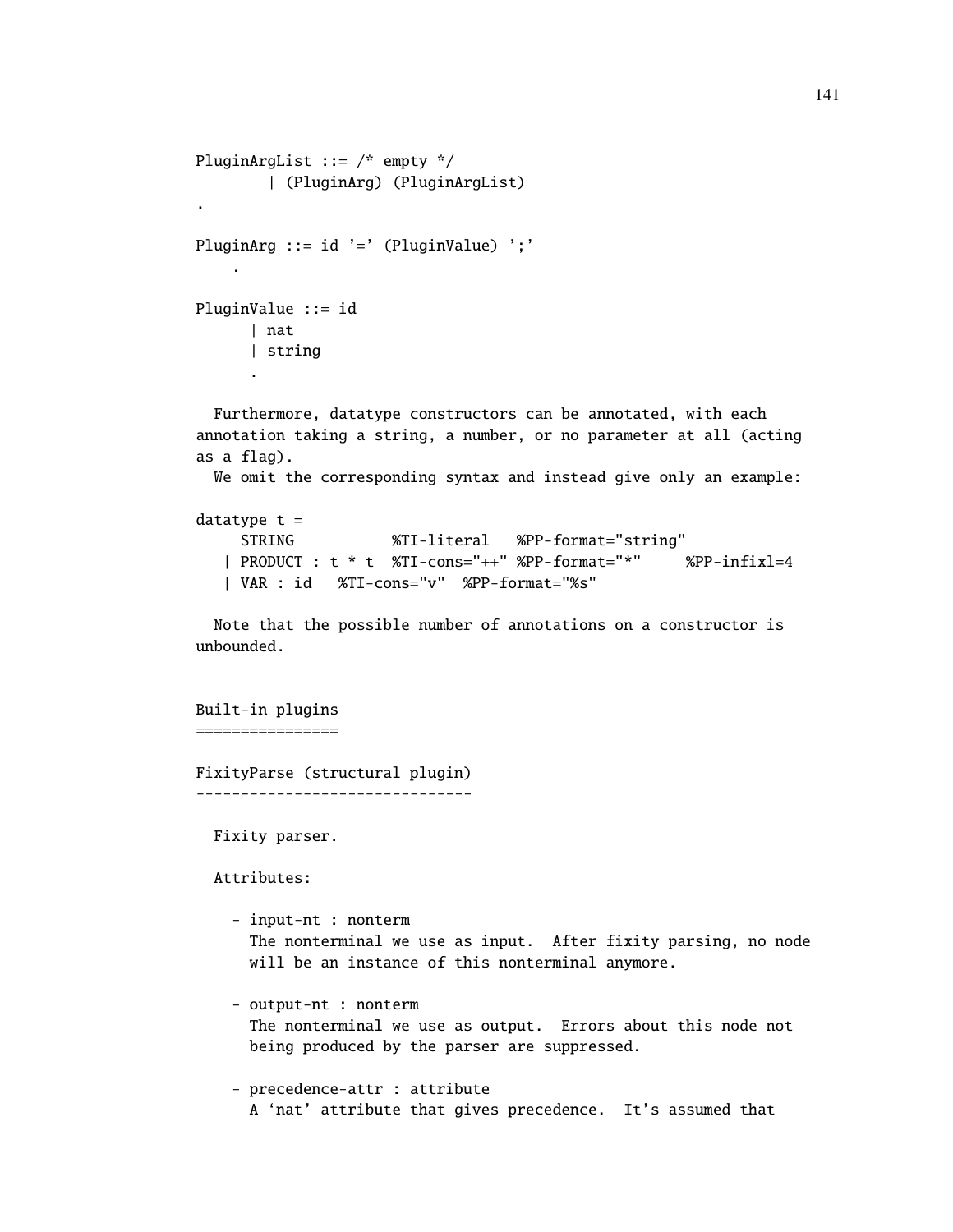```
PluginArgList ::= /* empty */
        | (PluginArg) (PluginArgList)
.

PluginArg ::= id '=' (PluginValue) ';'
    .

PluginValue ::= id
      | nat
      | string
      .
```

Furthermore, datatype constructors can be annotated, with each annotation taking a string, a number, or no parameter at all (acting as a flag).
We omit the corresponding syntax and instead give only an example:

```
datatype t =
     STRING           %TI-literal   %PP-format="string"
   | PRODUCT : t * t  %TI-cons="++" %PP-format="*"     %PP-infixl=4
   | VAR : id   %TI-cons="v"  %PP-format="%s"
```

Note that the possible number of annotations on a constructor is unbounded.

## Built-in plugins

### FixityParse (structural plugin)

Fixity parser.

Attributes:

- input-nt : nonterm
  The nonterminal we use as input. After fixity parsing, no node will be an instance of this nonterminal anymore.

- output-nt : nonterm
  The nonterminal we use as output. Errors about this node not being produced by the parser are suppressed.

- precedence-attr : attribute
  A ‘nat’ attribute that gives precedence. It’s assumed that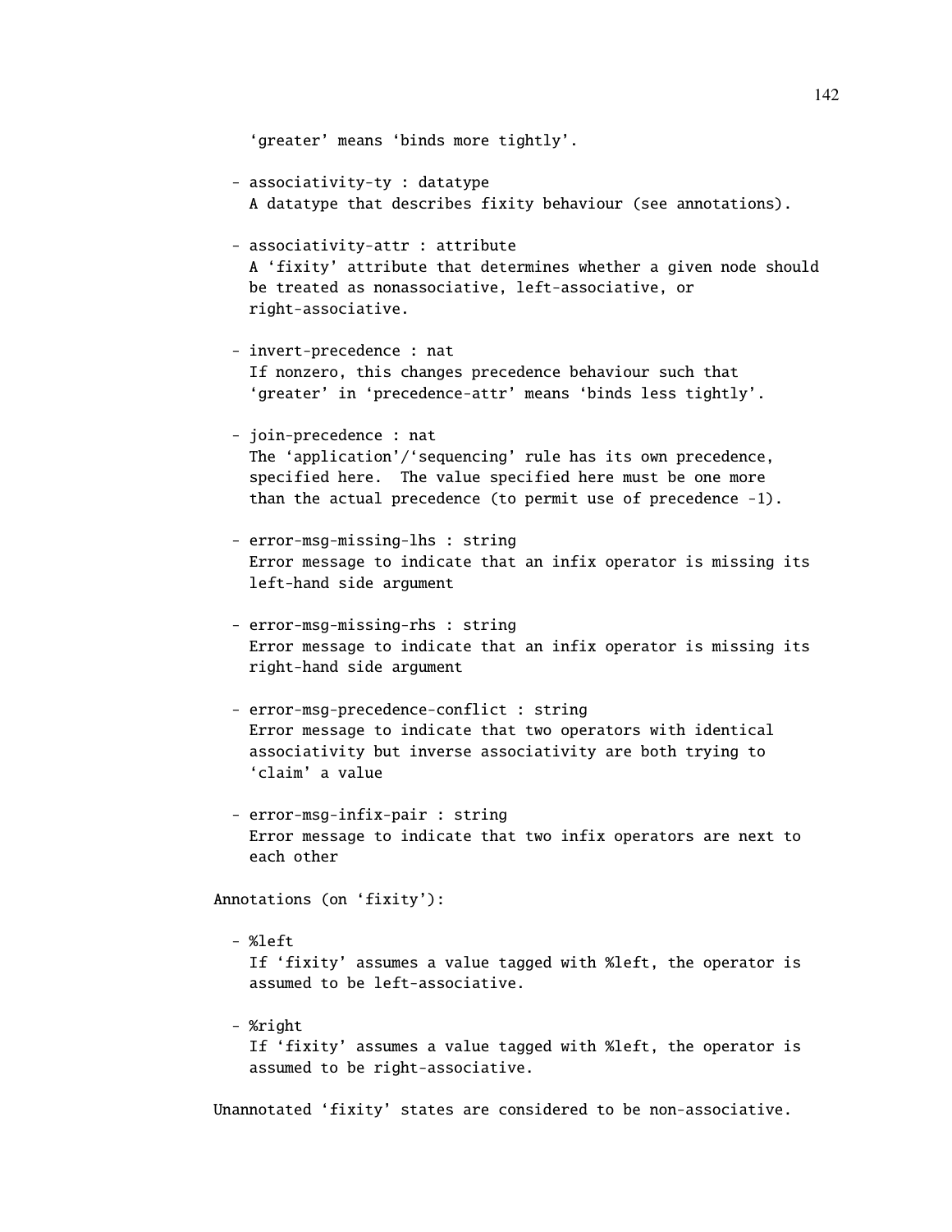```
    'greater' means 'binds more tightly'.

  - associativity-ty : datatype
    A datatype that describes fixity behaviour (see annotations).

  - associativity-attr : attribute
    A 'fixity' attribute that determines whether a given node should
    be treated as nonassociative, left-associative, or
    right-associative.

  - invert-precedence : nat
    If nonzero, this changes precedence behaviour such that
    'greater' in 'precedence-attr' means 'binds less tightly'.

  - join-precedence : nat
    The 'application'/'sequencing' rule has its own precedence,
    specified here.  The value specified here must be one more
    than the actual precedence (to permit use of precedence -1).

  - error-msg-missing-lhs : string
    Error message to indicate that an infix operator is missing its
    left-hand side argument

  - error-msg-missing-rhs : string
    Error message to indicate that an infix operator is missing its
    right-hand side argument

  - error-msg-precedence-conflict : string
    Error message to indicate that two operators with identical
    associativity but inverse associativity are both trying to
    'claim' a value

  - error-msg-infix-pair : string
    Error message to indicate that two infix operators are next to
    each other

Annotations (on 'fixity'):

  - %left
    If 'fixity' assumes a value tagged with %left, the operator is
    assumed to be left-associative.

  - %right
    If 'fixity' assumes a value tagged with %left, the operator is
    assumed to be right-associative.

Unannotated 'fixity' states are considered to be non-associative.
```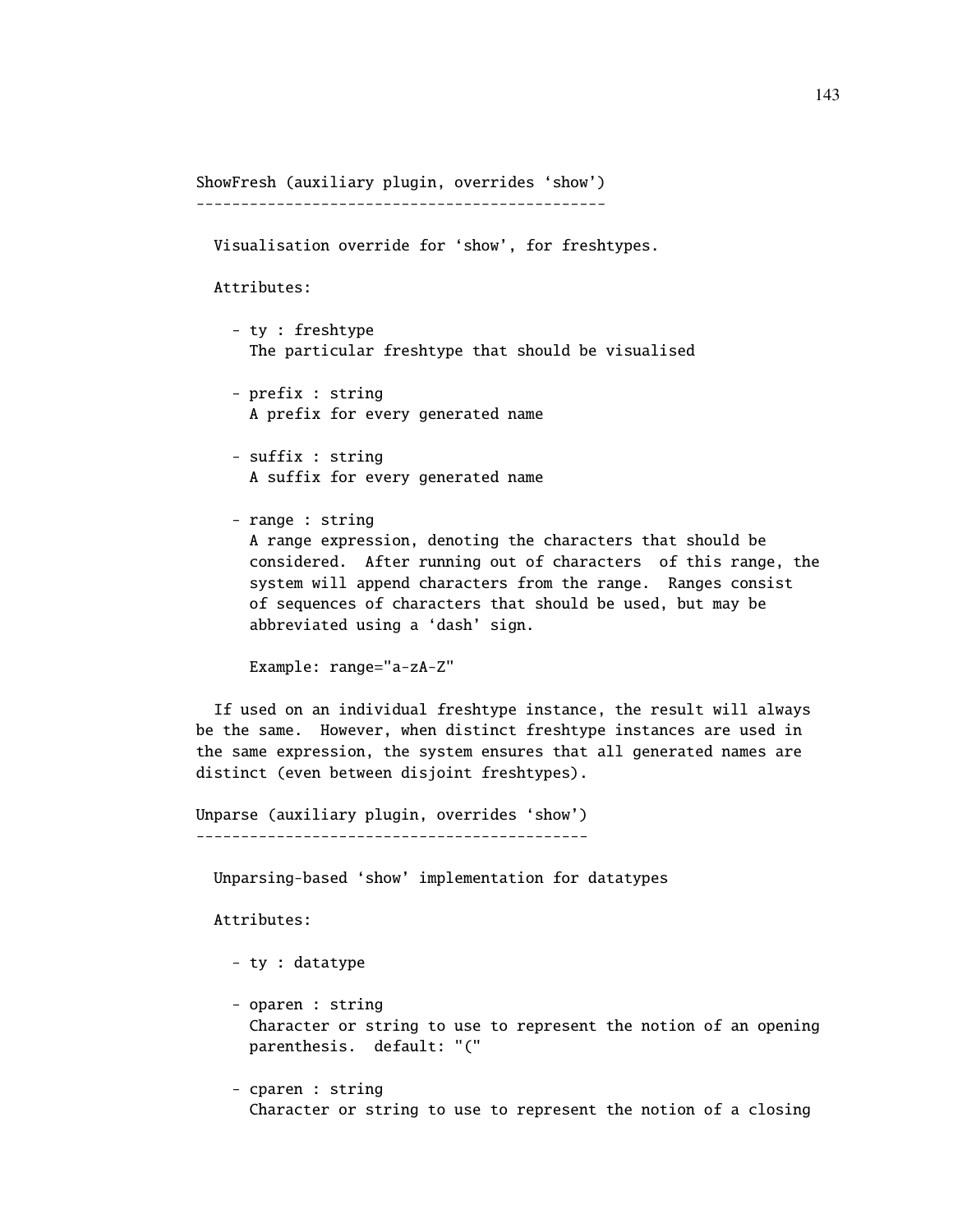```
ShowFresh (auxiliary plugin, overrides ‘show’)
----------------------------------------------

  Visualisation override for ‘show’, for freshtypes.

  Attributes:

    - ty : freshtype
      The particular freshtype that should be visualised

    - prefix : string
      A prefix for every generated name

    - suffix : string
      A suffix for every generated name

    - range : string
      A range expression, denoting the characters that should be
      considered.  After running out of characters  of this range, the
      system will append characters from the range.  Ranges consist
      of sequences of characters that should be used, but may be
      abbreviated using a ‘dash’ sign.

      Example: range="a-zA-Z"

  If used on an individual freshtype instance, the result will always
be the same.  However, when distinct freshtype instances are used in
the same expression, the system ensures that all generated names are
distinct (even between disjoint freshtypes).

Unparse (auxiliary plugin, overrides ‘show’)
--------------------------------------------

  Unparsing-based ‘show’ implementation for datatypes

  Attributes:

    - ty : datatype

    - oparen : string
      Character or string to use to represent the notion of an opening
      parenthesis.  default: "("

    - cparen : string
      Character or string to use to represent the notion of a closing
```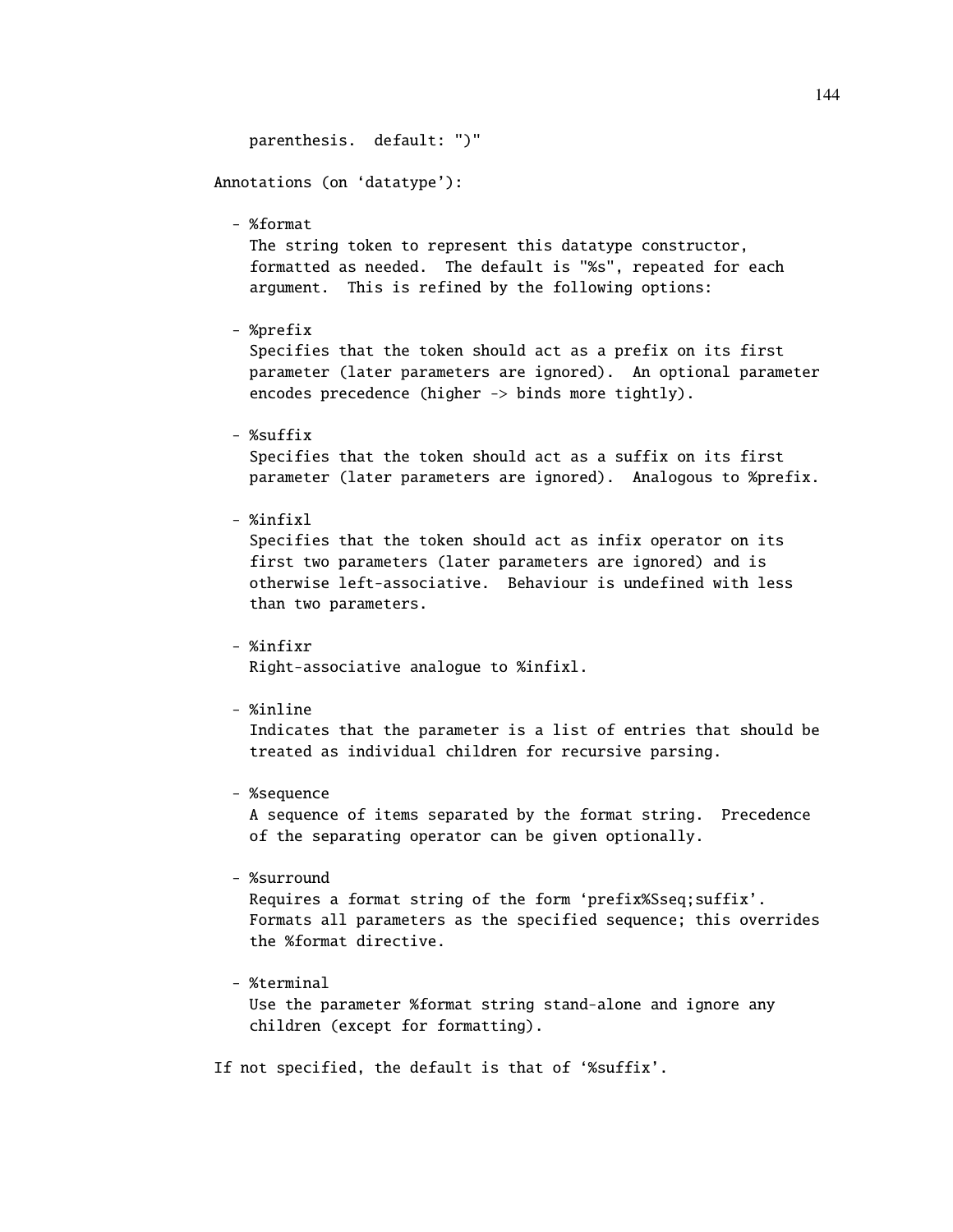```
    parenthesis.  default: ")"

Annotations (on ‘datatype’):

  - %format
    The string token to represent this datatype constructor,
    formatted as needed.  The default is "%s", repeated for each
    argument.  This is refined by the following options:

  - %prefix
    Specifies that the token should act as a prefix on its first
    parameter (later parameters are ignored).  An optional parameter
    encodes precedence (higher -> binds more tightly).

  - %suffix
    Specifies that the token should act as a suffix on its first
    parameter (later parameters are ignored).  Analogous to %prefix.

  - %infixl
    Specifies that the token should act as infix operator on its
    first two parameters (later parameters are ignored) and is
    otherwise left-associative.  Behaviour is undefined with less
    than two parameters.

  - %infixr
    Right-associative analogue to %infixl.

  - %inline
    Indicates that the parameter is a list of entries that should be
    treated as individual children for recursive parsing.

  - %sequence
    A sequence of items separated by the format string.  Precedence
    of the separating operator can be given optionally.

  - %surround
    Requires a format string of the form ‘prefix%Sseq;suffix’.
    Formats all parameters as the specified sequence; this overrides
    the %format directive.

  - %terminal
    Use the parameter %format string stand-alone and ignore any
    children (except for formatting).

If not specified, the default is that of ‘%suffix’.
```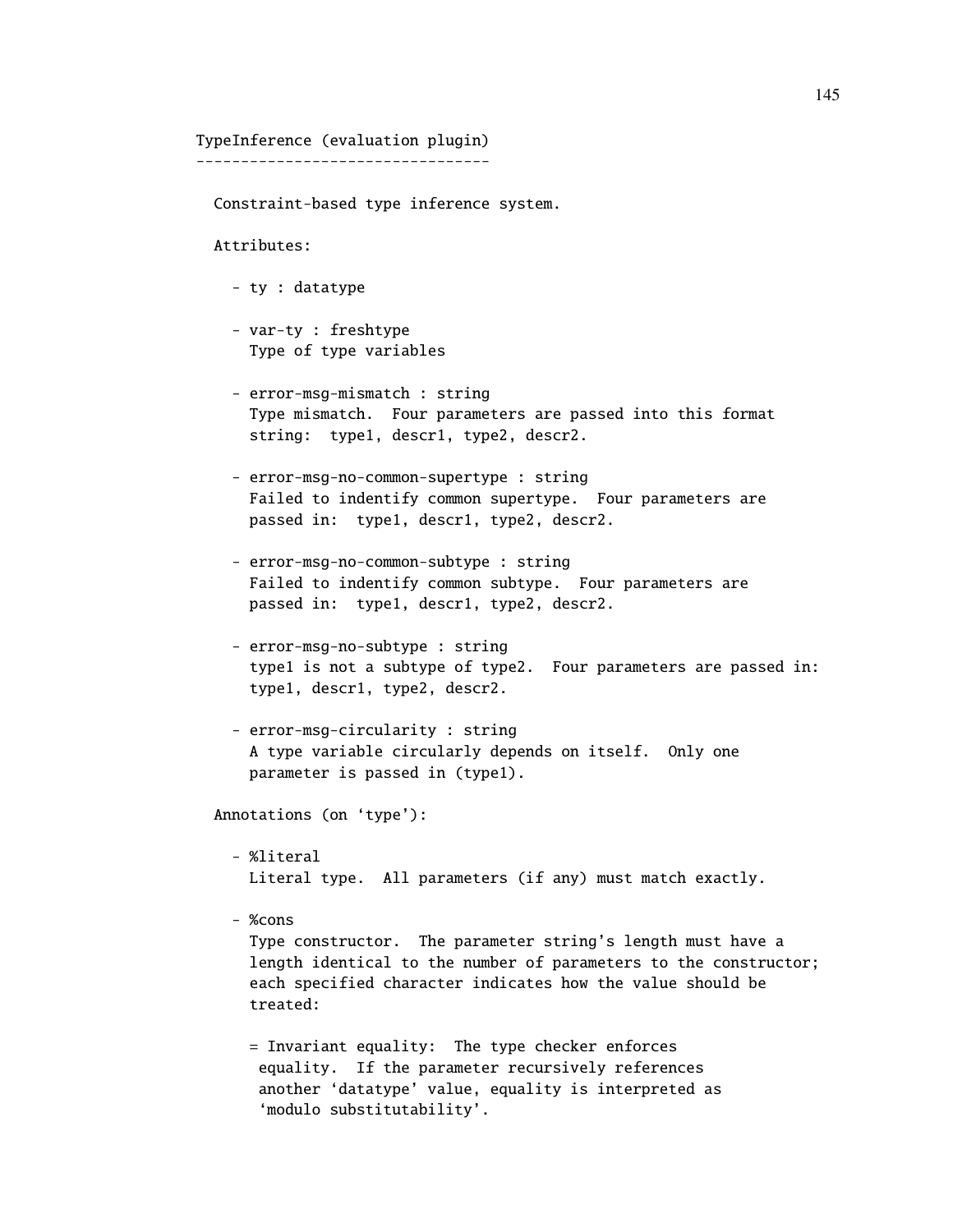```
TypeInference (evaluation plugin)
---------------------------------

  Constraint-based type inference system.

  Attributes:

    - ty : datatype

    - var-ty : freshtype
      Type of type variables

    - error-msg-mismatch : string
      Type mismatch.  Four parameters are passed into this format
      string:  type1, descr1, type2, descr2.

    - error-msg-no-common-supertype : string
      Failed to indentify common supertype.  Four parameters are
      passed in:  type1, descr1, type2, descr2.

    - error-msg-no-common-subtype : string
      Failed to indentify common subtype.  Four parameters are
      passed in:  type1, descr1, type2, descr2.

    - error-msg-no-subtype : string
      type1 is not a subtype of type2.  Four parameters are passed in:
      type1, descr1, type2, descr2.

    - error-msg-circularity : string
      A type variable circularly depends on itself.  Only one
      parameter is passed in (type1).

  Annotations (on 'type'):

    - %literal
      Literal type.  All parameters (if any) must match exactly.

    - %cons
      Type constructor.  The parameter string's length must have a
      length identical to the number of parameters to the constructor;
      each specified character indicates how the value should be
      treated:

      = Invariant equality:  The type checker enforces
        equality.  If the parameter recursively references
        another 'datatype' value, equality is interpreted as
        'modulo substitutability'.
```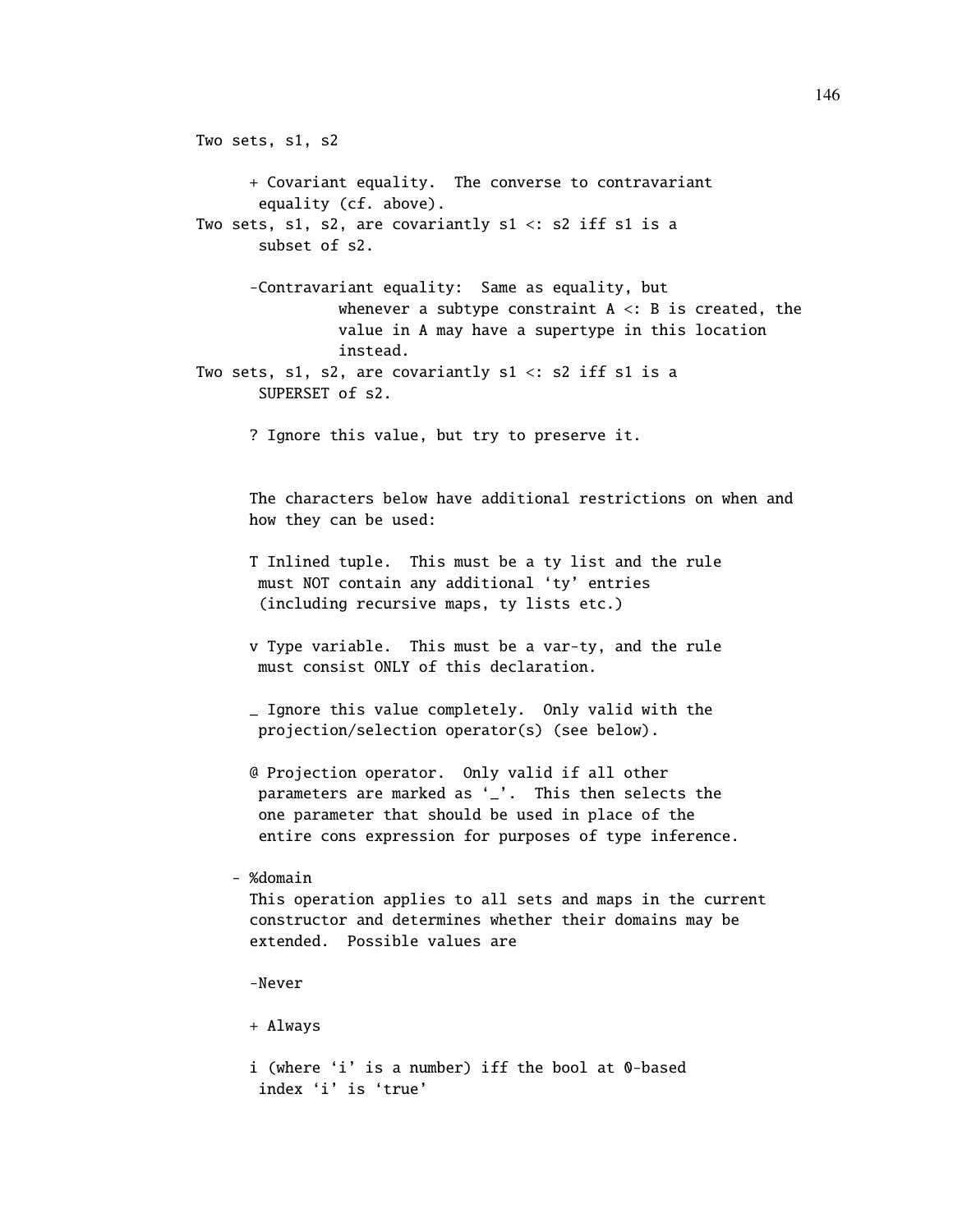```
Two sets, s1, s2

      + Covariant equality.  The converse to contravariant
       equality (cf. above).
Two sets, s1, s2, are covariantly s1 <: s2 iff s1 is a
       subset of s2.

      -Contravariant equality:  Same as equality, but
               whenever a subtype constraint A <: B is created, the
               value in A may have a supertype in this location
               instead.
Two sets, s1, s2, are covariantly s1 <: s2 iff s1 is a
       SUPERSET of s2.

      ? Ignore this value, but try to preserve it.


      The characters below have additional restrictions on when and
      how they can be used:

      T Inlined tuple.  This must be a ty list and the rule
       must NOT contain any additional 'ty' entries
       (including recursive maps, ty lists etc.)

      v Type variable.  This must be a var-ty, and the rule
       must consist ONLY of this declaration.

      _ Ignore this value completely.  Only valid with the
       projection/selection operator(s) (see below).

      @ Projection operator.  Only valid if all other
       parameters are marked as '_'.  This then selects the
       one parameter that should be used in place of the
       entire cons expression for purposes of type inference.

    - %domain
      This operation applies to all sets and maps in the current
      constructor and determines whether their domains may be
      extended.  Possible values are

      -Never

      + Always

      i (where 'i' is a number) iff the bool at 0-based
       index 'i' is 'true'
```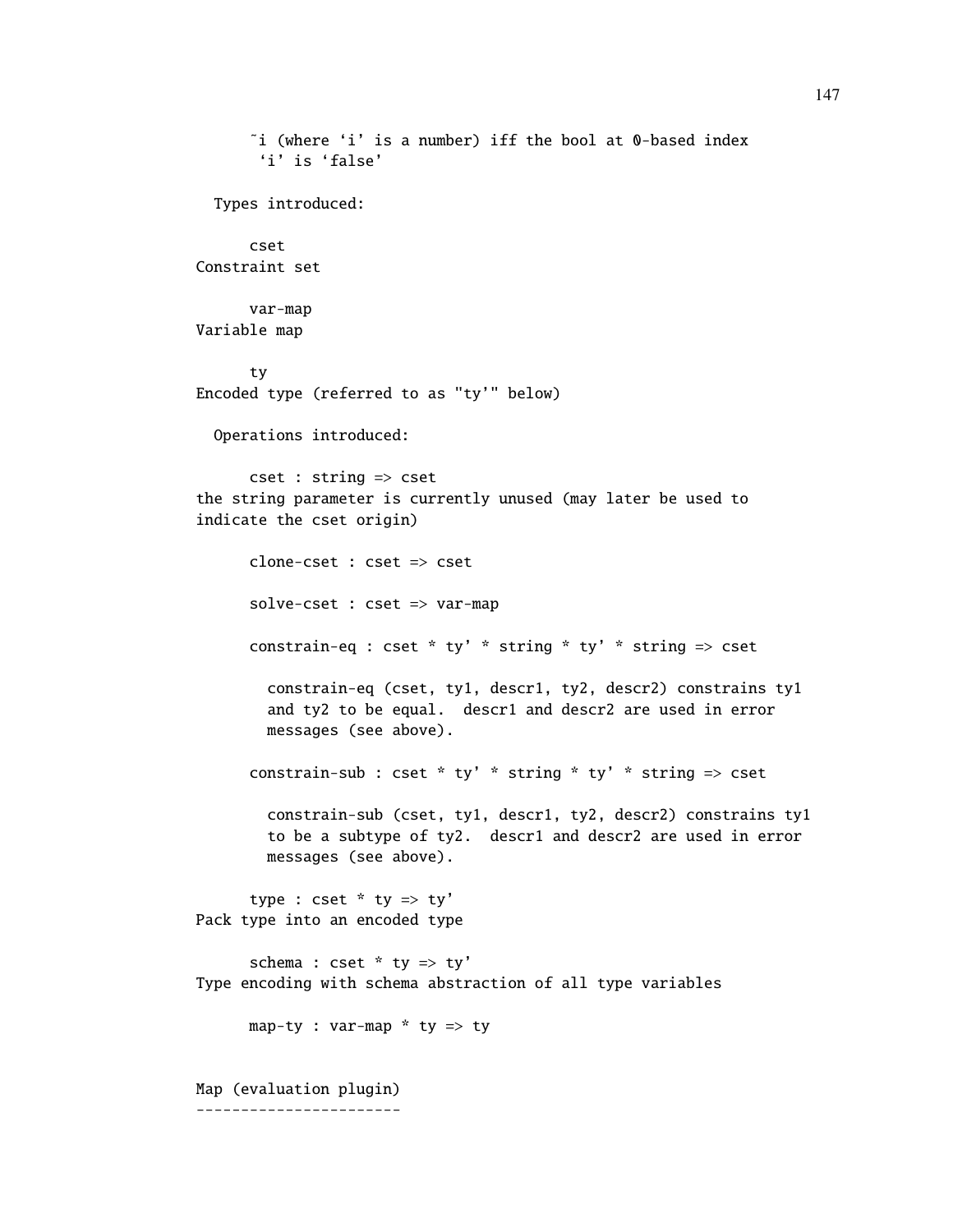```
      ~i (where 'i' is a number) iff the bool at 0-based index
       'i' is 'false'

  Types introduced:

      cset
Constraint set

      var-map
Variable map

      ty
Encoded type (referred to as "ty'" below)

  Operations introduced:

      cset : string => cset
the string parameter is currently unused (may later be used to
indicate the cset origin)

      clone-cset : cset => cset

      solve-cset : cset => var-map

      constrain-eq : cset * ty' * string * ty' * string => cset

        constrain-eq (cset, ty1, descr1, ty2, descr2) constrains ty1
        and ty2 to be equal.  descr1 and descr2 are used in error
        messages (see above).

      constrain-sub : cset * ty' * string * ty' * string => cset

        constrain-sub (cset, ty1, descr1, ty2, descr2) constrains ty1
        to be a subtype of ty2.  descr1 and descr2 are used in error
        messages (see above).

      type : cset * ty => ty'
Pack type into an encoded type

      schema : cset * ty => ty'
Type encoding with schema abstraction of all type variables

      map-ty : var-map * ty => ty


Map (evaluation plugin)
-----------------------
```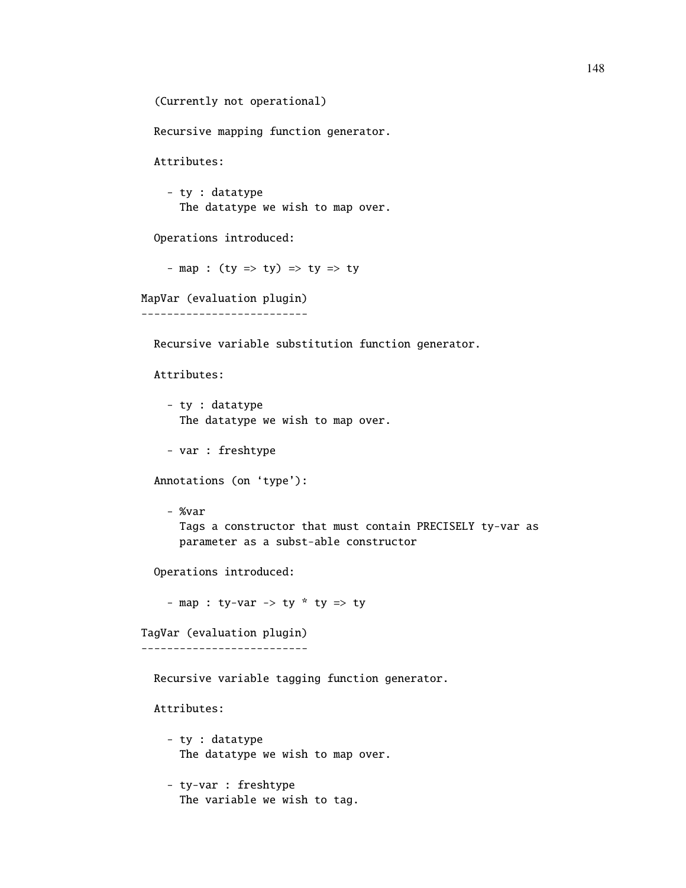```
  (Currently not operational)

  Recursive mapping function generator.

  Attributes:

    - ty : datatype
      The datatype we wish to map over.

  Operations introduced:

    - map : (ty => ty) => ty => ty

MapVar (evaluation plugin)
--------------------------

  Recursive variable substitution function generator.

  Attributes:

    - ty : datatype
      The datatype we wish to map over.

    - var : freshtype

  Annotations (on 'type'):

    - %var
      Tags a constructor that must contain PRECISELY ty-var as
      parameter as a subst-able constructor

  Operations introduced:

    - map : ty-var -> ty * ty => ty

TagVar (evaluation plugin)
--------------------------

  Recursive variable tagging function generator.

  Attributes:

    - ty : datatype
      The datatype we wish to map over.

    - ty-var : freshtype
      The variable we wish to tag.
```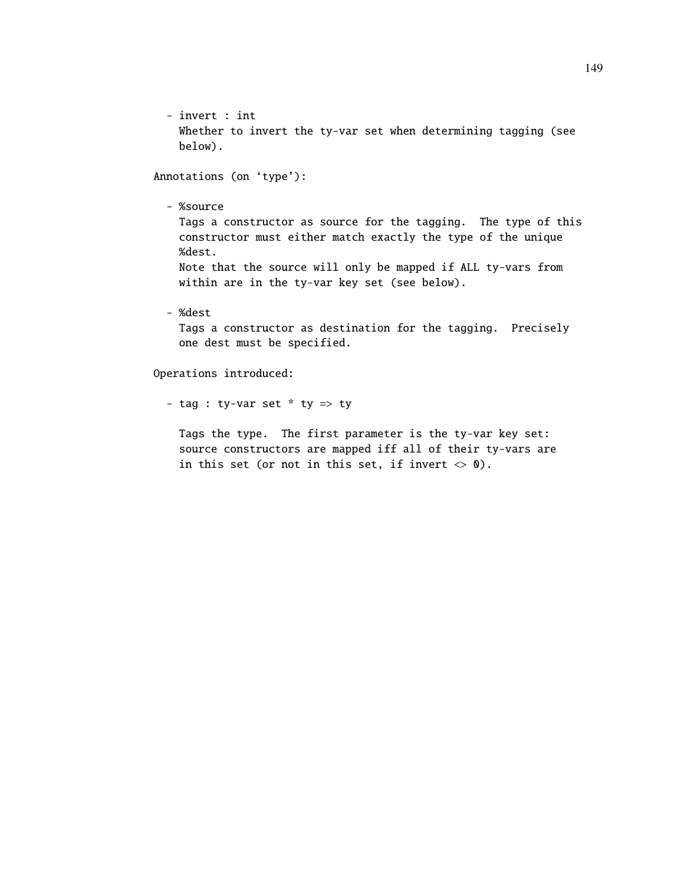```
  - invert : int
    Whether to invert the ty-var set when determining tagging (see
    below).

Annotations (on 'type'):

  - %source
    Tags a constructor as source for the tagging.  The type of this
    constructor must either match exactly the type of the unique
    %dest.
    Note that the source will only be mapped if ALL ty-vars from
    within are in the ty-var key set (see below).

  - %dest
    Tags a constructor as destination for the tagging.  Precisely
    one dest must be specified.

Operations introduced:

  - tag : ty-var set * ty => ty

    Tags the type.  The first parameter is the ty-var key set:
    source constructors are mapped iff all of their ty-vars are
    in this set (or not in this set, if invert <> 0).
```